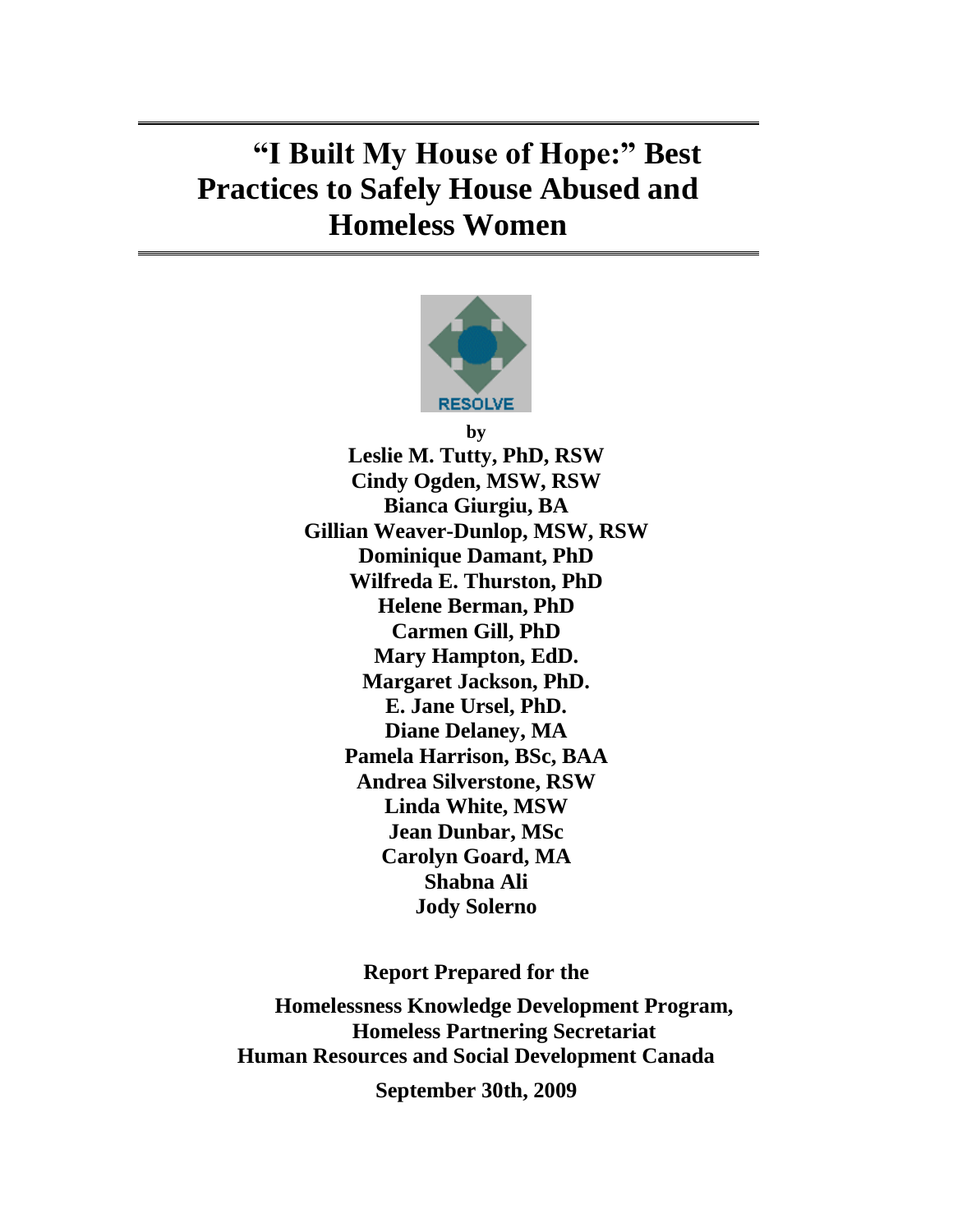# "I Built My House of Hope:" Best Practices to Safely House Abused and Homeless Women

RESOLVE

by

**Leslie M. Tutty, PhD, RSW**
**Cindy Ogden, MSW, RSW**
**Bianca Giurgiu, BA**
**Gillian Weaver-Dunlop, MSW, RSW**
**Dominique Damant, PhD**
**Wilfreda E. Thurston, PhD**
**Helene Berman, PhD**
**Carmen Gill, PhD**
**Mary Hampton, EdD.**
**Margaret Jackson, PhD.**
**E. Jane Ursel, PhD.**
**Diane Delaney, MA**
**Pamela Harrison, BSc, BAA**
**Andrea Silverstone, RSW**
**Linda White, MSW**
**Jean Dunbar, MSc**
**Carolyn Goard, MA**
**Shabna Ali**
**Jody Solerno**

**Report Prepared for the**

**Homelessness Knowledge Development Program,**
**Homeless Partnering Secretariat**
**Human Resources and Social Development Canada**

**September 30th, 2009**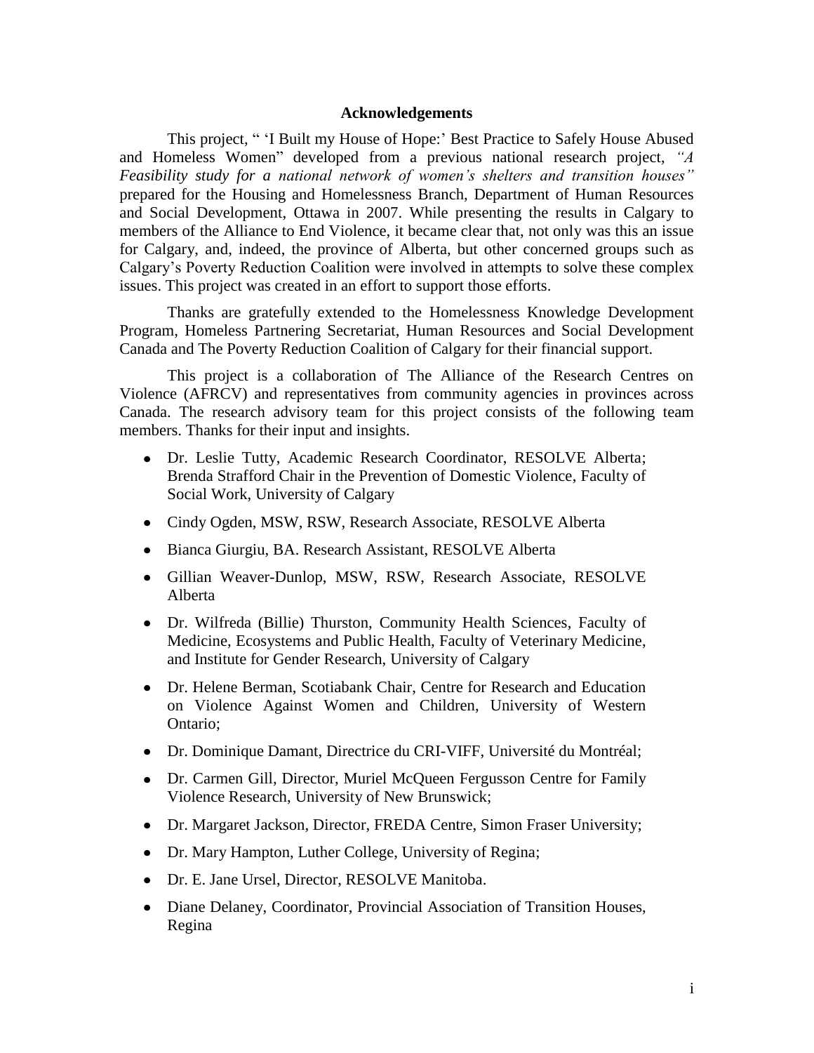## Acknowledgements

This project, " 'I Built my House of Hope:' Best Practice to Safely House Abused and Homeless Women" developed from a previous national research project, *"A Feasibility study for a national network of women's shelters and transition houses"* prepared for the Housing and Homelessness Branch, Department of Human Resources and Social Development, Ottawa in 2007. While presenting the results in Calgary to members of the Alliance to End Violence, it became clear that, not only was this an issue for Calgary, and, indeed, the province of Alberta, but other concerned groups such as Calgary's Poverty Reduction Coalition were involved in attempts to solve these complex issues. This project was created in an effort to support those efforts.

Thanks are gratefully extended to the Homelessness Knowledge Development Program, Homeless Partnering Secretariat, Human Resources and Social Development Canada and The Poverty Reduction Coalition of Calgary for their financial support.

This project is a collaboration of The Alliance of the Research Centres on Violence (AFRCV) and representatives from community agencies in provinces across Canada. The research advisory team for this project consists of the following team members. Thanks for their input and insights.

- Dr. Leslie Tutty, Academic Research Coordinator, RESOLVE Alberta; Brenda Strafford Chair in the Prevention of Domestic Violence, Faculty of Social Work, University of Calgary
- Cindy Ogden, MSW, RSW, Research Associate, RESOLVE Alberta
- Bianca Giurgiu, BA. Research Assistant, RESOLVE Alberta
- Gillian Weaver-Dunlop, MSW, RSW, Research Associate, RESOLVE Alberta
- Dr. Wilfreda (Billie) Thurston, Community Health Sciences, Faculty of Medicine, Ecosystems and Public Health, Faculty of Veterinary Medicine, and Institute for Gender Research, University of Calgary
- Dr. Helene Berman, Scotiabank Chair, Centre for Research and Education on Violence Against Women and Children, University of Western Ontario;
- Dr. Dominique Damant, Directrice du CRI-VIFF, Université du Montréal;
- Dr. Carmen Gill, Director, Muriel McQueen Fergusson Centre for Family Violence Research, University of New Brunswick;
- Dr. Margaret Jackson, Director, FREDA Centre, Simon Fraser University;
- Dr. Mary Hampton, Luther College, University of Regina;
- Dr. E. Jane Ursel, Director, RESOLVE Manitoba.
- Diane Delaney, Coordinator, Provincial Association of Transition Houses, Regina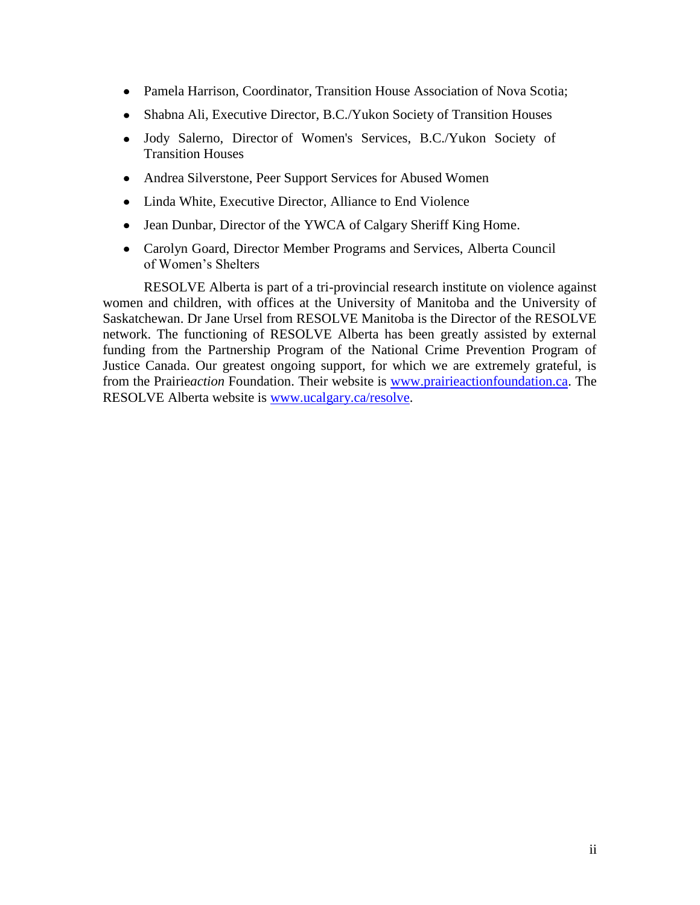- Pamela Harrison, Coordinator, Transition House Association of Nova Scotia;
- Shabna Ali, Executive Director, B.C./Yukon Society of Transition Houses
- Jody Salerno, Director of Women's Services, B.C./Yukon Society of Transition Houses
- Andrea Silverstone, Peer Support Services for Abused Women
- Linda White, Executive Director, Alliance to End Violence
- Jean Dunbar, Director of the YWCA of Calgary Sheriff King Home.
- Carolyn Goard, Director Member Programs and Services, Alberta Council of Women's Shelters

RESOLVE Alberta is part of a tri-provincial research institute on violence against women and children, with offices at the University of Manitoba and the University of Saskatchewan. Dr Jane Ursel from RESOLVE Manitoba is the Director of the RESOLVE network. The functioning of RESOLVE Alberta has been greatly assisted by external funding from the Partnership Program of the National Crime Prevention Program of Justice Canada. Our greatest ongoing support, for which we are extremely grateful, is from the Prairie*action* Foundation. Their website is www.prairieactionfoundation.ca. The RESOLVE Alberta website is www.ucalgary.ca/resolve.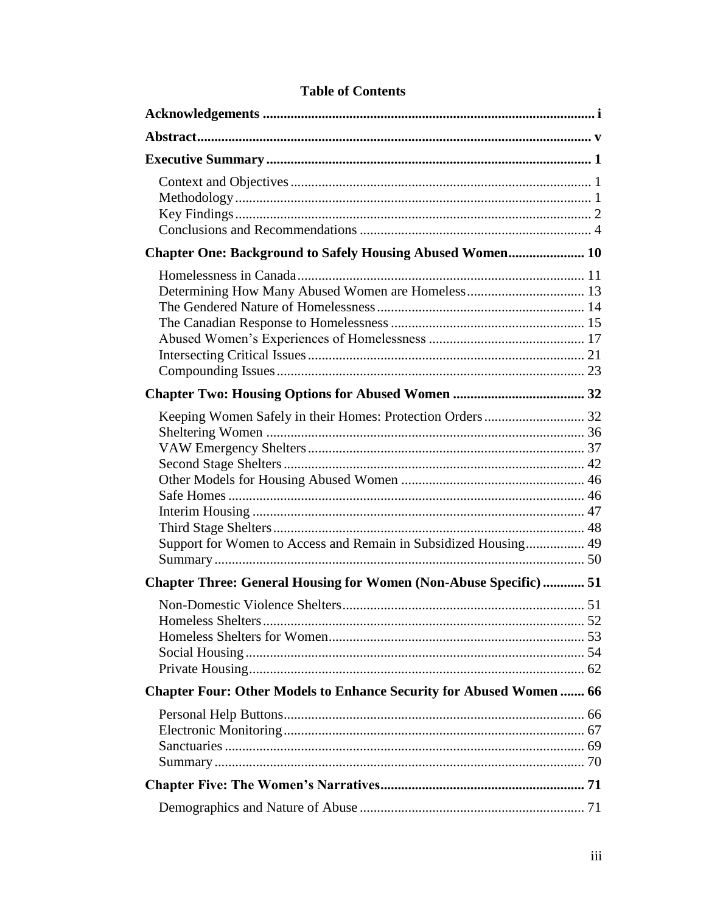# Table of Contents

**Acknowledgements** ........ i

**Abstract** ........ v

**Executive Summary** ........ 1

- Context and Objectives ........ 1
- Methodology ........ 1
- Key Findings ........ 2
- Conclusions and Recommendations ........ 4

**Chapter One: Background to Safely Housing Abused Women** ........ 10

- Homelessness in Canada ........ 11
- Determining How Many Abused Women are Homeless ........ 13
- The Gendered Nature of Homelessness ........ 14
- The Canadian Response to Homelessness ........ 15
- Abused Women's Experiences of Homelessness ........ 17
- Intersecting Critical Issues ........ 21
- Compounding Issues ........ 23

**Chapter Two: Housing Options for Abused Women** ........ 32

- Keeping Women Safely in their Homes: Protection Orders ........ 32
- Sheltering Women ........ 36
- VAW Emergency Shelters ........ 37
- Second Stage Shelters ........ 42
- Other Models for Housing Abused Women ........ 46
- Safe Homes ........ 46
- Interim Housing ........ 47
- Third Stage Shelters ........ 48
- Support for Women to Access and Remain in Subsidized Housing ........ 49
- Summary ........ 50

**Chapter Three: General Housing for Women (Non-Abuse Specific)** ........ 51

- Non-Domestic Violence Shelters ........ 51
- Homeless Shelters ........ 52
- Homeless Shelters for Women ........ 53
- Social Housing ........ 54
- Private Housing ........ 62

**Chapter Four: Other Models to Enhance Security for Abused Women** ........ 66

- Personal Help Buttons ........ 66
- Electronic Monitoring ........ 67
- Sanctuaries ........ 69
- Summary ........ 70

**Chapter Five: The Women's Narratives** ........ 71

- Demographics and Nature of Abuse ........ 71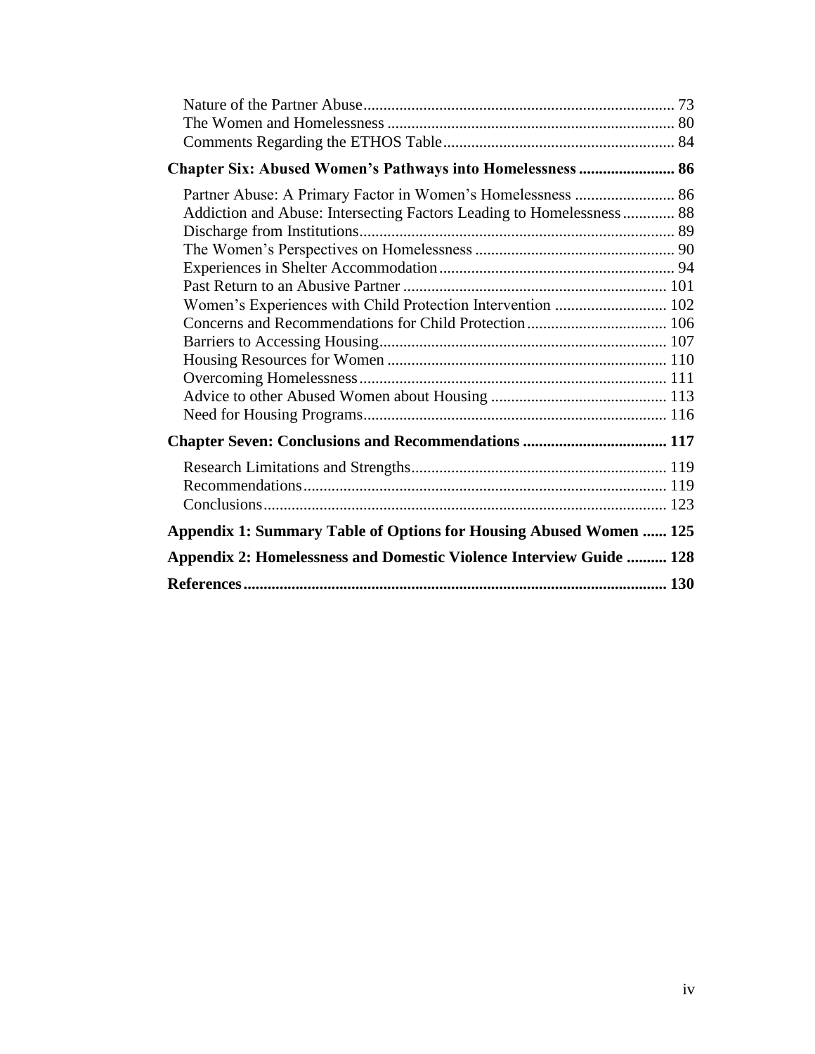Nature of the Partner Abuse ... 73
The Women and Homelessness ... 80
Comments Regarding the ETHOS Table ... 84

**Chapter Six: Abused Women's Pathways into Homelessness ... 86**

Partner Abuse: A Primary Factor in Women's Homelessness ... 86
Addiction and Abuse: Intersecting Factors Leading to Homelessness ... 88
Discharge from Institutions ... 89
The Women's Perspectives on Homelessness ... 90
Experiences in Shelter Accommodation ... 94
Past Return to an Abusive Partner ... 101
Women's Experiences with Child Protection Intervention ... 102
Concerns and Recommendations for Child Protection ... 106
Barriers to Accessing Housing ... 107
Housing Resources for Women ... 110
Overcoming Homelessness ... 111
Advice to other Abused Women about Housing ... 113
Need for Housing Programs ... 116

**Chapter Seven: Conclusions and Recommendations ... 117**

Research Limitations and Strengths ... 119
Recommendations ... 119
Conclusions ... 123

**Appendix 1: Summary Table of Options for Housing Abused Women ... 125**

**Appendix 2: Homelessness and Domestic Violence Interview Guide ... 128**

**References ... 130**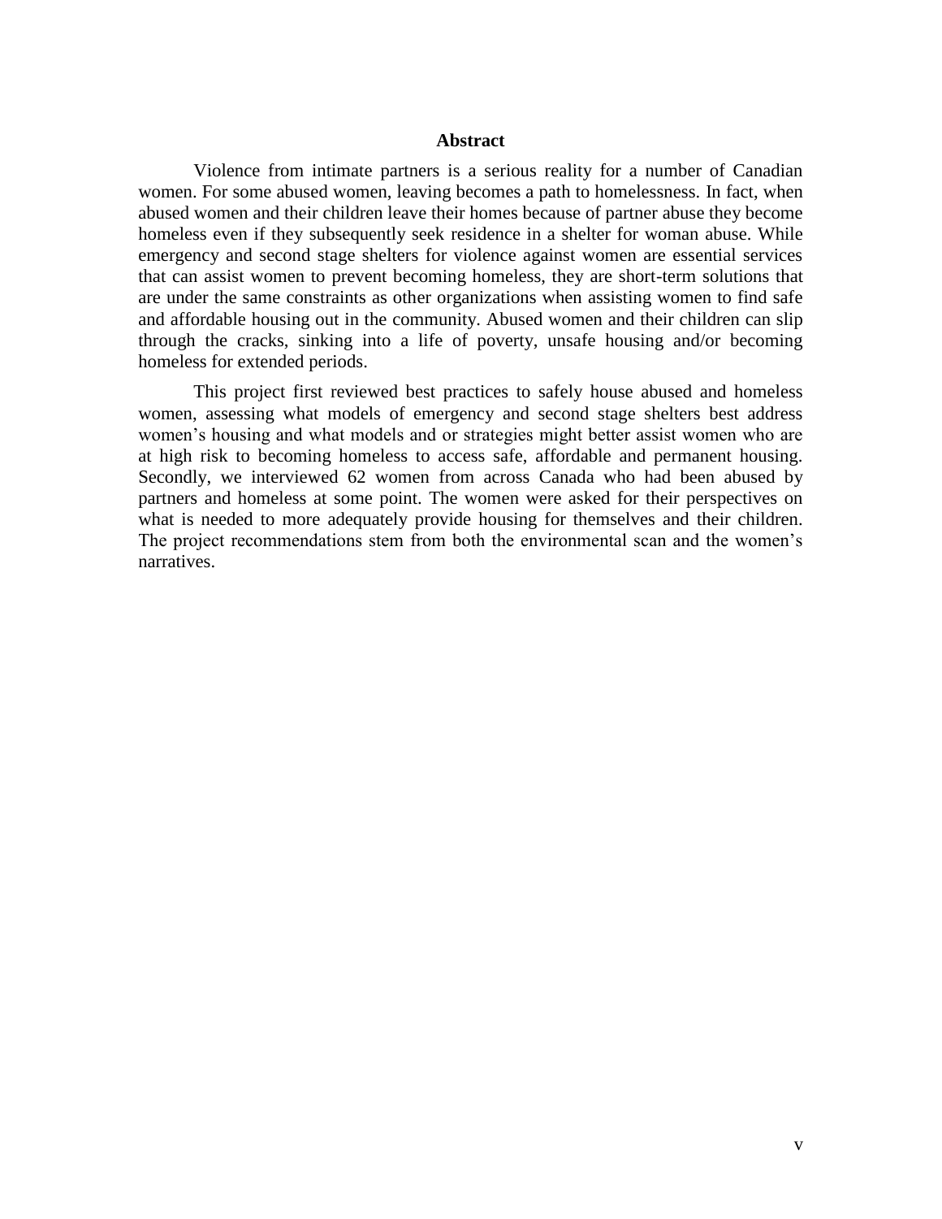# Abstract

Violence from intimate partners is a serious reality for a number of Canadian women. For some abused women, leaving becomes a path to homelessness. In fact, when abused women and their children leave their homes because of partner abuse they become homeless even if they subsequently seek residence in a shelter for woman abuse. While emergency and second stage shelters for violence against women are essential services that can assist women to prevent becoming homeless, they are short-term solutions that are under the same constraints as other organizations when assisting women to find safe and affordable housing out in the community. Abused women and their children can slip through the cracks, sinking into a life of poverty, unsafe housing and/or becoming homeless for extended periods.

This project first reviewed best practices to safely house abused and homeless women, assessing what models of emergency and second stage shelters best address women's housing and what models and or strategies might better assist women who are at high risk to becoming homeless to access safe, affordable and permanent housing. Secondly, we interviewed 62 women from across Canada who had been abused by partners and homeless at some point. The women were asked for their perspectives on what is needed to more adequately provide housing for themselves and their children. The project recommendations stem from both the environmental scan and the women's narratives.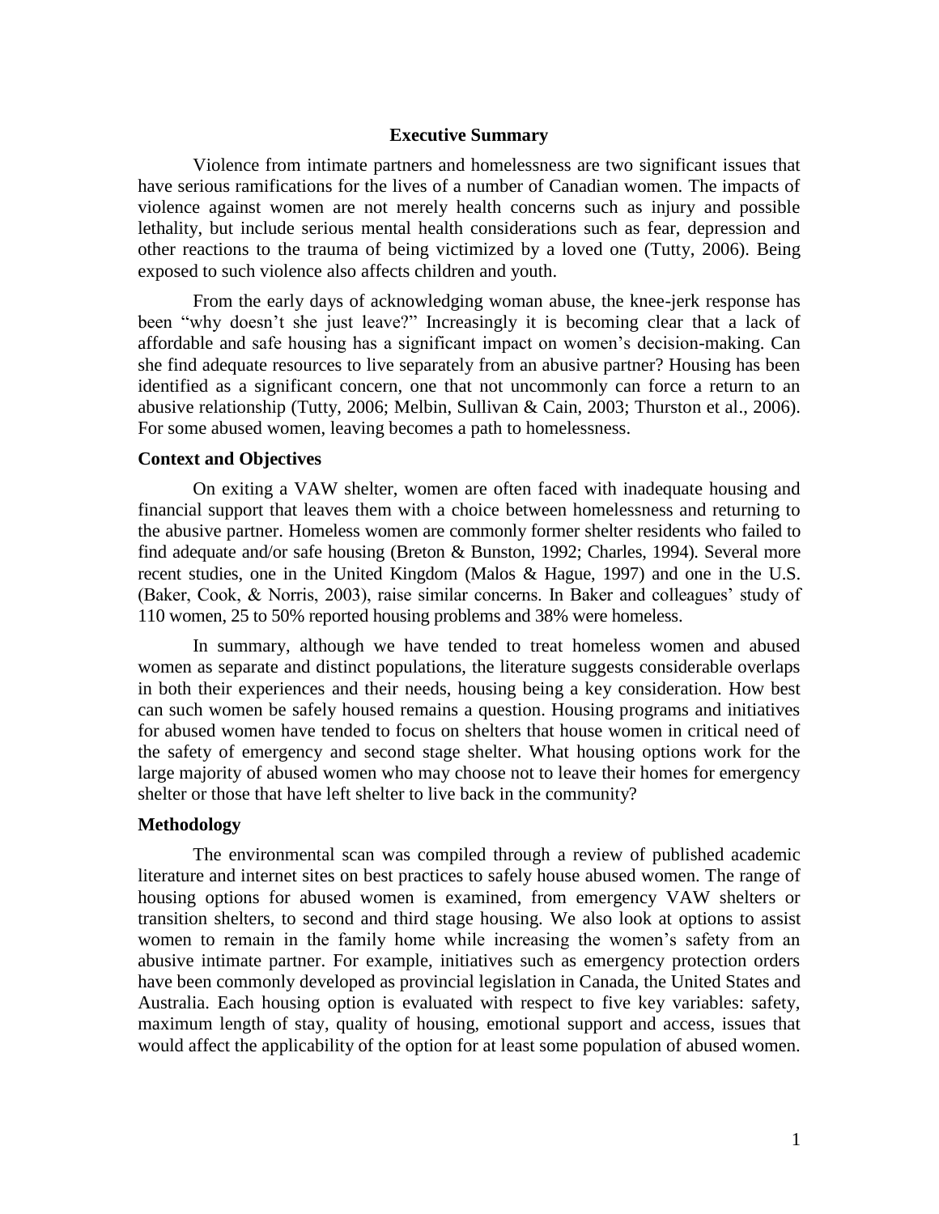## Executive Summary

Violence from intimate partners and homelessness are two significant issues that have serious ramifications for the lives of a number of Canadian women. The impacts of violence against women are not merely health concerns such as injury and possible lethality, but include serious mental health considerations such as fear, depression and other reactions to the trauma of being victimized by a loved one (Tutty, 2006). Being exposed to such violence also affects children and youth.

From the early days of acknowledging woman abuse, the knee-jerk response has been "why doesn't she just leave?" Increasingly it is becoming clear that a lack of affordable and safe housing has a significant impact on women's decision-making. Can she find adequate resources to live separately from an abusive partner? Housing has been identified as a significant concern, one that not uncommonly can force a return to an abusive relationship (Tutty, 2006; Melbin, Sullivan & Cain, 2003; Thurston et al., 2006). For some abused women, leaving becomes a path to homelessness.

### Context and Objectives

On exiting a VAW shelter, women are often faced with inadequate housing and financial support that leaves them with a choice between homelessness and returning to the abusive partner. Homeless women are commonly former shelter residents who failed to find adequate and/or safe housing (Breton & Bunston, 1992; Charles, 1994). Several more recent studies, one in the United Kingdom (Malos & Hague, 1997) and one in the U.S. (Baker, Cook, & Norris, 2003), raise similar concerns. In Baker and colleagues' study of 110 women, 25 to 50% reported housing problems and 38% were homeless.

In summary, although we have tended to treat homeless women and abused women as separate and distinct populations, the literature suggests considerable overlaps in both their experiences and their needs, housing being a key consideration. How best can such women be safely housed remains a question. Housing programs and initiatives for abused women have tended to focus on shelters that house women in critical need of the safety of emergency and second stage shelter. What housing options work for the large majority of abused women who may choose not to leave their homes for emergency shelter or those that have left shelter to live back in the community?

### Methodology

The environmental scan was compiled through a review of published academic literature and internet sites on best practices to safely house abused women. The range of housing options for abused women is examined, from emergency VAW shelters or transition shelters, to second and third stage housing. We also look at options to assist women to remain in the family home while increasing the women's safety from an abusive intimate partner. For example, initiatives such as emergency protection orders have been commonly developed as provincial legislation in Canada, the United States and Australia. Each housing option is evaluated with respect to five key variables: safety, maximum length of stay, quality of housing, emotional support and access, issues that would affect the applicability of the option for at least some population of abused women.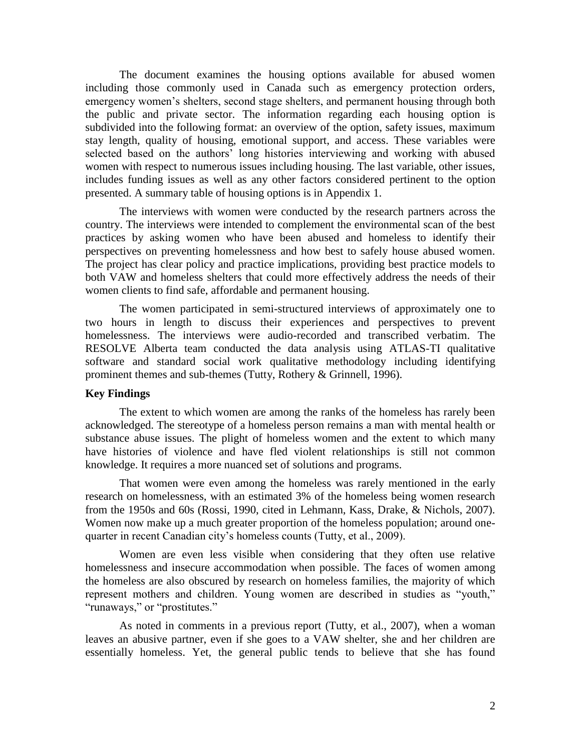The document examines the housing options available for abused women including those commonly used in Canada such as emergency protection orders, emergency women's shelters, second stage shelters, and permanent housing through both the public and private sector. The information regarding each housing option is subdivided into the following format: an overview of the option, safety issues, maximum stay length, quality of housing, emotional support, and access. These variables were selected based on the authors' long histories interviewing and working with abused women with respect to numerous issues including housing. The last variable, other issues, includes funding issues as well as any other factors considered pertinent to the option presented. A summary table of housing options is in Appendix 1.

The interviews with women were conducted by the research partners across the country. The interviews were intended to complement the environmental scan of the best practices by asking women who have been abused and homeless to identify their perspectives on preventing homelessness and how best to safely house abused women. The project has clear policy and practice implications, providing best practice models to both VAW and homeless shelters that could more effectively address the needs of their women clients to find safe, affordable and permanent housing.

The women participated in semi-structured interviews of approximately one to two hours in length to discuss their experiences and perspectives to prevent homelessness. The interviews were audio-recorded and transcribed verbatim. The RESOLVE Alberta team conducted the data analysis using ATLAS-TI qualitative software and standard social work qualitative methodology including identifying prominent themes and sub-themes (Tutty, Rothery & Grinnell, 1996).

**Key Findings**

The extent to which women are among the ranks of the homeless has rarely been acknowledged. The stereotype of a homeless person remains a man with mental health or substance abuse issues. The plight of homeless women and the extent to which many have histories of violence and have fled violent relationships is still not common knowledge. It requires a more nuanced set of solutions and programs.

That women were even among the homeless was rarely mentioned in the early research on homelessness, with an estimated 3% of the homeless being women research from the 1950s and 60s (Rossi, 1990, cited in Lehmann, Kass, Drake, & Nichols, 2007). Women now make up a much greater proportion of the homeless population; around one-quarter in recent Canadian city's homeless counts (Tutty, et al., 2009).

Women are even less visible when considering that they often use relative homelessness and insecure accommodation when possible. The faces of women among the homeless are also obscured by research on homeless families, the majority of which represent mothers and children. Young women are described in studies as "youth," "runaways," or "prostitutes."

As noted in comments in a previous report (Tutty, et al., 2007), when a woman leaves an abusive partner, even if she goes to a VAW shelter, she and her children are essentially homeless. Yet, the general public tends to believe that she has found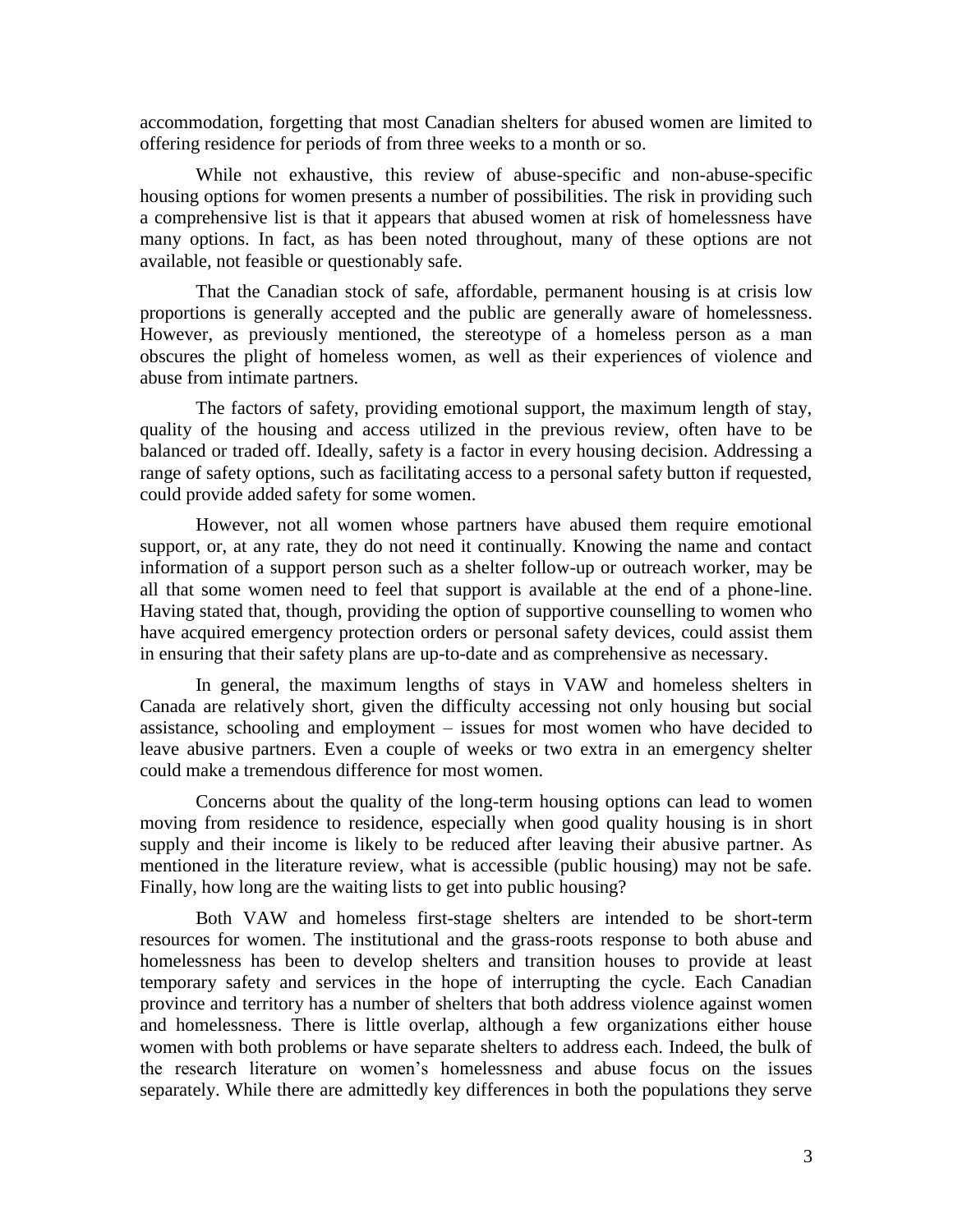accommodation, forgetting that most Canadian shelters for abused women are limited to offering residence for periods of from three weeks to a month or so.

While not exhaustive, this review of abuse-specific and non-abuse-specific housing options for women presents a number of possibilities. The risk in providing such a comprehensive list is that it appears that abused women at risk of homelessness have many options. In fact, as has been noted throughout, many of these options are not available, not feasible or questionably safe.

That the Canadian stock of safe, affordable, permanent housing is at crisis low proportions is generally accepted and the public are generally aware of homelessness. However, as previously mentioned, the stereotype of a homeless person as a man obscures the plight of homeless women, as well as their experiences of violence and abuse from intimate partners.

The factors of safety, providing emotional support, the maximum length of stay, quality of the housing and access utilized in the previous review, often have to be balanced or traded off. Ideally, safety is a factor in every housing decision. Addressing a range of safety options, such as facilitating access to a personal safety button if requested, could provide added safety for some women.

However, not all women whose partners have abused them require emotional support, or, at any rate, they do not need it continually. Knowing the name and contact information of a support person such as a shelter follow-up or outreach worker, may be all that some women need to feel that support is available at the end of a phone-line. Having stated that, though, providing the option of supportive counselling to women who have acquired emergency protection orders or personal safety devices, could assist them in ensuring that their safety plans are up-to-date and as comprehensive as necessary.

In general, the maximum lengths of stays in VAW and homeless shelters in Canada are relatively short, given the difficulty accessing not only housing but social assistance, schooling and employment – issues for most women who have decided to leave abusive partners. Even a couple of weeks or two extra in an emergency shelter could make a tremendous difference for most women.

Concerns about the quality of the long-term housing options can lead to women moving from residence to residence, especially when good quality housing is in short supply and their income is likely to be reduced after leaving their abusive partner. As mentioned in the literature review, what is accessible (public housing) may not be safe. Finally, how long are the waiting lists to get into public housing?

Both VAW and homeless first-stage shelters are intended to be short-term resources for women. The institutional and the grass-roots response to both abuse and homelessness has been to develop shelters and transition houses to provide at least temporary safety and services in the hope of interrupting the cycle. Each Canadian province and territory has a number of shelters that both address violence against women and homelessness. There is little overlap, although a few organizations either house women with both problems or have separate shelters to address each. Indeed, the bulk of the research literature on women's homelessness and abuse focus on the issues separately. While there are admittedly key differences in both the populations they serve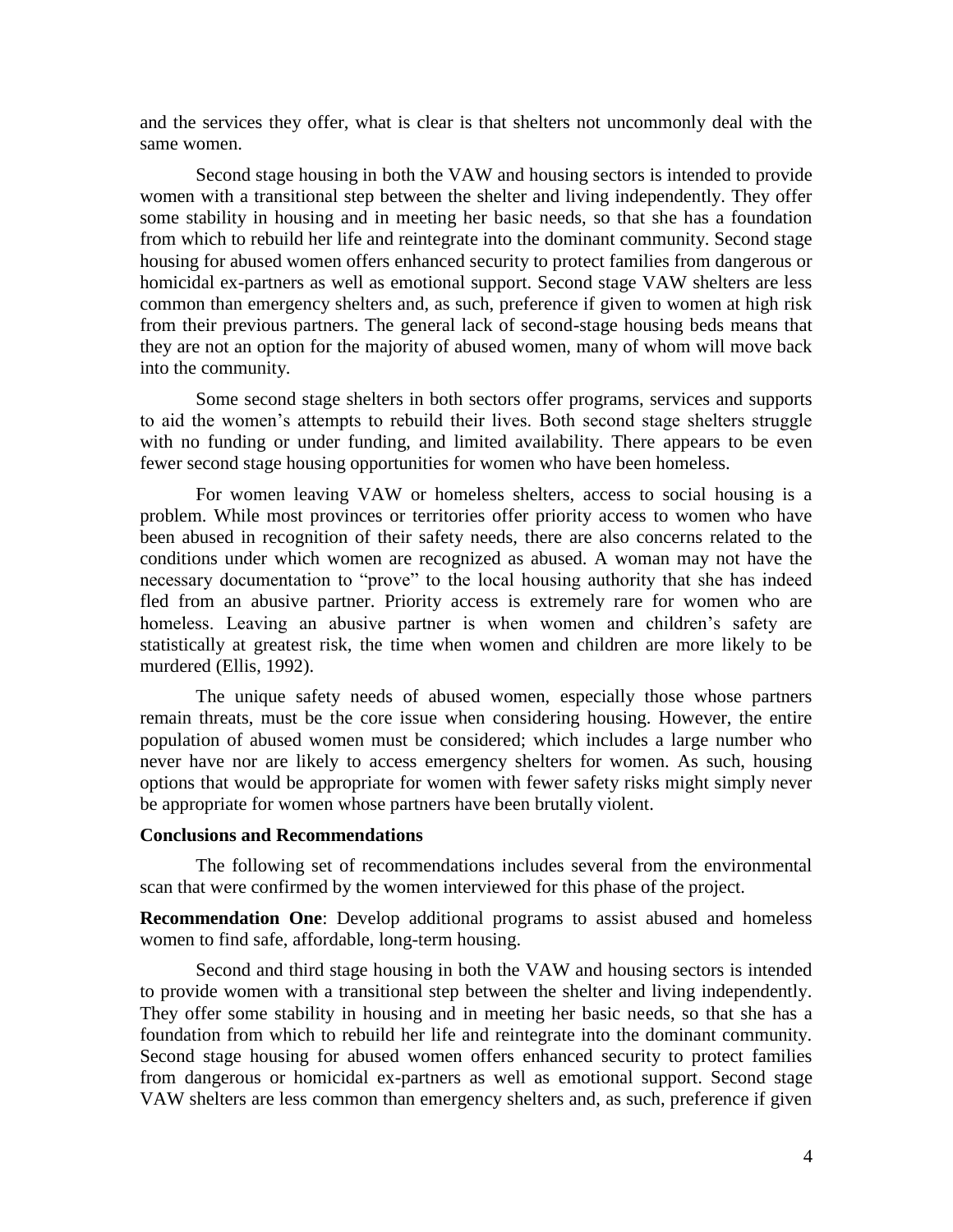and the services they offer, what is clear is that shelters not uncommonly deal with the same women.

Second stage housing in both the VAW and housing sectors is intended to provide women with a transitional step between the shelter and living independently. They offer some stability in housing and in meeting her basic needs, so that she has a foundation from which to rebuild her life and reintegrate into the dominant community. Second stage housing for abused women offers enhanced security to protect families from dangerous or homicidal ex-partners as well as emotional support. Second stage VAW shelters are less common than emergency shelters and, as such, preference if given to women at high risk from their previous partners. The general lack of second-stage housing beds means that they are not an option for the majority of abused women, many of whom will move back into the community.

Some second stage shelters in both sectors offer programs, services and supports to aid the women's attempts to rebuild their lives. Both second stage shelters struggle with no funding or under funding, and limited availability. There appears to be even fewer second stage housing opportunities for women who have been homeless.

For women leaving VAW or homeless shelters, access to social housing is a problem. While most provinces or territories offer priority access to women who have been abused in recognition of their safety needs, there are also concerns related to the conditions under which women are recognized as abused. A woman may not have the necessary documentation to "prove" to the local housing authority that she has indeed fled from an abusive partner. Priority access is extremely rare for women who are homeless. Leaving an abusive partner is when women and children's safety are statistically at greatest risk, the time when women and children are more likely to be murdered (Ellis, 1992).

The unique safety needs of abused women, especially those whose partners remain threats, must be the core issue when considering housing. However, the entire population of abused women must be considered; which includes a large number who never have nor are likely to access emergency shelters for women. As such, housing options that would be appropriate for women with fewer safety risks might simply never be appropriate for women whose partners have been brutally violent.

### Conclusions and Recommendations

The following set of recommendations includes several from the environmental scan that were confirmed by the women interviewed for this phase of the project.

**Recommendation One**: Develop additional programs to assist abused and homeless women to find safe, affordable, long-term housing.

Second and third stage housing in both the VAW and housing sectors is intended to provide women with a transitional step between the shelter and living independently. They offer some stability in housing and in meeting her basic needs, so that she has a foundation from which to rebuild her life and reintegrate into the dominant community. Second stage housing for abused women offers enhanced security to protect families from dangerous or homicidal ex-partners as well as emotional support. Second stage VAW shelters are less common than emergency shelters and, as such, preference if given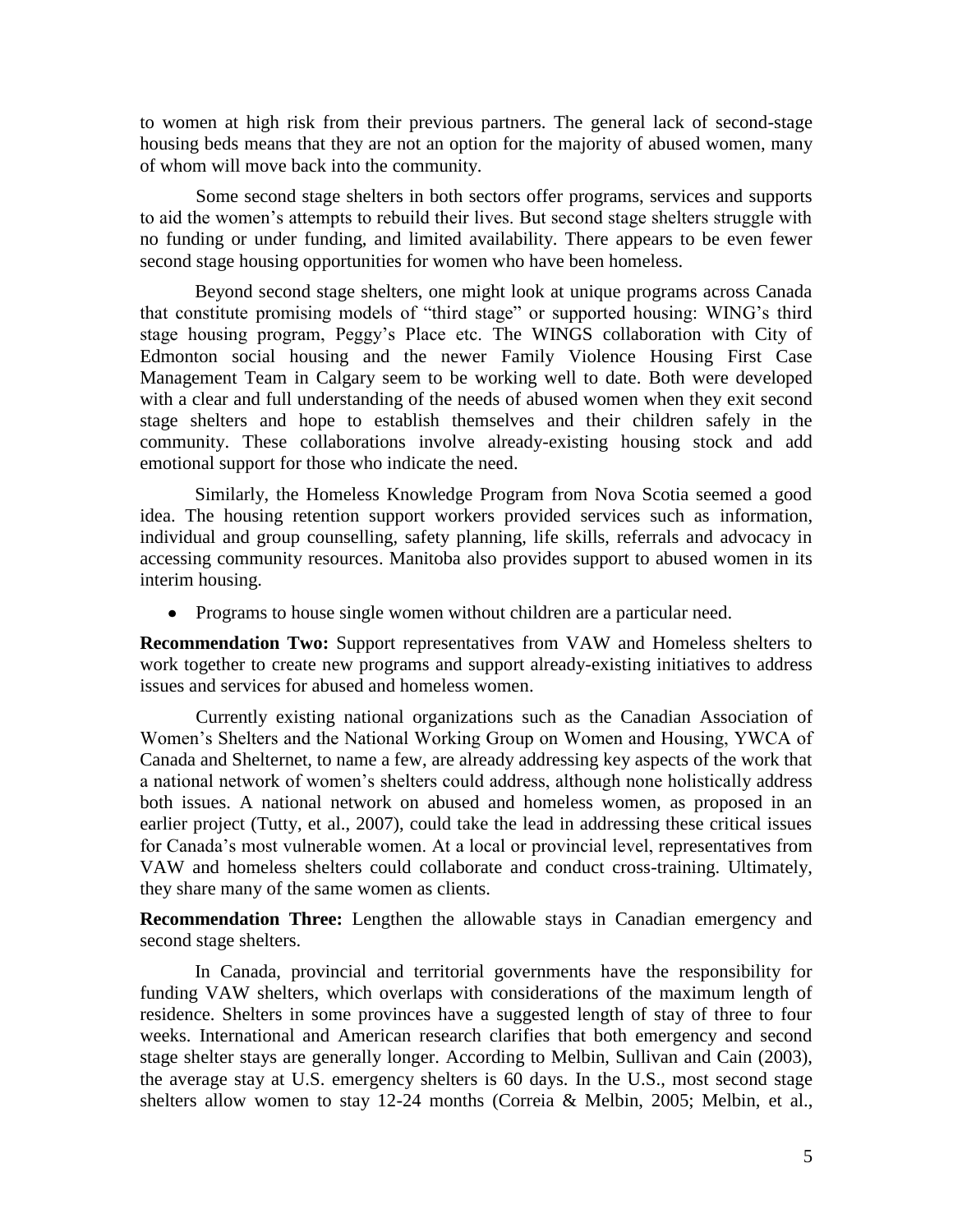to women at high risk from their previous partners. The general lack of second-stage housing beds means that they are not an option for the majority of abused women, many of whom will move back into the community.

Some second stage shelters in both sectors offer programs, services and supports to aid the women's attempts to rebuild their lives. But second stage shelters struggle with no funding or under funding, and limited availability. There appears to be even fewer second stage housing opportunities for women who have been homeless.

Beyond second stage shelters, one might look at unique programs across Canada that constitute promising models of "third stage" or supported housing: WING's third stage housing program, Peggy's Place etc. The WINGS collaboration with City of Edmonton social housing and the newer Family Violence Housing First Case Management Team in Calgary seem to be working well to date. Both were developed with a clear and full understanding of the needs of abused women when they exit second stage shelters and hope to establish themselves and their children safely in the community. These collaborations involve already-existing housing stock and add emotional support for those who indicate the need.

Similarly, the Homeless Knowledge Program from Nova Scotia seemed a good idea. The housing retention support workers provided services such as information, individual and group counselling, safety planning, life skills, referrals and advocacy in accessing community resources. Manitoba also provides support to abused women in its interim housing.

- Programs to house single women without children are a particular need.

**Recommendation Two:** Support representatives from VAW and Homeless shelters to work together to create new programs and support already-existing initiatives to address issues and services for abused and homeless women.

Currently existing national organizations such as the Canadian Association of Women's Shelters and the National Working Group on Women and Housing, YWCA of Canada and Shelternet, to name a few, are already addressing key aspects of the work that a national network of women's shelters could address, although none holistically address both issues. A national network on abused and homeless women, as proposed in an earlier project (Tutty, et al., 2007), could take the lead in addressing these critical issues for Canada's most vulnerable women. At a local or provincial level, representatives from VAW and homeless shelters could collaborate and conduct cross-training. Ultimately, they share many of the same women as clients.

**Recommendation Three:** Lengthen the allowable stays in Canadian emergency and second stage shelters.

In Canada, provincial and territorial governments have the responsibility for funding VAW shelters, which overlaps with considerations of the maximum length of residence. Shelters in some provinces have a suggested length of stay of three to four weeks. International and American research clarifies that both emergency and second stage shelter stays are generally longer. According to Melbin, Sullivan and Cain (2003), the average stay at U.S. emergency shelters is 60 days. In the U.S., most second stage shelters allow women to stay 12-24 months (Correia & Melbin, 2005; Melbin, et al.,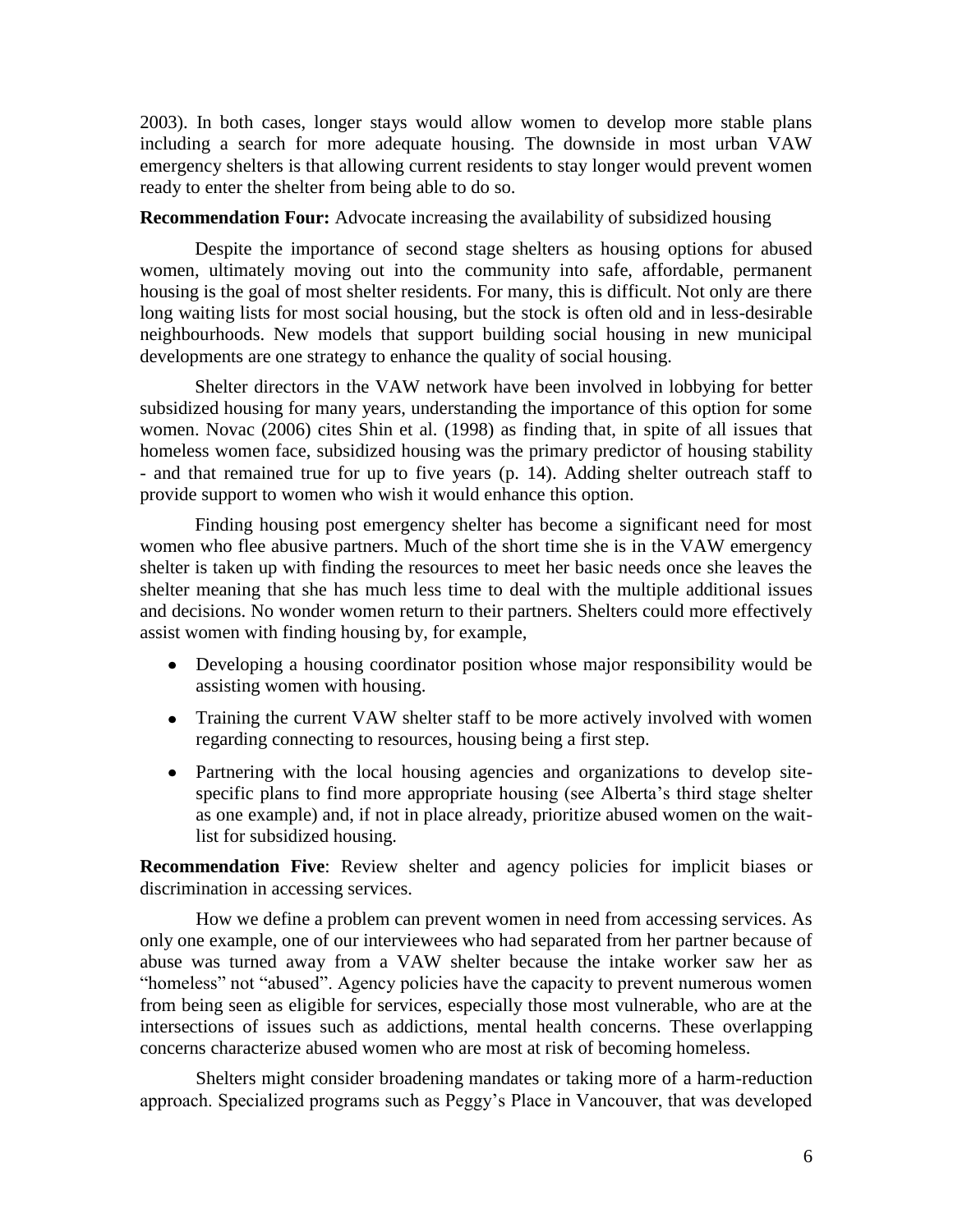2003). In both cases, longer stays would allow women to develop more stable plans including a search for more adequate housing. The downside in most urban VAW emergency shelters is that allowing current residents to stay longer would prevent women ready to enter the shelter from being able to do so.

**Recommendation Four:** Advocate increasing the availability of subsidized housing

Despite the importance of second stage shelters as housing options for abused women, ultimately moving out into the community into safe, affordable, permanent housing is the goal of most shelter residents. For many, this is difficult. Not only are there long waiting lists for most social housing, but the stock is often old and in less-desirable neighbourhoods. New models that support building social housing in new municipal developments are one strategy to enhance the quality of social housing.

Shelter directors in the VAW network have been involved in lobbying for better subsidized housing for many years, understanding the importance of this option for some women. Novac (2006) cites Shin et al. (1998) as finding that, in spite of all issues that homeless women face, subsidized housing was the primary predictor of housing stability - and that remained true for up to five years (p. 14). Adding shelter outreach staff to provide support to women who wish it would enhance this option.

Finding housing post emergency shelter has become a significant need for most women who flee abusive partners. Much of the short time she is in the VAW emergency shelter is taken up with finding the resources to meet her basic needs once she leaves the shelter meaning that she has much less time to deal with the multiple additional issues and decisions. No wonder women return to their partners. Shelters could more effectively assist women with finding housing by, for example,

- Developing a housing coordinator position whose major responsibility would be assisting women with housing.
- Training the current VAW shelter staff to be more actively involved with women regarding connecting to resources, housing being a first step.
- Partnering with the local housing agencies and organizations to develop site-specific plans to find more appropriate housing (see Alberta's third stage shelter as one example) and, if not in place already, prioritize abused women on the wait-list for subsidized housing.

**Recommendation Five**: Review shelter and agency policies for implicit biases or discrimination in accessing services.

How we define a problem can prevent women in need from accessing services. As only one example, one of our interviewees who had separated from her partner because of abuse was turned away from a VAW shelter because the intake worker saw her as "homeless" not "abused". Agency policies have the capacity to prevent numerous women from being seen as eligible for services, especially those most vulnerable, who are at the intersections of issues such as addictions, mental health concerns. These overlapping concerns characterize abused women who are most at risk of becoming homeless.

Shelters might consider broadening mandates or taking more of a harm-reduction approach. Specialized programs such as Peggy's Place in Vancouver, that was developed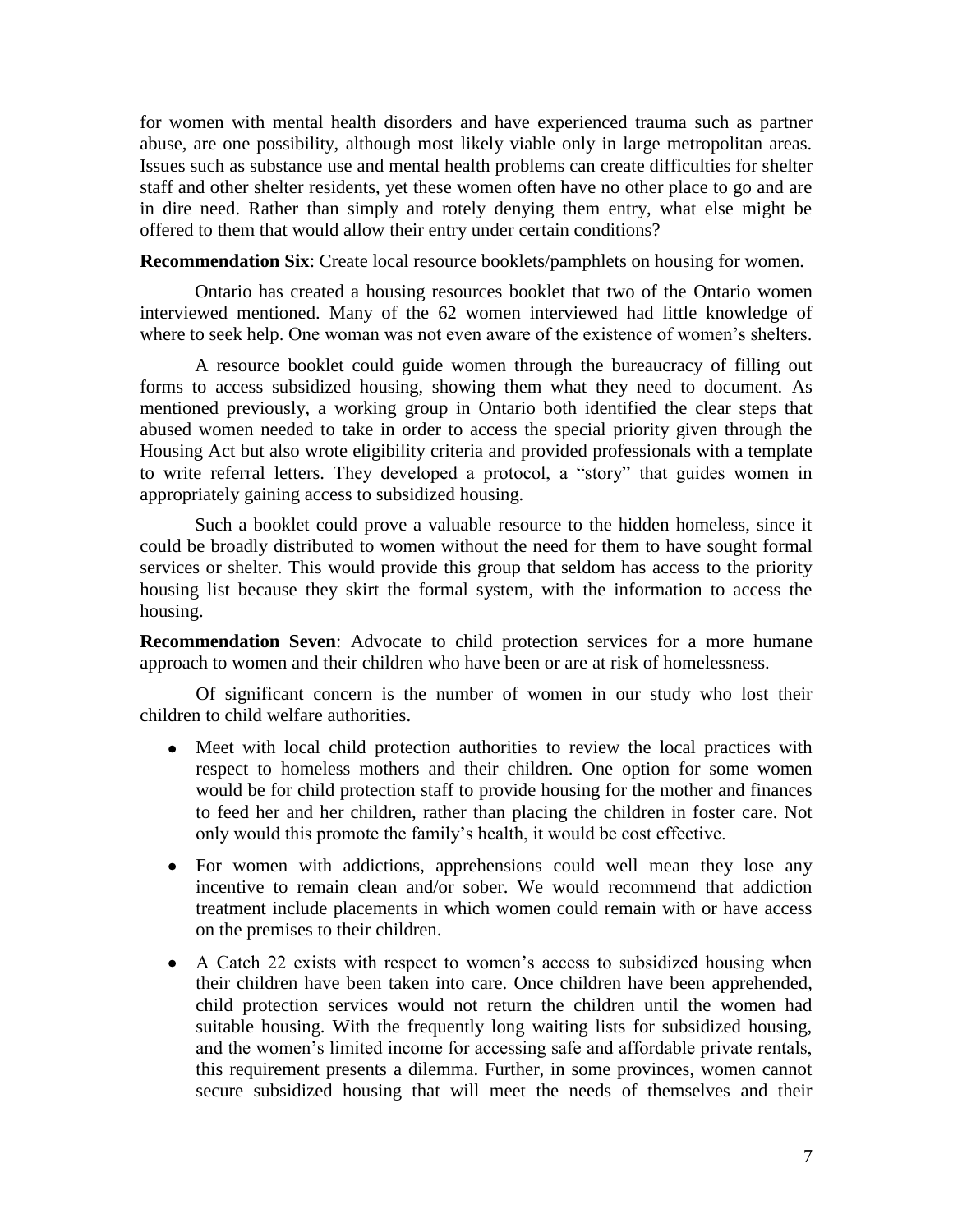for women with mental health disorders and have experienced trauma such as partner abuse, are one possibility, although most likely viable only in large metropolitan areas. Issues such as substance use and mental health problems can create difficulties for shelter staff and other shelter residents, yet these women often have no other place to go and are in dire need. Rather than simply and rotely denying them entry, what else might be offered to them that would allow their entry under certain conditions?

**Recommendation Six**: Create local resource booklets/pamphlets on housing for women.

Ontario has created a housing resources booklet that two of the Ontario women interviewed mentioned. Many of the 62 women interviewed had little knowledge of where to seek help. One woman was not even aware of the existence of women's shelters.

A resource booklet could guide women through the bureaucracy of filling out forms to access subsidized housing, showing them what they need to document. As mentioned previously, a working group in Ontario both identified the clear steps that abused women needed to take in order to access the special priority given through the Housing Act but also wrote eligibility criteria and provided professionals with a template to write referral letters. They developed a protocol, a "story" that guides women in appropriately gaining access to subsidized housing.

Such a booklet could prove a valuable resource to the hidden homeless, since it could be broadly distributed to women without the need for them to have sought formal services or shelter. This would provide this group that seldom has access to the priority housing list because they skirt the formal system, with the information to access the housing.

**Recommendation Seven**: Advocate to child protection services for a more humane approach to women and their children who have been or are at risk of homelessness.

Of significant concern is the number of women in our study who lost their children to child welfare authorities.

- Meet with local child protection authorities to review the local practices with respect to homeless mothers and their children. One option for some women would be for child protection staff to provide housing for the mother and finances to feed her and her children, rather than placing the children in foster care. Not only would this promote the family's health, it would be cost effective.
- For women with addictions, apprehensions could well mean they lose any incentive to remain clean and/or sober. We would recommend that addiction treatment include placements in which women could remain with or have access on the premises to their children.
- A Catch 22 exists with respect to women's access to subsidized housing when their children have been taken into care. Once children have been apprehended, child protection services would not return the children until the women had suitable housing. With the frequently long waiting lists for subsidized housing, and the women's limited income for accessing safe and affordable private rentals, this requirement presents a dilemma. Further, in some provinces, women cannot secure subsidized housing that will meet the needs of themselves and their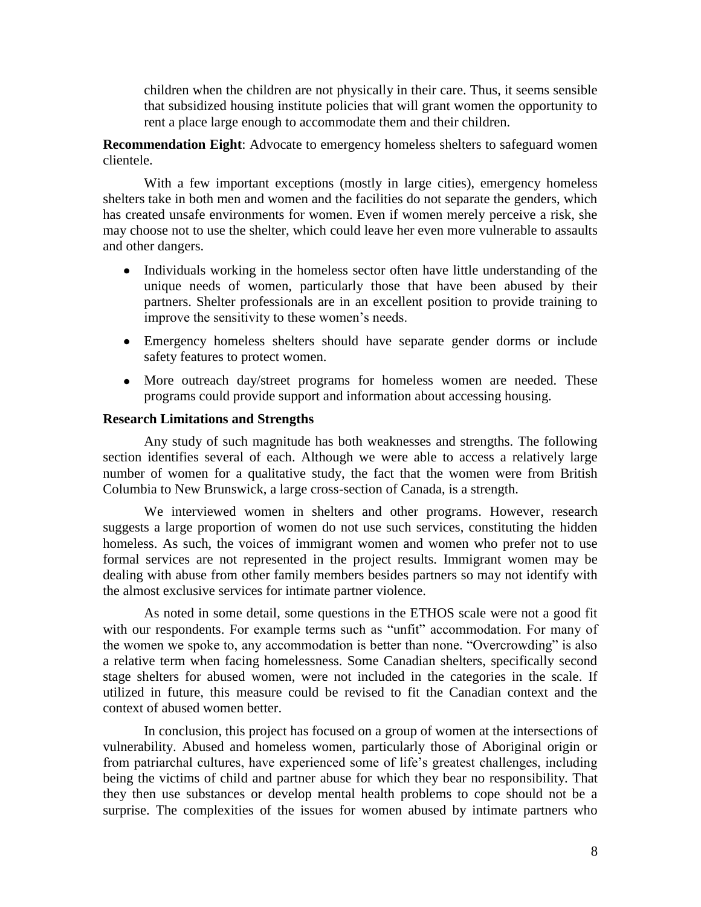children when the children are not physically in their care. Thus, it seems sensible that subsidized housing institute policies that will grant women the opportunity to rent a place large enough to accommodate them and their children.

**Recommendation Eight**: Advocate to emergency homeless shelters to safeguard women clientele.

With a few important exceptions (mostly in large cities), emergency homeless shelters take in both men and women and the facilities do not separate the genders, which has created unsafe environments for women. Even if women merely perceive a risk, she may choose not to use the shelter, which could leave her even more vulnerable to assaults and other dangers.

- Individuals working in the homeless sector often have little understanding of the unique needs of women, particularly those that have been abused by their partners. Shelter professionals are in an excellent position to provide training to improve the sensitivity to these women's needs.
- Emergency homeless shelters should have separate gender dorms or include safety features to protect women.
- More outreach day/street programs for homeless women are needed. These programs could provide support and information about accessing housing.

### Research Limitations and Strengths

Any study of such magnitude has both weaknesses and strengths. The following section identifies several of each. Although we were able to access a relatively large number of women for a qualitative study, the fact that the women were from British Columbia to New Brunswick, a large cross-section of Canada, is a strength.

We interviewed women in shelters and other programs. However, research suggests a large proportion of women do not use such services, constituting the hidden homeless. As such, the voices of immigrant women and women who prefer not to use formal services are not represented in the project results. Immigrant women may be dealing with abuse from other family members besides partners so may not identify with the almost exclusive services for intimate partner violence.

As noted in some detail, some questions in the ETHOS scale were not a good fit with our respondents. For example terms such as "unfit" accommodation. For many of the women we spoke to, any accommodation is better than none. "Overcrowding" is also a relative term when facing homelessness. Some Canadian shelters, specifically second stage shelters for abused women, were not included in the categories in the scale. If utilized in future, this measure could be revised to fit the Canadian context and the context of abused women better.

In conclusion, this project has focused on a group of women at the intersections of vulnerability. Abused and homeless women, particularly those of Aboriginal origin or from patriarchal cultures, have experienced some of life's greatest challenges, including being the victims of child and partner abuse for which they bear no responsibility. That they then use substances or develop mental health problems to cope should not be a surprise. The complexities of the issues for women abused by intimate partners who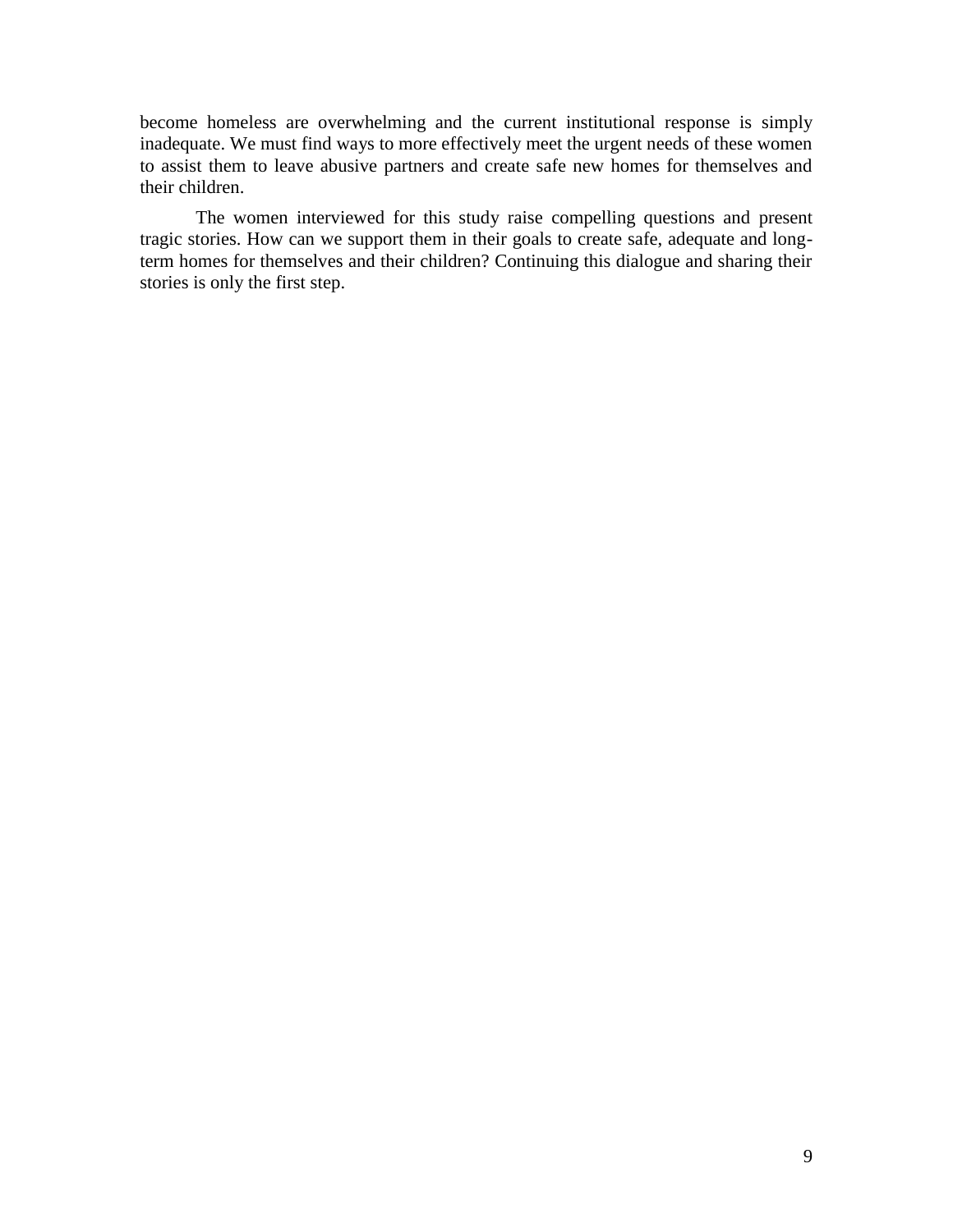become homeless are overwhelming and the current institutional response is simply inadequate. We must find ways to more effectively meet the urgent needs of these women to assist them to leave abusive partners and create safe new homes for themselves and their children.

The women interviewed for this study raise compelling questions and present tragic stories. How can we support them in their goals to create safe, adequate and long-term homes for themselves and their children? Continuing this dialogue and sharing their stories is only the first step.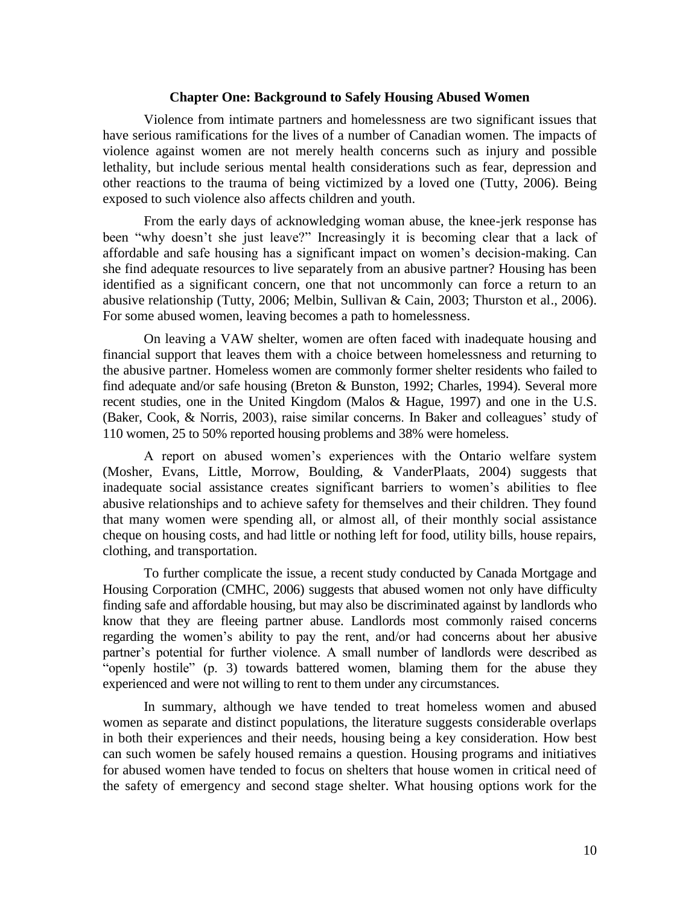## Chapter One: Background to Safely Housing Abused Women

Violence from intimate partners and homelessness are two significant issues that have serious ramifications for the lives of a number of Canadian women. The impacts of violence against women are not merely health concerns such as injury and possible lethality, but include serious mental health considerations such as fear, depression and other reactions to the trauma of being victimized by a loved one (Tutty, 2006). Being exposed to such violence also affects children and youth.

From the early days of acknowledging woman abuse, the knee-jerk response has been "why doesn't she just leave?" Increasingly it is becoming clear that a lack of affordable and safe housing has a significant impact on women's decision-making. Can she find adequate resources to live separately from an abusive partner? Housing has been identified as a significant concern, one that not uncommonly can force a return to an abusive relationship (Tutty, 2006; Melbin, Sullivan & Cain, 2003; Thurston et al., 2006). For some abused women, leaving becomes a path to homelessness.

On leaving a VAW shelter, women are often faced with inadequate housing and financial support that leaves them with a choice between homelessness and returning to the abusive partner. Homeless women are commonly former shelter residents who failed to find adequate and/or safe housing (Breton & Bunston, 1992; Charles, 1994). Several more recent studies, one in the United Kingdom (Malos & Hague, 1997) and one in the U.S. (Baker, Cook, & Norris, 2003), raise similar concerns. In Baker and colleagues' study of 110 women, 25 to 50% reported housing problems and 38% were homeless.

A report on abused women's experiences with the Ontario welfare system (Mosher, Evans, Little, Morrow, Boulding, & VanderPlaats, 2004) suggests that inadequate social assistance creates significant barriers to women's abilities to flee abusive relationships and to achieve safety for themselves and their children. They found that many women were spending all, or almost all, of their monthly social assistance cheque on housing costs, and had little or nothing left for food, utility bills, house repairs, clothing, and transportation.

To further complicate the issue, a recent study conducted by Canada Mortgage and Housing Corporation (CMHC, 2006) suggests that abused women not only have difficulty finding safe and affordable housing, but may also be discriminated against by landlords who know that they are fleeing partner abuse. Landlords most commonly raised concerns regarding the women's ability to pay the rent, and/or had concerns about her abusive partner's potential for further violence. A small number of landlords were described as "openly hostile" (p. 3) towards battered women, blaming them for the abuse they experienced and were not willing to rent to them under any circumstances.

In summary, although we have tended to treat homeless women and abused women as separate and distinct populations, the literature suggests considerable overlaps in both their experiences and their needs, housing being a key consideration. How best can such women be safely housed remains a question. Housing programs and initiatives for abused women have tended to focus on shelters that house women in critical need of the safety of emergency and second stage shelter. What housing options work for the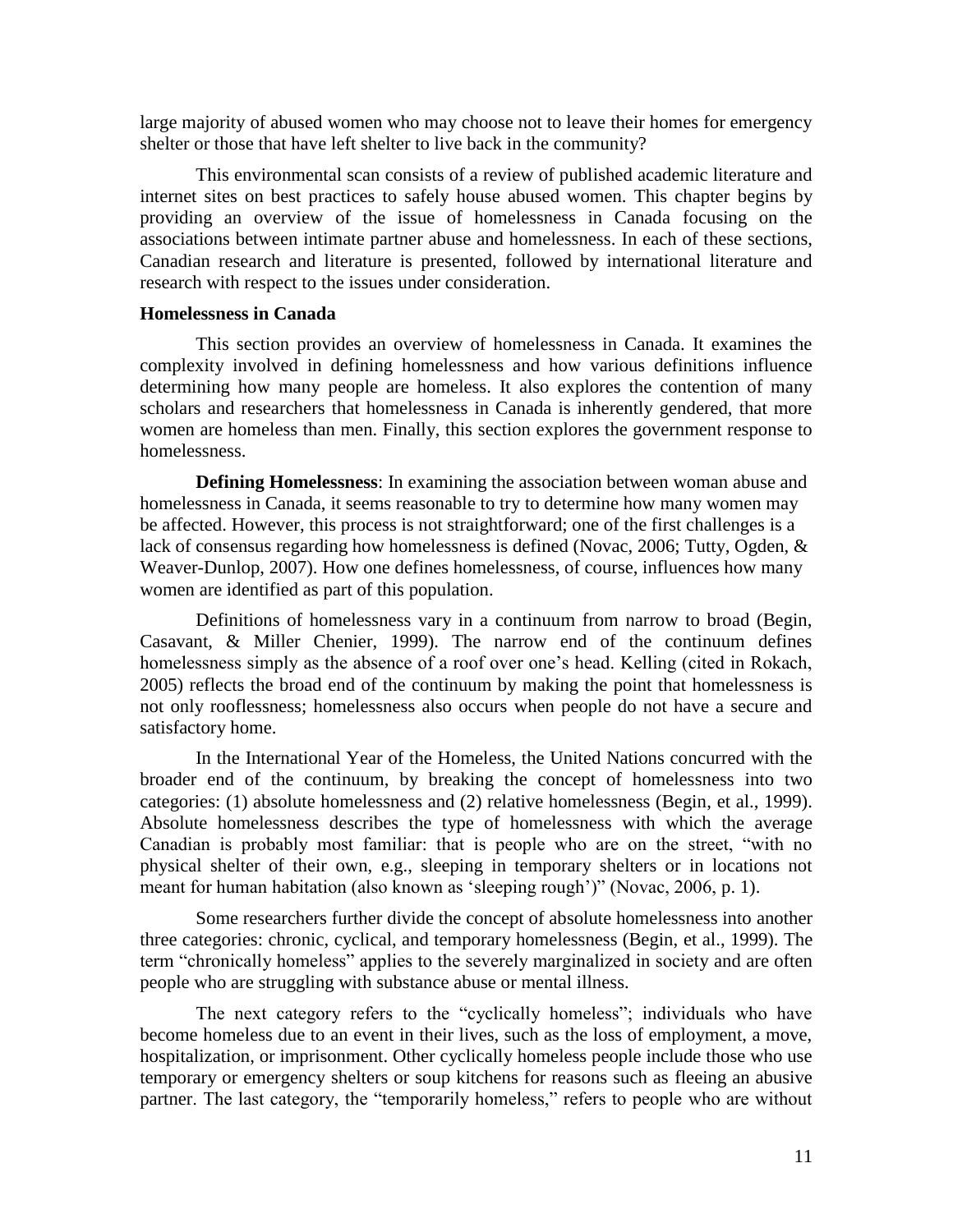large majority of abused women who may choose not to leave their homes for emergency shelter or those that have left shelter to live back in the community?

This environmental scan consists of a review of published academic literature and internet sites on best practices to safely house abused women. This chapter begins by providing an overview of the issue of homelessness in Canada focusing on the associations between intimate partner abuse and homelessness. In each of these sections, Canadian research and literature is presented, followed by international literature and research with respect to the issues under consideration.

## Homelessness in Canada

This section provides an overview of homelessness in Canada. It examines the complexity involved in defining homelessness and how various definitions influence determining how many people are homeless. It also explores the contention of many scholars and researchers that homelessness in Canada is inherently gendered, that more women are homeless than men. Finally, this section explores the government response to homelessness.

**Defining Homelessness**: In examining the association between woman abuse and homelessness in Canada, it seems reasonable to try to determine how many women may be affected. However, this process is not straightforward; one of the first challenges is a lack of consensus regarding how homelessness is defined (Novac, 2006; Tutty, Ogden, & Weaver-Dunlop, 2007). How one defines homelessness, of course, influences how many women are identified as part of this population.

Definitions of homelessness vary in a continuum from narrow to broad (Begin, Casavant, & Miller Chenier, 1999). The narrow end of the continuum defines homelessness simply as the absence of a roof over one's head. Kelling (cited in Rokach, 2005) reflects the broad end of the continuum by making the point that homelessness is not only rooflessness; homelessness also occurs when people do not have a secure and satisfactory home.

In the International Year of the Homeless, the United Nations concurred with the broader end of the continuum, by breaking the concept of homelessness into two categories: (1) absolute homelessness and (2) relative homelessness (Begin, et al., 1999). Absolute homelessness describes the type of homelessness with which the average Canadian is probably most familiar: that is people who are on the street, "with no physical shelter of their own, e.g., sleeping in temporary shelters or in locations not meant for human habitation (also known as 'sleeping rough')" (Novac, 2006, p. 1).

Some researchers further divide the concept of absolute homelessness into another three categories: chronic, cyclical, and temporary homelessness (Begin, et al., 1999). The term "chronically homeless" applies to the severely marginalized in society and are often people who are struggling with substance abuse or mental illness.

The next category refers to the "cyclically homeless"; individuals who have become homeless due to an event in their lives, such as the loss of employment, a move, hospitalization, or imprisonment. Other cyclically homeless people include those who use temporary or emergency shelters or soup kitchens for reasons such as fleeing an abusive partner. The last category, the "temporarily homeless," refers to people who are without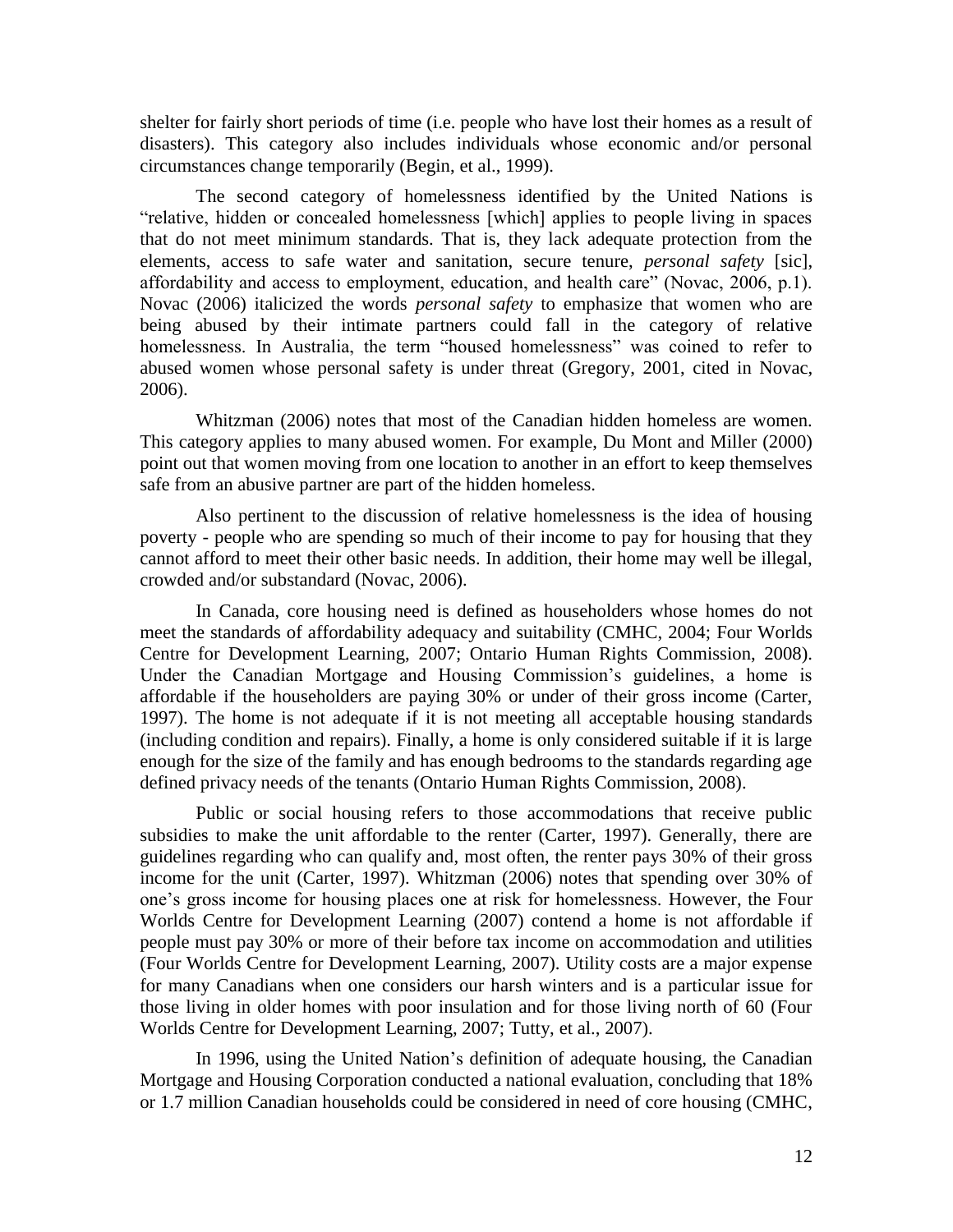shelter for fairly short periods of time (i.e. people who have lost their homes as a result of disasters). This category also includes individuals whose economic and/or personal circumstances change temporarily (Begin, et al., 1999).

The second category of homelessness identified by the United Nations is "relative, hidden or concealed homelessness [which] applies to people living in spaces that do not meet minimum standards. That is, they lack adequate protection from the elements, access to safe water and sanitation, secure tenure, *personal safety* [sic], affordability and access to employment, education, and health care" (Novac, 2006, p.1). Novac (2006) italicized the words *personal safety* to emphasize that women who are being abused by their intimate partners could fall in the category of relative homelessness. In Australia, the term "housed homelessness" was coined to refer to abused women whose personal safety is under threat (Gregory, 2001, cited in Novac, 2006).

Whitzman (2006) notes that most of the Canadian hidden homeless are women. This category applies to many abused women. For example, Du Mont and Miller (2000) point out that women moving from one location to another in an effort to keep themselves safe from an abusive partner are part of the hidden homeless.

Also pertinent to the discussion of relative homelessness is the idea of housing poverty - people who are spending so much of their income to pay for housing that they cannot afford to meet their other basic needs. In addition, their home may well be illegal, crowded and/or substandard (Novac, 2006).

In Canada, core housing need is defined as householders whose homes do not meet the standards of affordability adequacy and suitability (CMHC, 2004; Four Worlds Centre for Development Learning, 2007; Ontario Human Rights Commission, 2008). Under the Canadian Mortgage and Housing Commission's guidelines, a home is affordable if the householders are paying 30% or under of their gross income (Carter, 1997). The home is not adequate if it is not meeting all acceptable housing standards (including condition and repairs). Finally, a home is only considered suitable if it is large enough for the size of the family and has enough bedrooms to the standards regarding age defined privacy needs of the tenants (Ontario Human Rights Commission, 2008).

Public or social housing refers to those accommodations that receive public subsidies to make the unit affordable to the renter (Carter, 1997). Generally, there are guidelines regarding who can qualify and, most often, the renter pays 30% of their gross income for the unit (Carter, 1997). Whitzman (2006) notes that spending over 30% of one's gross income for housing places one at risk for homelessness. However, the Four Worlds Centre for Development Learning (2007) contend a home is not affordable if people must pay 30% or more of their before tax income on accommodation and utilities (Four Worlds Centre for Development Learning, 2007). Utility costs are a major expense for many Canadians when one considers our harsh winters and is a particular issue for those living in older homes with poor insulation and for those living north of 60 (Four Worlds Centre for Development Learning, 2007; Tutty, et al., 2007).

In 1996, using the United Nation's definition of adequate housing, the Canadian Mortgage and Housing Corporation conducted a national evaluation, concluding that 18% or 1.7 million Canadian households could be considered in need of core housing (CMHC,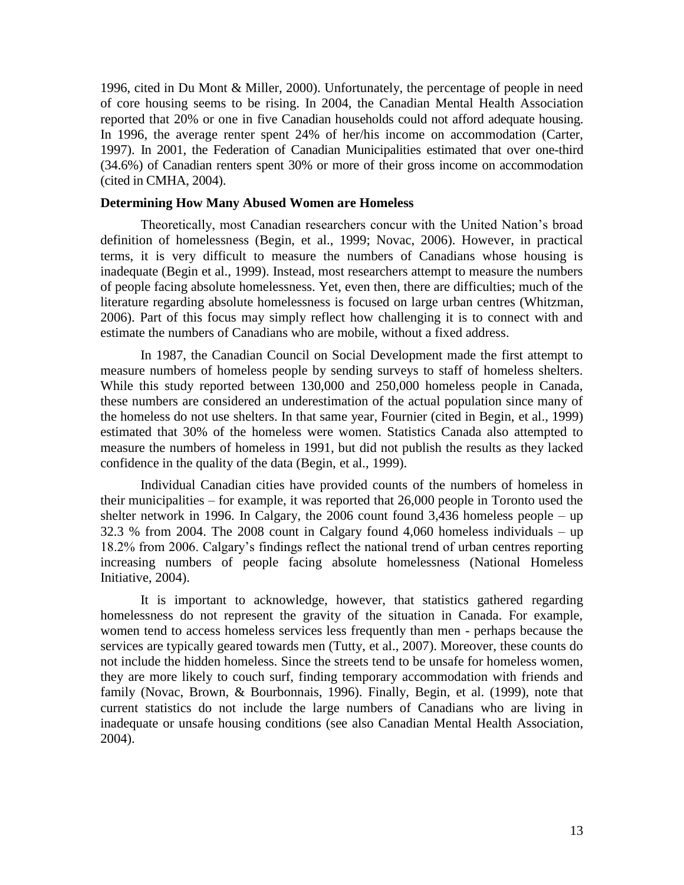1996, cited in Du Mont & Miller, 2000). Unfortunately, the percentage of people in need of core housing seems to be rising. In 2004, the Canadian Mental Health Association reported that 20% or one in five Canadian households could not afford adequate housing. In 1996, the average renter spent 24% of her/his income on accommodation (Carter, 1997). In 2001, the Federation of Canadian Municipalities estimated that over one-third (34.6%) of Canadian renters spent 30% or more of their gross income on accommodation (cited in CMHA, 2004).

**Determining How Many Abused Women are Homeless**

Theoretically, most Canadian researchers concur with the United Nation's broad definition of homelessness (Begin, et al., 1999; Novac, 2006). However, in practical terms, it is very difficult to measure the numbers of Canadians whose housing is inadequate (Begin et al., 1999). Instead, most researchers attempt to measure the numbers of people facing absolute homelessness. Yet, even then, there are difficulties; much of the literature regarding absolute homelessness is focused on large urban centres (Whitzman, 2006). Part of this focus may simply reflect how challenging it is to connect with and estimate the numbers of Canadians who are mobile, without a fixed address.

In 1987, the Canadian Council on Social Development made the first attempt to measure numbers of homeless people by sending surveys to staff of homeless shelters. While this study reported between 130,000 and 250,000 homeless people in Canada, these numbers are considered an underestimation of the actual population since many of the homeless do not use shelters. In that same year, Fournier (cited in Begin, et al., 1999) estimated that 30% of the homeless were women. Statistics Canada also attempted to measure the numbers of homeless in 1991, but did not publish the results as they lacked confidence in the quality of the data (Begin, et al., 1999).

Individual Canadian cities have provided counts of the numbers of homeless in their municipalities – for example, it was reported that 26,000 people in Toronto used the shelter network in 1996. In Calgary, the 2006 count found 3,436 homeless people – up 32.3 % from 2004. The 2008 count in Calgary found 4,060 homeless individuals – up 18.2% from 2006. Calgary's findings reflect the national trend of urban centres reporting increasing numbers of people facing absolute homelessness (National Homeless Initiative, 2004).

It is important to acknowledge, however, that statistics gathered regarding homelessness do not represent the gravity of the situation in Canada. For example, women tend to access homeless services less frequently than men - perhaps because the services are typically geared towards men (Tutty, et al., 2007). Moreover, these counts do not include the hidden homeless. Since the streets tend to be unsafe for homeless women, they are more likely to couch surf, finding temporary accommodation with friends and family (Novac, Brown, & Bourbonnais, 1996). Finally, Begin, et al. (1999), note that current statistics do not include the large numbers of Canadians who are living in inadequate or unsafe housing conditions (see also Canadian Mental Health Association, 2004).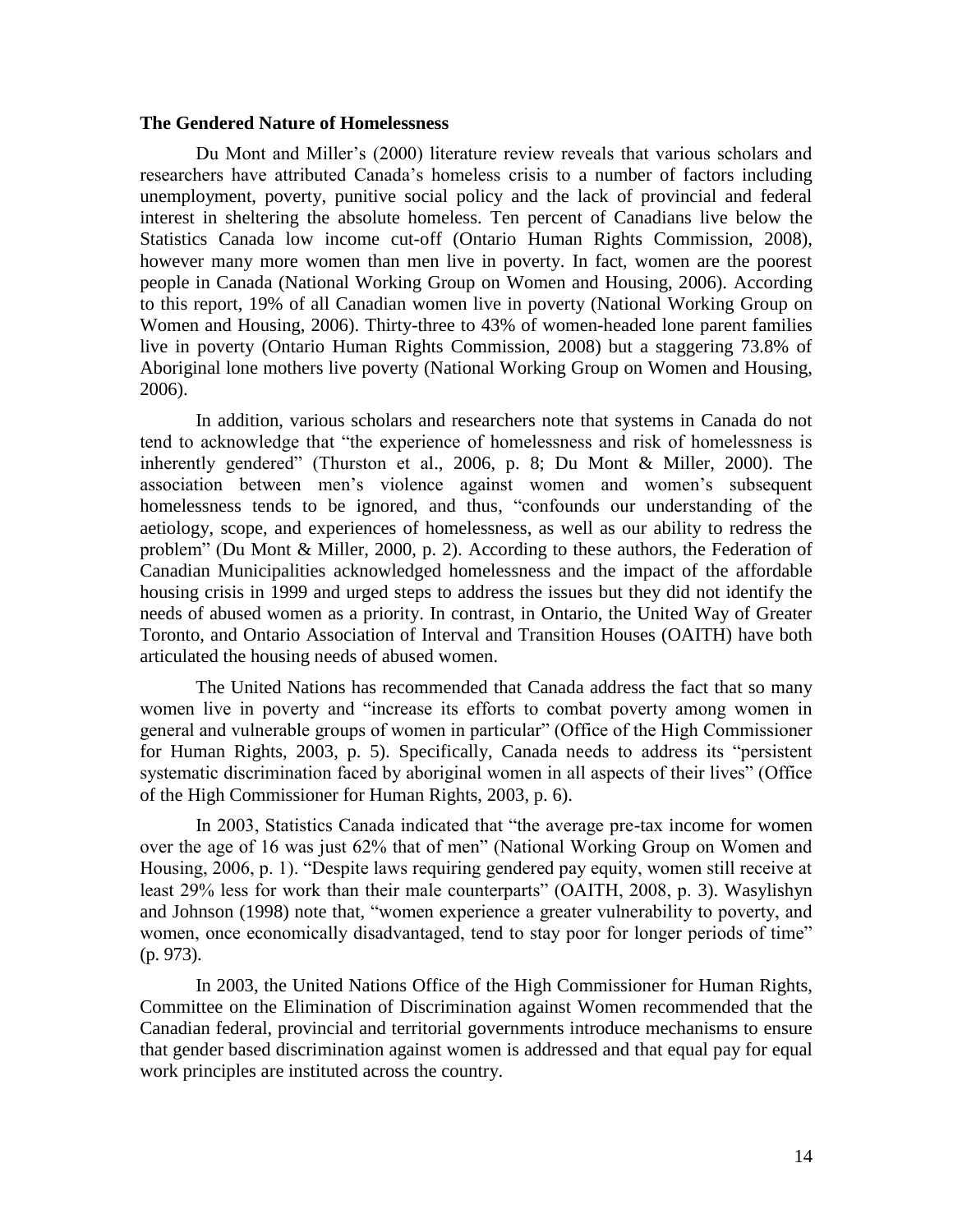### The Gendered Nature of Homelessness

Du Mont and Miller's (2000) literature review reveals that various scholars and researchers have attributed Canada's homeless crisis to a number of factors including unemployment, poverty, punitive social policy and the lack of provincial and federal interest in sheltering the absolute homeless. Ten percent of Canadians live below the Statistics Canada low income cut-off (Ontario Human Rights Commission, 2008), however many more women than men live in poverty. In fact, women are the poorest people in Canada (National Working Group on Women and Housing, 2006). According to this report, 19% of all Canadian women live in poverty (National Working Group on Women and Housing, 2006). Thirty-three to 43% of women-headed lone parent families live in poverty (Ontario Human Rights Commission, 2008) but a staggering 73.8% of Aboriginal lone mothers live poverty (National Working Group on Women and Housing, 2006).

In addition, various scholars and researchers note that systems in Canada do not tend to acknowledge that "the experience of homelessness and risk of homelessness is inherently gendered" (Thurston et al., 2006, p. 8; Du Mont & Miller, 2000). The association between men's violence against women and women's subsequent homelessness tends to be ignored, and thus, "confounds our understanding of the aetiology, scope, and experiences of homelessness, as well as our ability to redress the problem" (Du Mont & Miller, 2000, p. 2). According to these authors, the Federation of Canadian Municipalities acknowledged homelessness and the impact of the affordable housing crisis in 1999 and urged steps to address the issues but they did not identify the needs of abused women as a priority. In contrast, in Ontario, the United Way of Greater Toronto, and Ontario Association of Interval and Transition Houses (OAITH) have both articulated the housing needs of abused women.

The United Nations has recommended that Canada address the fact that so many women live in poverty and "increase its efforts to combat poverty among women in general and vulnerable groups of women in particular" (Office of the High Commissioner for Human Rights, 2003, p. 5). Specifically, Canada needs to address its "persistent systematic discrimination faced by aboriginal women in all aspects of their lives" (Office of the High Commissioner for Human Rights, 2003, p. 6).

In 2003, Statistics Canada indicated that "the average pre-tax income for women over the age of 16 was just 62% that of men" (National Working Group on Women and Housing, 2006, p. 1). "Despite laws requiring gendered pay equity, women still receive at least 29% less for work than their male counterparts" (OAITH, 2008, p. 3). Wasylishyn and Johnson (1998) note that, "women experience a greater vulnerability to poverty, and women, once economically disadvantaged, tend to stay poor for longer periods of time" (p. 973).

In 2003, the United Nations Office of the High Commissioner for Human Rights, Committee on the Elimination of Discrimination against Women recommended that the Canadian federal, provincial and territorial governments introduce mechanisms to ensure that gender based discrimination against women is addressed and that equal pay for equal work principles are instituted across the country.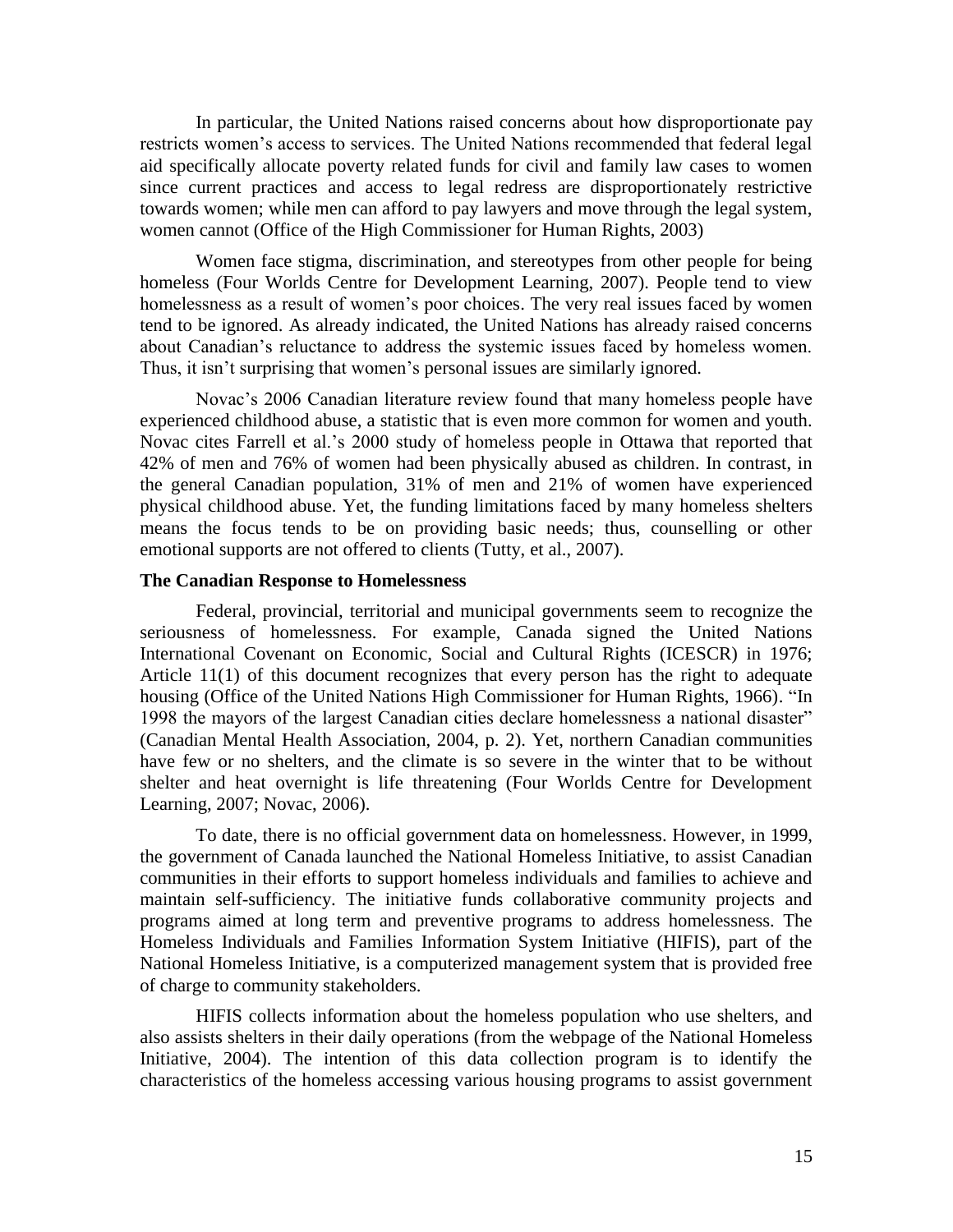In particular, the United Nations raised concerns about how disproportionate pay restricts women's access to services. The United Nations recommended that federal legal aid specifically allocate poverty related funds for civil and family law cases to women since current practices and access to legal redress are disproportionately restrictive towards women; while men can afford to pay lawyers and move through the legal system, women cannot (Office of the High Commissioner for Human Rights, 2003)

Women face stigma, discrimination, and stereotypes from other people for being homeless (Four Worlds Centre for Development Learning, 2007). People tend to view homelessness as a result of women's poor choices. The very real issues faced by women tend to be ignored. As already indicated, the United Nations has already raised concerns about Canadian's reluctance to address the systemic issues faced by homeless women. Thus, it isn't surprising that women's personal issues are similarly ignored.

Novac's 2006 Canadian literature review found that many homeless people have experienced childhood abuse, a statistic that is even more common for women and youth. Novac cites Farrell et al.'s 2000 study of homeless people in Ottawa that reported that 42% of men and 76% of women had been physically abused as children. In contrast, in the general Canadian population, 31% of men and 21% of women have experienced physical childhood abuse. Yet, the funding limitations faced by many homeless shelters means the focus tends to be on providing basic needs; thus, counselling or other emotional supports are not offered to clients (Tutty, et al., 2007).

**The Canadian Response to Homelessness**

Federal, provincial, territorial and municipal governments seem to recognize the seriousness of homelessness. For example, Canada signed the United Nations International Covenant on Economic, Social and Cultural Rights (ICESCR) in 1976; Article 11(1) of this document recognizes that every person has the right to adequate housing (Office of the United Nations High Commissioner for Human Rights, 1966). "In 1998 the mayors of the largest Canadian cities declare homelessness a national disaster" (Canadian Mental Health Association, 2004, p. 2). Yet, northern Canadian communities have few or no shelters, and the climate is so severe in the winter that to be without shelter and heat overnight is life threatening (Four Worlds Centre for Development Learning, 2007; Novac, 2006).

To date, there is no official government data on homelessness. However, in 1999, the government of Canada launched the National Homeless Initiative, to assist Canadian communities in their efforts to support homeless individuals and families to achieve and maintain self-sufficiency. The initiative funds collaborative community projects and programs aimed at long term and preventive programs to address homelessness. The Homeless Individuals and Families Information System Initiative (HIFIS), part of the National Homeless Initiative, is a computerized management system that is provided free of charge to community stakeholders.

HIFIS collects information about the homeless population who use shelters, and also assists shelters in their daily operations (from the webpage of the National Homeless Initiative, 2004). The intention of this data collection program is to identify the characteristics of the homeless accessing various housing programs to assist government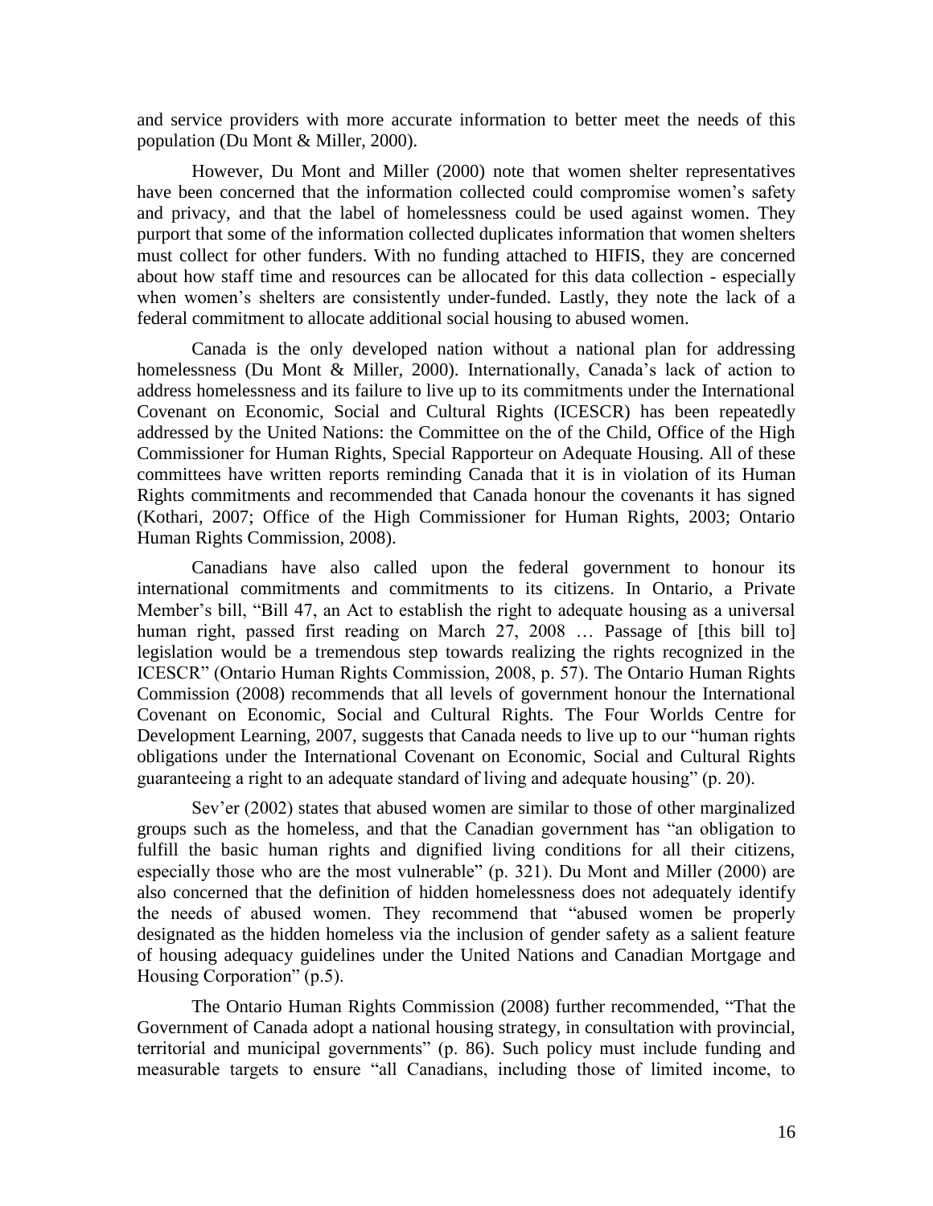and service providers with more accurate information to better meet the needs of this population (Du Mont & Miller, 2000).

However, Du Mont and Miller (2000) note that women shelter representatives have been concerned that the information collected could compromise women's safety and privacy, and that the label of homelessness could be used against women. They purport that some of the information collected duplicates information that women shelters must collect for other funders. With no funding attached to HIFIS, they are concerned about how staff time and resources can be allocated for this data collection - especially when women's shelters are consistently under-funded. Lastly, they note the lack of a federal commitment to allocate additional social housing to abused women.

Canada is the only developed nation without a national plan for addressing homelessness (Du Mont & Miller, 2000). Internationally, Canada's lack of action to address homelessness and its failure to live up to its commitments under the International Covenant on Economic, Social and Cultural Rights (ICESCR) has been repeatedly addressed by the United Nations: the Committee on the of the Child, Office of the High Commissioner for Human Rights, Special Rapporteur on Adequate Housing. All of these committees have written reports reminding Canada that it is in violation of its Human Rights commitments and recommended that Canada honour the covenants it has signed (Kothari, 2007; Office of the High Commissioner for Human Rights, 2003; Ontario Human Rights Commission, 2008).

Canadians have also called upon the federal government to honour its international commitments and commitments to its citizens. In Ontario, a Private Member's bill, "Bill 47, an Act to establish the right to adequate housing as a universal human right, passed first reading on March 27, 2008 … Passage of [this bill to] legislation would be a tremendous step towards realizing the rights recognized in the ICESCR" (Ontario Human Rights Commission, 2008, p. 57). The Ontario Human Rights Commission (2008) recommends that all levels of government honour the International Covenant on Economic, Social and Cultural Rights. The Four Worlds Centre for Development Learning, 2007, suggests that Canada needs to live up to our "human rights obligations under the International Covenant on Economic, Social and Cultural Rights guaranteeing a right to an adequate standard of living and adequate housing" (p. 20).

Sev'er (2002) states that abused women are similar to those of other marginalized groups such as the homeless, and that the Canadian government has "an obligation to fulfill the basic human rights and dignified living conditions for all their citizens, especially those who are the most vulnerable" (p. 321). Du Mont and Miller (2000) are also concerned that the definition of hidden homelessness does not adequately identify the needs of abused women. They recommend that "abused women be properly designated as the hidden homeless via the inclusion of gender safety as a salient feature of housing adequacy guidelines under the United Nations and Canadian Mortgage and Housing Corporation" (p.5).

The Ontario Human Rights Commission (2008) further recommended, "That the Government of Canada adopt a national housing strategy, in consultation with provincial, territorial and municipal governments" (p. 86). Such policy must include funding and measurable targets to ensure "all Canadians, including those of limited income, to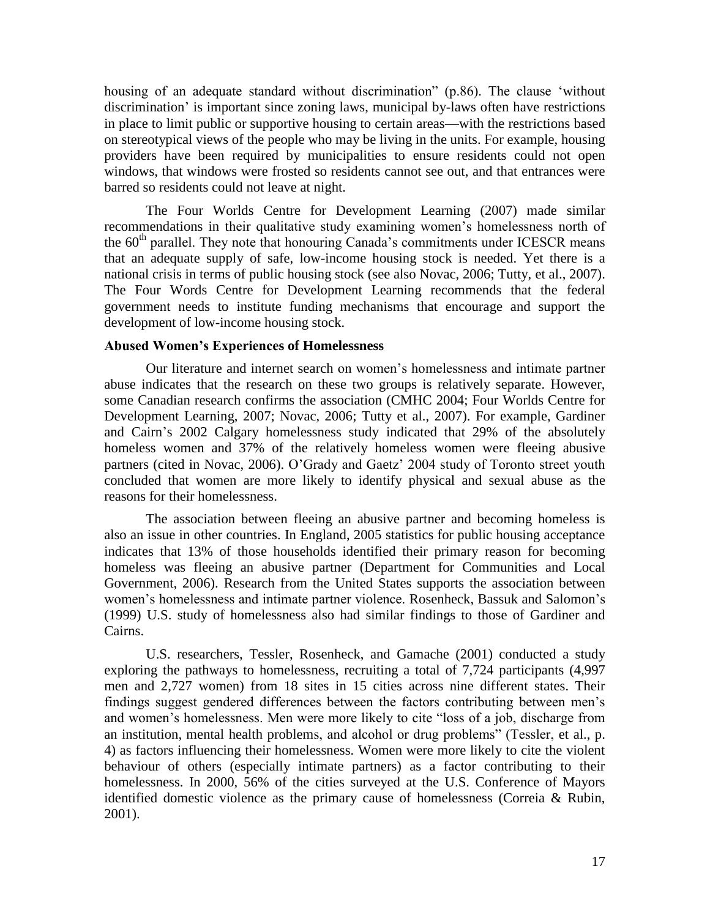housing of an adequate standard without discrimination" (p.86). The clause 'without discrimination' is important since zoning laws, municipal by-laws often have restrictions in place to limit public or supportive housing to certain areas—with the restrictions based on stereotypical views of the people who may be living in the units. For example, housing providers have been required by municipalities to ensure residents could not open windows, that windows were frosted so residents cannot see out, and that entrances were barred so residents could not leave at night.

The Four Worlds Centre for Development Learning (2007) made similar recommendations in their qualitative study examining women's homelessness north of the 60th parallel. They note that honouring Canada's commitments under ICESCR means that an adequate supply of safe, low-income housing stock is needed. Yet there is a national crisis in terms of public housing stock (see also Novac, 2006; Tutty, et al., 2007). The Four Words Centre for Development Learning recommends that the federal government needs to institute funding mechanisms that encourage and support the development of low-income housing stock.

**Abused Women's Experiences of Homelessness**

Our literature and internet search on women's homelessness and intimate partner abuse indicates that the research on these two groups is relatively separate. However, some Canadian research confirms the association (CMHC 2004; Four Worlds Centre for Development Learning, 2007; Novac, 2006; Tutty et al., 2007). For example, Gardiner and Cairn's 2002 Calgary homelessness study indicated that 29% of the absolutely homeless women and 37% of the relatively homeless women were fleeing abusive partners (cited in Novac, 2006). O'Grady and Gaetz' 2004 study of Toronto street youth concluded that women are more likely to identify physical and sexual abuse as the reasons for their homelessness.

The association between fleeing an abusive partner and becoming homeless is also an issue in other countries. In England, 2005 statistics for public housing acceptance indicates that 13% of those households identified their primary reason for becoming homeless was fleeing an abusive partner (Department for Communities and Local Government, 2006). Research from the United States supports the association between women's homelessness and intimate partner violence. Rosenheck, Bassuk and Salomon's (1999) U.S. study of homelessness also had similar findings to those of Gardiner and Cairns.

U.S. researchers, Tessler, Rosenheck, and Gamache (2001) conducted a study exploring the pathways to homelessness, recruiting a total of 7,724 participants (4,997 men and 2,727 women) from 18 sites in 15 cities across nine different states. Their findings suggest gendered differences between the factors contributing between men's and women's homelessness. Men were more likely to cite "loss of a job, discharge from an institution, mental health problems, and alcohol or drug problems" (Tessler, et al., p. 4) as factors influencing their homelessness. Women were more likely to cite the violent behaviour of others (especially intimate partners) as a factor contributing to their homelessness. In 2000, 56% of the cities surveyed at the U.S. Conference of Mayors identified domestic violence as the primary cause of homelessness (Correia & Rubin, 2001).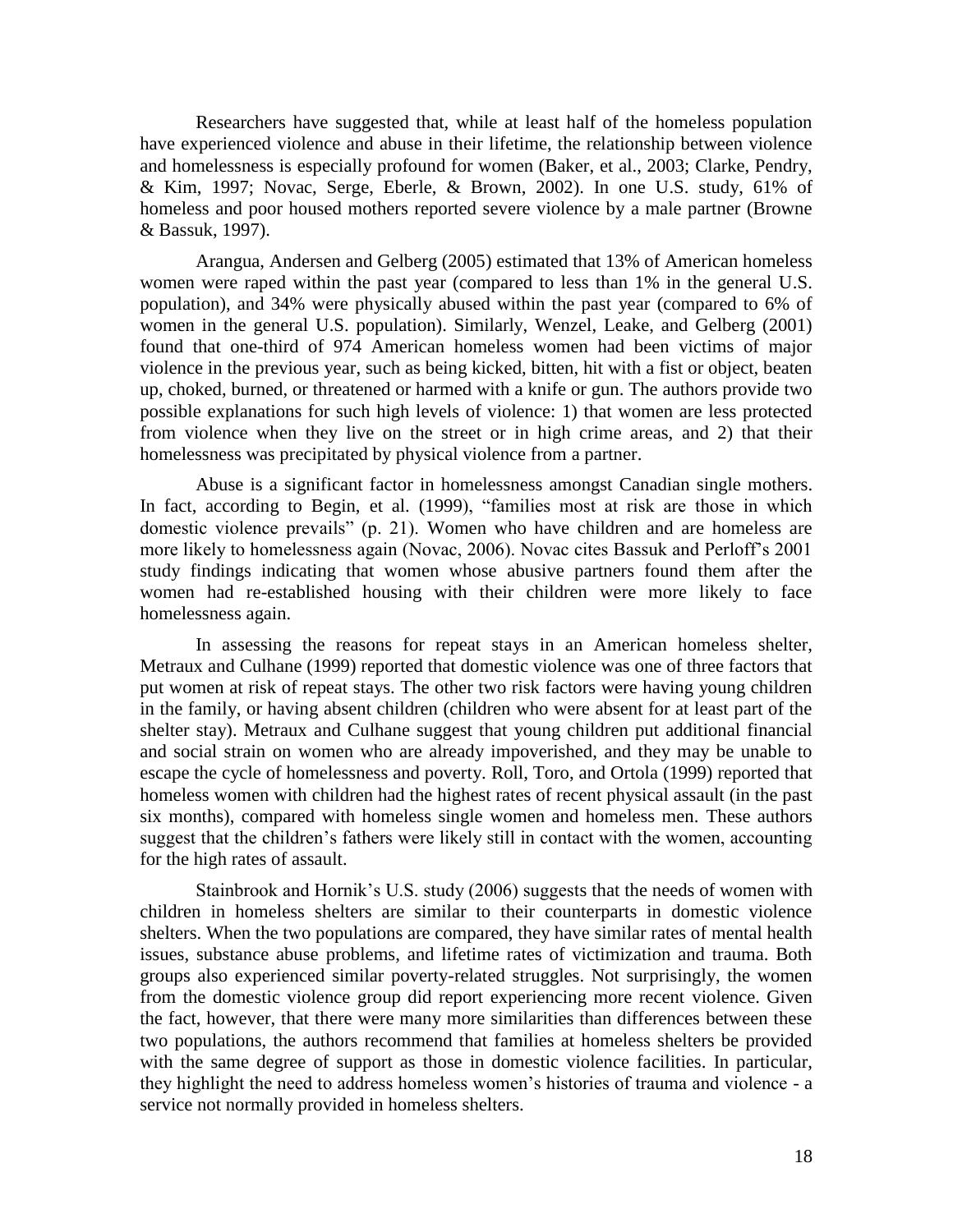Researchers have suggested that, while at least half of the homeless population have experienced violence and abuse in their lifetime, the relationship between violence and homelessness is especially profound for women (Baker, et al., 2003; Clarke, Pendry, & Kim, 1997; Novac, Serge, Eberle, & Brown, 2002). In one U.S. study, 61% of homeless and poor housed mothers reported severe violence by a male partner (Browne & Bassuk, 1997).

Arangua, Andersen and Gelberg (2005) estimated that 13% of American homeless women were raped within the past year (compared to less than 1% in the general U.S. population), and 34% were physically abused within the past year (compared to 6% of women in the general U.S. population). Similarly, Wenzel, Leake, and Gelberg (2001) found that one-third of 974 American homeless women had been victims of major violence in the previous year, such as being kicked, bitten, hit with a fist or object, beaten up, choked, burned, or threatened or harmed with a knife or gun. The authors provide two possible explanations for such high levels of violence: 1) that women are less protected from violence when they live on the street or in high crime areas, and 2) that their homelessness was precipitated by physical violence from a partner.

Abuse is a significant factor in homelessness amongst Canadian single mothers. In fact, according to Begin, et al. (1999), "families most at risk are those in which domestic violence prevails" (p. 21). Women who have children and are homeless are more likely to homelessness again (Novac, 2006). Novac cites Bassuk and Perloff's 2001 study findings indicating that women whose abusive partners found them after the women had re-established housing with their children were more likely to face homelessness again.

In assessing the reasons for repeat stays in an American homeless shelter, Metraux and Culhane (1999) reported that domestic violence was one of three factors that put women at risk of repeat stays. The other two risk factors were having young children in the family, or having absent children (children who were absent for at least part of the shelter stay). Metraux and Culhane suggest that young children put additional financial and social strain on women who are already impoverished, and they may be unable to escape the cycle of homelessness and poverty. Roll, Toro, and Ortola (1999) reported that homeless women with children had the highest rates of recent physical assault (in the past six months), compared with homeless single women and homeless men. These authors suggest that the children's fathers were likely still in contact with the women, accounting for the high rates of assault.

Stainbrook and Hornik's U.S. study (2006) suggests that the needs of women with children in homeless shelters are similar to their counterparts in domestic violence shelters. When the two populations are compared, they have similar rates of mental health issues, substance abuse problems, and lifetime rates of victimization and trauma. Both groups also experienced similar poverty-related struggles. Not surprisingly, the women from the domestic violence group did report experiencing more recent violence. Given the fact, however, that there were many more similarities than differences between these two populations, the authors recommend that families at homeless shelters be provided with the same degree of support as those in domestic violence facilities. In particular, they highlight the need to address homeless women's histories of trauma and violence - a service not normally provided in homeless shelters.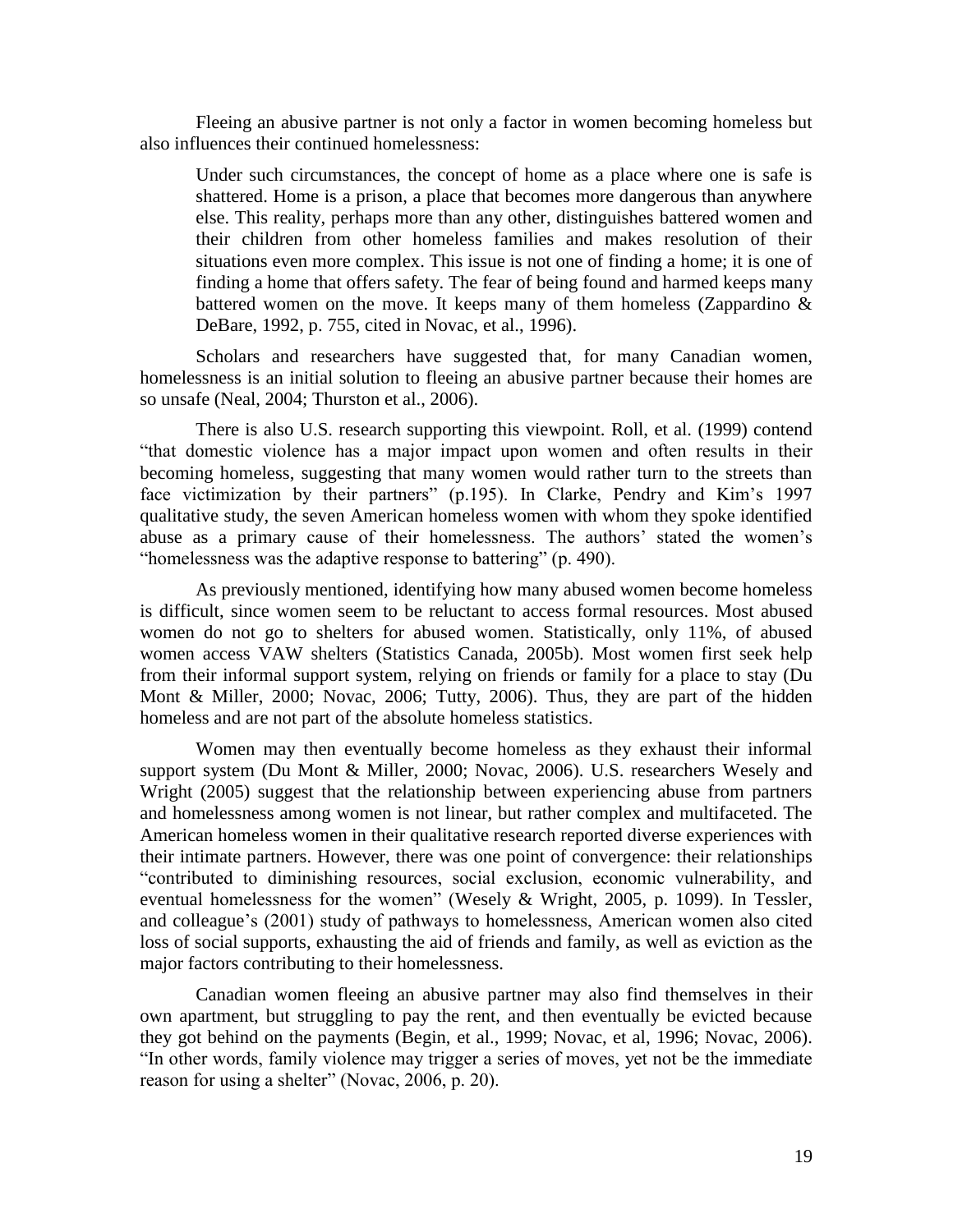Fleeing an abusive partner is not only a factor in women becoming homeless but also influences their continued homelessness:

> Under such circumstances, the concept of home as a place where one is safe is shattered. Home is a prison, a place that becomes more dangerous than anywhere else. This reality, perhaps more than any other, distinguishes battered women and their children from other homeless families and makes resolution of their situations even more complex. This issue is not one of finding a home; it is one of finding a home that offers safety. The fear of being found and harmed keeps many battered women on the move. It keeps many of them homeless (Zappardino & DeBare, 1992, p. 755, cited in Novac, et al., 1996).

Scholars and researchers have suggested that, for many Canadian women, homelessness is an initial solution to fleeing an abusive partner because their homes are so unsafe (Neal, 2004; Thurston et al., 2006).

There is also U.S. research supporting this viewpoint. Roll, et al. (1999) contend "that domestic violence has a major impact upon women and often results in their becoming homeless, suggesting that many women would rather turn to the streets than face victimization by their partners" (p.195). In Clarke, Pendry and Kim's 1997 qualitative study, the seven American homeless women with whom they spoke identified abuse as a primary cause of their homelessness. The authors' stated the women's "homelessness was the adaptive response to battering" (p. 490).

As previously mentioned, identifying how many abused women become homeless is difficult, since women seem to be reluctant to access formal resources. Most abused women do not go to shelters for abused women. Statistically, only 11%, of abused women access VAW shelters (Statistics Canada, 2005b). Most women first seek help from their informal support system, relying on friends or family for a place to stay (Du Mont & Miller, 2000; Novac, 2006; Tutty, 2006). Thus, they are part of the hidden homeless and are not part of the absolute homeless statistics.

Women may then eventually become homeless as they exhaust their informal support system (Du Mont & Miller, 2000; Novac, 2006). U.S. researchers Wesely and Wright (2005) suggest that the relationship between experiencing abuse from partners and homelessness among women is not linear, but rather complex and multifaceted. The American homeless women in their qualitative research reported diverse experiences with their intimate partners. However, there was one point of convergence: their relationships "contributed to diminishing resources, social exclusion, economic vulnerability, and eventual homelessness for the women" (Wesely & Wright, 2005, p. 1099). In Tessler, and colleague's (2001) study of pathways to homelessness, American women also cited loss of social supports, exhausting the aid of friends and family, as well as eviction as the major factors contributing to their homelessness.

Canadian women fleeing an abusive partner may also find themselves in their own apartment, but struggling to pay the rent, and then eventually be evicted because they got behind on the payments (Begin, et al., 1999; Novac, et al, 1996; Novac, 2006). "In other words, family violence may trigger a series of moves, yet not be the immediate reason for using a shelter" (Novac, 2006, p. 20).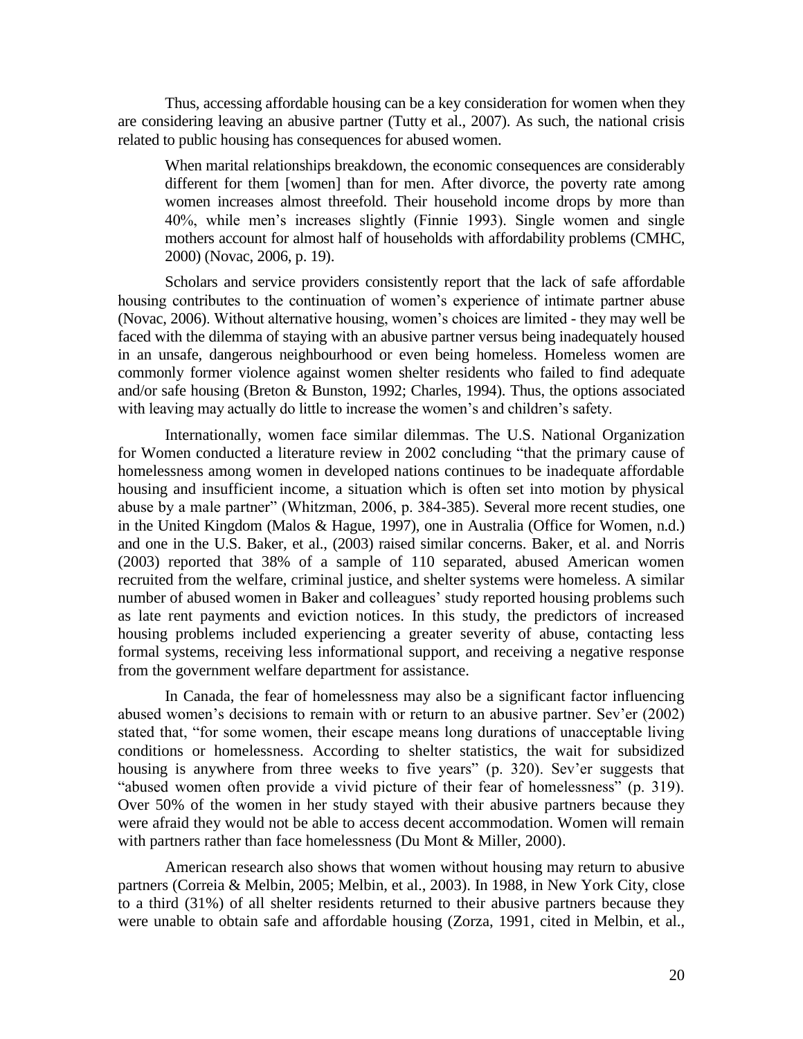Thus, accessing affordable housing can be a key consideration for women when they are considering leaving an abusive partner (Tutty et al., 2007). As such, the national crisis related to public housing has consequences for abused women.

> When marital relationships breakdown, the economic consequences are considerably different for them [women] than for men. After divorce, the poverty rate among women increases almost threefold. Their household income drops by more than 40%, while men's increases slightly (Finnie 1993). Single women and single mothers account for almost half of households with affordability problems (CMHC, 2000) (Novac, 2006, p. 19).

Scholars and service providers consistently report that the lack of safe affordable housing contributes to the continuation of women's experience of intimate partner abuse (Novac, 2006). Without alternative housing, women's choices are limited - they may well be faced with the dilemma of staying with an abusive partner versus being inadequately housed in an unsafe, dangerous neighbourhood or even being homeless. Homeless women are commonly former violence against women shelter residents who failed to find adequate and/or safe housing (Breton & Bunston, 1992; Charles, 1994). Thus, the options associated with leaving may actually do little to increase the women's and children's safety.

Internationally, women face similar dilemmas. The U.S. National Organization for Women conducted a literature review in 2002 concluding "that the primary cause of homelessness among women in developed nations continues to be inadequate affordable housing and insufficient income, a situation which is often set into motion by physical abuse by a male partner" (Whitzman, 2006, p. 384-385). Several more recent studies, one in the United Kingdom (Malos & Hague, 1997), one in Australia (Office for Women, n.d.) and one in the U.S. Baker, et al., (2003) raised similar concerns. Baker, et al. and Norris (2003) reported that 38% of a sample of 110 separated, abused American women recruited from the welfare, criminal justice, and shelter systems were homeless. A similar number of abused women in Baker and colleagues' study reported housing problems such as late rent payments and eviction notices. In this study, the predictors of increased housing problems included experiencing a greater severity of abuse, contacting less formal systems, receiving less informational support, and receiving a negative response from the government welfare department for assistance.

In Canada, the fear of homelessness may also be a significant factor influencing abused women's decisions to remain with or return to an abusive partner. Sev'er (2002) stated that, "for some women, their escape means long durations of unacceptable living conditions or homelessness. According to shelter statistics, the wait for subsidized housing is anywhere from three weeks to five years" (p. 320). Sev'er suggests that "abused women often provide a vivid picture of their fear of homelessness" (p. 319). Over 50% of the women in her study stayed with their abusive partners because they were afraid they would not be able to access decent accommodation. Women will remain with partners rather than face homelessness (Du Mont & Miller, 2000).

American research also shows that women without housing may return to abusive partners (Correia & Melbin, 2005; Melbin, et al., 2003). In 1988, in New York City, close to a third (31%) of all shelter residents returned to their abusive partners because they were unable to obtain safe and affordable housing (Zorza, 1991, cited in Melbin, et al.,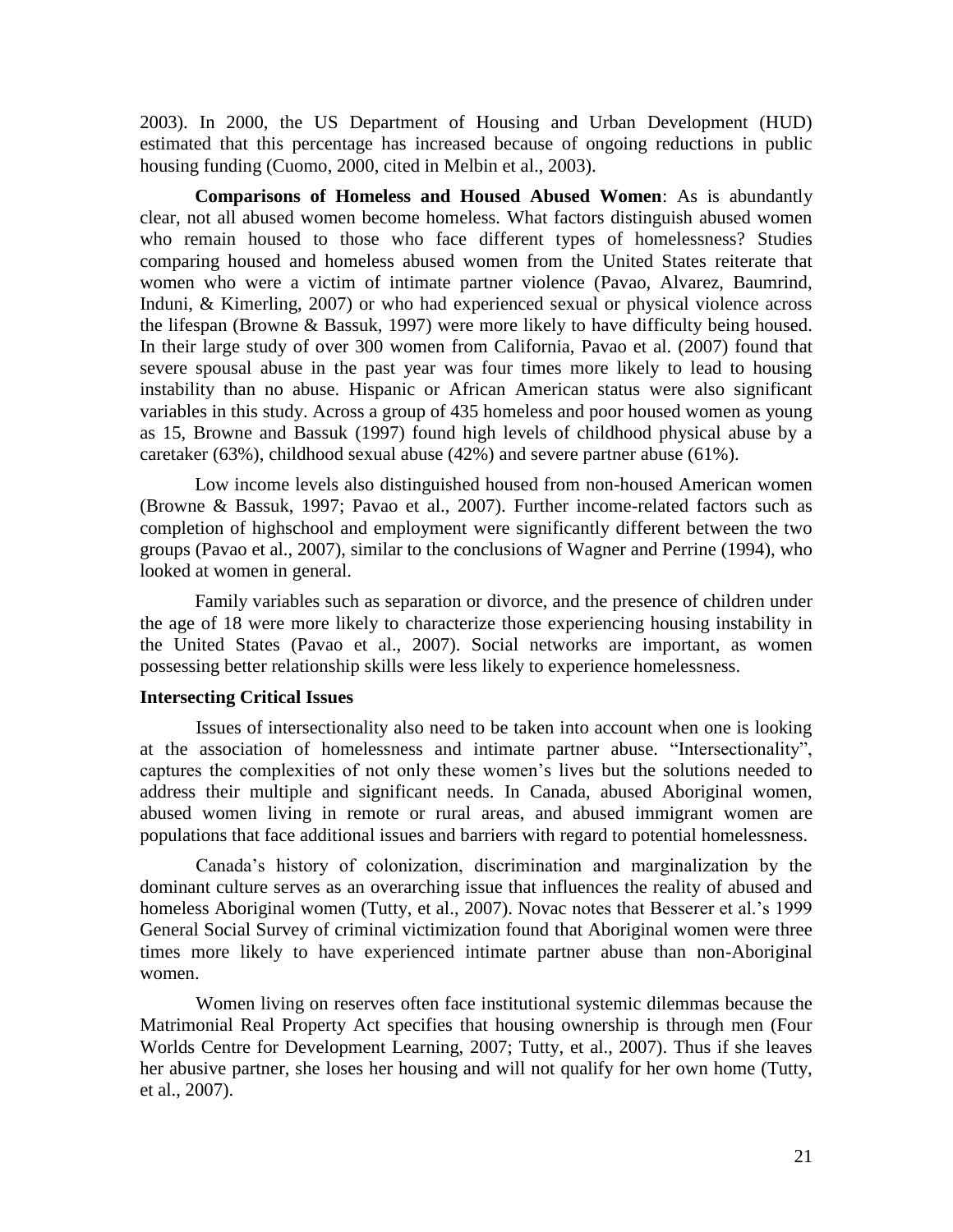2003). In 2000, the US Department of Housing and Urban Development (HUD) estimated that this percentage has increased because of ongoing reductions in public housing funding (Cuomo, 2000, cited in Melbin et al., 2003).

**Comparisons of Homeless and Housed Abused Women**: As is abundantly clear, not all abused women become homeless. What factors distinguish abused women who remain housed to those who face different types of homelessness? Studies comparing housed and homeless abused women from the United States reiterate that women who were a victim of intimate partner violence (Pavao, Alvarez, Baumrind, Induni, & Kimerling, 2007) or who had experienced sexual or physical violence across the lifespan (Browne & Bassuk, 1997) were more likely to have difficulty being housed. In their large study of over 300 women from California, Pavao et al. (2007) found that severe spousal abuse in the past year was four times more likely to lead to housing instability than no abuse. Hispanic or African American status were also significant variables in this study. Across a group of 435 homeless and poor housed women as young as 15, Browne and Bassuk (1997) found high levels of childhood physical abuse by a caretaker (63%), childhood sexual abuse (42%) and severe partner abuse (61%).

Low income levels also distinguished housed from non-housed American women (Browne & Bassuk, 1997; Pavao et al., 2007). Further income-related factors such as completion of highschool and employment were significantly different between the two groups (Pavao et al., 2007), similar to the conclusions of Wagner and Perrine (1994), who looked at women in general.

Family variables such as separation or divorce, and the presence of children under the age of 18 were more likely to characterize those experiencing housing instability in the United States (Pavao et al., 2007). Social networks are important, as women possessing better relationship skills were less likely to experience homelessness.

### Intersecting Critical Issues

Issues of intersectionality also need to be taken into account when one is looking at the association of homelessness and intimate partner abuse. "Intersectionality", captures the complexities of not only these women's lives but the solutions needed to address their multiple and significant needs. In Canada, abused Aboriginal women, abused women living in remote or rural areas, and abused immigrant women are populations that face additional issues and barriers with regard to potential homelessness.

Canada's history of colonization, discrimination and marginalization by the dominant culture serves as an overarching issue that influences the reality of abused and homeless Aboriginal women (Tutty, et al., 2007). Novac notes that Besserer et al.'s 1999 General Social Survey of criminal victimization found that Aboriginal women were three times more likely to have experienced intimate partner abuse than non-Aboriginal women.

Women living on reserves often face institutional systemic dilemmas because the Matrimonial Real Property Act specifies that housing ownership is through men (Four Worlds Centre for Development Learning, 2007; Tutty, et al., 2007). Thus if she leaves her abusive partner, she loses her housing and will not qualify for her own home (Tutty, et al., 2007).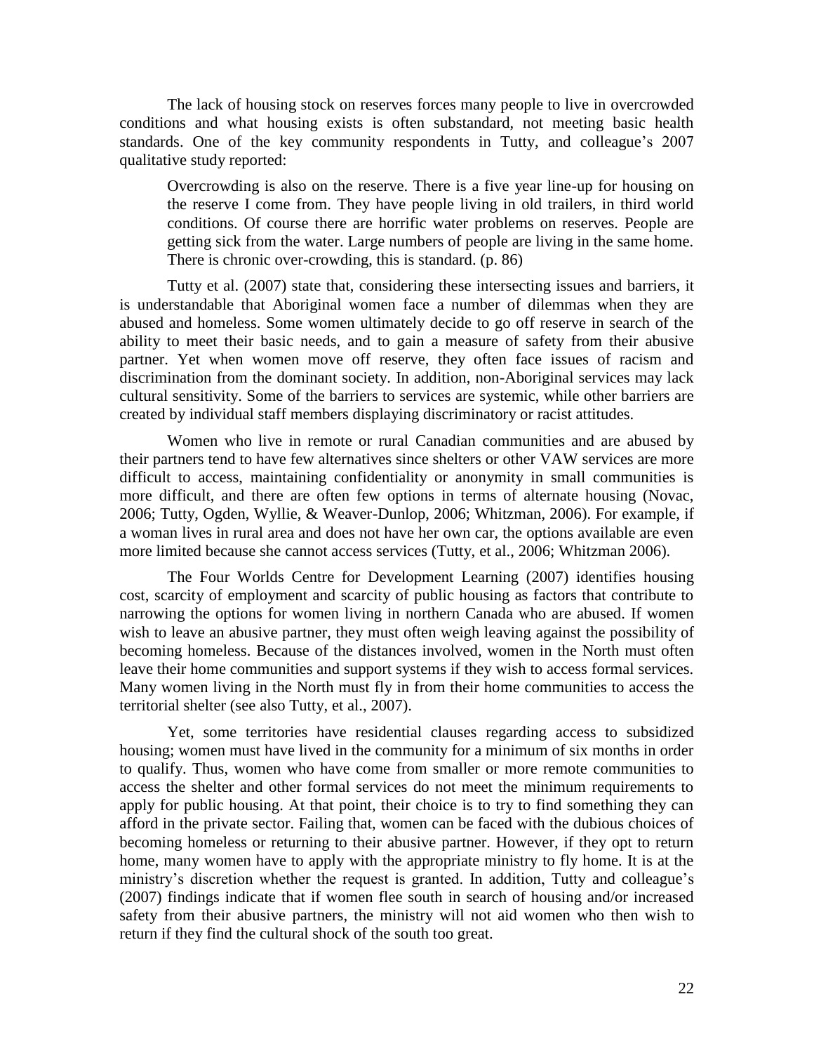The lack of housing stock on reserves forces many people to live in overcrowded conditions and what housing exists is often substandard, not meeting basic health standards. One of the key community respondents in Tutty, and colleague's 2007 qualitative study reported:

> Overcrowding is also on the reserve. There is a five year line-up for housing on the reserve I come from. They have people living in old trailers, in third world conditions. Of course there are horrific water problems on reserves. People are getting sick from the water. Large numbers of people are living in the same home. There is chronic over-crowding, this is standard. (p. 86)

Tutty et al. (2007) state that, considering these intersecting issues and barriers, it is understandable that Aboriginal women face a number of dilemmas when they are abused and homeless. Some women ultimately decide to go off reserve in search of the ability to meet their basic needs, and to gain a measure of safety from their abusive partner. Yet when women move off reserve, they often face issues of racism and discrimination from the dominant society. In addition, non-Aboriginal services may lack cultural sensitivity. Some of the barriers to services are systemic, while other barriers are created by individual staff members displaying discriminatory or racist attitudes.

Women who live in remote or rural Canadian communities and are abused by their partners tend to have few alternatives since shelters or other VAW services are more difficult to access, maintaining confidentiality or anonymity in small communities is more difficult, and there are often few options in terms of alternate housing (Novac, 2006; Tutty, Ogden, Wyllie, & Weaver-Dunlop, 2006; Whitzman, 2006). For example, if a woman lives in rural area and does not have her own car, the options available are even more limited because she cannot access services (Tutty, et al., 2006; Whitzman 2006).

The Four Worlds Centre for Development Learning (2007) identifies housing cost, scarcity of employment and scarcity of public housing as factors that contribute to narrowing the options for women living in northern Canada who are abused. If women wish to leave an abusive partner, they must often weigh leaving against the possibility of becoming homeless. Because of the distances involved, women in the North must often leave their home communities and support systems if they wish to access formal services. Many women living in the North must fly in from their home communities to access the territorial shelter (see also Tutty, et al., 2007).

Yet, some territories have residential clauses regarding access to subsidized housing; women must have lived in the community for a minimum of six months in order to qualify. Thus, women who have come from smaller or more remote communities to access the shelter and other formal services do not meet the minimum requirements to apply for public housing. At that point, their choice is to try to find something they can afford in the private sector. Failing that, women can be faced with the dubious choices of becoming homeless or returning to their abusive partner. However, if they opt to return home, many women have to apply with the appropriate ministry to fly home. It is at the ministry's discretion whether the request is granted. In addition, Tutty and colleague's (2007) findings indicate that if women flee south in search of housing and/or increased safety from their abusive partners, the ministry will not aid women who then wish to return if they find the cultural shock of the south too great.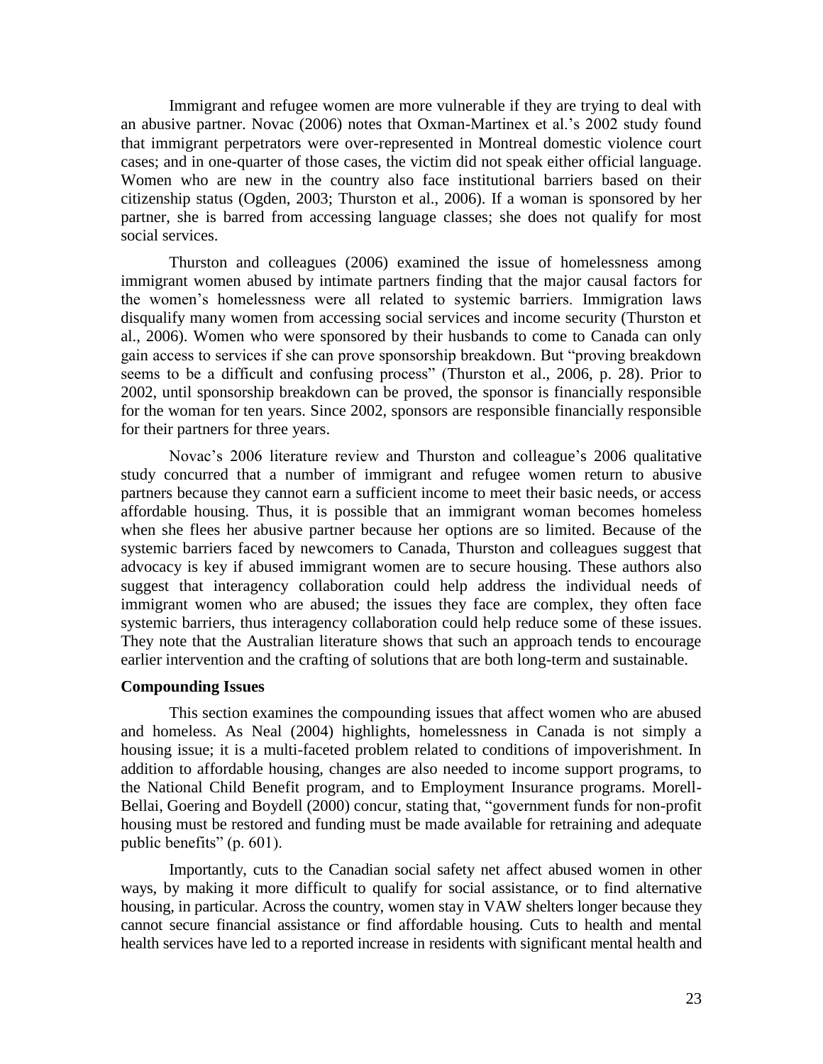Immigrant and refugee women are more vulnerable if they are trying to deal with an abusive partner. Novac (2006) notes that Oxman-Martinex et al.'s 2002 study found that immigrant perpetrators were over-represented in Montreal domestic violence court cases; and in one-quarter of those cases, the victim did not speak either official language. Women who are new in the country also face institutional barriers based on their citizenship status (Ogden, 2003; Thurston et al., 2006). If a woman is sponsored by her partner, she is barred from accessing language classes; she does not qualify for most social services.

Thurston and colleagues (2006) examined the issue of homelessness among immigrant women abused by intimate partners finding that the major causal factors for the women's homelessness were all related to systemic barriers. Immigration laws disqualify many women from accessing social services and income security (Thurston et al., 2006). Women who were sponsored by their husbands to come to Canada can only gain access to services if she can prove sponsorship breakdown. But "proving breakdown seems to be a difficult and confusing process" (Thurston et al., 2006, p. 28). Prior to 2002, until sponsorship breakdown can be proved, the sponsor is financially responsible for the woman for ten years. Since 2002, sponsors are responsible financially responsible for their partners for three years.

Novac's 2006 literature review and Thurston and colleague's 2006 qualitative study concurred that a number of immigrant and refugee women return to abusive partners because they cannot earn a sufficient income to meet their basic needs, or access affordable housing. Thus, it is possible that an immigrant woman becomes homeless when she flees her abusive partner because her options are so limited. Because of the systemic barriers faced by newcomers to Canada, Thurston and colleagues suggest that advocacy is key if abused immigrant women are to secure housing. These authors also suggest that interagency collaboration could help address the individual needs of immigrant women who are abused; the issues they face are complex, they often face systemic barriers, thus interagency collaboration could help reduce some of these issues. They note that the Australian literature shows that such an approach tends to encourage earlier intervention and the crafting of solutions that are both long-term and sustainable.

**Compounding Issues**

This section examines the compounding issues that affect women who are abused and homeless. As Neal (2004) highlights, homelessness in Canada is not simply a housing issue; it is a multi-faceted problem related to conditions of impoverishment. In addition to affordable housing, changes are also needed to income support programs, to the National Child Benefit program, and to Employment Insurance programs. Morell-Bellai, Goering and Boydell (2000) concur, stating that, "government funds for non-profit housing must be restored and funding must be made available for retraining and adequate public benefits" (p. 601).

Importantly, cuts to the Canadian social safety net affect abused women in other ways, by making it more difficult to qualify for social assistance, or to find alternative housing, in particular. Across the country, women stay in VAW shelters longer because they cannot secure financial assistance or find affordable housing. Cuts to health and mental health services have led to a reported increase in residents with significant mental health and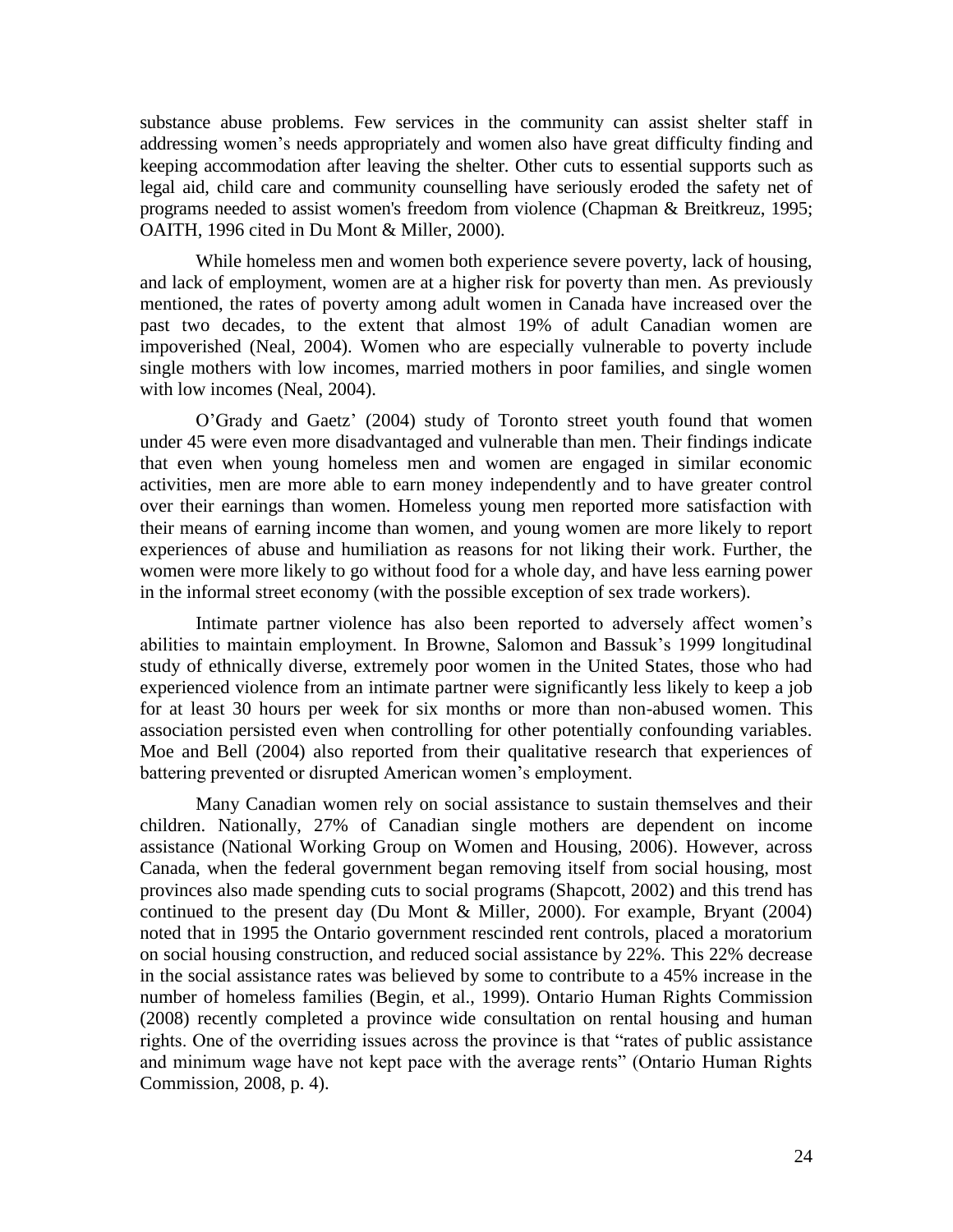substance abuse problems. Few services in the community can assist shelter staff in addressing women's needs appropriately and women also have great difficulty finding and keeping accommodation after leaving the shelter. Other cuts to essential supports such as legal aid, child care and community counselling have seriously eroded the safety net of programs needed to assist women's freedom from violence (Chapman & Breitkreuz, 1995; OAITH, 1996 cited in Du Mont & Miller, 2000).

While homeless men and women both experience severe poverty, lack of housing, and lack of employment, women are at a higher risk for poverty than men. As previously mentioned, the rates of poverty among adult women in Canada have increased over the past two decades, to the extent that almost 19% of adult Canadian women are impoverished (Neal, 2004). Women who are especially vulnerable to poverty include single mothers with low incomes, married mothers in poor families, and single women with low incomes (Neal, 2004).

O'Grady and Gaetz' (2004) study of Toronto street youth found that women under 45 were even more disadvantaged and vulnerable than men. Their findings indicate that even when young homeless men and women are engaged in similar economic activities, men are more able to earn money independently and to have greater control over their earnings than women. Homeless young men reported more satisfaction with their means of earning income than women, and young women are more likely to report experiences of abuse and humiliation as reasons for not liking their work. Further, the women were more likely to go without food for a whole day, and have less earning power in the informal street economy (with the possible exception of sex trade workers).

Intimate partner violence has also been reported to adversely affect women's abilities to maintain employment. In Browne, Salomon and Bassuk's 1999 longitudinal study of ethnically diverse, extremely poor women in the United States, those who had experienced violence from an intimate partner were significantly less likely to keep a job for at least 30 hours per week for six months or more than non-abused women. This association persisted even when controlling for other potentially confounding variables. Moe and Bell (2004) also reported from their qualitative research that experiences of battering prevented or disrupted American women's employment.

Many Canadian women rely on social assistance to sustain themselves and their children. Nationally, 27% of Canadian single mothers are dependent on income assistance (National Working Group on Women and Housing, 2006). However, across Canada, when the federal government began removing itself from social housing, most provinces also made spending cuts to social programs (Shapcott, 2002) and this trend has continued to the present day (Du Mont & Miller, 2000). For example, Bryant (2004) noted that in 1995 the Ontario government rescinded rent controls, placed a moratorium on social housing construction, and reduced social assistance by 22%. This 22% decrease in the social assistance rates was believed by some to contribute to a 45% increase in the number of homeless families (Begin, et al., 1999). Ontario Human Rights Commission (2008) recently completed a province wide consultation on rental housing and human rights. One of the overriding issues across the province is that "rates of public assistance and minimum wage have not kept pace with the average rents" (Ontario Human Rights Commission, 2008, p. 4).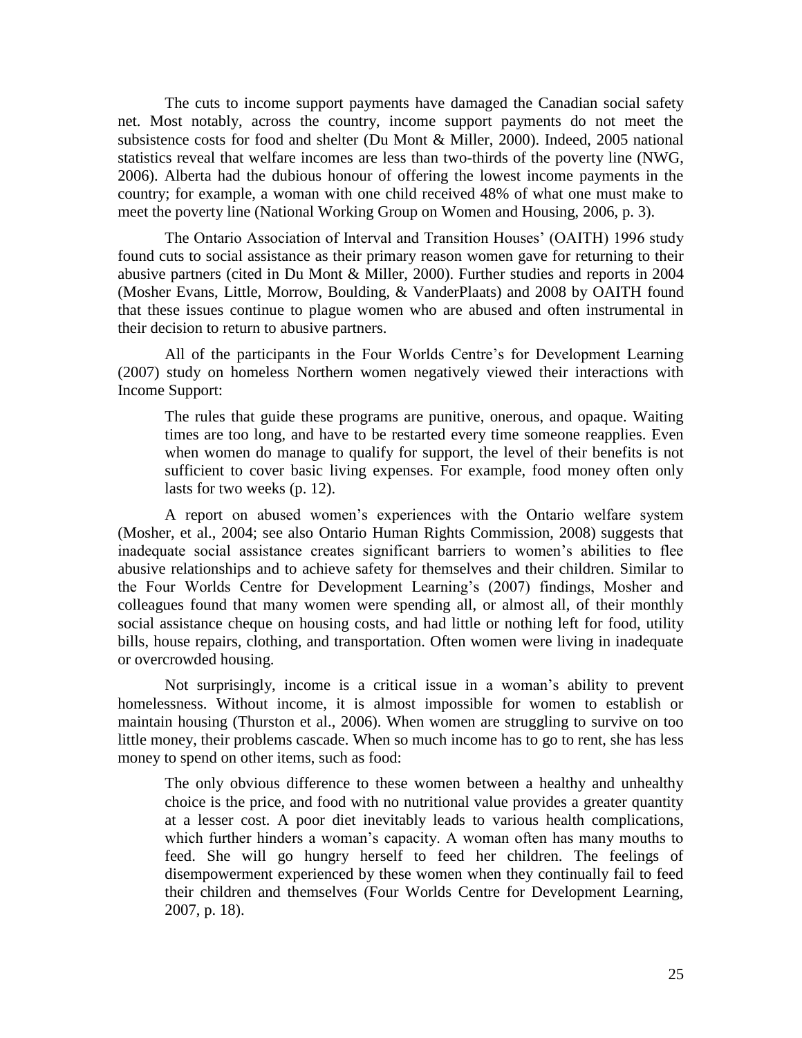The cuts to income support payments have damaged the Canadian social safety net. Most notably, across the country, income support payments do not meet the subsistence costs for food and shelter (Du Mont & Miller, 2000). Indeed, 2005 national statistics reveal that welfare incomes are less than two-thirds of the poverty line (NWG, 2006). Alberta had the dubious honour of offering the lowest income payments in the country; for example, a woman with one child received 48% of what one must make to meet the poverty line (National Working Group on Women and Housing, 2006, p. 3).

The Ontario Association of Interval and Transition Houses' (OAITH) 1996 study found cuts to social assistance as their primary reason women gave for returning to their abusive partners (cited in Du Mont & Miller, 2000). Further studies and reports in 2004 (Mosher Evans, Little, Morrow, Boulding, & VanderPlaats) and 2008 by OAITH found that these issues continue to plague women who are abused and often instrumental in their decision to return to abusive partners.

All of the participants in the Four Worlds Centre's for Development Learning (2007) study on homeless Northern women negatively viewed their interactions with Income Support:

> The rules that guide these programs are punitive, onerous, and opaque. Waiting times are too long, and have to be restarted every time someone reapplies. Even when women do manage to qualify for support, the level of their benefits is not sufficient to cover basic living expenses. For example, food money often only lasts for two weeks (p. 12).

A report on abused women's experiences with the Ontario welfare system (Mosher, et al., 2004; see also Ontario Human Rights Commission, 2008) suggests that inadequate social assistance creates significant barriers to women's abilities to flee abusive relationships and to achieve safety for themselves and their children. Similar to the Four Worlds Centre for Development Learning's (2007) findings, Mosher and colleagues found that many women were spending all, or almost all, of their monthly social assistance cheque on housing costs, and had little or nothing left for food, utility bills, house repairs, clothing, and transportation. Often women were living in inadequate or overcrowded housing.

Not surprisingly, income is a critical issue in a woman's ability to prevent homelessness. Without income, it is almost impossible for women to establish or maintain housing (Thurston et al., 2006). When women are struggling to survive on too little money, their problems cascade. When so much income has to go to rent, she has less money to spend on other items, such as food:

> The only obvious difference to these women between a healthy and unhealthy choice is the price, and food with no nutritional value provides a greater quantity at a lesser cost. A poor diet inevitably leads to various health complications, which further hinders a woman's capacity. A woman often has many mouths to feed. She will go hungry herself to feed her children. The feelings of disempowerment experienced by these women when they continually fail to feed their children and themselves (Four Worlds Centre for Development Learning, 2007, p. 18).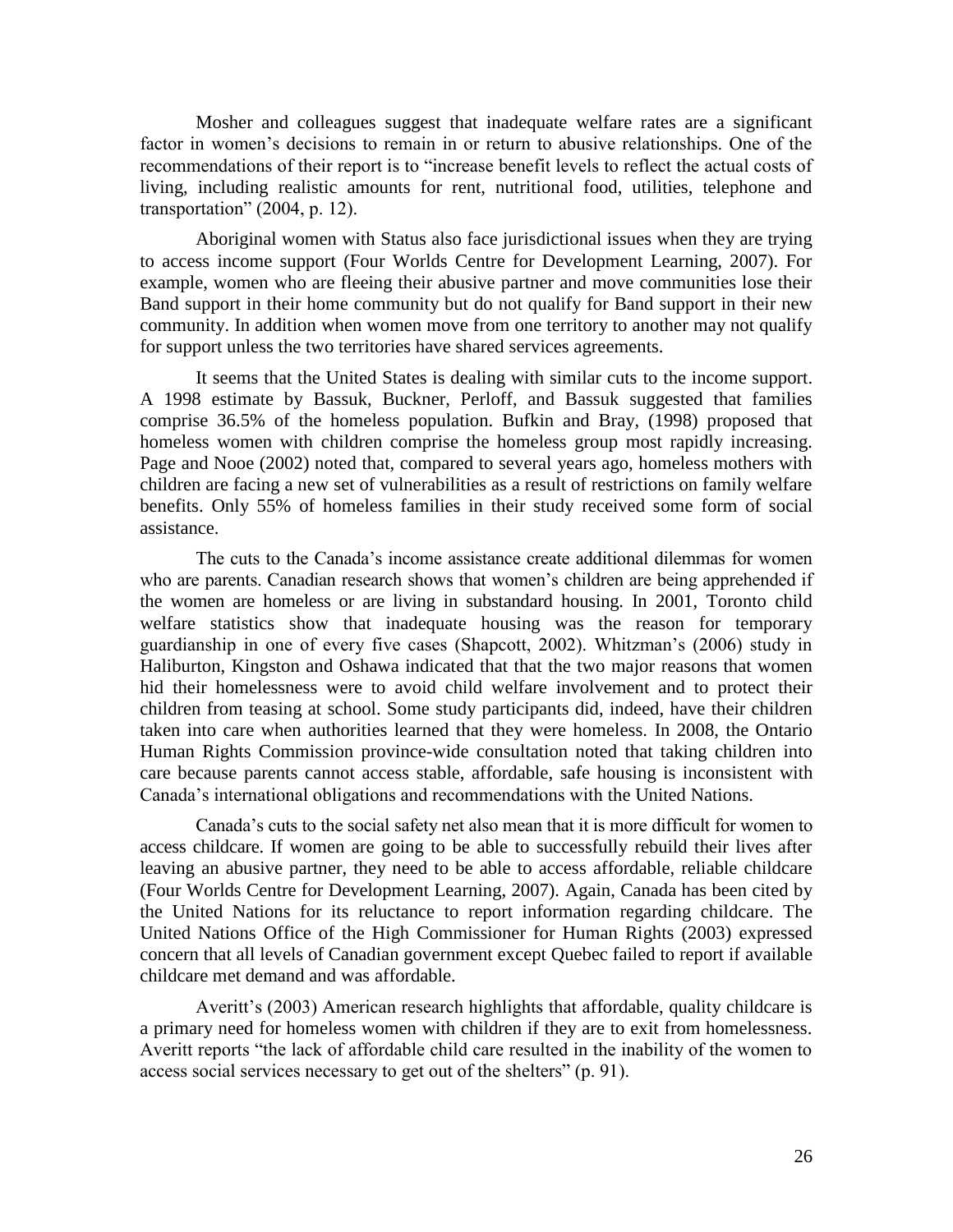Mosher and colleagues suggest that inadequate welfare rates are a significant factor in women's decisions to remain in or return to abusive relationships. One of the recommendations of their report is to "increase benefit levels to reflect the actual costs of living, including realistic amounts for rent, nutritional food, utilities, telephone and transportation" (2004, p. 12).

Aboriginal women with Status also face jurisdictional issues when they are trying to access income support (Four Worlds Centre for Development Learning, 2007). For example, women who are fleeing their abusive partner and move communities lose their Band support in their home community but do not qualify for Band support in their new community. In addition when women move from one territory to another may not qualify for support unless the two territories have shared services agreements.

It seems that the United States is dealing with similar cuts to the income support. A 1998 estimate by Bassuk, Buckner, Perloff, and Bassuk suggested that families comprise 36.5% of the homeless population. Bufkin and Bray, (1998) proposed that homeless women with children comprise the homeless group most rapidly increasing. Page and Nooe (2002) noted that, compared to several years ago, homeless mothers with children are facing a new set of vulnerabilities as a result of restrictions on family welfare benefits. Only 55% of homeless families in their study received some form of social assistance.

The cuts to the Canada's income assistance create additional dilemmas for women who are parents. Canadian research shows that women's children are being apprehended if the women are homeless or are living in substandard housing. In 2001, Toronto child welfare statistics show that inadequate housing was the reason for temporary guardianship in one of every five cases (Shapcott, 2002). Whitzman's (2006) study in Haliburton, Kingston and Oshawa indicated that that the two major reasons that women hid their homelessness were to avoid child welfare involvement and to protect their children from teasing at school. Some study participants did, indeed, have their children taken into care when authorities learned that they were homeless. In 2008, the Ontario Human Rights Commission province-wide consultation noted that taking children into care because parents cannot access stable, affordable, safe housing is inconsistent with Canada's international obligations and recommendations with the United Nations.

Canada's cuts to the social safety net also mean that it is more difficult for women to access childcare. If women are going to be able to successfully rebuild their lives after leaving an abusive partner, they need to be able to access affordable, reliable childcare (Four Worlds Centre for Development Learning, 2007). Again, Canada has been cited by the United Nations for its reluctance to report information regarding childcare. The United Nations Office of the High Commissioner for Human Rights (2003) expressed concern that all levels of Canadian government except Quebec failed to report if available childcare met demand and was affordable.

Averitt's (2003) American research highlights that affordable, quality childcare is a primary need for homeless women with children if they are to exit from homelessness. Averitt reports "the lack of affordable child care resulted in the inability of the women to access social services necessary to get out of the shelters" (p. 91).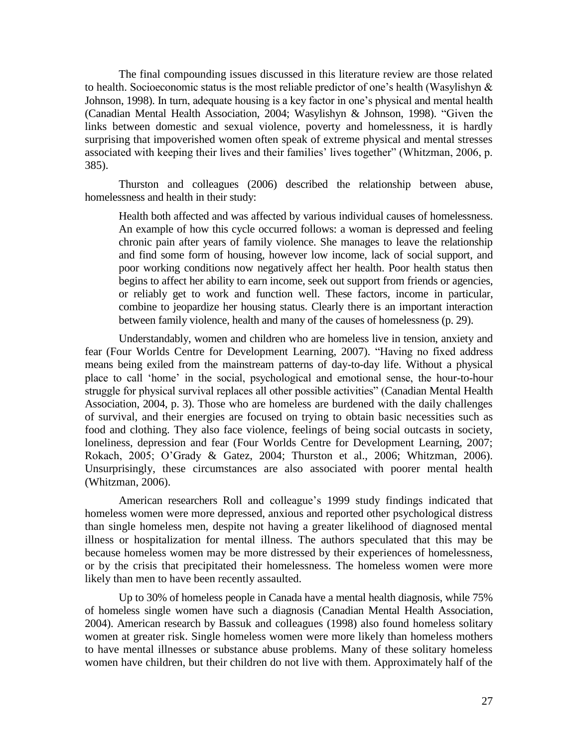The final compounding issues discussed in this literature review are those related to health. Socioeconomic status is the most reliable predictor of one's health (Wasylishyn & Johnson, 1998). In turn, adequate housing is a key factor in one's physical and mental health (Canadian Mental Health Association, 2004; Wasylishyn & Johnson, 1998). "Given the links between domestic and sexual violence, poverty and homelessness, it is hardly surprising that impoverished women often speak of extreme physical and mental stresses associated with keeping their lives and their families' lives together" (Whitzman, 2006, p. 385).

Thurston and colleagues (2006) described the relationship between abuse, homelessness and health in their study:

> Health both affected and was affected by various individual causes of homelessness. An example of how this cycle occurred follows: a woman is depressed and feeling chronic pain after years of family violence. She manages to leave the relationship and find some form of housing, however low income, lack of social support, and poor working conditions now negatively affect her health. Poor health status then begins to affect her ability to earn income, seek out support from friends or agencies, or reliably get to work and function well. These factors, income in particular, combine to jeopardize her housing status. Clearly there is an important interaction between family violence, health and many of the causes of homelessness (p. 29).

Understandably, women and children who are homeless live in tension, anxiety and fear (Four Worlds Centre for Development Learning, 2007). "Having no fixed address means being exiled from the mainstream patterns of day-to-day life. Without a physical place to call 'home' in the social, psychological and emotional sense, the hour-to-hour struggle for physical survival replaces all other possible activities" (Canadian Mental Health Association, 2004, p. 3). Those who are homeless are burdened with the daily challenges of survival, and their energies are focused on trying to obtain basic necessities such as food and clothing. They also face violence, feelings of being social outcasts in society, loneliness, depression and fear (Four Worlds Centre for Development Learning, 2007; Rokach, 2005; O'Grady & Gatez, 2004; Thurston et al., 2006; Whitzman, 2006). Unsurprisingly, these circumstances are also associated with poorer mental health (Whitzman, 2006).

American researchers Roll and colleague's 1999 study findings indicated that homeless women were more depressed, anxious and reported other psychological distress than single homeless men, despite not having a greater likelihood of diagnosed mental illness or hospitalization for mental illness. The authors speculated that this may be because homeless women may be more distressed by their experiences of homelessness, or by the crisis that precipitated their homelessness. The homeless women were more likely than men to have been recently assaulted.

Up to 30% of homeless people in Canada have a mental health diagnosis, while 75% of homeless single women have such a diagnosis (Canadian Mental Health Association, 2004). American research by Bassuk and colleagues (1998) also found homeless solitary women at greater risk. Single homeless women were more likely than homeless mothers to have mental illnesses or substance abuse problems. Many of these solitary homeless women have children, but their children do not live with them. Approximately half of the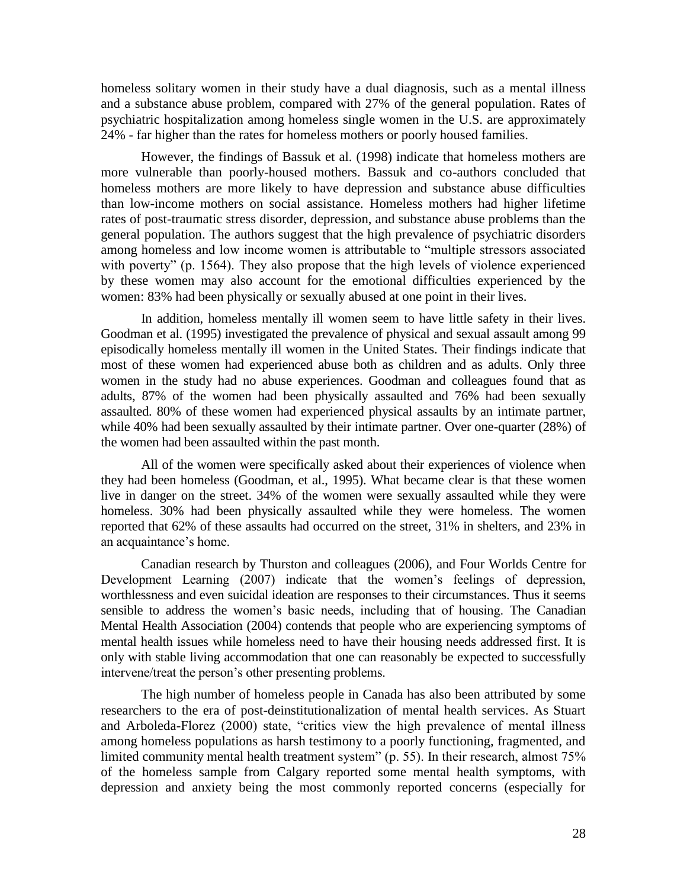homeless solitary women in their study have a dual diagnosis, such as a mental illness and a substance abuse problem, compared with 27% of the general population. Rates of psychiatric hospitalization among homeless single women in the U.S. are approximately 24% - far higher than the rates for homeless mothers or poorly housed families.

However, the findings of Bassuk et al. (1998) indicate that homeless mothers are more vulnerable than poorly-housed mothers. Bassuk and co-authors concluded that homeless mothers are more likely to have depression and substance abuse difficulties than low-income mothers on social assistance. Homeless mothers had higher lifetime rates of post-traumatic stress disorder, depression, and substance abuse problems than the general population. The authors suggest that the high prevalence of psychiatric disorders among homeless and low income women is attributable to "multiple stressors associated with poverty" (p. 1564). They also propose that the high levels of violence experienced by these women may also account for the emotional difficulties experienced by the women: 83% had been physically or sexually abused at one point in their lives.

In addition, homeless mentally ill women seem to have little safety in their lives. Goodman et al. (1995) investigated the prevalence of physical and sexual assault among 99 episodically homeless mentally ill women in the United States. Their findings indicate that most of these women had experienced abuse both as children and as adults. Only three women in the study had no abuse experiences. Goodman and colleagues found that as adults, 87% of the women had been physically assaulted and 76% had been sexually assaulted. 80% of these women had experienced physical assaults by an intimate partner, while 40% had been sexually assaulted by their intimate partner. Over one-quarter (28%) of the women had been assaulted within the past month.

All of the women were specifically asked about their experiences of violence when they had been homeless (Goodman, et al., 1995). What became clear is that these women live in danger on the street. 34% of the women were sexually assaulted while they were homeless. 30% had been physically assaulted while they were homeless. The women reported that 62% of these assaults had occurred on the street, 31% in shelters, and 23% in an acquaintance's home.

Canadian research by Thurston and colleagues (2006), and Four Worlds Centre for Development Learning (2007) indicate that the women's feelings of depression, worthlessness and even suicidal ideation are responses to their circumstances. Thus it seems sensible to address the women's basic needs, including that of housing. The Canadian Mental Health Association (2004) contends that people who are experiencing symptoms of mental health issues while homeless need to have their housing needs addressed first. It is only with stable living accommodation that one can reasonably be expected to successfully intervene/treat the person's other presenting problems.

The high number of homeless people in Canada has also been attributed by some researchers to the era of post-deinstitutionalization of mental health services. As Stuart and Arboleda-Florez (2000) state, "critics view the high prevalence of mental illness among homeless populations as harsh testimony to a poorly functioning, fragmented, and limited community mental health treatment system" (p. 55). In their research, almost 75% of the homeless sample from Calgary reported some mental health symptoms, with depression and anxiety being the most commonly reported concerns (especially for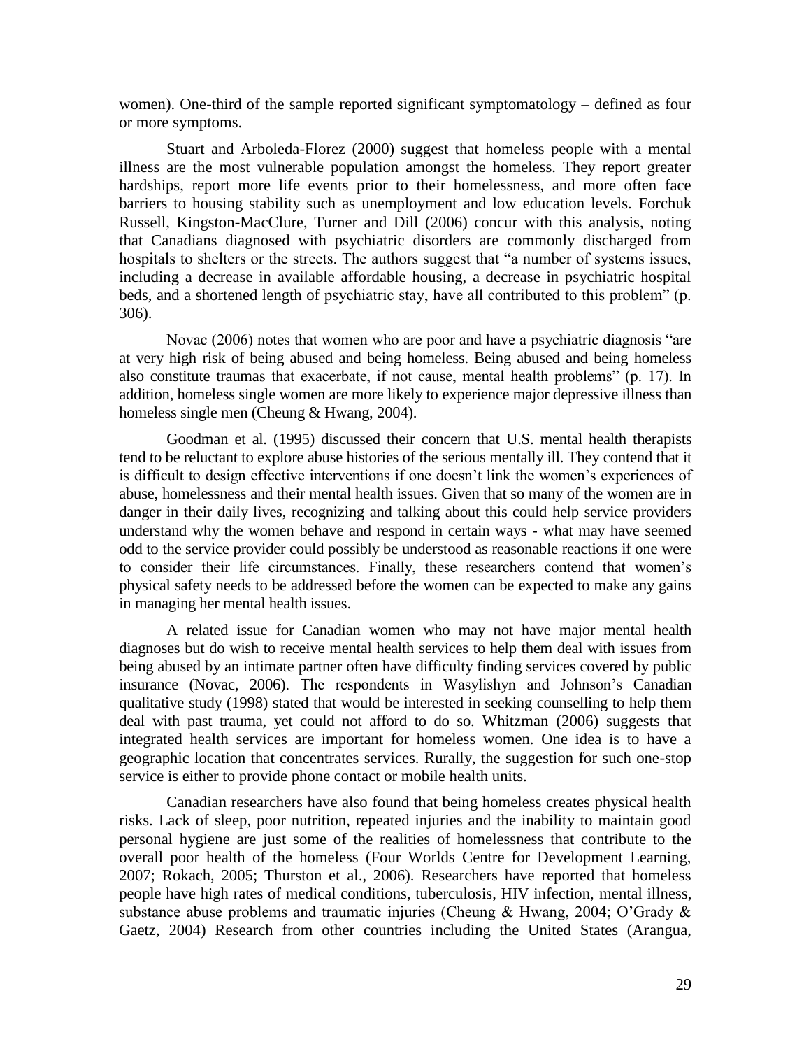women). One-third of the sample reported significant symptomatology – defined as four or more symptoms.

Stuart and Arboleda-Florez (2000) suggest that homeless people with a mental illness are the most vulnerable population amongst the homeless. They report greater hardships, report more life events prior to their homelessness, and more often face barriers to housing stability such as unemployment and low education levels. Forchuk Russell, Kingston-MacClure, Turner and Dill (2006) concur with this analysis, noting that Canadians diagnosed with psychiatric disorders are commonly discharged from hospitals to shelters or the streets. The authors suggest that "a number of systems issues, including a decrease in available affordable housing, a decrease in psychiatric hospital beds, and a shortened length of psychiatric stay, have all contributed to this problem" (p. 306).

Novac (2006) notes that women who are poor and have a psychiatric diagnosis "are at very high risk of being abused and being homeless. Being abused and being homeless also constitute traumas that exacerbate, if not cause, mental health problems" (p. 17). In addition, homeless single women are more likely to experience major depressive illness than homeless single men (Cheung & Hwang, 2004).

Goodman et al. (1995) discussed their concern that U.S. mental health therapists tend to be reluctant to explore abuse histories of the serious mentally ill. They contend that it is difficult to design effective interventions if one doesn't link the women's experiences of abuse, homelessness and their mental health issues. Given that so many of the women are in danger in their daily lives, recognizing and talking about this could help service providers understand why the women behave and respond in certain ways - what may have seemed odd to the service provider could possibly be understood as reasonable reactions if one were to consider their life circumstances. Finally, these researchers contend that women's physical safety needs to be addressed before the women can be expected to make any gains in managing her mental health issues.

A related issue for Canadian women who may not have major mental health diagnoses but do wish to receive mental health services to help them deal with issues from being abused by an intimate partner often have difficulty finding services covered by public insurance (Novac, 2006). The respondents in Wasylishyn and Johnson's Canadian qualitative study (1998) stated that would be interested in seeking counselling to help them deal with past trauma, yet could not afford to do so. Whitzman (2006) suggests that integrated health services are important for homeless women. One idea is to have a geographic location that concentrates services. Rurally, the suggestion for such one-stop service is either to provide phone contact or mobile health units.

Canadian researchers have also found that being homeless creates physical health risks. Lack of sleep, poor nutrition, repeated injuries and the inability to maintain good personal hygiene are just some of the realities of homelessness that contribute to the overall poor health of the homeless (Four Worlds Centre for Development Learning, 2007; Rokach, 2005; Thurston et al., 2006). Researchers have reported that homeless people have high rates of medical conditions, tuberculosis, HIV infection, mental illness, substance abuse problems and traumatic injuries (Cheung & Hwang, 2004; O'Grady & Gaetz, 2004) Research from other countries including the United States (Arangua,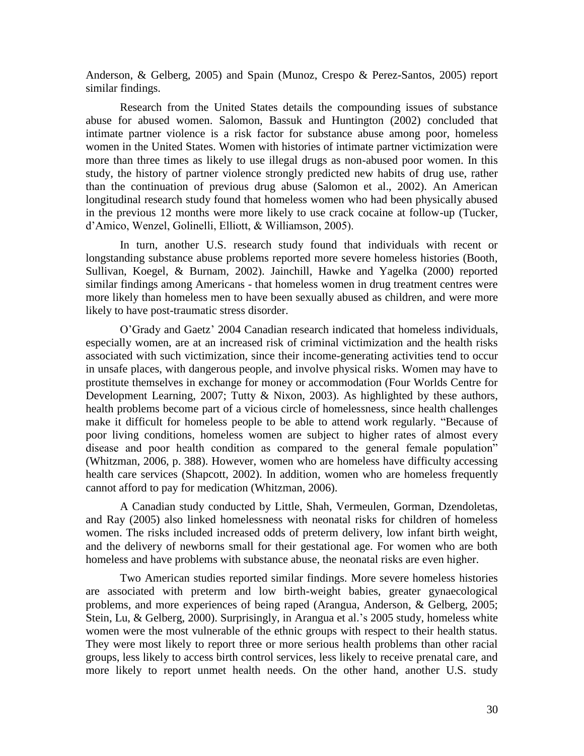Anderson, & Gelberg, 2005) and Spain (Munoz, Crespo & Perez-Santos, 2005) report similar findings.

Research from the United States details the compounding issues of substance abuse for abused women. Salomon, Bassuk and Huntington (2002) concluded that intimate partner violence is a risk factor for substance abuse among poor, homeless women in the United States. Women with histories of intimate partner victimization were more than three times as likely to use illegal drugs as non-abused poor women. In this study, the history of partner violence strongly predicted new habits of drug use, rather than the continuation of previous drug abuse (Salomon et al., 2002). An American longitudinal research study found that homeless women who had been physically abused in the previous 12 months were more likely to use crack cocaine at follow-up (Tucker, d'Amico, Wenzel, Golinelli, Elliott, & Williamson, 2005).

In turn, another U.S. research study found that individuals with recent or longstanding substance abuse problems reported more severe homeless histories (Booth, Sullivan, Koegel, & Burnam, 2002). Jainchill, Hawke and Yagelka (2000) reported similar findings among Americans - that homeless women in drug treatment centres were more likely than homeless men to have been sexually abused as children, and were more likely to have post-traumatic stress disorder.

O'Grady and Gaetz' 2004 Canadian research indicated that homeless individuals, especially women, are at an increased risk of criminal victimization and the health risks associated with such victimization, since their income-generating activities tend to occur in unsafe places, with dangerous people, and involve physical risks. Women may have to prostitute themselves in exchange for money or accommodation (Four Worlds Centre for Development Learning, 2007; Tutty & Nixon, 2003). As highlighted by these authors, health problems become part of a vicious circle of homelessness, since health challenges make it difficult for homeless people to be able to attend work regularly. "Because of poor living conditions, homeless women are subject to higher rates of almost every disease and poor health condition as compared to the general female population" (Whitzman, 2006, p. 388). However, women who are homeless have difficulty accessing health care services (Shapcott, 2002). In addition, women who are homeless frequently cannot afford to pay for medication (Whitzman, 2006).

A Canadian study conducted by Little, Shah, Vermeulen, Gorman, Dzendoletas, and Ray (2005) also linked homelessness with neonatal risks for children of homeless women. The risks included increased odds of preterm delivery, low infant birth weight, and the delivery of newborns small for their gestational age. For women who are both homeless and have problems with substance abuse, the neonatal risks are even higher.

Two American studies reported similar findings. More severe homeless histories are associated with preterm and low birth-weight babies, greater gynaecological problems, and more experiences of being raped (Arangua, Anderson, & Gelberg, 2005; Stein, Lu, & Gelberg, 2000). Surprisingly, in Arangua et al.'s 2005 study, homeless white women were the most vulnerable of the ethnic groups with respect to their health status. They were most likely to report three or more serious health problems than other racial groups, less likely to access birth control services, less likely to receive prenatal care, and more likely to report unmet health needs. On the other hand, another U.S. study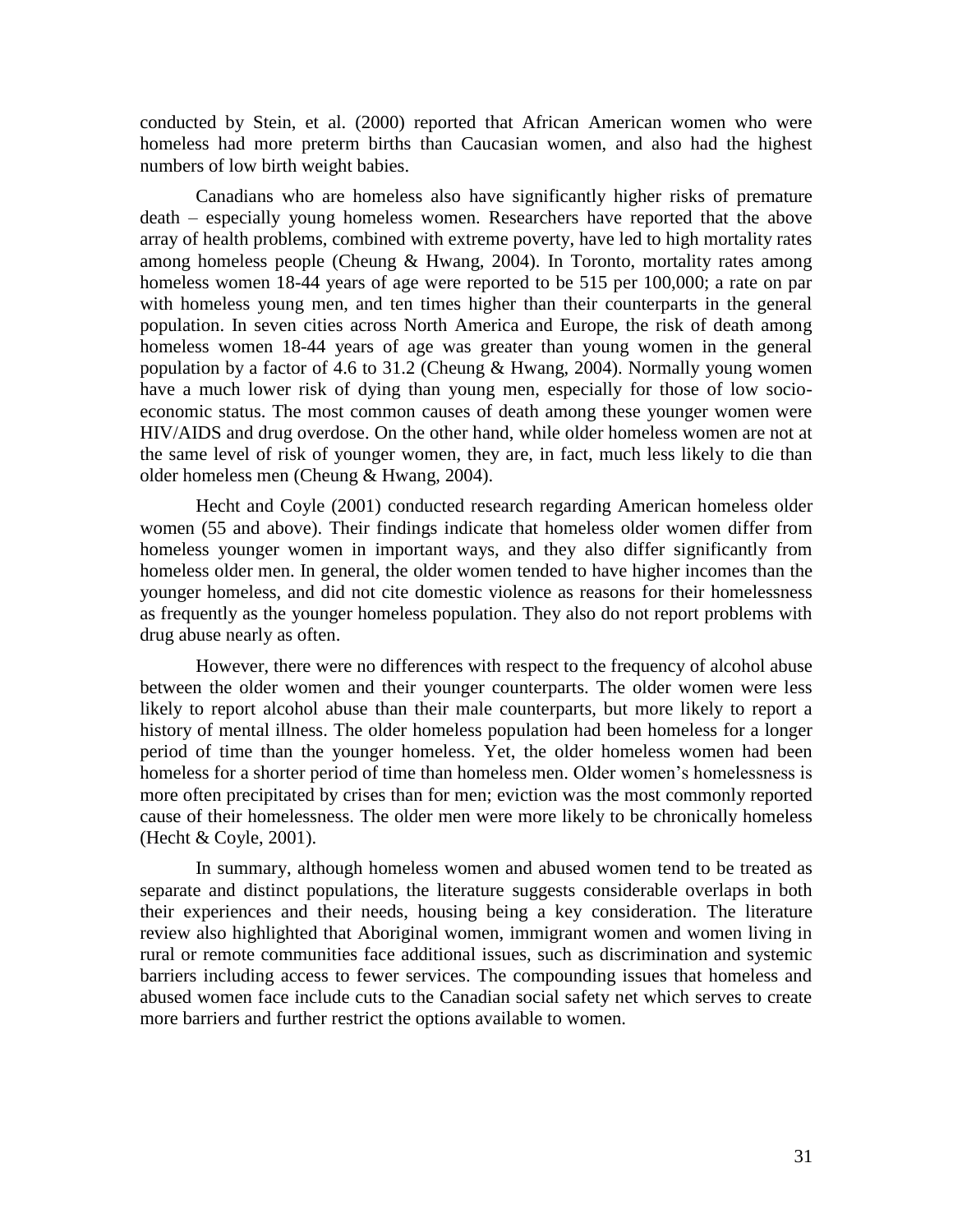conducted by Stein, et al. (2000) reported that African American women who were homeless had more preterm births than Caucasian women, and also had the highest numbers of low birth weight babies.

Canadians who are homeless also have significantly higher risks of premature death – especially young homeless women. Researchers have reported that the above array of health problems, combined with extreme poverty, have led to high mortality rates among homeless people (Cheung & Hwang, 2004). In Toronto, mortality rates among homeless women 18-44 years of age were reported to be 515 per 100,000; a rate on par with homeless young men, and ten times higher than their counterparts in the general population. In seven cities across North America and Europe, the risk of death among homeless women 18-44 years of age was greater than young women in the general population by a factor of 4.6 to 31.2 (Cheung & Hwang, 2004). Normally young women have a much lower risk of dying than young men, especially for those of low socio-economic status. The most common causes of death among these younger women were HIV/AIDS and drug overdose. On the other hand, while older homeless women are not at the same level of risk of younger women, they are, in fact, much less likely to die than older homeless men (Cheung & Hwang, 2004).

Hecht and Coyle (2001) conducted research regarding American homeless older women (55 and above). Their findings indicate that homeless older women differ from homeless younger women in important ways, and they also differ significantly from homeless older men. In general, the older women tended to have higher incomes than the younger homeless, and did not cite domestic violence as reasons for their homelessness as frequently as the younger homeless population. They also do not report problems with drug abuse nearly as often.

However, there were no differences with respect to the frequency of alcohol abuse between the older women and their younger counterparts. The older women were less likely to report alcohol abuse than their male counterparts, but more likely to report a history of mental illness. The older homeless population had been homeless for a longer period of time than the younger homeless. Yet, the older homeless women had been homeless for a shorter period of time than homeless men. Older women's homelessness is more often precipitated by crises than for men; eviction was the most commonly reported cause of their homelessness. The older men were more likely to be chronically homeless (Hecht & Coyle, 2001).

In summary, although homeless women and abused women tend to be treated as separate and distinct populations, the literature suggests considerable overlaps in both their experiences and their needs, housing being a key consideration. The literature review also highlighted that Aboriginal women, immigrant women and women living in rural or remote communities face additional issues, such as discrimination and systemic barriers including access to fewer services. The compounding issues that homeless and abused women face include cuts to the Canadian social safety net which serves to create more barriers and further restrict the options available to women.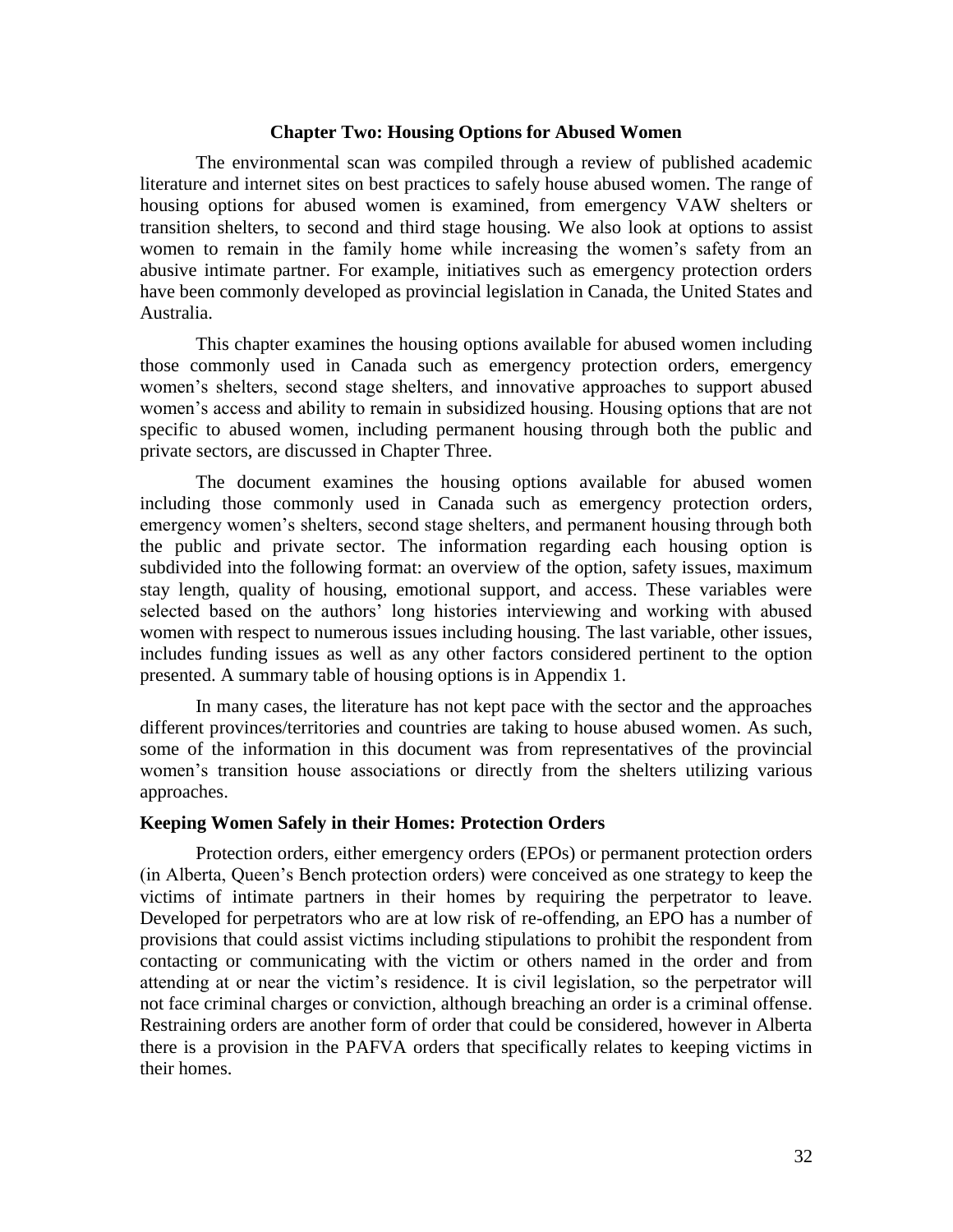## Chapter Two: Housing Options for Abused Women

The environmental scan was compiled through a review of published academic literature and internet sites on best practices to safely house abused women. The range of housing options for abused women is examined, from emergency VAW shelters or transition shelters, to second and third stage housing. We also look at options to assist women to remain in the family home while increasing the women's safety from an abusive intimate partner. For example, initiatives such as emergency protection orders have been commonly developed as provincial legislation in Canada, the United States and Australia.

This chapter examines the housing options available for abused women including those commonly used in Canada such as emergency protection orders, emergency women's shelters, second stage shelters, and innovative approaches to support abused women's access and ability to remain in subsidized housing. Housing options that are not specific to abused women, including permanent housing through both the public and private sectors, are discussed in Chapter Three.

The document examines the housing options available for abused women including those commonly used in Canada such as emergency protection orders, emergency women's shelters, second stage shelters, and permanent housing through both the public and private sector. The information regarding each housing option is subdivided into the following format: an overview of the option, safety issues, maximum stay length, quality of housing, emotional support, and access. These variables were selected based on the authors' long histories interviewing and working with abused women with respect to numerous issues including housing. The last variable, other issues, includes funding issues as well as any other factors considered pertinent to the option presented. A summary table of housing options is in Appendix 1.

In many cases, the literature has not kept pace with the sector and the approaches different provinces/territories and countries are taking to house abused women. As such, some of the information in this document was from representatives of the provincial women's transition house associations or directly from the shelters utilizing various approaches.

### Keeping Women Safely in their Homes: Protection Orders

Protection orders, either emergency orders (EPOs) or permanent protection orders (in Alberta, Queen's Bench protection orders) were conceived as one strategy to keep the victims of intimate partners in their homes by requiring the perpetrator to leave. Developed for perpetrators who are at low risk of re-offending, an EPO has a number of provisions that could assist victims including stipulations to prohibit the respondent from contacting or communicating with the victim or others named in the order and from attending at or near the victim's residence. It is civil legislation, so the perpetrator will not face criminal charges or conviction, although breaching an order is a criminal offense. Restraining orders are another form of order that could be considered, however in Alberta there is a provision in the PAFVA orders that specifically relates to keeping victims in their homes.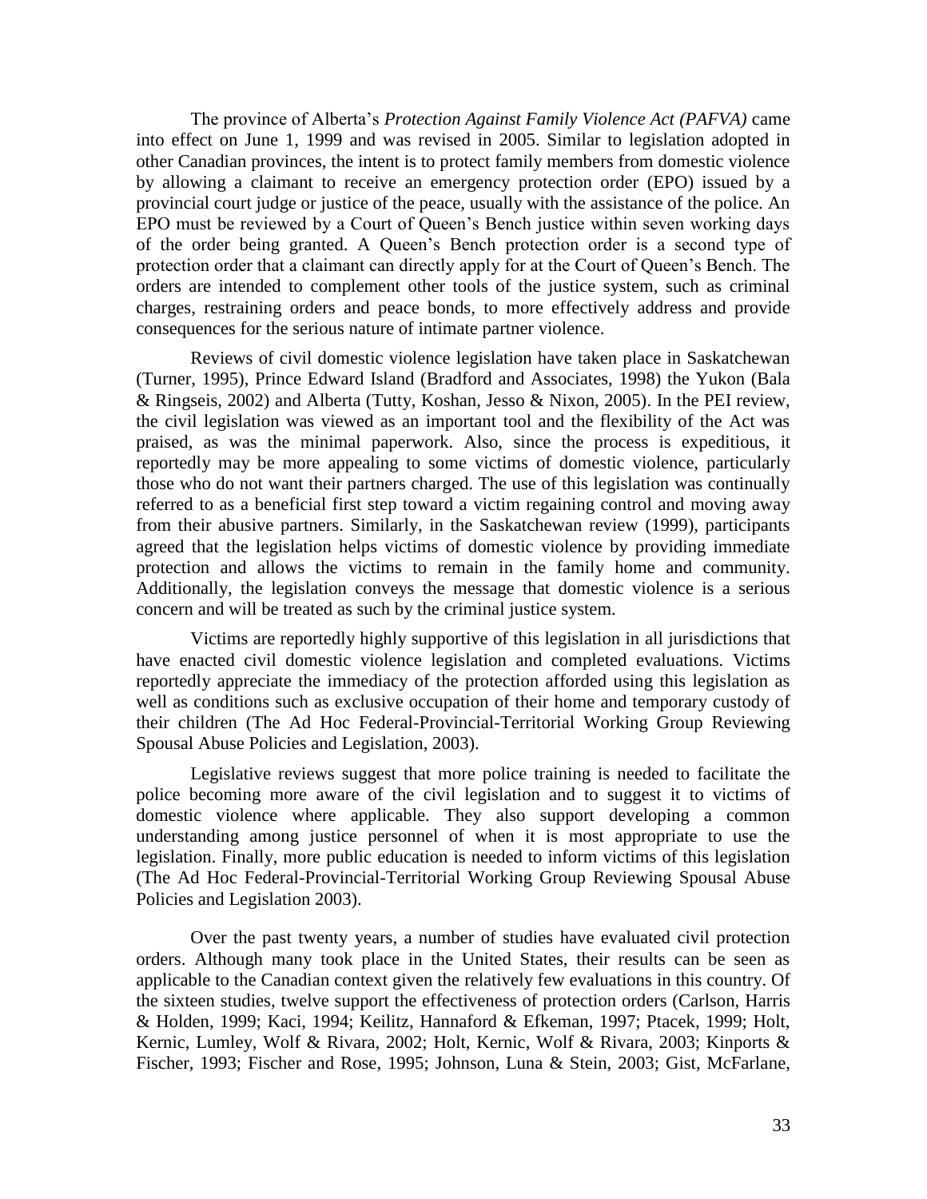The province of Alberta's *Protection Against Family Violence Act (PAFVA)* came into effect on June 1, 1999 and was revised in 2005. Similar to legislation adopted in other Canadian provinces, the intent is to protect family members from domestic violence by allowing a claimant to receive an emergency protection order (EPO) issued by a provincial court judge or justice of the peace, usually with the assistance of the police. An EPO must be reviewed by a Court of Queen's Bench justice within seven working days of the order being granted. A Queen's Bench protection order is a second type of protection order that a claimant can directly apply for at the Court of Queen's Bench. The orders are intended to complement other tools of the justice system, such as criminal charges, restraining orders and peace bonds, to more effectively address and provide consequences for the serious nature of intimate partner violence.

Reviews of civil domestic violence legislation have taken place in Saskatchewan (Turner, 1995), Prince Edward Island (Bradford and Associates, 1998) the Yukon (Bala & Ringseis, 2002) and Alberta (Tutty, Koshan, Jesso & Nixon, 2005). In the PEI review, the civil legislation was viewed as an important tool and the flexibility of the Act was praised, as was the minimal paperwork. Also, since the process is expeditious, it reportedly may be more appealing to some victims of domestic violence, particularly those who do not want their partners charged. The use of this legislation was continually referred to as a beneficial first step toward a victim regaining control and moving away from their abusive partners. Similarly, in the Saskatchewan review (1999), participants agreed that the legislation helps victims of domestic violence by providing immediate protection and allows the victims to remain in the family home and community. Additionally, the legislation conveys the message that domestic violence is a serious concern and will be treated as such by the criminal justice system.

Victims are reportedly highly supportive of this legislation in all jurisdictions that have enacted civil domestic violence legislation and completed evaluations. Victims reportedly appreciate the immediacy of the protection afforded using this legislation as well as conditions such as exclusive occupation of their home and temporary custody of their children (The Ad Hoc Federal-Provincial-Territorial Working Group Reviewing Spousal Abuse Policies and Legislation, 2003).

Legislative reviews suggest that more police training is needed to facilitate the police becoming more aware of the civil legislation and to suggest it to victims of domestic violence where applicable. They also support developing a common understanding among justice personnel of when it is most appropriate to use the legislation. Finally, more public education is needed to inform victims of this legislation (The Ad Hoc Federal-Provincial-Territorial Working Group Reviewing Spousal Abuse Policies and Legislation 2003).

Over the past twenty years, a number of studies have evaluated civil protection orders. Although many took place in the United States, their results can be seen as applicable to the Canadian context given the relatively few evaluations in this country. Of the sixteen studies, twelve support the effectiveness of protection orders (Carlson, Harris & Holden, 1999; Kaci, 1994; Keilitz, Hannaford & Efkeman, 1997; Ptacek, 1999; Holt, Kernic, Lumley, Wolf & Rivara, 2002; Holt, Kernic, Wolf & Rivara, 2003; Kinports & Fischer, 1993; Fischer and Rose, 1995; Johnson, Luna & Stein, 2003; Gist, McFarlane,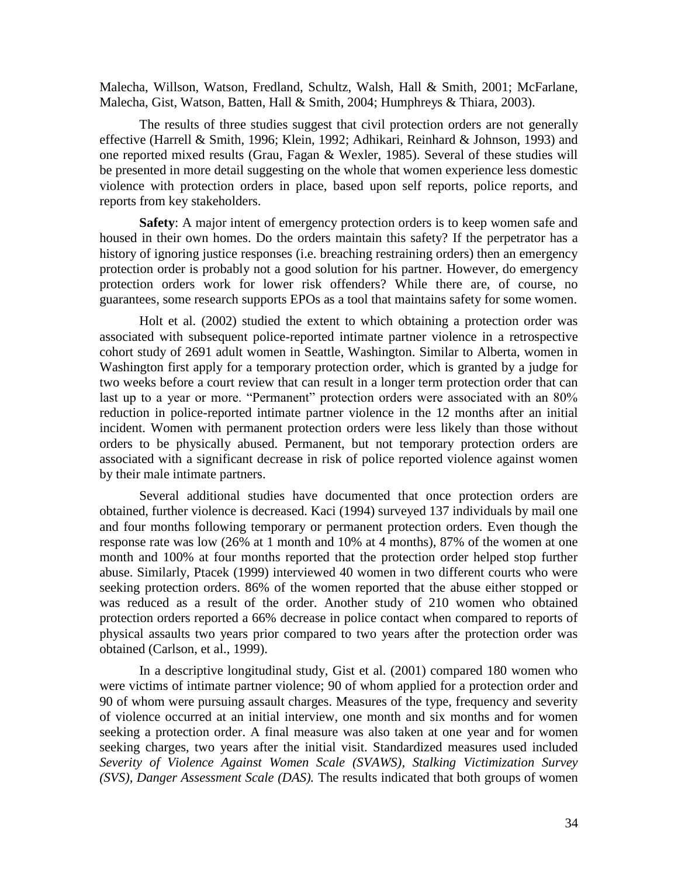Malecha, Willson, Watson, Fredland, Schultz, Walsh, Hall & Smith, 2001; McFarlane, Malecha, Gist, Watson, Batten, Hall & Smith, 2004; Humphreys & Thiara, 2003).

The results of three studies suggest that civil protection orders are not generally effective (Harrell & Smith, 1996; Klein, 1992; Adhikari, Reinhard & Johnson, 1993) and one reported mixed results (Grau, Fagan & Wexler, 1985). Several of these studies will be presented in more detail suggesting on the whole that women experience less domestic violence with protection orders in place, based upon self reports, police reports, and reports from key stakeholders.

**Safety**: A major intent of emergency protection orders is to keep women safe and housed in their own homes. Do the orders maintain this safety? If the perpetrator has a history of ignoring justice responses (i.e. breaching restraining orders) then an emergency protection order is probably not a good solution for his partner. However, do emergency protection orders work for lower risk offenders? While there are, of course, no guarantees, some research supports EPOs as a tool that maintains safety for some women.

Holt et al. (2002) studied the extent to which obtaining a protection order was associated with subsequent police-reported intimate partner violence in a retrospective cohort study of 2691 adult women in Seattle, Washington. Similar to Alberta, women in Washington first apply for a temporary protection order, which is granted by a judge for two weeks before a court review that can result in a longer term protection order that can last up to a year or more. "Permanent" protection orders were associated with an 80% reduction in police-reported intimate partner violence in the 12 months after an initial incident. Women with permanent protection orders were less likely than those without orders to be physically abused. Permanent, but not temporary protection orders are associated with a significant decrease in risk of police reported violence against women by their male intimate partners.

Several additional studies have documented that once protection orders are obtained, further violence is decreased. Kaci (1994) surveyed 137 individuals by mail one and four months following temporary or permanent protection orders. Even though the response rate was low (26% at 1 month and 10% at 4 months), 87% of the women at one month and 100% at four months reported that the protection order helped stop further abuse. Similarly, Ptacek (1999) interviewed 40 women in two different courts who were seeking protection orders. 86% of the women reported that the abuse either stopped or was reduced as a result of the order. Another study of 210 women who obtained protection orders reported a 66% decrease in police contact when compared to reports of physical assaults two years prior compared to two years after the protection order was obtained (Carlson, et al., 1999).

In a descriptive longitudinal study, Gist et al. (2001) compared 180 women who were victims of intimate partner violence; 90 of whom applied for a protection order and 90 of whom were pursuing assault charges. Measures of the type, frequency and severity of violence occurred at an initial interview, one month and six months and for women seeking a protection order. A final measure was also taken at one year and for women seeking charges, two years after the initial visit. Standardized measures used included *Severity of Violence Against Women Scale (SVAWS), Stalking Victimization Survey (SVS), Danger Assessment Scale (DAS).* The results indicated that both groups of women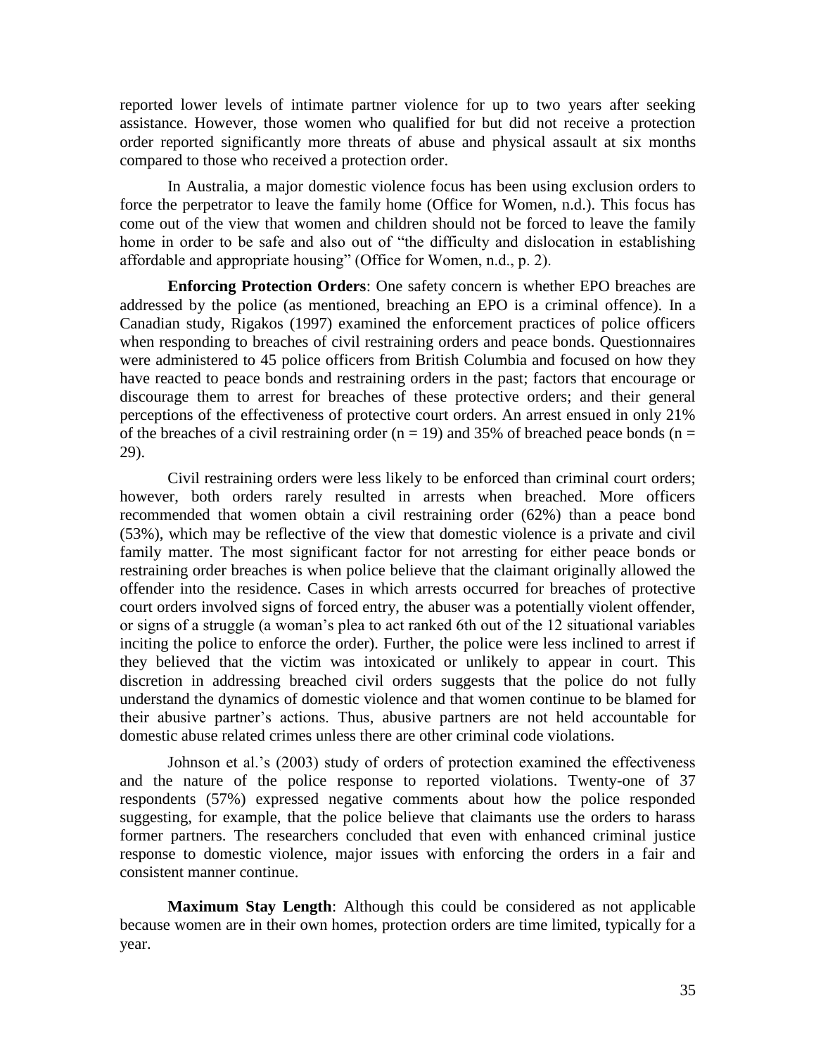reported lower levels of intimate partner violence for up to two years after seeking assistance. However, those women who qualified for but did not receive a protection order reported significantly more threats of abuse and physical assault at six months compared to those who received a protection order.

In Australia, a major domestic violence focus has been using exclusion orders to force the perpetrator to leave the family home (Office for Women, n.d.). This focus has come out of the view that women and children should not be forced to leave the family home in order to be safe and also out of "the difficulty and dislocation in establishing affordable and appropriate housing" (Office for Women, n.d., p. 2).

**Enforcing Protection Orders**: One safety concern is whether EPO breaches are addressed by the police (as mentioned, breaching an EPO is a criminal offence). In a Canadian study, Rigakos (1997) examined the enforcement practices of police officers when responding to breaches of civil restraining orders and peace bonds. Questionnaires were administered to 45 police officers from British Columbia and focused on how they have reacted to peace bonds and restraining orders in the past; factors that encourage or discourage them to arrest for breaches of these protective orders; and their general perceptions of the effectiveness of protective court orders. An arrest ensued in only 21% of the breaches of a civil restraining order (n = 19) and 35% of breached peace bonds (n = 29).

Civil restraining orders were less likely to be enforced than criminal court orders; however, both orders rarely resulted in arrests when breached. More officers recommended that women obtain a civil restraining order (62%) than a peace bond (53%), which may be reflective of the view that domestic violence is a private and civil family matter. The most significant factor for not arresting for either peace bonds or restraining order breaches is when police believe that the claimant originally allowed the offender into the residence. Cases in which arrests occurred for breaches of protective court orders involved signs of forced entry, the abuser was a potentially violent offender, or signs of a struggle (a woman's plea to act ranked 6th out of the 12 situational variables inciting the police to enforce the order). Further, the police were less inclined to arrest if they believed that the victim was intoxicated or unlikely to appear in court. This discretion in addressing breached civil orders suggests that the police do not fully understand the dynamics of domestic violence and that women continue to be blamed for their abusive partner's actions. Thus, abusive partners are not held accountable for domestic abuse related crimes unless there are other criminal code violations.

Johnson et al.'s (2003) study of orders of protection examined the effectiveness and the nature of the police response to reported violations. Twenty-one of 37 respondents (57%) expressed negative comments about how the police responded suggesting, for example, that the police believe that claimants use the orders to harass former partners. The researchers concluded that even with enhanced criminal justice response to domestic violence, major issues with enforcing the orders in a fair and consistent manner continue.

**Maximum Stay Length**: Although this could be considered as not applicable because women are in their own homes, protection orders are time limited, typically for a year.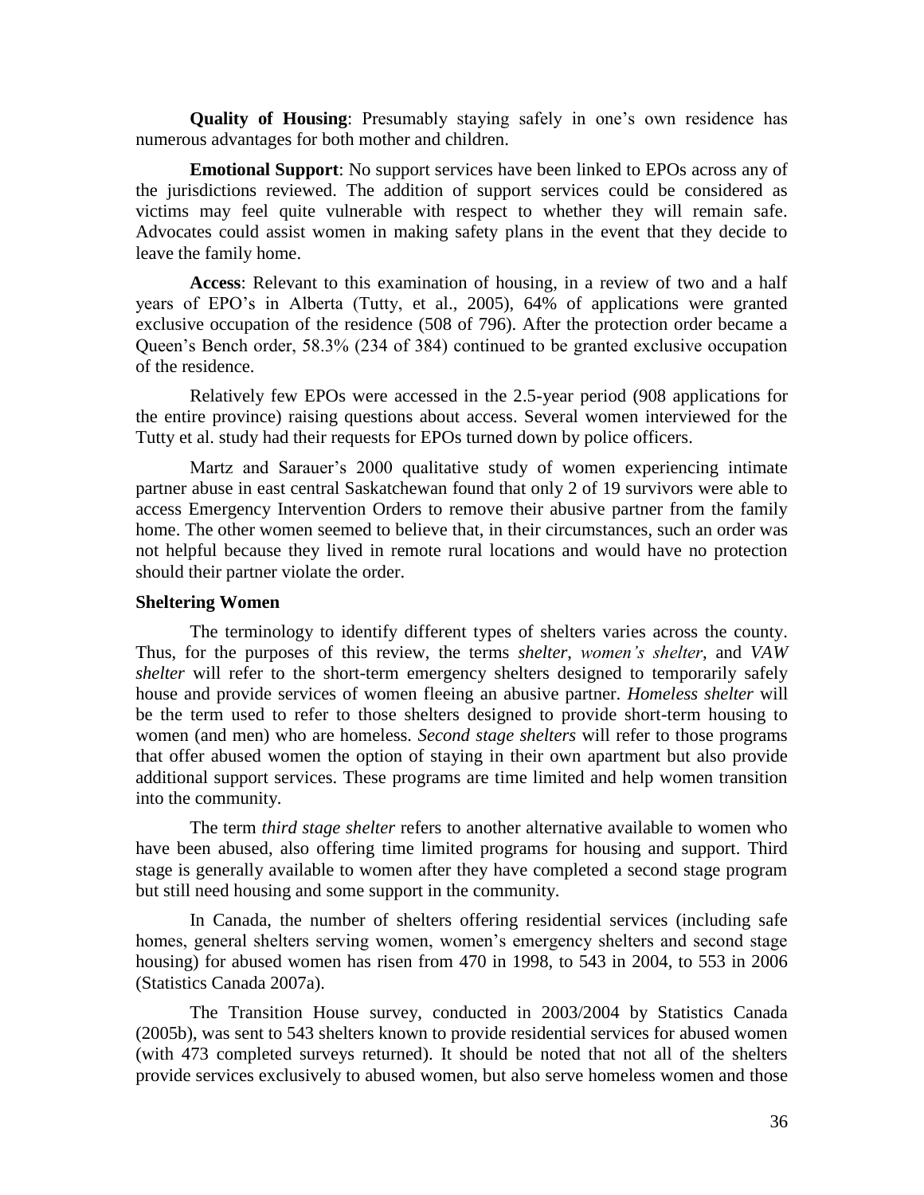**Quality of Housing**: Presumably staying safely in one's own residence has numerous advantages for both mother and children.

**Emotional Support**: No support services have been linked to EPOs across any of the jurisdictions reviewed. The addition of support services could be considered as victims may feel quite vulnerable with respect to whether they will remain safe. Advocates could assist women in making safety plans in the event that they decide to leave the family home.

**Access**: Relevant to this examination of housing, in a review of two and a half years of EPO's in Alberta (Tutty, et al., 2005), 64% of applications were granted exclusive occupation of the residence (508 of 796). After the protection order became a Queen's Bench order, 58.3% (234 of 384) continued to be granted exclusive occupation of the residence.

Relatively few EPOs were accessed in the 2.5-year period (908 applications for the entire province) raising questions about access. Several women interviewed for the Tutty et al. study had their requests for EPOs turned down by police officers.

Martz and Sarauer's 2000 qualitative study of women experiencing intimate partner abuse in east central Saskatchewan found that only 2 of 19 survivors were able to access Emergency Intervention Orders to remove their abusive partner from the family home. The other women seemed to believe that, in their circumstances, such an order was not helpful because they lived in remote rural locations and would have no protection should their partner violate the order.

### Sheltering Women

The terminology to identify different types of shelters varies across the county. Thus, for the purposes of this review, the terms *shelter*, *women's shelter*, and *VAW shelter* will refer to the short-term emergency shelters designed to temporarily safely house and provide services of women fleeing an abusive partner. *Homeless shelter* will be the term used to refer to those shelters designed to provide short-term housing to women (and men) who are homeless. *Second stage shelters* will refer to those programs that offer abused women the option of staying in their own apartment but also provide additional support services. These programs are time limited and help women transition into the community.

The term *third stage shelter* refers to another alternative available to women who have been abused, also offering time limited programs for housing and support. Third stage is generally available to women after they have completed a second stage program but still need housing and some support in the community.

In Canada, the number of shelters offering residential services (including safe homes, general shelters serving women, women's emergency shelters and second stage housing) for abused women has risen from 470 in 1998, to 543 in 2004, to 553 in 2006 (Statistics Canada 2007a).

The Transition House survey, conducted in 2003/2004 by Statistics Canada (2005b), was sent to 543 shelters known to provide residential services for abused women (with 473 completed surveys returned). It should be noted that not all of the shelters provide services exclusively to abused women, but also serve homeless women and those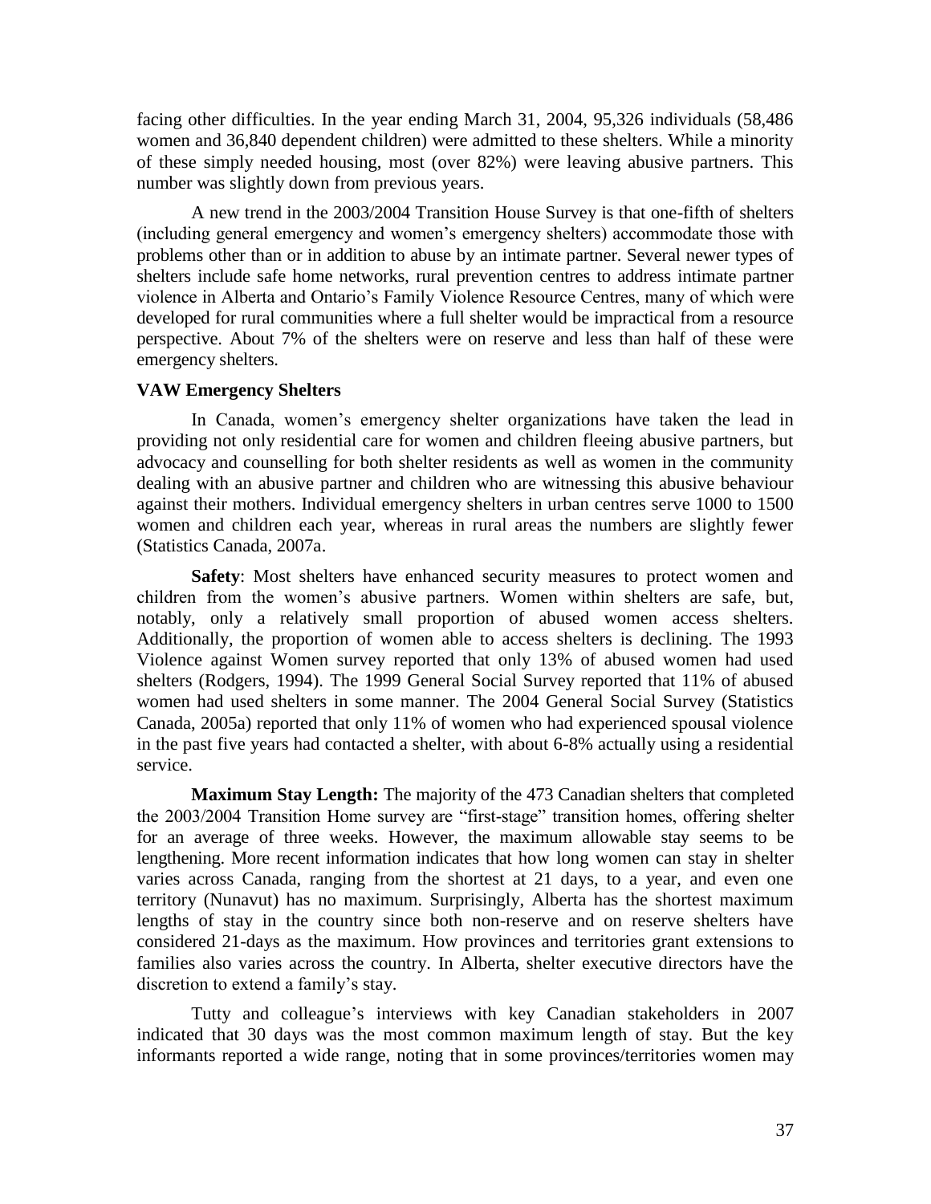facing other difficulties. In the year ending March 31, 2004, 95,326 individuals (58,486 women and 36,840 dependent children) were admitted to these shelters. While a minority of these simply needed housing, most (over 82%) were leaving abusive partners. This number was slightly down from previous years.

A new trend in the 2003/2004 Transition House Survey is that one-fifth of shelters (including general emergency and women's emergency shelters) accommodate those with problems other than or in addition to abuse by an intimate partner. Several newer types of shelters include safe home networks, rural prevention centres to address intimate partner violence in Alberta and Ontario's Family Violence Resource Centres, many of which were developed for rural communities where a full shelter would be impractical from a resource perspective. About 7% of the shelters were on reserve and less than half of these were emergency shelters.

### VAW Emergency Shelters

In Canada, women's emergency shelter organizations have taken the lead in providing not only residential care for women and children fleeing abusive partners, but advocacy and counselling for both shelter residents as well as women in the community dealing with an abusive partner and children who are witnessing this abusive behaviour against their mothers. Individual emergency shelters in urban centres serve 1000 to 1500 women and children each year, whereas in rural areas the numbers are slightly fewer (Statistics Canada, 2007a.

**Safety**: Most shelters have enhanced security measures to protect women and children from the women's abusive partners. Women within shelters are safe, but, notably, only a relatively small proportion of abused women access shelters. Additionally, the proportion of women able to access shelters is declining. The 1993 Violence against Women survey reported that only 13% of abused women had used shelters (Rodgers, 1994). The 1999 General Social Survey reported that 11% of abused women had used shelters in some manner. The 2004 General Social Survey (Statistics Canada, 2005a) reported that only 11% of women who had experienced spousal violence in the past five years had contacted a shelter, with about 6-8% actually using a residential service.

**Maximum Stay Length:** The majority of the 473 Canadian shelters that completed the 2003/2004 Transition Home survey are "first-stage" transition homes, offering shelter for an average of three weeks. However, the maximum allowable stay seems to be lengthening. More recent information indicates that how long women can stay in shelter varies across Canada, ranging from the shortest at 21 days, to a year, and even one territory (Nunavut) has no maximum. Surprisingly, Alberta has the shortest maximum lengths of stay in the country since both non-reserve and on reserve shelters have considered 21-days as the maximum. How provinces and territories grant extensions to families also varies across the country. In Alberta, shelter executive directors have the discretion to extend a family's stay.

Tutty and colleague's interviews with key Canadian stakeholders in 2007 indicated that 30 days was the most common maximum length of stay. But the key informants reported a wide range, noting that in some provinces/territories women may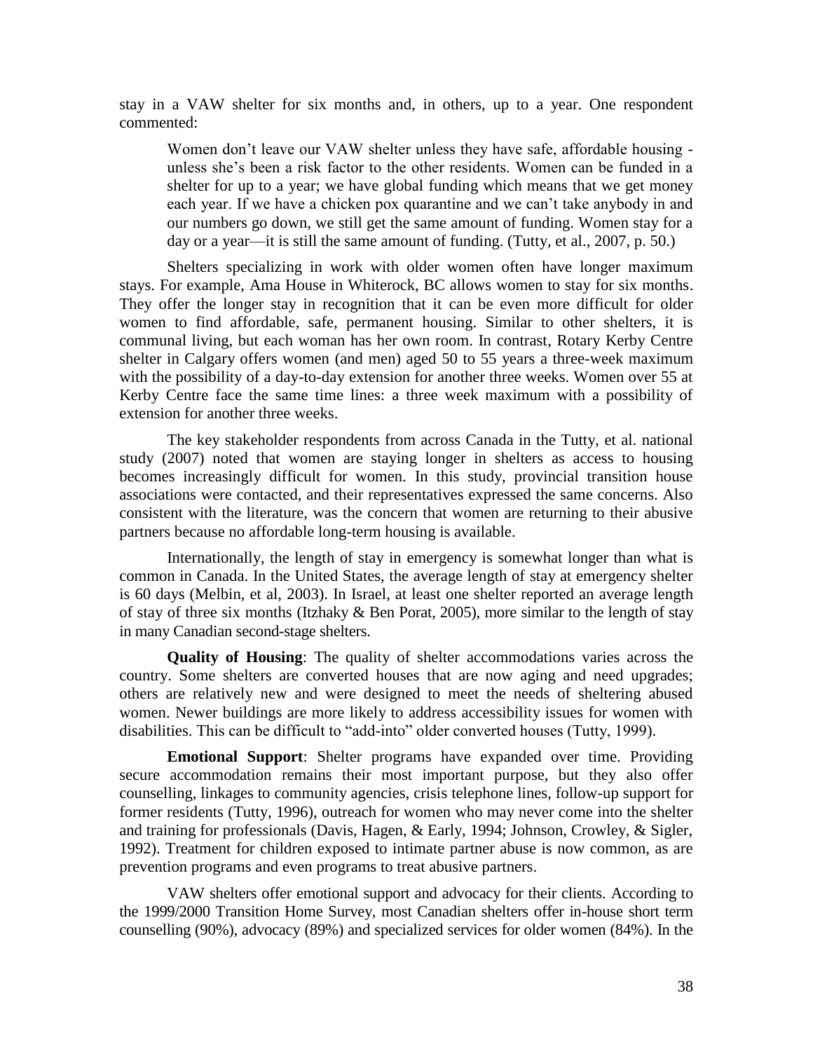stay in a VAW shelter for six months and, in others, up to a year. One respondent commented:

> Women don't leave our VAW shelter unless they have safe, affordable housing - unless she's been a risk factor to the other residents. Women can be funded in a shelter for up to a year; we have global funding which means that we get money each year. If we have a chicken pox quarantine and we can't take anybody in and our numbers go down, we still get the same amount of funding. Women stay for a day or a year—it is still the same amount of funding. (Tutty, et al., 2007, p. 50.)

Shelters specializing in work with older women often have longer maximum stays. For example, Ama House in Whiterock, BC allows women to stay for six months. They offer the longer stay in recognition that it can be even more difficult for older women to find affordable, safe, permanent housing. Similar to other shelters, it is communal living, but each woman has her own room. In contrast, Rotary Kerby Centre shelter in Calgary offers women (and men) aged 50 to 55 years a three-week maximum with the possibility of a day-to-day extension for another three weeks. Women over 55 at Kerby Centre face the same time lines: a three week maximum with a possibility of extension for another three weeks.

The key stakeholder respondents from across Canada in the Tutty, et al. national study (2007) noted that women are staying longer in shelters as access to housing becomes increasingly difficult for women. In this study, provincial transition house associations were contacted, and their representatives expressed the same concerns. Also consistent with the literature, was the concern that women are returning to their abusive partners because no affordable long-term housing is available.

Internationally, the length of stay in emergency is somewhat longer than what is common in Canada. In the United States, the average length of stay at emergency shelter is 60 days (Melbin, et al, 2003). In Israel, at least one shelter reported an average length of stay of three six months (Itzhaky & Ben Porat, 2005), more similar to the length of stay in many Canadian second-stage shelters.

**Quality of Housing**: The quality of shelter accommodations varies across the country. Some shelters are converted houses that are now aging and need upgrades; others are relatively new and were designed to meet the needs of sheltering abused women. Newer buildings are more likely to address accessibility issues for women with disabilities. This can be difficult to "add-into" older converted houses (Tutty, 1999).

**Emotional Support**: Shelter programs have expanded over time. Providing secure accommodation remains their most important purpose, but they also offer counselling, linkages to community agencies, crisis telephone lines, follow-up support for former residents (Tutty, 1996), outreach for women who may never come into the shelter and training for professionals (Davis, Hagen, & Early, 1994; Johnson, Crowley, & Sigler, 1992). Treatment for children exposed to intimate partner abuse is now common, as are prevention programs and even programs to treat abusive partners.

VAW shelters offer emotional support and advocacy for their clients. According to the 1999/2000 Transition Home Survey, most Canadian shelters offer in-house short term counselling (90%), advocacy (89%) and specialized services for older women (84%). In the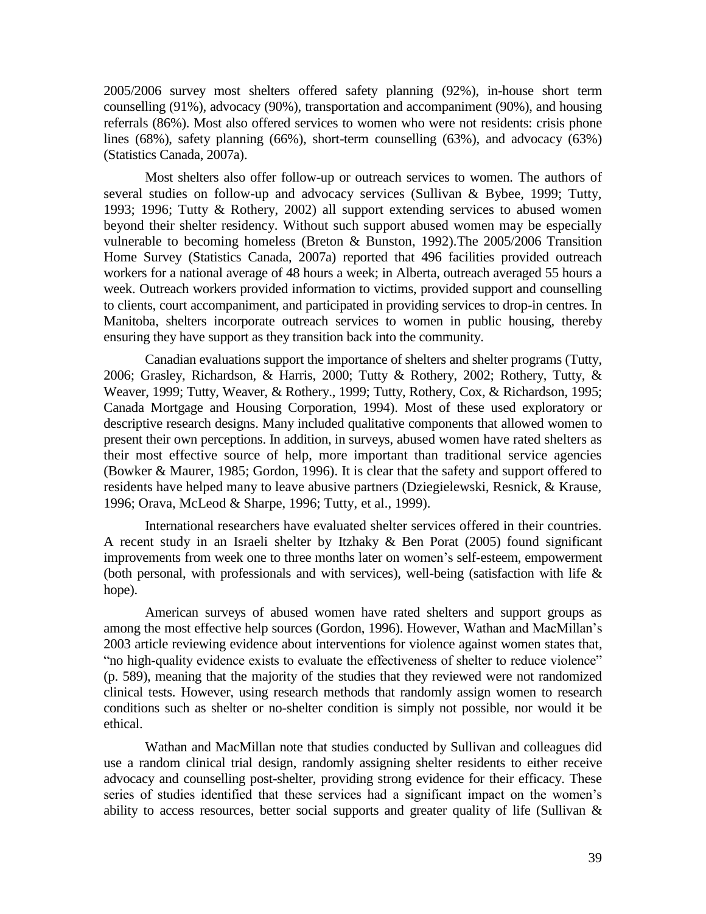2005/2006 survey most shelters offered safety planning (92%), in-house short term counselling (91%), advocacy (90%), transportation and accompaniment (90%), and housing referrals (86%). Most also offered services to women who were not residents: crisis phone lines (68%), safety planning (66%), short-term counselling (63%), and advocacy (63%) (Statistics Canada, 2007a).

Most shelters also offer follow-up or outreach services to women. The authors of several studies on follow-up and advocacy services (Sullivan & Bybee, 1999; Tutty, 1993; 1996; Tutty & Rothery, 2002) all support extending services to abused women beyond their shelter residency. Without such support abused women may be especially vulnerable to becoming homeless (Breton & Bunston, 1992).The 2005/2006 Transition Home Survey (Statistics Canada, 2007a) reported that 496 facilities provided outreach workers for a national average of 48 hours a week; in Alberta, outreach averaged 55 hours a week. Outreach workers provided information to victims, provided support and counselling to clients, court accompaniment, and participated in providing services to drop-in centres. In Manitoba, shelters incorporate outreach services to women in public housing, thereby ensuring they have support as they transition back into the community.

Canadian evaluations support the importance of shelters and shelter programs (Tutty, 2006; Grasley, Richardson, & Harris, 2000; Tutty & Rothery, 2002; Rothery, Tutty, & Weaver, 1999; Tutty, Weaver, & Rothery., 1999; Tutty, Rothery, Cox, & Richardson, 1995; Canada Mortgage and Housing Corporation, 1994). Most of these used exploratory or descriptive research designs. Many included qualitative components that allowed women to present their own perceptions. In addition, in surveys, abused women have rated shelters as their most effective source of help, more important than traditional service agencies (Bowker & Maurer, 1985; Gordon, 1996). It is clear that the safety and support offered to residents have helped many to leave abusive partners (Dziegielewski, Resnick, & Krause, 1996; Orava, McLeod & Sharpe, 1996; Tutty, et al., 1999).

International researchers have evaluated shelter services offered in their countries. A recent study in an Israeli shelter by Itzhaky & Ben Porat (2005) found significant improvements from week one to three months later on women's self-esteem, empowerment (both personal, with professionals and with services), well-being (satisfaction with life & hope).

American surveys of abused women have rated shelters and support groups as among the most effective help sources (Gordon, 1996). However, Wathan and MacMillan's 2003 article reviewing evidence about interventions for violence against women states that, "no high-quality evidence exists to evaluate the effectiveness of shelter to reduce violence" (p. 589), meaning that the majority of the studies that they reviewed were not randomized clinical tests. However, using research methods that randomly assign women to research conditions such as shelter or no-shelter condition is simply not possible, nor would it be ethical.

Wathan and MacMillan note that studies conducted by Sullivan and colleagues did use a random clinical trial design, randomly assigning shelter residents to either receive advocacy and counselling post-shelter, providing strong evidence for their efficacy. These series of studies identified that these services had a significant impact on the women's ability to access resources, better social supports and greater quality of life (Sullivan &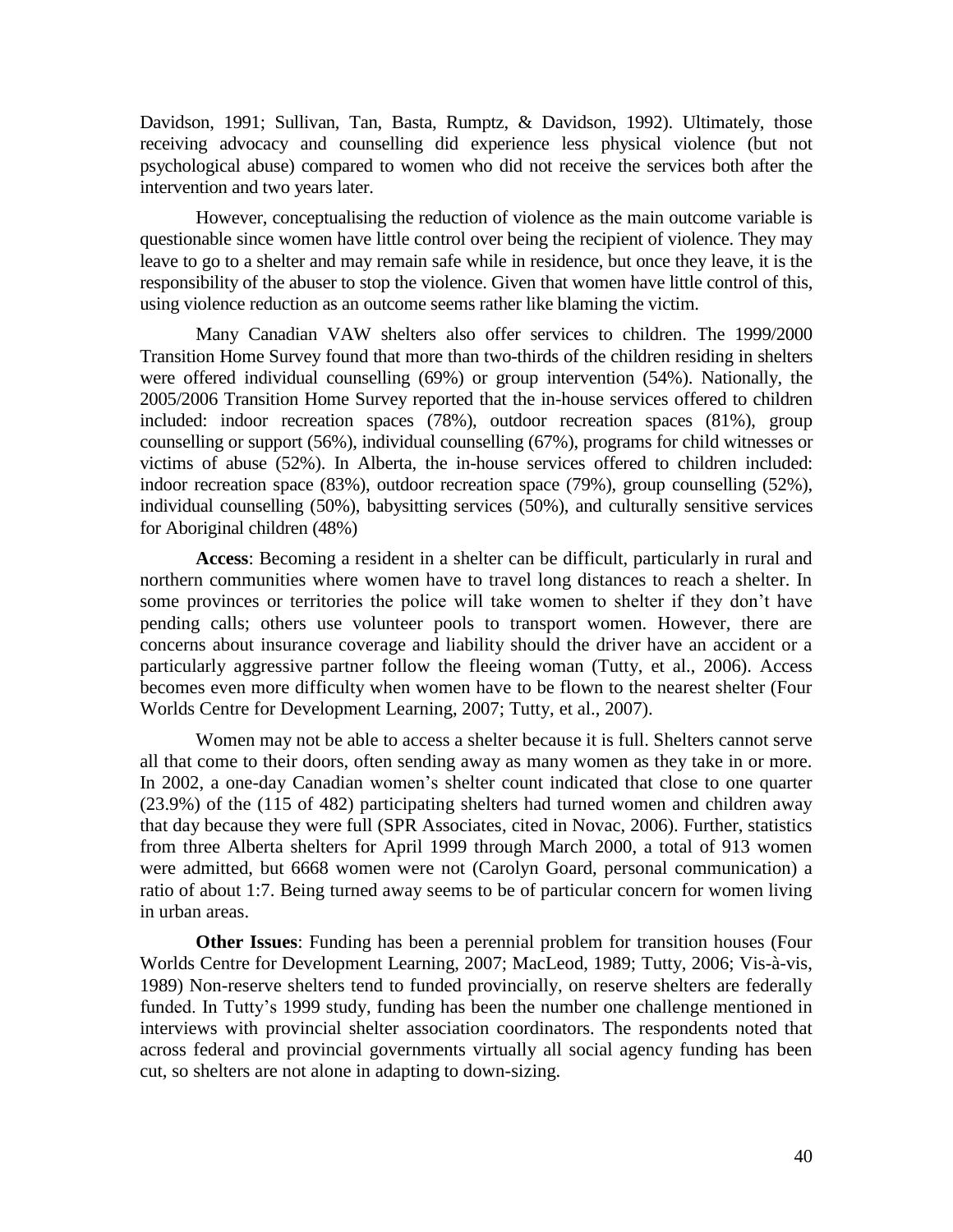Davidson, 1991; Sullivan, Tan, Basta, Rumptz, & Davidson, 1992). Ultimately, those receiving advocacy and counselling did experience less physical violence (but not psychological abuse) compared to women who did not receive the services both after the intervention and two years later.

However, conceptualising the reduction of violence as the main outcome variable is questionable since women have little control over being the recipient of violence. They may leave to go to a shelter and may remain safe while in residence, but once they leave, it is the responsibility of the abuser to stop the violence. Given that women have little control of this, using violence reduction as an outcome seems rather like blaming the victim.

Many Canadian VAW shelters also offer services to children. The 1999/2000 Transition Home Survey found that more than two-thirds of the children residing in shelters were offered individual counselling (69%) or group intervention (54%). Nationally, the 2005/2006 Transition Home Survey reported that the in-house services offered to children included: indoor recreation spaces (78%), outdoor recreation spaces (81%), group counselling or support (56%), individual counselling (67%), programs for child witnesses or victims of abuse (52%). In Alberta, the in-house services offered to children included: indoor recreation space (83%), outdoor recreation space (79%), group counselling (52%), individual counselling (50%), babysitting services (50%), and culturally sensitive services for Aboriginal children (48%)

**Access**: Becoming a resident in a shelter can be difficult, particularly in rural and northern communities where women have to travel long distances to reach a shelter. In some provinces or territories the police will take women to shelter if they don't have pending calls; others use volunteer pools to transport women. However, there are concerns about insurance coverage and liability should the driver have an accident or a particularly aggressive partner follow the fleeing woman (Tutty, et al., 2006). Access becomes even more difficulty when women have to be flown to the nearest shelter (Four Worlds Centre for Development Learning, 2007; Tutty, et al., 2007).

Women may not be able to access a shelter because it is full. Shelters cannot serve all that come to their doors, often sending away as many women as they take in or more. In 2002, a one-day Canadian women's shelter count indicated that close to one quarter (23.9%) of the (115 of 482) participating shelters had turned women and children away that day because they were full (SPR Associates, cited in Novac, 2006). Further, statistics from three Alberta shelters for April 1999 through March 2000, a total of 913 women were admitted, but 6668 women were not (Carolyn Goard, personal communication) a ratio of about 1:7. Being turned away seems to be of particular concern for women living in urban areas.

**Other Issues**: Funding has been a perennial problem for transition houses (Four Worlds Centre for Development Learning, 2007; MacLeod, 1989; Tutty, 2006; Vis-à-vis, 1989) Non-reserve shelters tend to funded provincially, on reserve shelters are federally funded. In Tutty's 1999 study, funding has been the number one challenge mentioned in interviews with provincial shelter association coordinators. The respondents noted that across federal and provincial governments virtually all social agency funding has been cut, so shelters are not alone in adapting to down-sizing.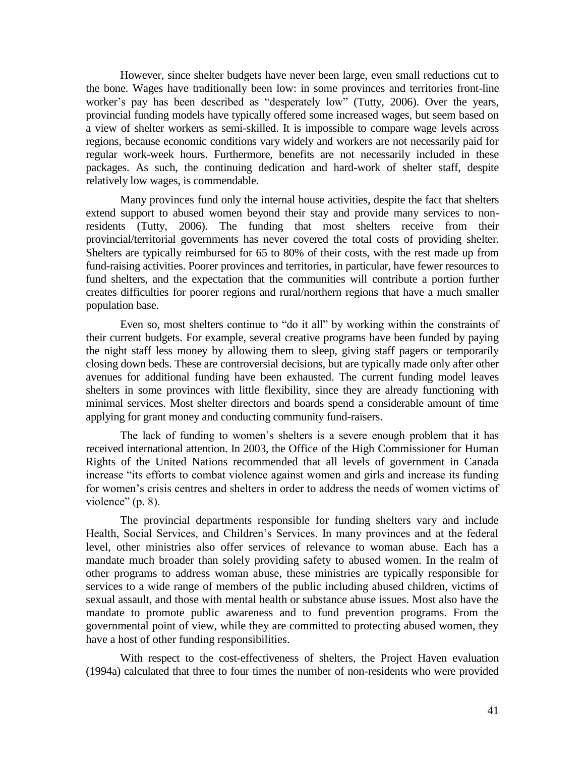However, since shelter budgets have never been large, even small reductions cut to the bone. Wages have traditionally been low: in some provinces and territories front-line worker's pay has been described as "desperately low" (Tutty, 2006). Over the years, provincial funding models have typically offered some increased wages, but seem based on a view of shelter workers as semi-skilled. It is impossible to compare wage levels across regions, because economic conditions vary widely and workers are not necessarily paid for regular work-week hours. Furthermore, benefits are not necessarily included in these packages. As such, the continuing dedication and hard-work of shelter staff, despite relatively low wages, is commendable.

Many provinces fund only the internal house activities, despite the fact that shelters extend support to abused women beyond their stay and provide many services to non-residents (Tutty, 2006). The funding that most shelters receive from their provincial/territorial governments has never covered the total costs of providing shelter. Shelters are typically reimbursed for 65 to 80% of their costs, with the rest made up from fund-raising activities. Poorer provinces and territories, in particular, have fewer resources to fund shelters, and the expectation that the communities will contribute a portion further creates difficulties for poorer regions and rural/northern regions that have a much smaller population base.

Even so, most shelters continue to "do it all" by working within the constraints of their current budgets. For example, several creative programs have been funded by paying the night staff less money by allowing them to sleep, giving staff pagers or temporarily closing down beds. These are controversial decisions, but are typically made only after other avenues for additional funding have been exhausted. The current funding model leaves shelters in some provinces with little flexibility, since they are already functioning with minimal services. Most shelter directors and boards spend a considerable amount of time applying for grant money and conducting community fund-raisers.

The lack of funding to women's shelters is a severe enough problem that it has received international attention. In 2003, the Office of the High Commissioner for Human Rights of the United Nations recommended that all levels of government in Canada increase "its efforts to combat violence against women and girls and increase its funding for women's crisis centres and shelters in order to address the needs of women victims of violence" (p. 8).

The provincial departments responsible for funding shelters vary and include Health, Social Services, and Children's Services. In many provinces and at the federal level, other ministries also offer services of relevance to woman abuse. Each has a mandate much broader than solely providing safety to abused women. In the realm of other programs to address woman abuse, these ministries are typically responsible for services to a wide range of members of the public including abused children, victims of sexual assault, and those with mental health or substance abuse issues. Most also have the mandate to promote public awareness and to fund prevention programs. From the governmental point of view, while they are committed to protecting abused women, they have a host of other funding responsibilities.

With respect to the cost-effectiveness of shelters, the Project Haven evaluation (1994a) calculated that three to four times the number of non-residents who were provided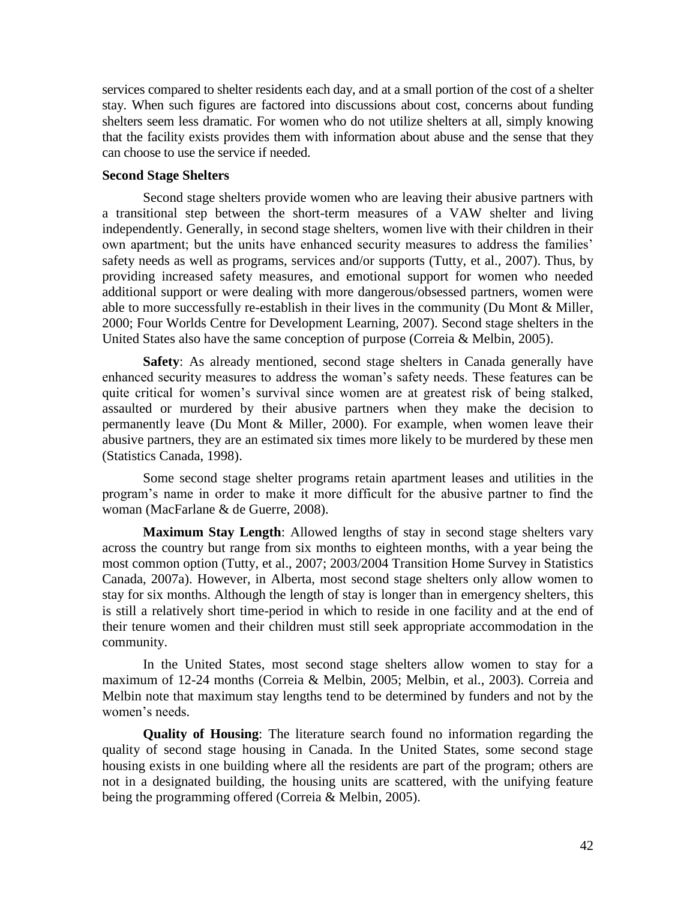services compared to shelter residents each day, and at a small portion of the cost of a shelter stay. When such figures are factored into discussions about cost, concerns about funding shelters seem less dramatic. For women who do not utilize shelters at all, simply knowing that the facility exists provides them with information about abuse and the sense that they can choose to use the service if needed.

### Second Stage Shelters

Second stage shelters provide women who are leaving their abusive partners with a transitional step between the short-term measures of a VAW shelter and living independently. Generally, in second stage shelters, women live with their children in their own apartment; but the units have enhanced security measures to address the families' safety needs as well as programs, services and/or supports (Tutty, et al., 2007). Thus, by providing increased safety measures, and emotional support for women who needed additional support or were dealing with more dangerous/obsessed partners, women were able to more successfully re-establish in their lives in the community (Du Mont & Miller, 2000; Four Worlds Centre for Development Learning, 2007). Second stage shelters in the United States also have the same conception of purpose (Correia & Melbin, 2005).

**Safety**: As already mentioned, second stage shelters in Canada generally have enhanced security measures to address the woman's safety needs. These features can be quite critical for women's survival since women are at greatest risk of being stalked, assaulted or murdered by their abusive partners when they make the decision to permanently leave (Du Mont & Miller, 2000). For example, when women leave their abusive partners, they are an estimated six times more likely to be murdered by these men (Statistics Canada, 1998).

Some second stage shelter programs retain apartment leases and utilities in the program's name in order to make it more difficult for the abusive partner to find the woman (MacFarlane & de Guerre, 2008).

**Maximum Stay Length**: Allowed lengths of stay in second stage shelters vary across the country but range from six months to eighteen months, with a year being the most common option (Tutty, et al., 2007; 2003/2004 Transition Home Survey in Statistics Canada, 2007a). However, in Alberta, most second stage shelters only allow women to stay for six months. Although the length of stay is longer than in emergency shelters, this is still a relatively short time-period in which to reside in one facility and at the end of their tenure women and their children must still seek appropriate accommodation in the community.

In the United States, most second stage shelters allow women to stay for a maximum of 12-24 months (Correia & Melbin, 2005; Melbin, et al., 2003). Correia and Melbin note that maximum stay lengths tend to be determined by funders and not by the women's needs.

**Quality of Housing**: The literature search found no information regarding the quality of second stage housing in Canada. In the United States, some second stage housing exists in one building where all the residents are part of the program; others are not in a designated building, the housing units are scattered, with the unifying feature being the programming offered (Correia & Melbin, 2005).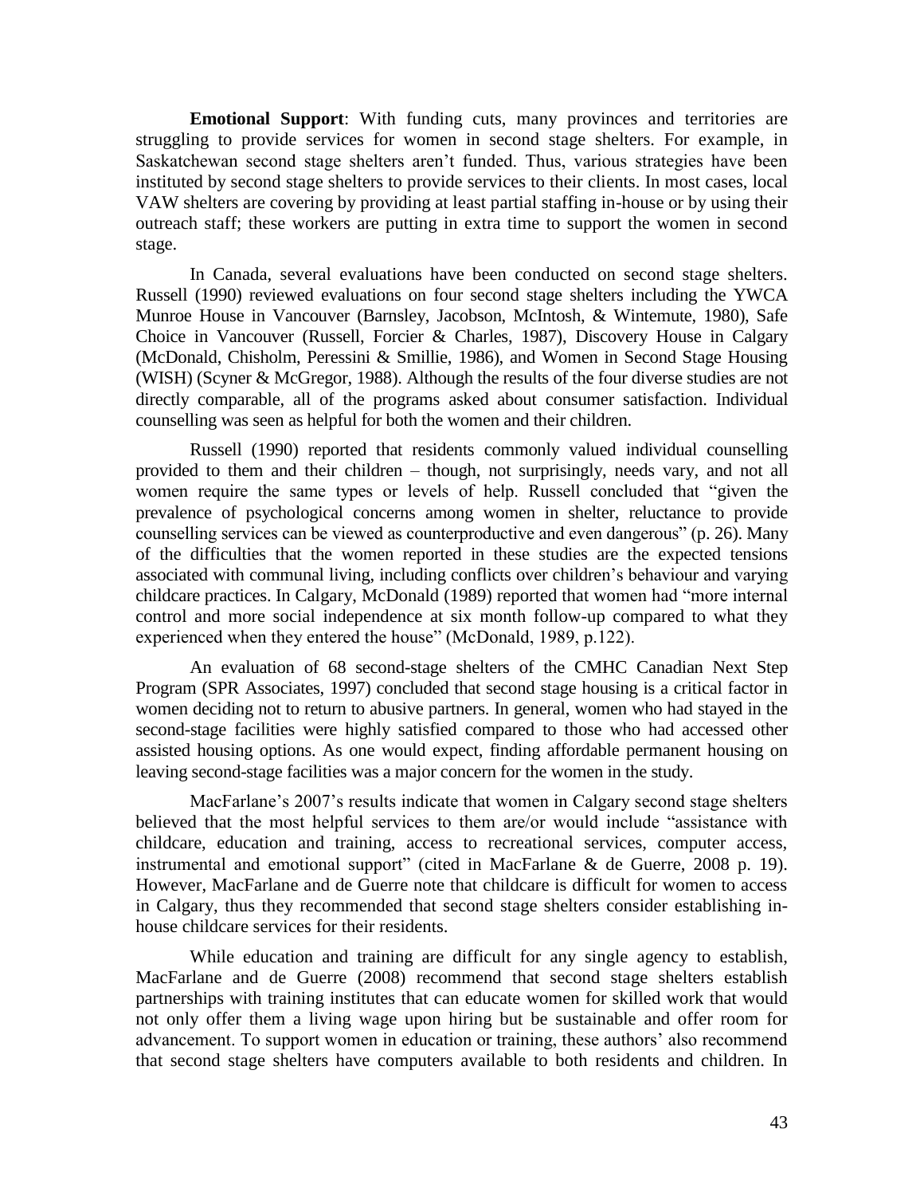**Emotional Support**: With funding cuts, many provinces and territories are struggling to provide services for women in second stage shelters. For example, in Saskatchewan second stage shelters aren't funded. Thus, various strategies have been instituted by second stage shelters to provide services to their clients. In most cases, local VAW shelters are covering by providing at least partial staffing in-house or by using their outreach staff; these workers are putting in extra time to support the women in second stage.

In Canada, several evaluations have been conducted on second stage shelters. Russell (1990) reviewed evaluations on four second stage shelters including the YWCA Munroe House in Vancouver (Barnsley, Jacobson, McIntosh, & Wintemute, 1980), Safe Choice in Vancouver (Russell, Forcier & Charles, 1987), Discovery House in Calgary (McDonald, Chisholm, Peressini & Smillie, 1986), and Women in Second Stage Housing (WISH) (Scyner & McGregor, 1988). Although the results of the four diverse studies are not directly comparable, all of the programs asked about consumer satisfaction. Individual counselling was seen as helpful for both the women and their children.

Russell (1990) reported that residents commonly valued individual counselling provided to them and their children – though, not surprisingly, needs vary, and not all women require the same types or levels of help. Russell concluded that "given the prevalence of psychological concerns among women in shelter, reluctance to provide counselling services can be viewed as counterproductive and even dangerous" (p. 26). Many of the difficulties that the women reported in these studies are the expected tensions associated with communal living, including conflicts over children's behaviour and varying childcare practices. In Calgary, McDonald (1989) reported that women had "more internal control and more social independence at six month follow-up compared to what they experienced when they entered the house" (McDonald, 1989, p.122).

An evaluation of 68 second-stage shelters of the CMHC Canadian Next Step Program (SPR Associates, 1997) concluded that second stage housing is a critical factor in women deciding not to return to abusive partners. In general, women who had stayed in the second-stage facilities were highly satisfied compared to those who had accessed other assisted housing options. As one would expect, finding affordable permanent housing on leaving second-stage facilities was a major concern for the women in the study.

MacFarlane's 2007's results indicate that women in Calgary second stage shelters believed that the most helpful services to them are/or would include "assistance with childcare, education and training, access to recreational services, computer access, instrumental and emotional support" (cited in MacFarlane & de Guerre, 2008 p. 19). However, MacFarlane and de Guerre note that childcare is difficult for women to access in Calgary, thus they recommended that second stage shelters consider establishing in-house childcare services for their residents.

While education and training are difficult for any single agency to establish, MacFarlane and de Guerre (2008) recommend that second stage shelters establish partnerships with training institutes that can educate women for skilled work that would not only offer them a living wage upon hiring but be sustainable and offer room for advancement. To support women in education or training, these authors' also recommend that second stage shelters have computers available to both residents and children. In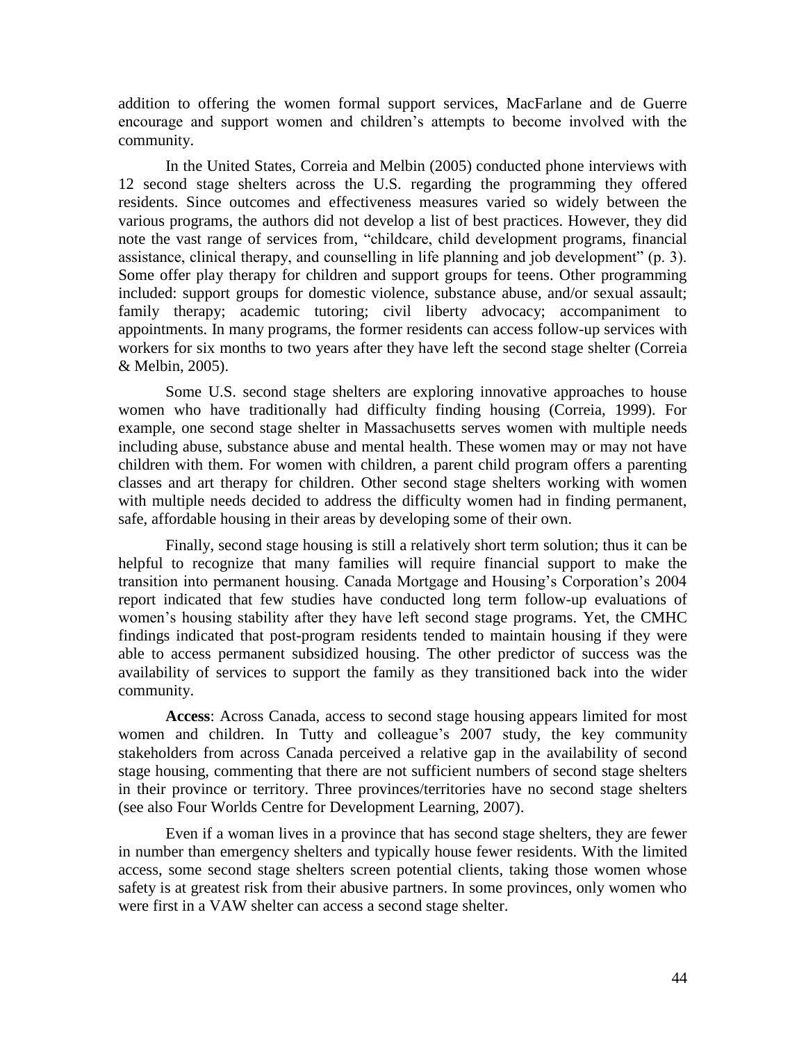addition to offering the women formal support services, MacFarlane and de Guerre encourage and support women and children's attempts to become involved with the community.

In the United States, Correia and Melbin (2005) conducted phone interviews with 12 second stage shelters across the U.S. regarding the programming they offered residents. Since outcomes and effectiveness measures varied so widely between the various programs, the authors did not develop a list of best practices. However, they did note the vast range of services from, "childcare, child development programs, financial assistance, clinical therapy, and counselling in life planning and job development" (p. 3). Some offer play therapy for children and support groups for teens. Other programming included: support groups for domestic violence, substance abuse, and/or sexual assault; family therapy; academic tutoring; civil liberty advocacy; accompaniment to appointments. In many programs, the former residents can access follow-up services with workers for six months to two years after they have left the second stage shelter (Correia & Melbin, 2005).

Some U.S. second stage shelters are exploring innovative approaches to house women who have traditionally had difficulty finding housing (Correia, 1999). For example, one second stage shelter in Massachusetts serves women with multiple needs including abuse, substance abuse and mental health. These women may or may not have children with them. For women with children, a parent child program offers a parenting classes and art therapy for children. Other second stage shelters working with women with multiple needs decided to address the difficulty women had in finding permanent, safe, affordable housing in their areas by developing some of their own.

Finally, second stage housing is still a relatively short term solution; thus it can be helpful to recognize that many families will require financial support to make the transition into permanent housing. Canada Mortgage and Housing's Corporation's 2004 report indicated that few studies have conducted long term follow-up evaluations of women's housing stability after they have left second stage programs. Yet, the CMHC findings indicated that post-program residents tended to maintain housing if they were able to access permanent subsidized housing. The other predictor of success was the availability of services to support the family as they transitioned back into the wider community.

**Access**: Across Canada, access to second stage housing appears limited for most women and children. In Tutty and colleague's 2007 study, the key community stakeholders from across Canada perceived a relative gap in the availability of second stage housing, commenting that there are not sufficient numbers of second stage shelters in their province or territory. Three provinces/territories have no second stage shelters (see also Four Worlds Centre for Development Learning, 2007).

Even if a woman lives in a province that has second stage shelters, they are fewer in number than emergency shelters and typically house fewer residents. With the limited access, some second stage shelters screen potential clients, taking those women whose safety is at greatest risk from their abusive partners. In some provinces, only women who were first in a VAW shelter can access a second stage shelter.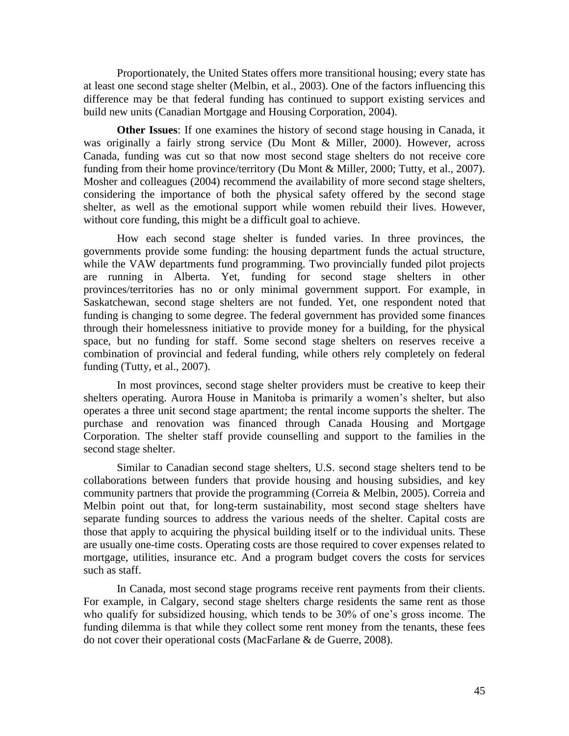Proportionately, the United States offers more transitional housing; every state has at least one second stage shelter (Melbin, et al., 2003). One of the factors influencing this difference may be that federal funding has continued to support existing services and build new units (Canadian Mortgage and Housing Corporation, 2004).

**Other Issues**: If one examines the history of second stage housing in Canada, it was originally a fairly strong service (Du Mont & Miller, 2000). However, across Canada, funding was cut so that now most second stage shelters do not receive core funding from their home province/territory (Du Mont & Miller, 2000; Tutty, et al., 2007). Mosher and colleagues (2004) recommend the availability of more second stage shelters, considering the importance of both the physical safety offered by the second stage shelter, as well as the emotional support while women rebuild their lives. However, without core funding, this might be a difficult goal to achieve.

How each second stage shelter is funded varies. In three provinces, the governments provide some funding: the housing department funds the actual structure, while the VAW departments fund programming. Two provincially funded pilot projects are running in Alberta. Yet, funding for second stage shelters in other provinces/territories has no or only minimal government support. For example, in Saskatchewan, second stage shelters are not funded. Yet, one respondent noted that funding is changing to some degree. The federal government has provided some finances through their homelessness initiative to provide money for a building, for the physical space, but no funding for staff. Some second stage shelters on reserves receive a combination of provincial and federal funding, while others rely completely on federal funding (Tutty, et al., 2007).

In most provinces, second stage shelter providers must be creative to keep their shelters operating. Aurora House in Manitoba is primarily a women's shelter, but also operates a three unit second stage apartment; the rental income supports the shelter. The purchase and renovation was financed through Canada Housing and Mortgage Corporation. The shelter staff provide counselling and support to the families in the second stage shelter.

Similar to Canadian second stage shelters, U.S. second stage shelters tend to be collaborations between funders that provide housing and housing subsidies, and key community partners that provide the programming (Correia & Melbin, 2005). Correia and Melbin point out that, for long-term sustainability, most second stage shelters have separate funding sources to address the various needs of the shelter. Capital costs are those that apply to acquiring the physical building itself or to the individual units. These are usually one-time costs. Operating costs are those required to cover expenses related to mortgage, utilities, insurance etc. And a program budget covers the costs for services such as staff.

In Canada, most second stage programs receive rent payments from their clients. For example, in Calgary, second stage shelters charge residents the same rent as those who qualify for subsidized housing, which tends to be 30% of one's gross income. The funding dilemma is that while they collect some rent money from the tenants, these fees do not cover their operational costs (MacFarlane & de Guerre, 2008).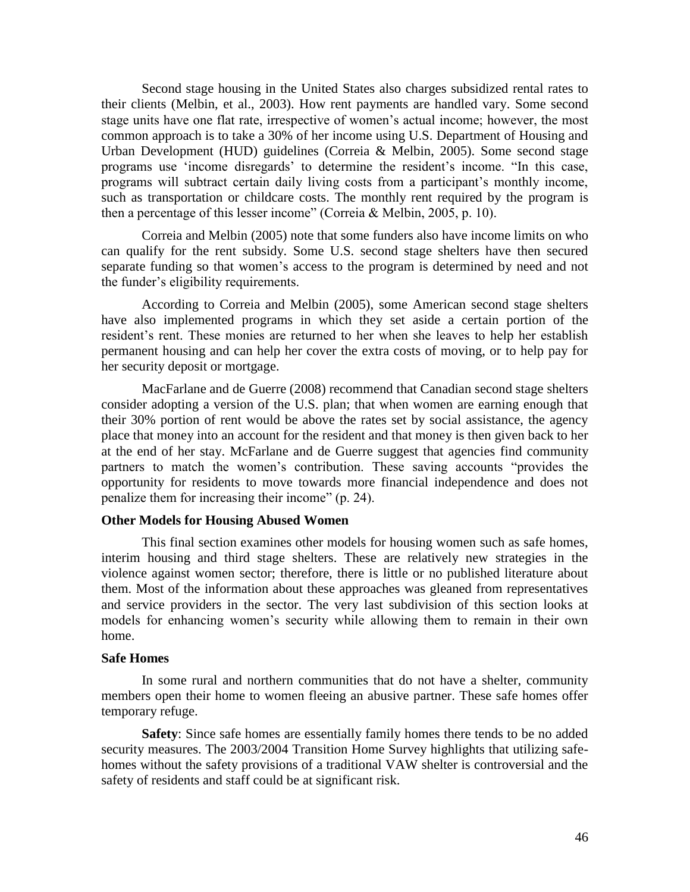Second stage housing in the United States also charges subsidized rental rates to their clients (Melbin, et al., 2003). How rent payments are handled vary. Some second stage units have one flat rate, irrespective of women's actual income; however, the most common approach is to take a 30% of her income using U.S. Department of Housing and Urban Development (HUD) guidelines (Correia & Melbin, 2005). Some second stage programs use 'income disregards' to determine the resident's income. "In this case, programs will subtract certain daily living costs from a participant's monthly income, such as transportation or childcare costs. The monthly rent required by the program is then a percentage of this lesser income" (Correia & Melbin, 2005, p. 10).

Correia and Melbin (2005) note that some funders also have income limits on who can qualify for the rent subsidy. Some U.S. second stage shelters have then secured separate funding so that women's access to the program is determined by need and not the funder's eligibility requirements.

According to Correia and Melbin (2005), some American second stage shelters have also implemented programs in which they set aside a certain portion of the resident's rent. These monies are returned to her when she leaves to help her establish permanent housing and can help her cover the extra costs of moving, or to help pay for her security deposit or mortgage.

MacFarlane and de Guerre (2008) recommend that Canadian second stage shelters consider adopting a version of the U.S. plan; that when women are earning enough that their 30% portion of rent would be above the rates set by social assistance, the agency place that money into an account for the resident and that money is then given back to her at the end of her stay. McFarlane and de Guerre suggest that agencies find community partners to match the women's contribution. These saving accounts "provides the opportunity for residents to move towards more financial independence and does not penalize them for increasing their income" (p. 24).

### Other Models for Housing Abused Women

This final section examines other models for housing women such as safe homes, interim housing and third stage shelters. These are relatively new strategies in the violence against women sector; therefore, there is little or no published literature about them. Most of the information about these approaches was gleaned from representatives and service providers in the sector. The very last subdivision of this section looks at models for enhancing women's security while allowing them to remain in their own home.

### Safe Homes

In some rural and northern communities that do not have a shelter, community members open their home to women fleeing an abusive partner. These safe homes offer temporary refuge.

**Safety**: Since safe homes are essentially family homes there tends to be no added security measures. The 2003/2004 Transition Home Survey highlights that utilizing safe-homes without the safety provisions of a traditional VAW shelter is controversial and the safety of residents and staff could be at significant risk.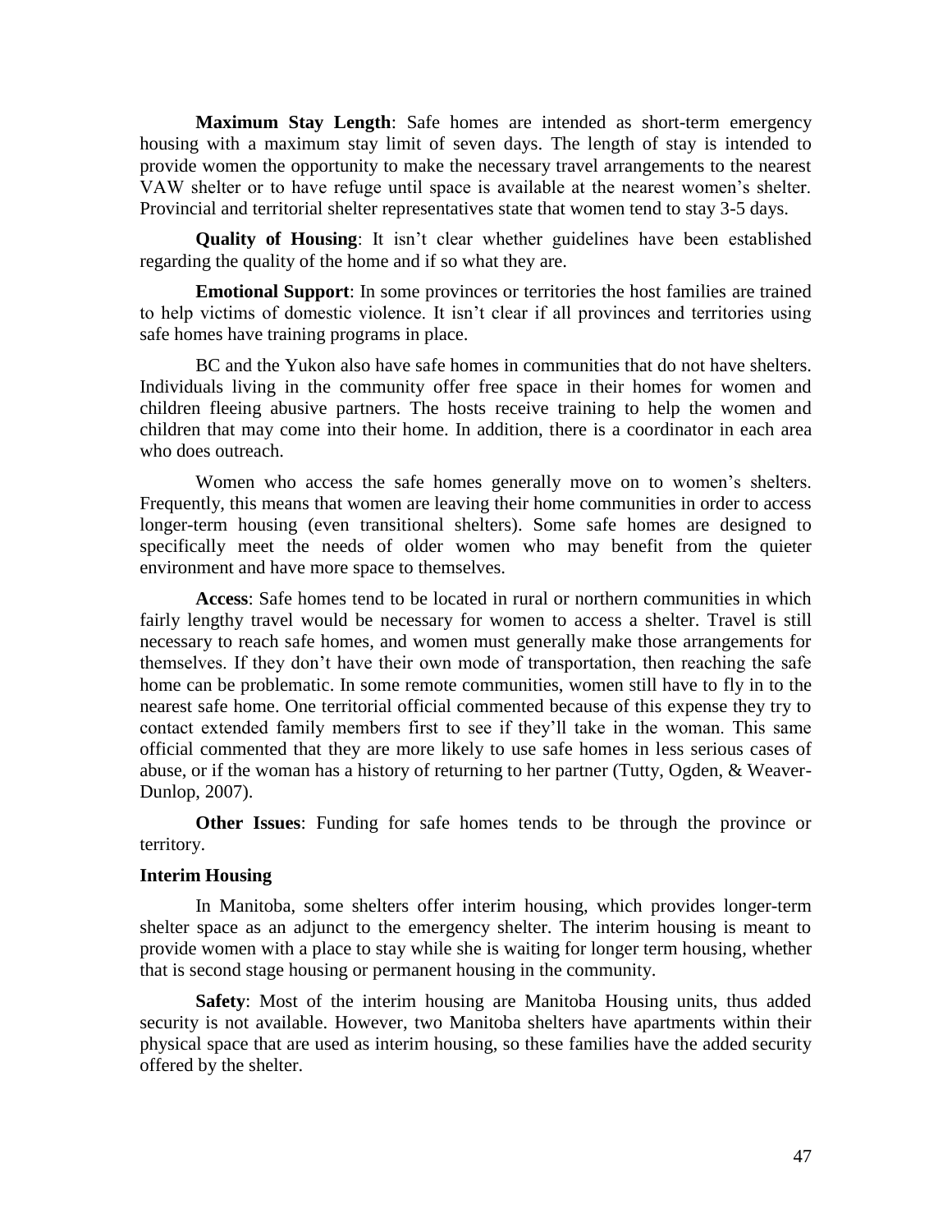**Maximum Stay Length**: Safe homes are intended as short-term emergency housing with a maximum stay limit of seven days. The length of stay is intended to provide women the opportunity to make the necessary travel arrangements to the nearest VAW shelter or to have refuge until space is available at the nearest women's shelter. Provincial and territorial shelter representatives state that women tend to stay 3-5 days.

**Quality of Housing**: It isn't clear whether guidelines have been established regarding the quality of the home and if so what they are.

**Emotional Support**: In some provinces or territories the host families are trained to help victims of domestic violence. It isn't clear if all provinces and territories using safe homes have training programs in place.

BC and the Yukon also have safe homes in communities that do not have shelters. Individuals living in the community offer free space in their homes for women and children fleeing abusive partners. The hosts receive training to help the women and children that may come into their home. In addition, there is a coordinator in each area who does outreach.

Women who access the safe homes generally move on to women's shelters. Frequently, this means that women are leaving their home communities in order to access longer-term housing (even transitional shelters). Some safe homes are designed to specifically meet the needs of older women who may benefit from the quieter environment and have more space to themselves.

**Access**: Safe homes tend to be located in rural or northern communities in which fairly lengthy travel would be necessary for women to access a shelter. Travel is still necessary to reach safe homes, and women must generally make those arrangements for themselves. If they don't have their own mode of transportation, then reaching the safe home can be problematic. In some remote communities, women still have to fly in to the nearest safe home. One territorial official commented because of this expense they try to contact extended family members first to see if they'll take in the woman. This same official commented that they are more likely to use safe homes in less serious cases of abuse, or if the woman has a history of returning to her partner (Tutty, Ogden, & Weaver-Dunlop, 2007).

**Other Issues**: Funding for safe homes tends to be through the province or territory.

**Interim Housing**

In Manitoba, some shelters offer interim housing, which provides longer-term shelter space as an adjunct to the emergency shelter. The interim housing is meant to provide women with a place to stay while she is waiting for longer term housing, whether that is second stage housing or permanent housing in the community.

**Safety**: Most of the interim housing are Manitoba Housing units, thus added security is not available. However, two Manitoba shelters have apartments within their physical space that are used as interim housing, so these families have the added security offered by the shelter.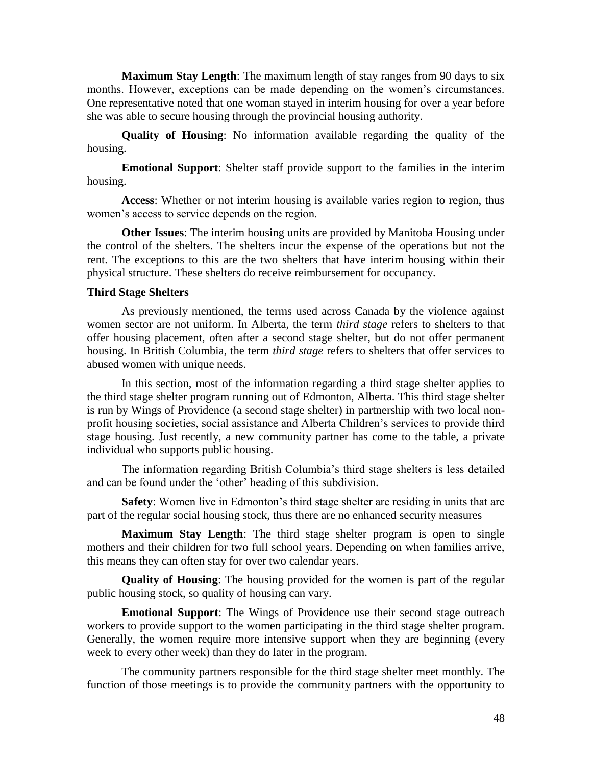**Maximum Stay Length**: The maximum length of stay ranges from 90 days to six months. However, exceptions can be made depending on the women's circumstances. One representative noted that one woman stayed in interim housing for over a year before she was able to secure housing through the provincial housing authority.

**Quality of Housing**: No information available regarding the quality of the housing.

**Emotional Support**: Shelter staff provide support to the families in the interim housing.

**Access**: Whether or not interim housing is available varies region to region, thus women's access to service depends on the region.

**Other Issues**: The interim housing units are provided by Manitoba Housing under the control of the shelters. The shelters incur the expense of the operations but not the rent. The exceptions to this are the two shelters that have interim housing within their physical structure. These shelters do receive reimbursement for occupancy.

### Third Stage Shelters

As previously mentioned, the terms used across Canada by the violence against women sector are not uniform. In Alberta, the term *third stage* refers to shelters to that offer housing placement, often after a second stage shelter, but do not offer permanent housing. In British Columbia, the term *third stage* refers to shelters that offer services to abused women with unique needs.

In this section, most of the information regarding a third stage shelter applies to the third stage shelter program running out of Edmonton, Alberta. This third stage shelter is run by Wings of Providence (a second stage shelter) in partnership with two local non-profit housing societies, social assistance and Alberta Children's services to provide third stage housing. Just recently, a new community partner has come to the table, a private individual who supports public housing.

The information regarding British Columbia's third stage shelters is less detailed and can be found under the 'other' heading of this subdivision.

**Safety**: Women live in Edmonton's third stage shelter are residing in units that are part of the regular social housing stock, thus there are no enhanced security measures

**Maximum Stay Length**: The third stage shelter program is open to single mothers and their children for two full school years. Depending on when families arrive, this means they can often stay for over two calendar years.

**Quality of Housing**: The housing provided for the women is part of the regular public housing stock, so quality of housing can vary.

**Emotional Support**: The Wings of Providence use their second stage outreach workers to provide support to the women participating in the third stage shelter program. Generally, the women require more intensive support when they are beginning (every week to every other week) than they do later in the program.

The community partners responsible for the third stage shelter meet monthly. The function of those meetings is to provide the community partners with the opportunity to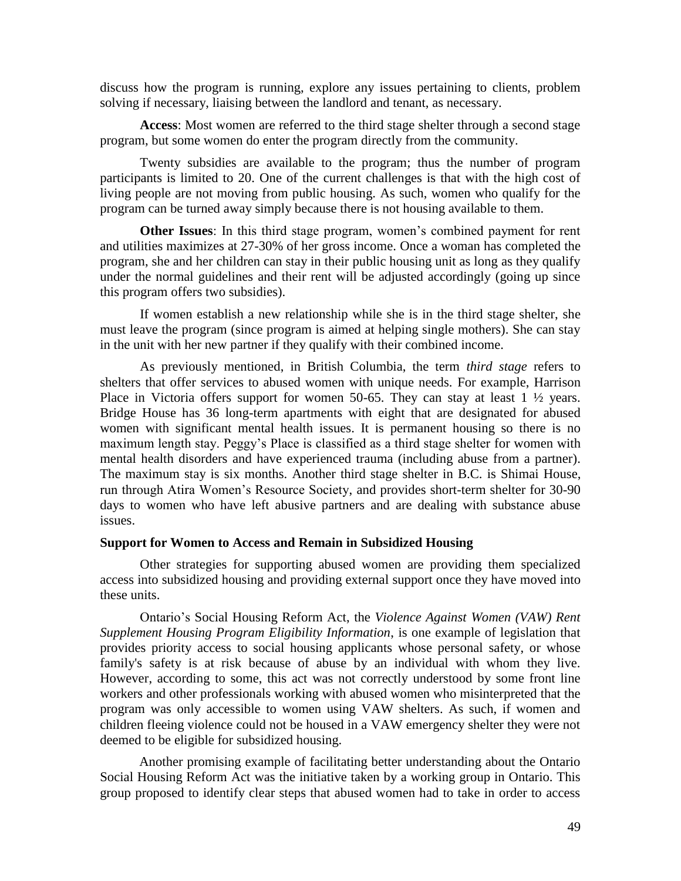discuss how the program is running, explore any issues pertaining to clients, problem solving if necessary, liaising between the landlord and tenant, as necessary.

**Access**: Most women are referred to the third stage shelter through a second stage program, but some women do enter the program directly from the community.

Twenty subsidies are available to the program; thus the number of program participants is limited to 20. One of the current challenges is that with the high cost of living people are not moving from public housing. As such, women who qualify for the program can be turned away simply because there is not housing available to them.

**Other Issues**: In this third stage program, women's combined payment for rent and utilities maximizes at 27-30% of her gross income. Once a woman has completed the program, she and her children can stay in their public housing unit as long as they qualify under the normal guidelines and their rent will be adjusted accordingly (going up since this program offers two subsidies).

If women establish a new relationship while she is in the third stage shelter, she must leave the program (since program is aimed at helping single mothers). She can stay in the unit with her new partner if they qualify with their combined income.

As previously mentioned, in British Columbia, the term *third stage* refers to shelters that offer services to abused women with unique needs. For example, Harrison Place in Victoria offers support for women 50-65. They can stay at least 1 ½ years. Bridge House has 36 long-term apartments with eight that are designated for abused women with significant mental health issues. It is permanent housing so there is no maximum length stay. Peggy's Place is classified as a third stage shelter for women with mental health disorders and have experienced trauma (including abuse from a partner). The maximum stay is six months. Another third stage shelter in B.C. is Shimai House, run through Atira Women's Resource Society, and provides short-term shelter for 30-90 days to women who have left abusive partners and are dealing with substance abuse issues.

**Support for Women to Access and Remain in Subsidized Housing**

Other strategies for supporting abused women are providing them specialized access into subsidized housing and providing external support once they have moved into these units.

Ontario's Social Housing Reform Act, the *Violence Against Women (VAW) Rent Supplement Housing Program Eligibility Information*, is one example of legislation that provides priority access to social housing applicants whose personal safety, or whose family's safety is at risk because of abuse by an individual with whom they live. However, according to some, this act was not correctly understood by some front line workers and other professionals working with abused women who misinterpreted that the program was only accessible to women using VAW shelters. As such, if women and children fleeing violence could not be housed in a VAW emergency shelter they were not deemed to be eligible for subsidized housing.

Another promising example of facilitating better understanding about the Ontario Social Housing Reform Act was the initiative taken by a working group in Ontario. This group proposed to identify clear steps that abused women had to take in order to access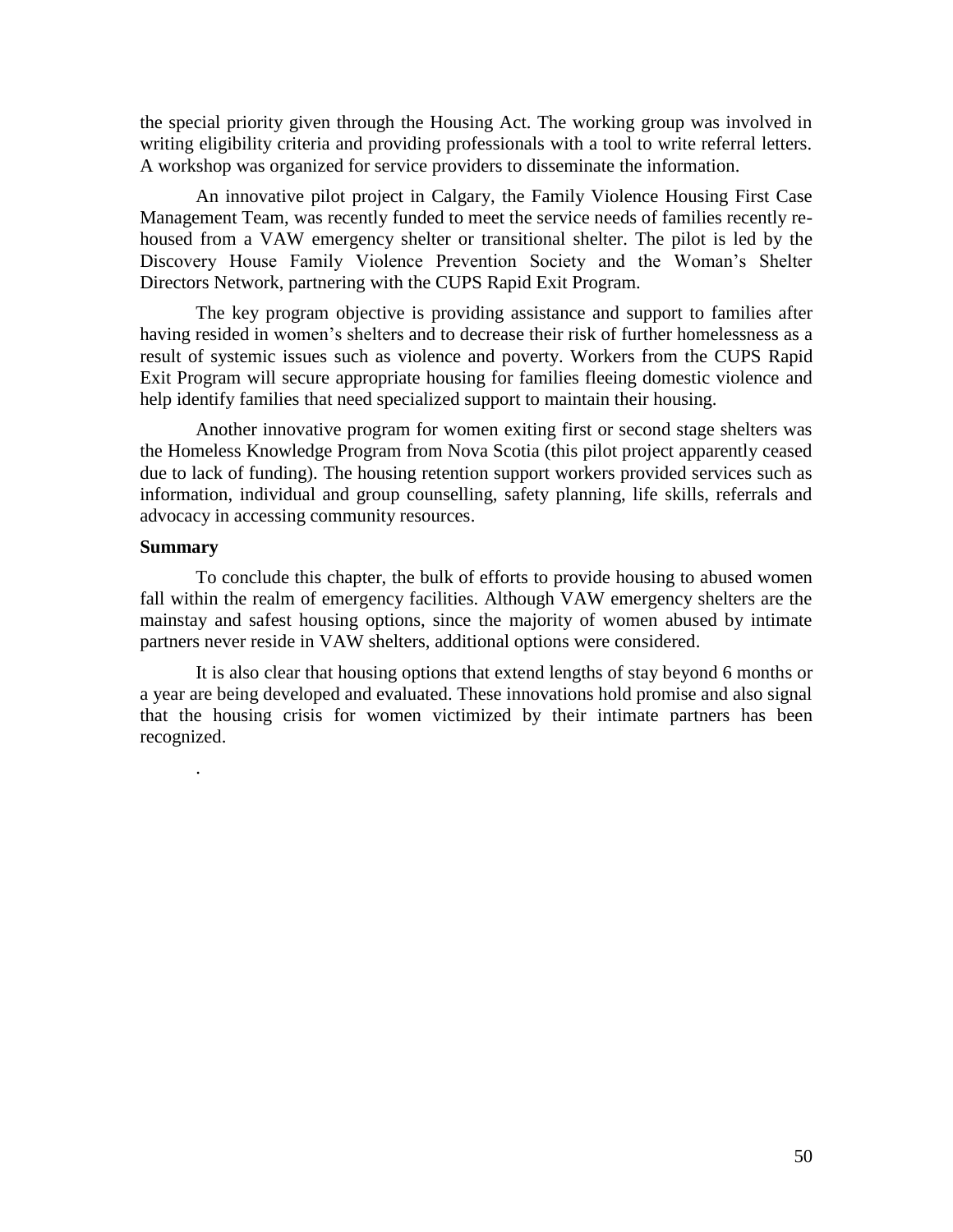the special priority given through the Housing Act. The working group was involved in writing eligibility criteria and providing professionals with a tool to write referral letters. A workshop was organized for service providers to disseminate the information.

An innovative pilot project in Calgary, the Family Violence Housing First Case Management Team, was recently funded to meet the service needs of families recently re-housed from a VAW emergency shelter or transitional shelter. The pilot is led by the Discovery House Family Violence Prevention Society and the Woman's Shelter Directors Network, partnering with the CUPS Rapid Exit Program.

The key program objective is providing assistance and support to families after having resided in women's shelters and to decrease their risk of further homelessness as a result of systemic issues such as violence and poverty. Workers from the CUPS Rapid Exit Program will secure appropriate housing for families fleeing domestic violence and help identify families that need specialized support to maintain their housing.

Another innovative program for women exiting first or second stage shelters was the Homeless Knowledge Program from Nova Scotia (this pilot project apparently ceased due to lack of funding). The housing retention support workers provided services such as information, individual and group counselling, safety planning, life skills, referrals and advocacy in accessing community resources.

**Summary**

To conclude this chapter, the bulk of efforts to provide housing to abused women fall within the realm of emergency facilities. Although VAW emergency shelters are the mainstay and safest housing options, since the majority of women abused by intimate partners never reside in VAW shelters, additional options were considered.

It is also clear that housing options that extend lengths of stay beyond 6 months or a year are being developed and evaluated. These innovations hold promise and also signal that the housing crisis for women victimized by their intimate partners has been recognized.

.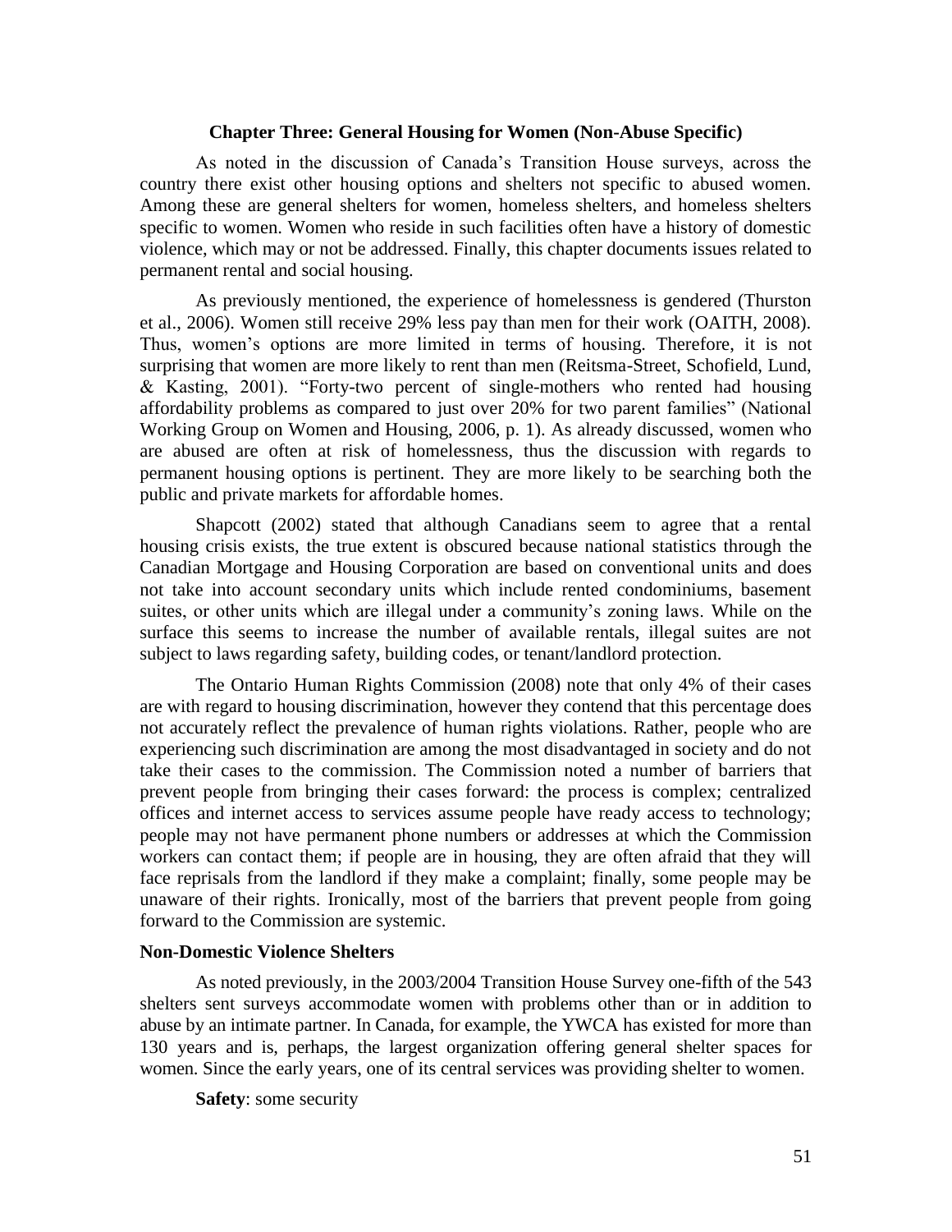## Chapter Three: General Housing for Women (Non-Abuse Specific)

As noted in the discussion of Canada's Transition House surveys, across the country there exist other housing options and shelters not specific to abused women. Among these are general shelters for women, homeless shelters, and homeless shelters specific to women. Women who reside in such facilities often have a history of domestic violence, which may or not be addressed. Finally, this chapter documents issues related to permanent rental and social housing.

As previously mentioned, the experience of homelessness is gendered (Thurston et al., 2006). Women still receive 29% less pay than men for their work (OAITH, 2008). Thus, women's options are more limited in terms of housing. Therefore, it is not surprising that women are more likely to rent than men (Reitsma-Street, Schofield, Lund, & Kasting, 2001). "Forty-two percent of single-mothers who rented had housing affordability problems as compared to just over 20% for two parent families" (National Working Group on Women and Housing, 2006, p. 1). As already discussed, women who are abused are often at risk of homelessness, thus the discussion with regards to permanent housing options is pertinent. They are more likely to be searching both the public and private markets for affordable homes.

Shapcott (2002) stated that although Canadians seem to agree that a rental housing crisis exists, the true extent is obscured because national statistics through the Canadian Mortgage and Housing Corporation are based on conventional units and does not take into account secondary units which include rented condominiums, basement suites, or other units which are illegal under a community's zoning laws. While on the surface this seems to increase the number of available rentals, illegal suites are not subject to laws regarding safety, building codes, or tenant/landlord protection.

The Ontario Human Rights Commission (2008) note that only 4% of their cases are with regard to housing discrimination, however they contend that this percentage does not accurately reflect the prevalence of human rights violations. Rather, people who are experiencing such discrimination are among the most disadvantaged in society and do not take their cases to the commission. The Commission noted a number of barriers that prevent people from bringing their cases forward: the process is complex; centralized offices and internet access to services assume people have ready access to technology; people may not have permanent phone numbers or addresses at which the Commission workers can contact them; if people are in housing, they are often afraid that they will face reprisals from the landlord if they make a complaint; finally, some people may be unaware of their rights. Ironically, most of the barriers that prevent people from going forward to the Commission are systemic.

### Non-Domestic Violence Shelters

As noted previously, in the 2003/2004 Transition House Survey one-fifth of the 543 shelters sent surveys accommodate women with problems other than or in addition to abuse by an intimate partner. In Canada, for example, the YWCA has existed for more than 130 years and is, perhaps, the largest organization offering general shelter spaces for women. Since the early years, one of its central services was providing shelter to women.

**Safety**: some security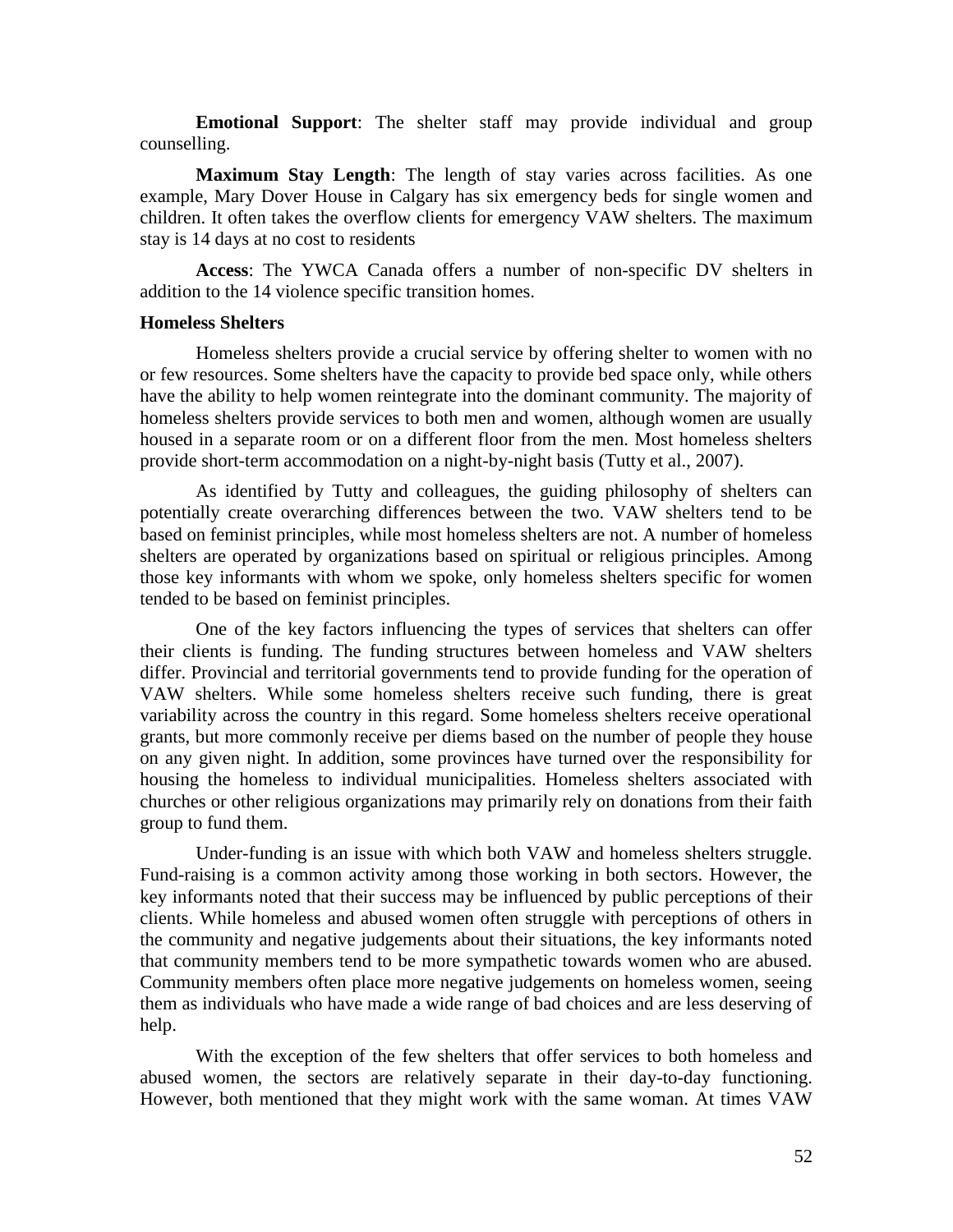**Emotional Support**: The shelter staff may provide individual and group counselling.

**Maximum Stay Length**: The length of stay varies across facilities. As one example, Mary Dover House in Calgary has six emergency beds for single women and children. It often takes the overflow clients for emergency VAW shelters. The maximum stay is 14 days at no cost to residents

**Access**: The YWCA Canada offers a number of non-specific DV shelters in addition to the 14 violence specific transition homes.

**Homeless Shelters**

Homeless shelters provide a crucial service by offering shelter to women with no or few resources. Some shelters have the capacity to provide bed space only, while others have the ability to help women reintegrate into the dominant community. The majority of homeless shelters provide services to both men and women, although women are usually housed in a separate room or on a different floor from the men. Most homeless shelters provide short-term accommodation on a night-by-night basis (Tutty et al., 2007).

As identified by Tutty and colleagues, the guiding philosophy of shelters can potentially create overarching differences between the two. VAW shelters tend to be based on feminist principles, while most homeless shelters are not. A number of homeless shelters are operated by organizations based on spiritual or religious principles. Among those key informants with whom we spoke, only homeless shelters specific for women tended to be based on feminist principles.

One of the key factors influencing the types of services that shelters can offer their clients is funding. The funding structures between homeless and VAW shelters differ. Provincial and territorial governments tend to provide funding for the operation of VAW shelters. While some homeless shelters receive such funding, there is great variability across the country in this regard. Some homeless shelters receive operational grants, but more commonly receive per diems based on the number of people they house on any given night. In addition, some provinces have turned over the responsibility for housing the homeless to individual municipalities. Homeless shelters associated with churches or other religious organizations may primarily rely on donations from their faith group to fund them.

Under-funding is an issue with which both VAW and homeless shelters struggle. Fund-raising is a common activity among those working in both sectors. However, the key informants noted that their success may be influenced by public perceptions of their clients. While homeless and abused women often struggle with perceptions of others in the community and negative judgements about their situations, the key informants noted that community members tend to be more sympathetic towards women who are abused. Community members often place more negative judgements on homeless women, seeing them as individuals who have made a wide range of bad choices and are less deserving of help.

With the exception of the few shelters that offer services to both homeless and abused women, the sectors are relatively separate in their day-to-day functioning. However, both mentioned that they might work with the same woman. At times VAW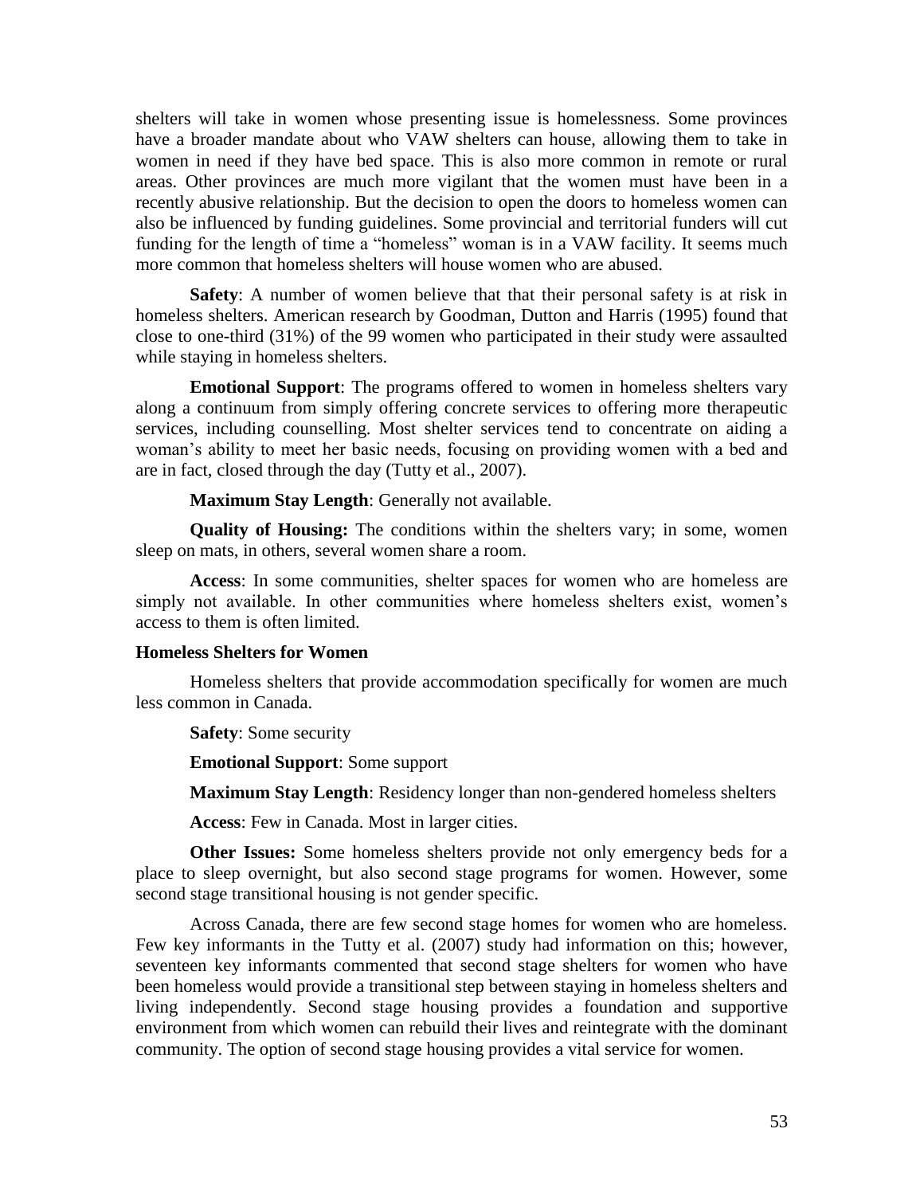shelters will take in women whose presenting issue is homelessness. Some provinces have a broader mandate about who VAW shelters can house, allowing them to take in women in need if they have bed space. This is also more common in remote or rural areas. Other provinces are much more vigilant that the women must have been in a recently abusive relationship. But the decision to open the doors to homeless women can also be influenced by funding guidelines. Some provincial and territorial funders will cut funding for the length of time a "homeless" woman is in a VAW facility. It seems much more common that homeless shelters will house women who are abused.

**Safety**: A number of women believe that that their personal safety is at risk in homeless shelters. American research by Goodman, Dutton and Harris (1995) found that close to one-third (31%) of the 99 women who participated in their study were assaulted while staying in homeless shelters.

**Emotional Support**: The programs offered to women in homeless shelters vary along a continuum from simply offering concrete services to offering more therapeutic services, including counselling. Most shelter services tend to concentrate on aiding a woman's ability to meet her basic needs, focusing on providing women with a bed and are in fact, closed through the day (Tutty et al., 2007).

**Maximum Stay Length**: Generally not available.

**Quality of Housing:** The conditions within the shelters vary; in some, women sleep on mats, in others, several women share a room.

**Access**: In some communities, shelter spaces for women who are homeless are simply not available. In other communities where homeless shelters exist, women's access to them is often limited.

### Homeless Shelters for Women

Homeless shelters that provide accommodation specifically for women are much less common in Canada.

**Safety**: Some security

**Emotional Support**: Some support

**Maximum Stay Length**: Residency longer than non-gendered homeless shelters

**Access**: Few in Canada. Most in larger cities.

**Other Issues:** Some homeless shelters provide not only emergency beds for a place to sleep overnight, but also second stage programs for women. However, some second stage transitional housing is not gender specific.

Across Canada, there are few second stage homes for women who are homeless. Few key informants in the Tutty et al. (2007) study had information on this; however, seventeen key informants commented that second stage shelters for women who have been homeless would provide a transitional step between staying in homeless shelters and living independently. Second stage housing provides a foundation and supportive environment from which women can rebuild their lives and reintegrate with the dominant community. The option of second stage housing provides a vital service for women.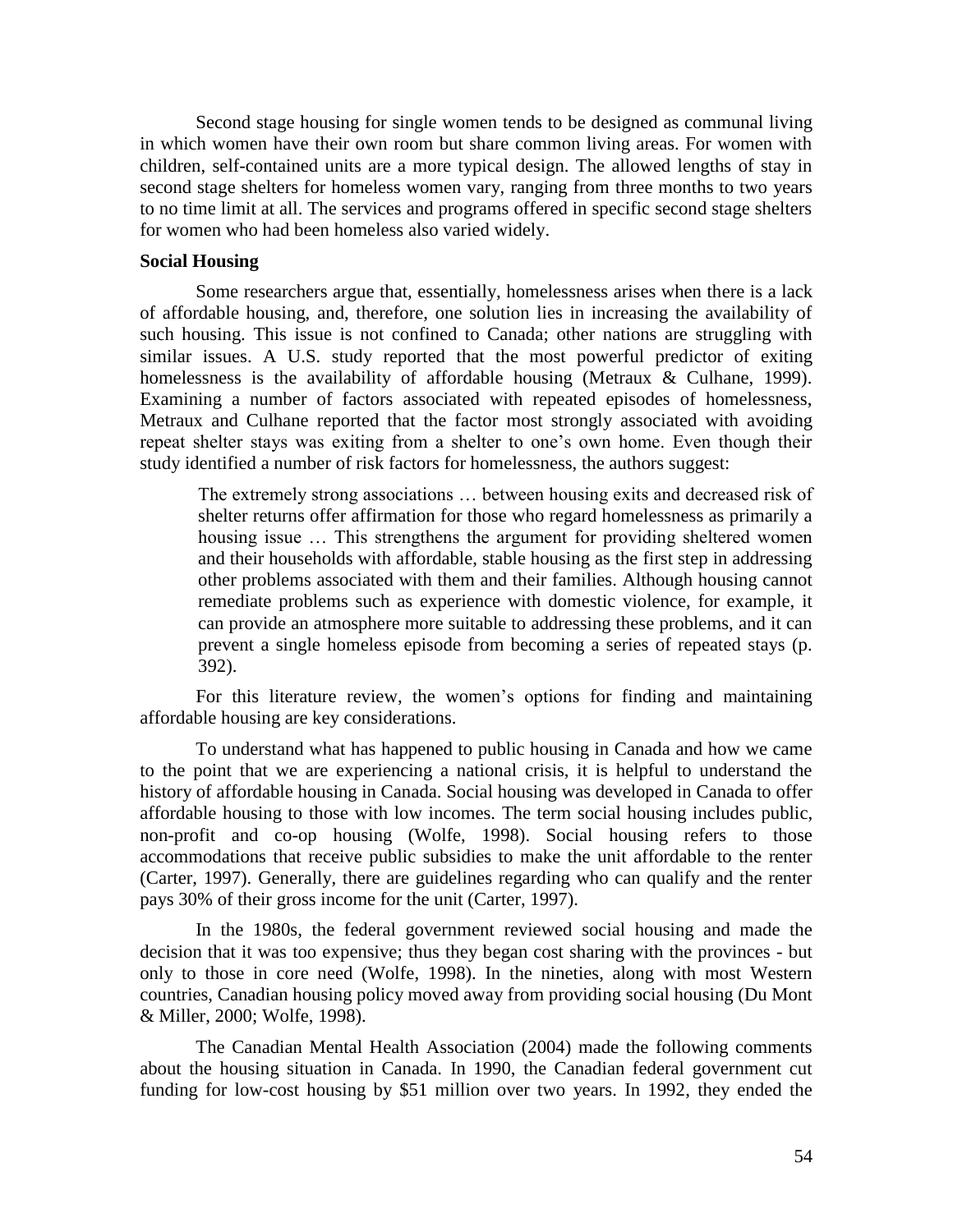Second stage housing for single women tends to be designed as communal living in which women have their own room but share common living areas. For women with children, self-contained units are a more typical design. The allowed lengths of stay in second stage shelters for homeless women vary, ranging from three months to two years to no time limit at all. The services and programs offered in specific second stage shelters for women who had been homeless also varied widely.

**Social Housing**

Some researchers argue that, essentially, homelessness arises when there is a lack of affordable housing, and, therefore, one solution lies in increasing the availability of such housing. This issue is not confined to Canada; other nations are struggling with similar issues. A U.S. study reported that the most powerful predictor of exiting homelessness is the availability of affordable housing (Metraux & Culhane, 1999). Examining a number of factors associated with repeated episodes of homelessness, Metraux and Culhane reported that the factor most strongly associated with avoiding repeat shelter stays was exiting from a shelter to one's own home. Even though their study identified a number of risk factors for homelessness, the authors suggest:

> The extremely strong associations … between housing exits and decreased risk of shelter returns offer affirmation for those who regard homelessness as primarily a housing issue … This strengthens the argument for providing sheltered women and their households with affordable, stable housing as the first step in addressing other problems associated with them and their families. Although housing cannot remediate problems such as experience with domestic violence, for example, it can provide an atmosphere more suitable to addressing these problems, and it can prevent a single homeless episode from becoming a series of repeated stays (p. 392).

For this literature review, the women's options for finding and maintaining affordable housing are key considerations.

To understand what has happened to public housing in Canada and how we came to the point that we are experiencing a national crisis, it is helpful to understand the history of affordable housing in Canada. Social housing was developed in Canada to offer affordable housing to those with low incomes. The term social housing includes public, non-profit and co-op housing (Wolfe, 1998). Social housing refers to those accommodations that receive public subsidies to make the unit affordable to the renter (Carter, 1997). Generally, there are guidelines regarding who can qualify and the renter pays 30% of their gross income for the unit (Carter, 1997).

In the 1980s, the federal government reviewed social housing and made the decision that it was too expensive; thus they began cost sharing with the provinces - but only to those in core need (Wolfe, 1998). In the nineties, along with most Western countries, Canadian housing policy moved away from providing social housing (Du Mont & Miller, 2000; Wolfe, 1998).

The Canadian Mental Health Association (2004) made the following comments about the housing situation in Canada. In 1990, the Canadian federal government cut funding for low-cost housing by $51 million over two years. In 1992, they ended the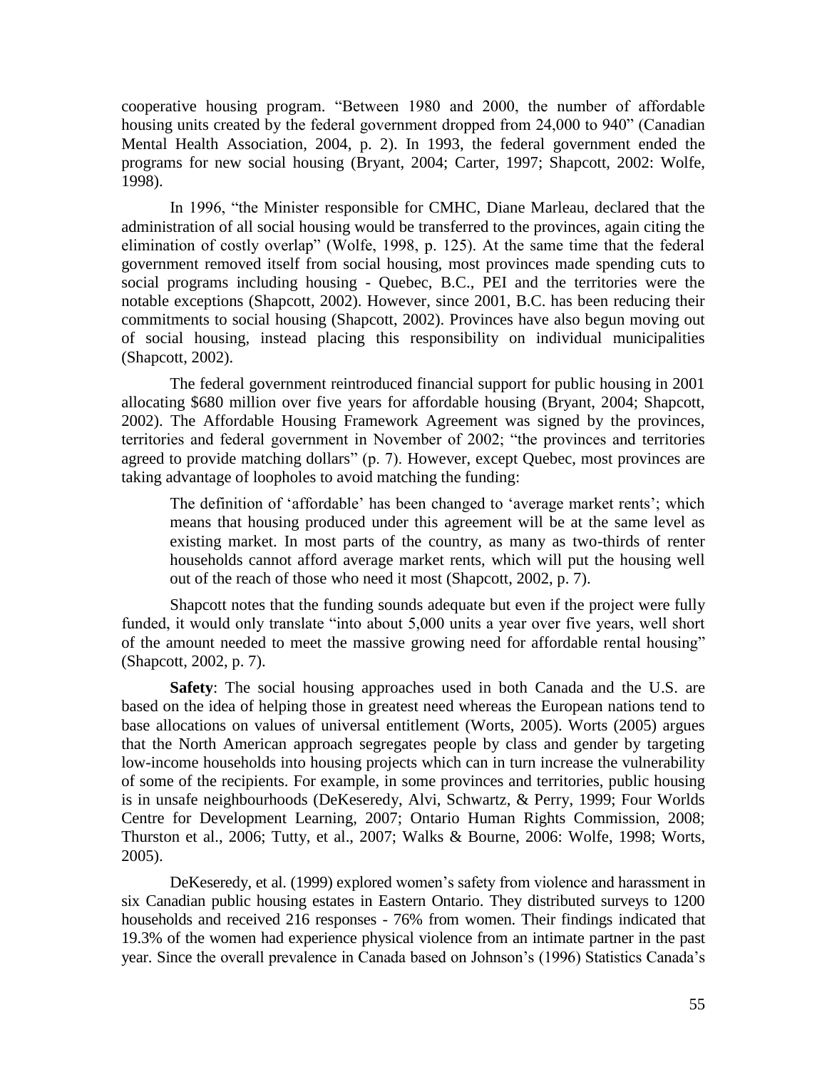cooperative housing program. "Between 1980 and 2000, the number of affordable housing units created by the federal government dropped from 24,000 to 940" (Canadian Mental Health Association, 2004, p. 2). In 1993, the federal government ended the programs for new social housing (Bryant, 2004; Carter, 1997; Shapcott, 2002: Wolfe, 1998).

In 1996, "the Minister responsible for CMHC, Diane Marleau, declared that the administration of all social housing would be transferred to the provinces, again citing the elimination of costly overlap" (Wolfe, 1998, p. 125). At the same time that the federal government removed itself from social housing, most provinces made spending cuts to social programs including housing - Quebec, B.C., PEI and the territories were the notable exceptions (Shapcott, 2002). However, since 2001, B.C. has been reducing their commitments to social housing (Shapcott, 2002). Provinces have also begun moving out of social housing, instead placing this responsibility on individual municipalities (Shapcott, 2002).

The federal government reintroduced financial support for public housing in 2001 allocating $680 million over five years for affordable housing (Bryant, 2004; Shapcott, 2002). The Affordable Housing Framework Agreement was signed by the provinces, territories and federal government in November of 2002; "the provinces and territories agreed to provide matching dollars" (p. 7). However, except Quebec, most provinces are taking advantage of loopholes to avoid matching the funding:

> The definition of 'affordable' has been changed to 'average market rents'; which means that housing produced under this agreement will be at the same level as existing market. In most parts of the country, as many as two-thirds of renter households cannot afford average market rents, which will put the housing well out of the reach of those who need it most (Shapcott, 2002, p. 7).

Shapcott notes that the funding sounds adequate but even if the project were fully funded, it would only translate "into about 5,000 units a year over five years, well short of the amount needed to meet the massive growing need for affordable rental housing" (Shapcott, 2002, p. 7).

**Safety**: The social housing approaches used in both Canada and the U.S. are based on the idea of helping those in greatest need whereas the European nations tend to base allocations on values of universal entitlement (Worts, 2005). Worts (2005) argues that the North American approach segregates people by class and gender by targeting low-income households into housing projects which can in turn increase the vulnerability of some of the recipients. For example, in some provinces and territories, public housing is in unsafe neighbourhoods (DeKeseredy, Alvi, Schwartz, & Perry, 1999; Four Worlds Centre for Development Learning, 2007; Ontario Human Rights Commission, 2008; Thurston et al., 2006; Tutty, et al., 2007; Walks & Bourne, 2006: Wolfe, 1998; Worts, 2005).

DeKeseredy, et al. (1999) explored women's safety from violence and harassment in six Canadian public housing estates in Eastern Ontario. They distributed surveys to 1200 households and received 216 responses - 76% from women. Their findings indicated that 19.3% of the women had experience physical violence from an intimate partner in the past year. Since the overall prevalence in Canada based on Johnson's (1996) Statistics Canada's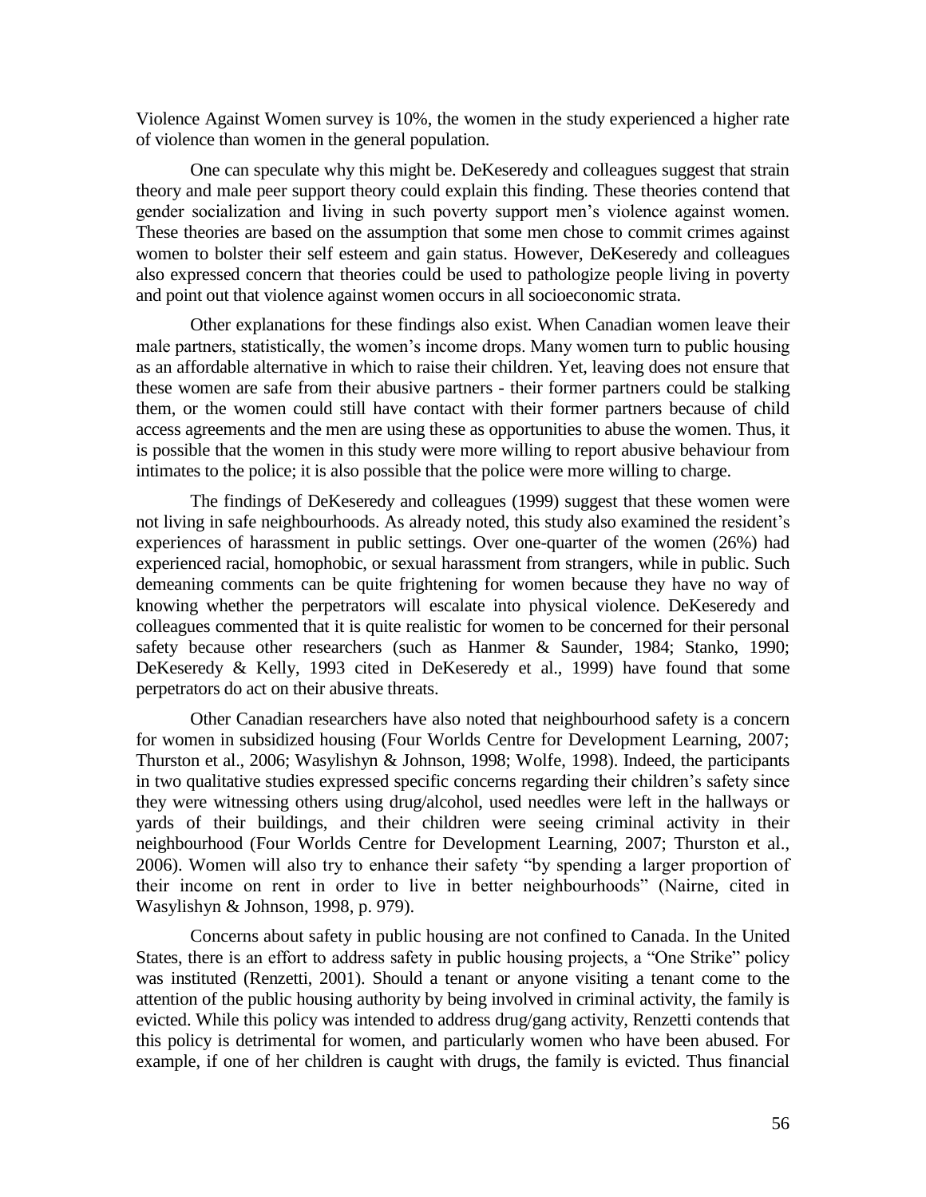Violence Against Women survey is 10%, the women in the study experienced a higher rate of violence than women in the general population.

One can speculate why this might be. DeKeseredy and colleagues suggest that strain theory and male peer support theory could explain this finding. These theories contend that gender socialization and living in such poverty support men's violence against women. These theories are based on the assumption that some men chose to commit crimes against women to bolster their self esteem and gain status. However, DeKeseredy and colleagues also expressed concern that theories could be used to pathologize people living in poverty and point out that violence against women occurs in all socioeconomic strata.

Other explanations for these findings also exist. When Canadian women leave their male partners, statistically, the women's income drops. Many women turn to public housing as an affordable alternative in which to raise their children. Yet, leaving does not ensure that these women are safe from their abusive partners - their former partners could be stalking them, or the women could still have contact with their former partners because of child access agreements and the men are using these as opportunities to abuse the women. Thus, it is possible that the women in this study were more willing to report abusive behaviour from intimates to the police; it is also possible that the police were more willing to charge.

The findings of DeKeseredy and colleagues (1999) suggest that these women were not living in safe neighbourhoods. As already noted, this study also examined the resident's experiences of harassment in public settings. Over one-quarter of the women (26%) had experienced racial, homophobic, or sexual harassment from strangers, while in public. Such demeaning comments can be quite frightening for women because they have no way of knowing whether the perpetrators will escalate into physical violence. DeKeseredy and colleagues commented that it is quite realistic for women to be concerned for their personal safety because other researchers (such as Hanmer & Saunder, 1984; Stanko, 1990; DeKeseredy & Kelly, 1993 cited in DeKeseredy et al., 1999) have found that some perpetrators do act on their abusive threats.

Other Canadian researchers have also noted that neighbourhood safety is a concern for women in subsidized housing (Four Worlds Centre for Development Learning, 2007; Thurston et al., 2006; Wasylishyn & Johnson, 1998; Wolfe, 1998). Indeed, the participants in two qualitative studies expressed specific concerns regarding their children's safety since they were witnessing others using drug/alcohol, used needles were left in the hallways or yards of their buildings, and their children were seeing criminal activity in their neighbourhood (Four Worlds Centre for Development Learning, 2007; Thurston et al., 2006). Women will also try to enhance their safety "by spending a larger proportion of their income on rent in order to live in better neighbourhoods" (Nairne, cited in Wasylishyn & Johnson, 1998, p. 979).

Concerns about safety in public housing are not confined to Canada. In the United States, there is an effort to address safety in public housing projects, a "One Strike" policy was instituted (Renzetti, 2001). Should a tenant or anyone visiting a tenant come to the attention of the public housing authority by being involved in criminal activity, the family is evicted. While this policy was intended to address drug/gang activity, Renzetti contends that this policy is detrimental for women, and particularly women who have been abused. For example, if one of her children is caught with drugs, the family is evicted. Thus financial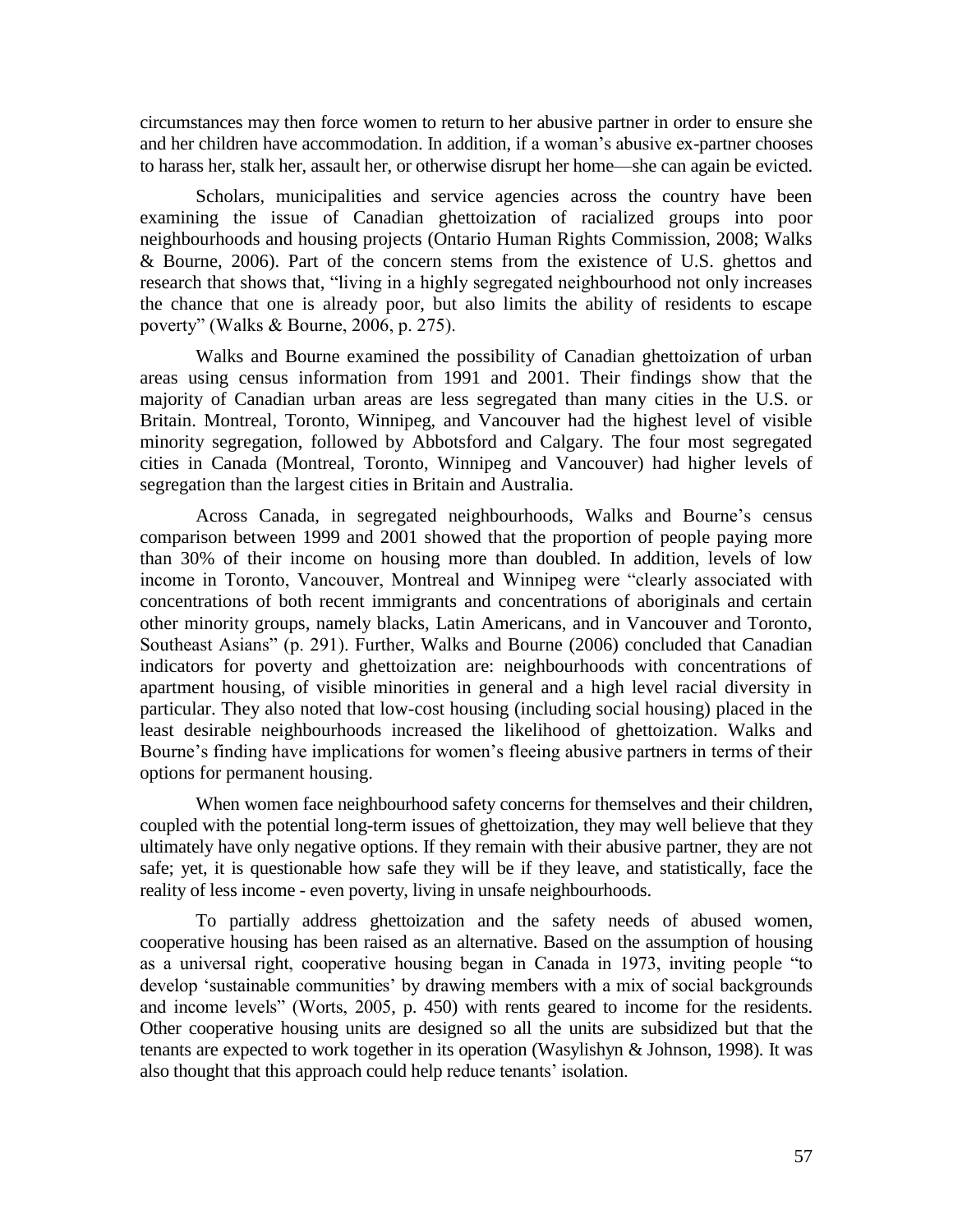circumstances may then force women to return to her abusive partner in order to ensure she and her children have accommodation. In addition, if a woman's abusive ex-partner chooses to harass her, stalk her, assault her, or otherwise disrupt her home—she can again be evicted.

Scholars, municipalities and service agencies across the country have been examining the issue of Canadian ghettoization of racialized groups into poor neighbourhoods and housing projects (Ontario Human Rights Commission, 2008; Walks & Bourne, 2006). Part of the concern stems from the existence of U.S. ghettos and research that shows that, "living in a highly segregated neighbourhood not only increases the chance that one is already poor, but also limits the ability of residents to escape poverty" (Walks & Bourne, 2006, p. 275).

Walks and Bourne examined the possibility of Canadian ghettoization of urban areas using census information from 1991 and 2001. Their findings show that the majority of Canadian urban areas are less segregated than many cities in the U.S. or Britain. Montreal, Toronto, Winnipeg, and Vancouver had the highest level of visible minority segregation, followed by Abbotsford and Calgary. The four most segregated cities in Canada (Montreal, Toronto, Winnipeg and Vancouver) had higher levels of segregation than the largest cities in Britain and Australia.

Across Canada, in segregated neighbourhoods, Walks and Bourne's census comparison between 1999 and 2001 showed that the proportion of people paying more than 30% of their income on housing more than doubled. In addition, levels of low income in Toronto, Vancouver, Montreal and Winnipeg were "clearly associated with concentrations of both recent immigrants and concentrations of aboriginals and certain other minority groups, namely blacks, Latin Americans, and in Vancouver and Toronto, Southeast Asians" (p. 291). Further, Walks and Bourne (2006) concluded that Canadian indicators for poverty and ghettoization are: neighbourhoods with concentrations of apartment housing, of visible minorities in general and a high level racial diversity in particular. They also noted that low-cost housing (including social housing) placed in the least desirable neighbourhoods increased the likelihood of ghettoization. Walks and Bourne's finding have implications for women's fleeing abusive partners in terms of their options for permanent housing.

When women face neighbourhood safety concerns for themselves and their children, coupled with the potential long-term issues of ghettoization, they may well believe that they ultimately have only negative options. If they remain with their abusive partner, they are not safe; yet, it is questionable how safe they will be if they leave, and statistically, face the reality of less income - even poverty, living in unsafe neighbourhoods.

To partially address ghettoization and the safety needs of abused women, cooperative housing has been raised as an alternative. Based on the assumption of housing as a universal right, cooperative housing began in Canada in 1973, inviting people "to develop 'sustainable communities' by drawing members with a mix of social backgrounds and income levels" (Worts, 2005, p. 450) with rents geared to income for the residents. Other cooperative housing units are designed so all the units are subsidized but that the tenants are expected to work together in its operation (Wasylishyn & Johnson, 1998). It was also thought that this approach could help reduce tenants' isolation.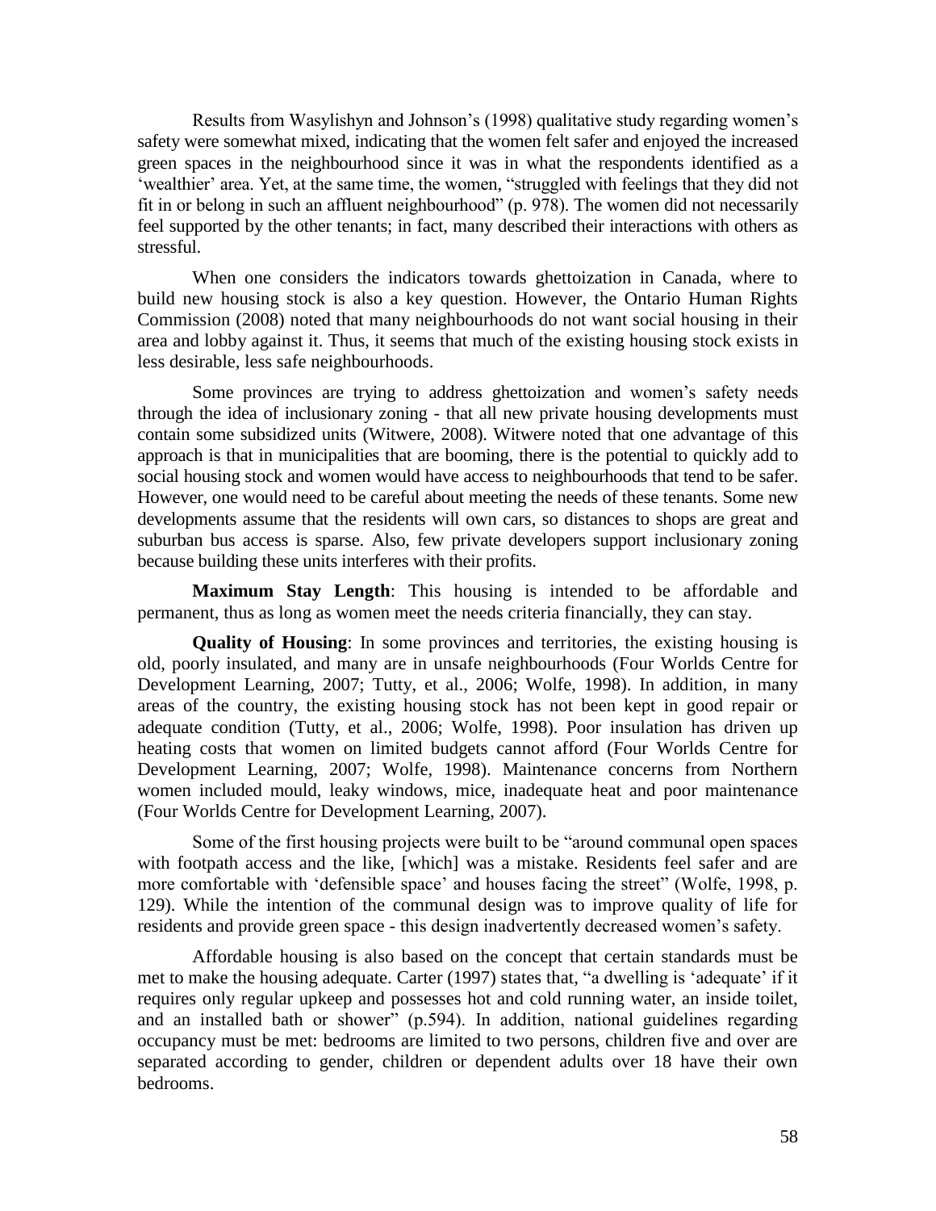Results from Wasylishyn and Johnson's (1998) qualitative study regarding women's safety were somewhat mixed, indicating that the women felt safer and enjoyed the increased green spaces in the neighbourhood since it was in what the respondents identified as a 'wealthier' area. Yet, at the same time, the women, "struggled with feelings that they did not fit in or belong in such an affluent neighbourhood" (p. 978). The women did not necessarily feel supported by the other tenants; in fact, many described their interactions with others as stressful.

When one considers the indicators towards ghettoization in Canada, where to build new housing stock is also a key question. However, the Ontario Human Rights Commission (2008) noted that many neighbourhoods do not want social housing in their area and lobby against it. Thus, it seems that much of the existing housing stock exists in less desirable, less safe neighbourhoods.

Some provinces are trying to address ghettoization and women's safety needs through the idea of inclusionary zoning - that all new private housing developments must contain some subsidized units (Witwere, 2008). Witwere noted that one advantage of this approach is that in municipalities that are booming, there is the potential to quickly add to social housing stock and women would have access to neighbourhoods that tend to be safer. However, one would need to be careful about meeting the needs of these tenants. Some new developments assume that the residents will own cars, so distances to shops are great and suburban bus access is sparse. Also, few private developers support inclusionary zoning because building these units interferes with their profits.

**Maximum Stay Length**: This housing is intended to be affordable and permanent, thus as long as women meet the needs criteria financially, they can stay.

**Quality of Housing**: In some provinces and territories, the existing housing is old, poorly insulated, and many are in unsafe neighbourhoods (Four Worlds Centre for Development Learning, 2007; Tutty, et al., 2006; Wolfe, 1998). In addition, in many areas of the country, the existing housing stock has not been kept in good repair or adequate condition (Tutty, et al., 2006; Wolfe, 1998). Poor insulation has driven up heating costs that women on limited budgets cannot afford (Four Worlds Centre for Development Learning, 2007; Wolfe, 1998). Maintenance concerns from Northern women included mould, leaky windows, mice, inadequate heat and poor maintenance (Four Worlds Centre for Development Learning, 2007).

Some of the first housing projects were built to be "around communal open spaces with footpath access and the like, [which] was a mistake. Residents feel safer and are more comfortable with 'defensible space' and houses facing the street" (Wolfe, 1998, p. 129). While the intention of the communal design was to improve quality of life for residents and provide green space - this design inadvertently decreased women's safety.

Affordable housing is also based on the concept that certain standards must be met to make the housing adequate. Carter (1997) states that, "a dwelling is 'adequate' if it requires only regular upkeep and possesses hot and cold running water, an inside toilet, and an installed bath or shower" (p.594). In addition, national guidelines regarding occupancy must be met: bedrooms are limited to two persons, children five and over are separated according to gender, children or dependent adults over 18 have their own bedrooms.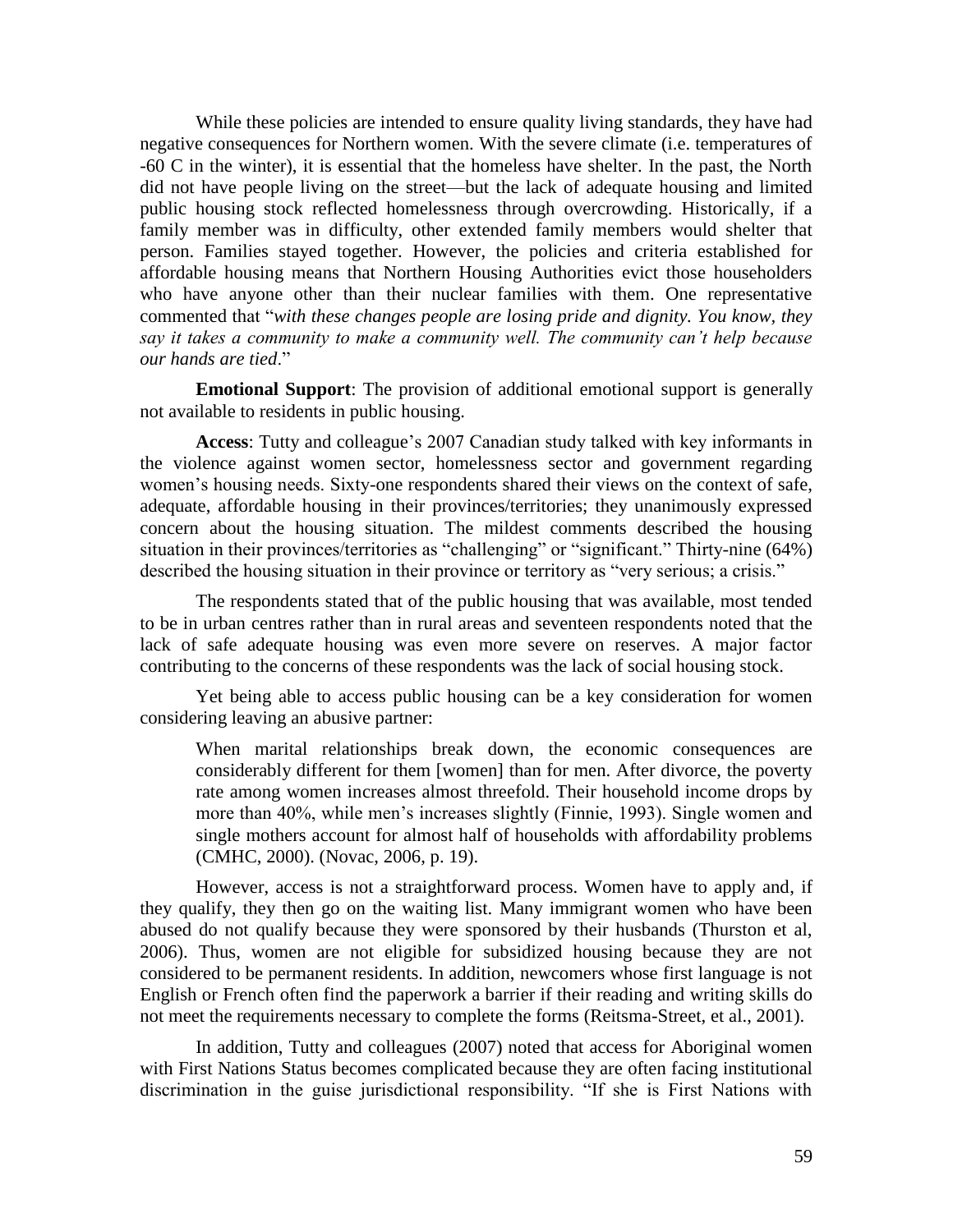While these policies are intended to ensure quality living standards, they have had negative consequences for Northern women. With the severe climate (i.e. temperatures of -60 C in the winter), it is essential that the homeless have shelter. In the past, the North did not have people living on the street—but the lack of adequate housing and limited public housing stock reflected homelessness through overcrowding. Historically, if a family member was in difficulty, other extended family members would shelter that person. Families stayed together. However, the policies and criteria established for affordable housing means that Northern Housing Authorities evict those householders who have anyone other than their nuclear families with them. One representative commented that "*with these changes people are losing pride and dignity. You know, they say it takes a community to make a community well. The community can't help because our hands are tied*."

**Emotional Support**: The provision of additional emotional support is generally not available to residents in public housing.

**Access**: Tutty and colleague's 2007 Canadian study talked with key informants in the violence against women sector, homelessness sector and government regarding women's housing needs. Sixty-one respondents shared their views on the context of safe, adequate, affordable housing in their provinces/territories; they unanimously expressed concern about the housing situation. The mildest comments described the housing situation in their provinces/territories as "challenging" or "significant." Thirty-nine (64%) described the housing situation in their province or territory as "very serious; a crisis."

The respondents stated that of the public housing that was available, most tended to be in urban centres rather than in rural areas and seventeen respondents noted that the lack of safe adequate housing was even more severe on reserves. A major factor contributing to the concerns of these respondents was the lack of social housing stock.

Yet being able to access public housing can be a key consideration for women considering leaving an abusive partner:

> When marital relationships break down, the economic consequences are considerably different for them [women] than for men. After divorce, the poverty rate among women increases almost threefold. Their household income drops by more than 40%, while men's increases slightly (Finnie, 1993). Single women and single mothers account for almost half of households with affordability problems (CMHC, 2000). (Novac, 2006, p. 19).

However, access is not a straightforward process. Women have to apply and, if they qualify, they then go on the waiting list. Many immigrant women who have been abused do not qualify because they were sponsored by their husbands (Thurston et al, 2006). Thus, women are not eligible for subsidized housing because they are not considered to be permanent residents. In addition, newcomers whose first language is not English or French often find the paperwork a barrier if their reading and writing skills do not meet the requirements necessary to complete the forms (Reitsma-Street, et al., 2001).

In addition, Tutty and colleagues (2007) noted that access for Aboriginal women with First Nations Status becomes complicated because they are often facing institutional discrimination in the guise jurisdictional responsibility. "If she is First Nations with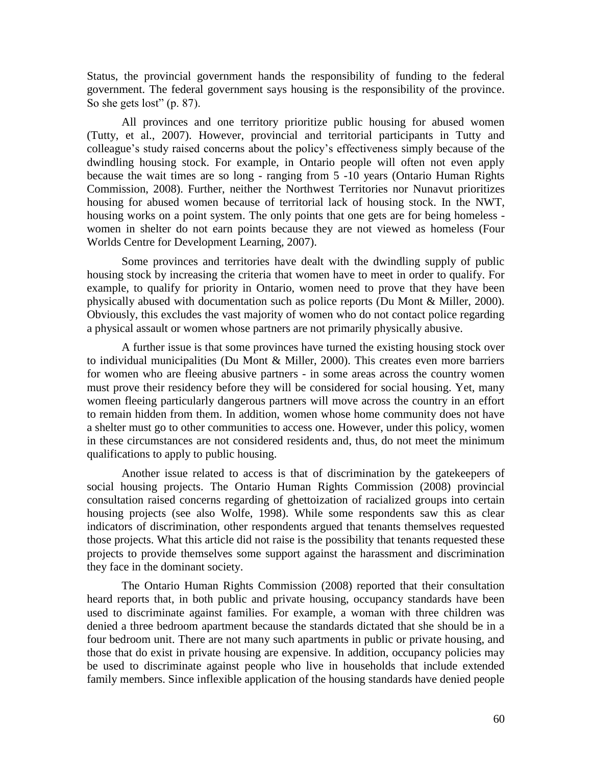Status, the provincial government hands the responsibility of funding to the federal government. The federal government says housing is the responsibility of the province. So she gets lost" (p. 87).

All provinces and one territory prioritize public housing for abused women (Tutty, et al., 2007). However, provincial and territorial participants in Tutty and colleague's study raised concerns about the policy's effectiveness simply because of the dwindling housing stock. For example, in Ontario people will often not even apply because the wait times are so long - ranging from 5 -10 years (Ontario Human Rights Commission, 2008). Further, neither the Northwest Territories nor Nunavut prioritizes housing for abused women because of territorial lack of housing stock. In the NWT, housing works on a point system. The only points that one gets are for being homeless - women in shelter do not earn points because they are not viewed as homeless (Four Worlds Centre for Development Learning, 2007).

Some provinces and territories have dealt with the dwindling supply of public housing stock by increasing the criteria that women have to meet in order to qualify. For example, to qualify for priority in Ontario, women need to prove that they have been physically abused with documentation such as police reports (Du Mont & Miller, 2000). Obviously, this excludes the vast majority of women who do not contact police regarding a physical assault or women whose partners are not primarily physically abusive.

A further issue is that some provinces have turned the existing housing stock over to individual municipalities (Du Mont & Miller, 2000). This creates even more barriers for women who are fleeing abusive partners - in some areas across the country women must prove their residency before they will be considered for social housing. Yet, many women fleeing particularly dangerous partners will move across the country in an effort to remain hidden from them. In addition, women whose home community does not have a shelter must go to other communities to access one. However, under this policy, women in these circumstances are not considered residents and, thus, do not meet the minimum qualifications to apply to public housing.

Another issue related to access is that of discrimination by the gatekeepers of social housing projects. The Ontario Human Rights Commission (2008) provincial consultation raised concerns regarding of ghettoization of racialized groups into certain housing projects (see also Wolfe, 1998). While some respondents saw this as clear indicators of discrimination, other respondents argued that tenants themselves requested those projects. What this article did not raise is the possibility that tenants requested these projects to provide themselves some support against the harassment and discrimination they face in the dominant society.

The Ontario Human Rights Commission (2008) reported that their consultation heard reports that, in both public and private housing, occupancy standards have been used to discriminate against families. For example, a woman with three children was denied a three bedroom apartment because the standards dictated that she should be in a four bedroom unit. There are not many such apartments in public or private housing, and those that do exist in private housing are expensive. In addition, occupancy policies may be used to discriminate against people who live in households that include extended family members. Since inflexible application of the housing standards have denied people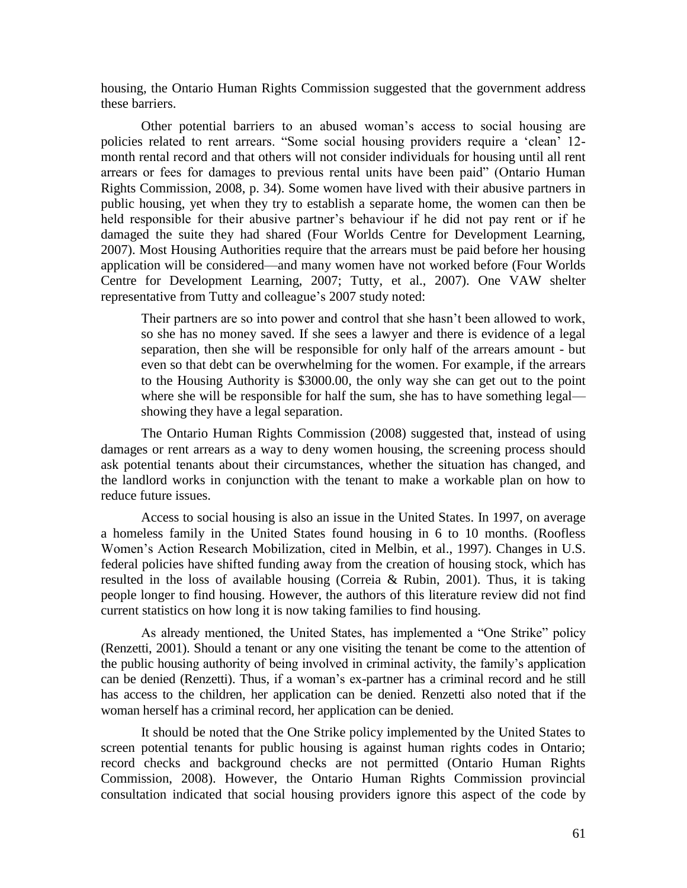housing, the Ontario Human Rights Commission suggested that the government address these barriers.

Other potential barriers to an abused woman's access to social housing are policies related to rent arrears. "Some social housing providers require a 'clean' 12-month rental record and that others will not consider individuals for housing until all rent arrears or fees for damages to previous rental units have been paid" (Ontario Human Rights Commission, 2008, p. 34). Some women have lived with their abusive partners in public housing, yet when they try to establish a separate home, the women can then be held responsible for their abusive partner's behaviour if he did not pay rent or if he damaged the suite they had shared (Four Worlds Centre for Development Learning, 2007). Most Housing Authorities require that the arrears must be paid before her housing application will be considered—and many women have not worked before (Four Worlds Centre for Development Learning, 2007; Tutty, et al., 2007). One VAW shelter representative from Tutty and colleague's 2007 study noted:

> Their partners are so into power and control that she hasn't been allowed to work, so she has no money saved. If she sees a lawyer and there is evidence of a legal separation, then she will be responsible for only half of the arrears amount - but even so that debt can be overwhelming for the women. For example, if the arrears to the Housing Authority is $3000.00, the only way she can get out to the point where she will be responsible for half the sum, she has to have something legal—showing they have a legal separation.

The Ontario Human Rights Commission (2008) suggested that, instead of using damages or rent arrears as a way to deny women housing, the screening process should ask potential tenants about their circumstances, whether the situation has changed, and the landlord works in conjunction with the tenant to make a workable plan on how to reduce future issues.

Access to social housing is also an issue in the United States. In 1997, on average a homeless family in the United States found housing in 6 to 10 months. (Roofless Women's Action Research Mobilization, cited in Melbin, et al., 1997). Changes in U.S. federal policies have shifted funding away from the creation of housing stock, which has resulted in the loss of available housing (Correia & Rubin, 2001). Thus, it is taking people longer to find housing. However, the authors of this literature review did not find current statistics on how long it is now taking families to find housing.

As already mentioned, the United States, has implemented a "One Strike" policy (Renzetti, 2001). Should a tenant or any one visiting the tenant be come to the attention of the public housing authority of being involved in criminal activity, the family's application can be denied (Renzetti). Thus, if a woman's ex-partner has a criminal record and he still has access to the children, her application can be denied. Renzetti also noted that if the woman herself has a criminal record, her application can be denied.

It should be noted that the One Strike policy implemented by the United States to screen potential tenants for public housing is against human rights codes in Ontario; record checks and background checks are not permitted (Ontario Human Rights Commission, 2008). However, the Ontario Human Rights Commission provincial consultation indicated that social housing providers ignore this aspect of the code by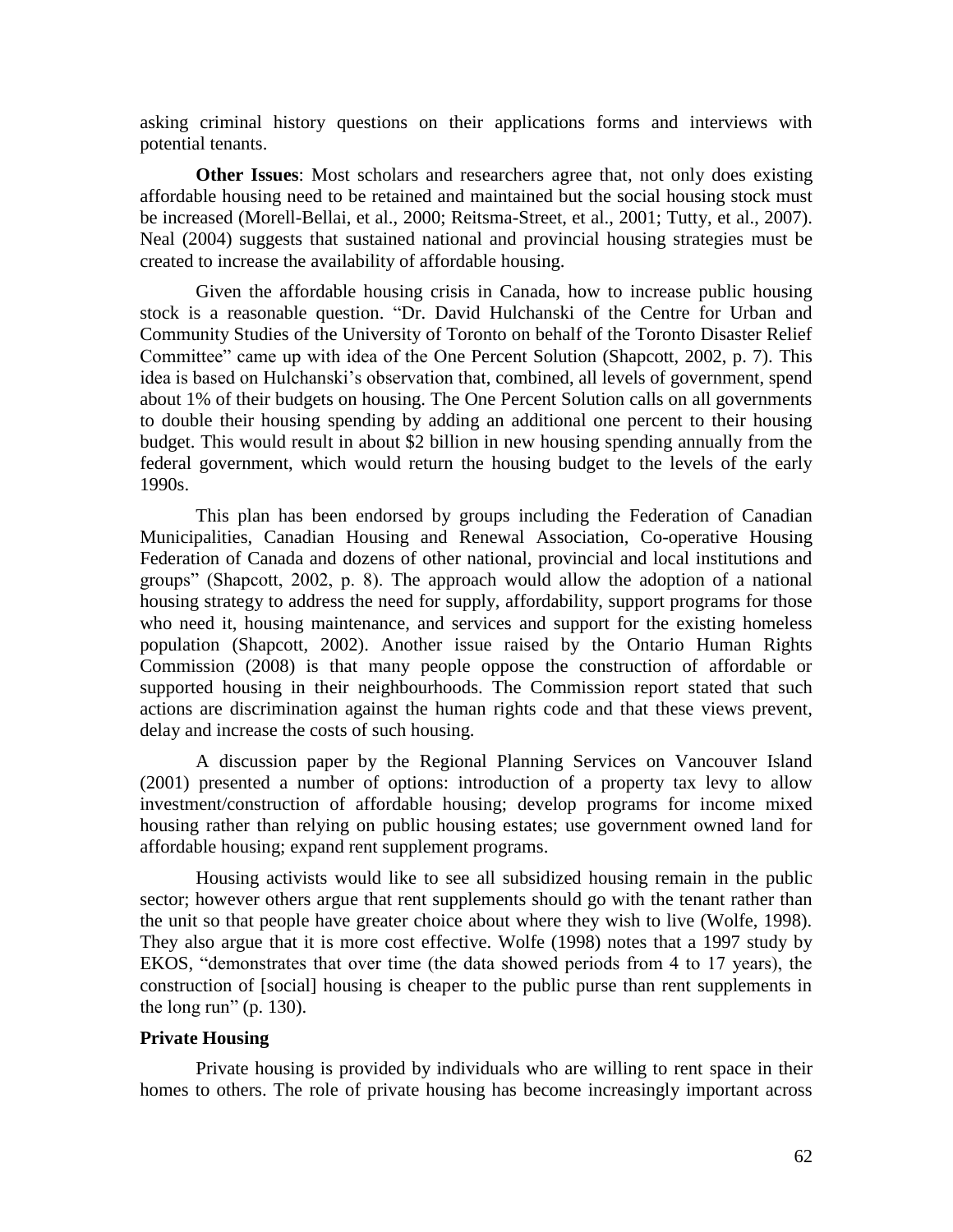asking criminal history questions on their applications forms and interviews with potential tenants.

**Other Issues**: Most scholars and researchers agree that, not only does existing affordable housing need to be retained and maintained but the social housing stock must be increased (Morell-Bellai, et al., 2000; Reitsma-Street, et al., 2001; Tutty, et al., 2007). Neal (2004) suggests that sustained national and provincial housing strategies must be created to increase the availability of affordable housing.

Given the affordable housing crisis in Canada, how to increase public housing stock is a reasonable question. "Dr. David Hulchanski of the Centre for Urban and Community Studies of the University of Toronto on behalf of the Toronto Disaster Relief Committee" came up with idea of the One Percent Solution (Shapcott, 2002, p. 7). This idea is based on Hulchanski's observation that, combined, all levels of government, spend about 1% of their budgets on housing. The One Percent Solution calls on all governments to double their housing spending by adding an additional one percent to their housing budget. This would result in about $2 billion in new housing spending annually from the federal government, which would return the housing budget to the levels of the early 1990s.

This plan has been endorsed by groups including the Federation of Canadian Municipalities, Canadian Housing and Renewal Association, Co-operative Housing Federation of Canada and dozens of other national, provincial and local institutions and groups" (Shapcott, 2002, p. 8). The approach would allow the adoption of a national housing strategy to address the need for supply, affordability, support programs for those who need it, housing maintenance, and services and support for the existing homeless population (Shapcott, 2002). Another issue raised by the Ontario Human Rights Commission (2008) is that many people oppose the construction of affordable or supported housing in their neighbourhoods. The Commission report stated that such actions are discrimination against the human rights code and that these views prevent, delay and increase the costs of such housing.

A discussion paper by the Regional Planning Services on Vancouver Island (2001) presented a number of options: introduction of a property tax levy to allow investment/construction of affordable housing; develop programs for income mixed housing rather than relying on public housing estates; use government owned land for affordable housing; expand rent supplement programs.

Housing activists would like to see all subsidized housing remain in the public sector; however others argue that rent supplements should go with the tenant rather than the unit so that people have greater choice about where they wish to live (Wolfe, 1998). They also argue that it is more cost effective. Wolfe (1998) notes that a 1997 study by EKOS, "demonstrates that over time (the data showed periods from 4 to 17 years), the construction of [social] housing is cheaper to the public purse than rent supplements in the long run" (p. 130).

**Private Housing**

Private housing is provided by individuals who are willing to rent space in their homes to others. The role of private housing has become increasingly important across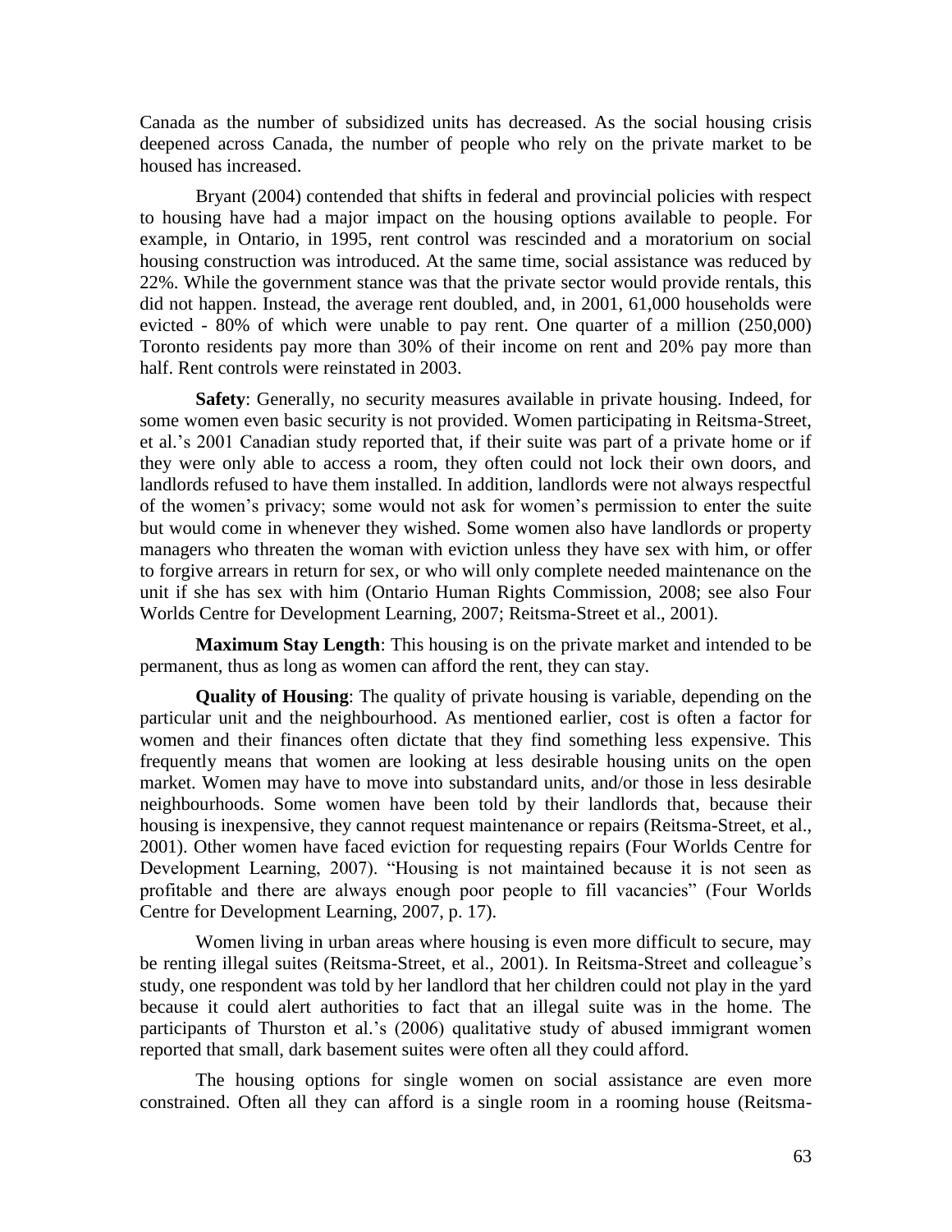Canada as the number of subsidized units has decreased. As the social housing crisis deepened across Canada, the number of people who rely on the private market to be housed has increased.

Bryant (2004) contended that shifts in federal and provincial policies with respect to housing have had a major impact on the housing options available to people. For example, in Ontario, in 1995, rent control was rescinded and a moratorium on social housing construction was introduced. At the same time, social assistance was reduced by 22%. While the government stance was that the private sector would provide rentals, this did not happen. Instead, the average rent doubled, and, in 2001, 61,000 households were evicted - 80% of which were unable to pay rent. One quarter of a million (250,000) Toronto residents pay more than 30% of their income on rent and 20% pay more than half. Rent controls were reinstated in 2003.

**Safety**: Generally, no security measures available in private housing. Indeed, for some women even basic security is not provided. Women participating in Reitsma-Street, et al.'s 2001 Canadian study reported that, if their suite was part of a private home or if they were only able to access a room, they often could not lock their own doors, and landlords refused to have them installed. In addition, landlords were not always respectful of the women's privacy; some would not ask for women's permission to enter the suite but would come in whenever they wished. Some women also have landlords or property managers who threaten the woman with eviction unless they have sex with him, or offer to forgive arrears in return for sex, or who will only complete needed maintenance on the unit if she has sex with him (Ontario Human Rights Commission, 2008; see also Four Worlds Centre for Development Learning, 2007; Reitsma-Street et al., 2001).

**Maximum Stay Length**: This housing is on the private market and intended to be permanent, thus as long as women can afford the rent, they can stay.

**Quality of Housing**: The quality of private housing is variable, depending on the particular unit and the neighbourhood. As mentioned earlier, cost is often a factor for women and their finances often dictate that they find something less expensive. This frequently means that women are looking at less desirable housing units on the open market. Women may have to move into substandard units, and/or those in less desirable neighbourhoods. Some women have been told by their landlords that, because their housing is inexpensive, they cannot request maintenance or repairs (Reitsma-Street, et al., 2001). Other women have faced eviction for requesting repairs (Four Worlds Centre for Development Learning, 2007). "Housing is not maintained because it is not seen as profitable and there are always enough poor people to fill vacancies" (Four Worlds Centre for Development Learning, 2007, p. 17).

Women living in urban areas where housing is even more difficult to secure, may be renting illegal suites (Reitsma-Street, et al., 2001). In Reitsma-Street and colleague's study, one respondent was told by her landlord that her children could not play in the yard because it could alert authorities to fact that an illegal suite was in the home. The participants of Thurston et al.'s (2006) qualitative study of abused immigrant women reported that small, dark basement suites were often all they could afford.

The housing options for single women on social assistance are even more constrained. Often all they can afford is a single room in a rooming house (Reitsma-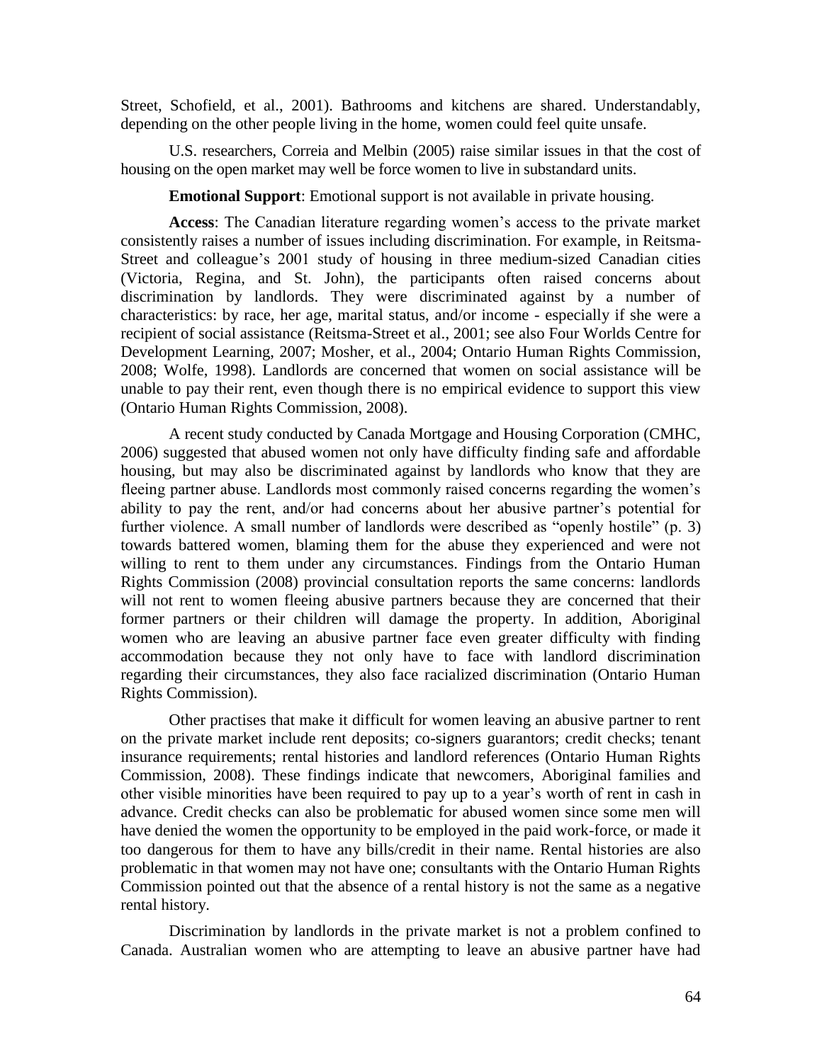Street, Schofield, et al., 2001). Bathrooms and kitchens are shared. Understandably, depending on the other people living in the home, women could feel quite unsafe.

U.S. researchers, Correia and Melbin (2005) raise similar issues in that the cost of housing on the open market may well be force women to live in substandard units.

**Emotional Support**: Emotional support is not available in private housing.

**Access**: The Canadian literature regarding women's access to the private market consistently raises a number of issues including discrimination. For example, in Reitsma-Street and colleague's 2001 study of housing in three medium-sized Canadian cities (Victoria, Regina, and St. John), the participants often raised concerns about discrimination by landlords. They were discriminated against by a number of characteristics: by race, her age, marital status, and/or income - especially if she were a recipient of social assistance (Reitsma-Street et al., 2001; see also Four Worlds Centre for Development Learning, 2007; Mosher, et al., 2004; Ontario Human Rights Commission, 2008; Wolfe, 1998). Landlords are concerned that women on social assistance will be unable to pay their rent, even though there is no empirical evidence to support this view (Ontario Human Rights Commission, 2008).

A recent study conducted by Canada Mortgage and Housing Corporation (CMHC, 2006) suggested that abused women not only have difficulty finding safe and affordable housing, but may also be discriminated against by landlords who know that they are fleeing partner abuse. Landlords most commonly raised concerns regarding the women's ability to pay the rent, and/or had concerns about her abusive partner's potential for further violence. A small number of landlords were described as "openly hostile" (p. 3) towards battered women, blaming them for the abuse they experienced and were not willing to rent to them under any circumstances. Findings from the Ontario Human Rights Commission (2008) provincial consultation reports the same concerns: landlords will not rent to women fleeing abusive partners because they are concerned that their former partners or their children will damage the property. In addition, Aboriginal women who are leaving an abusive partner face even greater difficulty with finding accommodation because they not only have to face with landlord discrimination regarding their circumstances, they also face racialized discrimination (Ontario Human Rights Commission).

Other practises that make it difficult for women leaving an abusive partner to rent on the private market include rent deposits; co-signers guarantors; credit checks; tenant insurance requirements; rental histories and landlord references (Ontario Human Rights Commission, 2008). These findings indicate that newcomers, Aboriginal families and other visible minorities have been required to pay up to a year's worth of rent in cash in advance. Credit checks can also be problematic for abused women since some men will have denied the women the opportunity to be employed in the paid work-force, or made it too dangerous for them to have any bills/credit in their name. Rental histories are also problematic in that women may not have one; consultants with the Ontario Human Rights Commission pointed out that the absence of a rental history is not the same as a negative rental history.

Discrimination by landlords in the private market is not a problem confined to Canada. Australian women who are attempting to leave an abusive partner have had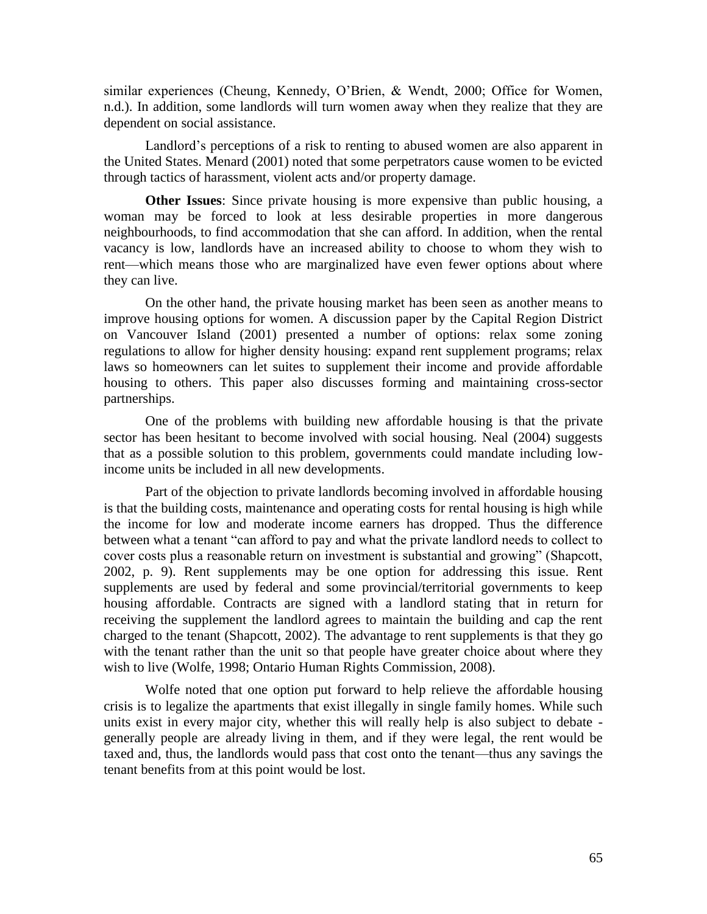similar experiences (Cheung, Kennedy, O'Brien, & Wendt, 2000; Office for Women, n.d.). In addition, some landlords will turn women away when they realize that they are dependent on social assistance.

Landlord's perceptions of a risk to renting to abused women are also apparent in the United States. Menard (2001) noted that some perpetrators cause women to be evicted through tactics of harassment, violent acts and/or property damage.

**Other Issues**: Since private housing is more expensive than public housing, a woman may be forced to look at less desirable properties in more dangerous neighbourhoods, to find accommodation that she can afford. In addition, when the rental vacancy is low, landlords have an increased ability to choose to whom they wish to rent—which means those who are marginalized have even fewer options about where they can live.

On the other hand, the private housing market has been seen as another means to improve housing options for women. A discussion paper by the Capital Region District on Vancouver Island (2001) presented a number of options: relax some zoning regulations to allow for higher density housing: expand rent supplement programs; relax laws so homeowners can let suites to supplement their income and provide affordable housing to others. This paper also discusses forming and maintaining cross-sector partnerships.

One of the problems with building new affordable housing is that the private sector has been hesitant to become involved with social housing. Neal (2004) suggests that as a possible solution to this problem, governments could mandate including low-income units be included in all new developments.

Part of the objection to private landlords becoming involved in affordable housing is that the building costs, maintenance and operating costs for rental housing is high while the income for low and moderate income earners has dropped. Thus the difference between what a tenant "can afford to pay and what the private landlord needs to collect to cover costs plus a reasonable return on investment is substantial and growing" (Shapcott, 2002, p. 9). Rent supplements may be one option for addressing this issue. Rent supplements are used by federal and some provincial/territorial governments to keep housing affordable. Contracts are signed with a landlord stating that in return for receiving the supplement the landlord agrees to maintain the building and cap the rent charged to the tenant (Shapcott, 2002). The advantage to rent supplements is that they go with the tenant rather than the unit so that people have greater choice about where they wish to live (Wolfe, 1998; Ontario Human Rights Commission, 2008).

Wolfe noted that one option put forward to help relieve the affordable housing crisis is to legalize the apartments that exist illegally in single family homes. While such units exist in every major city, whether this will really help is also subject to debate - generally people are already living in them, and if they were legal, the rent would be taxed and, thus, the landlords would pass that cost onto the tenant—thus any savings the tenant benefits from at this point would be lost.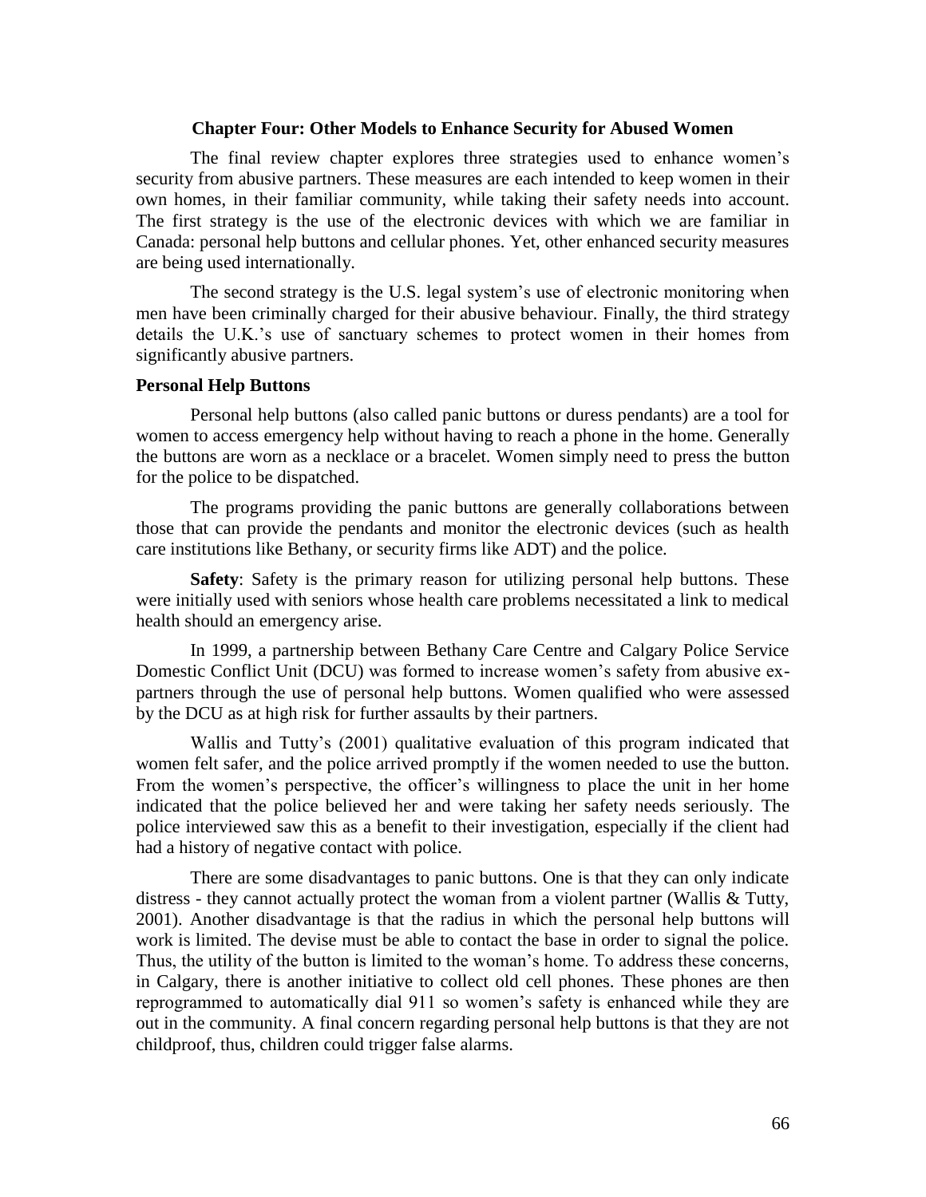## Chapter Four: Other Models to Enhance Security for Abused Women

The final review chapter explores three strategies used to enhance women's security from abusive partners. These measures are each intended to keep women in their own homes, in their familiar community, while taking their safety needs into account. The first strategy is the use of the electronic devices with which we are familiar in Canada: personal help buttons and cellular phones. Yet, other enhanced security measures are being used internationally.

The second strategy is the U.S. legal system's use of electronic monitoring when men have been criminally charged for their abusive behaviour. Finally, the third strategy details the U.K.'s use of sanctuary schemes to protect women in their homes from significantly abusive partners.

### Personal Help Buttons

Personal help buttons (also called panic buttons or duress pendants) are a tool for women to access emergency help without having to reach a phone in the home. Generally the buttons are worn as a necklace or a bracelet. Women simply need to press the button for the police to be dispatched.

The programs providing the panic buttons are generally collaborations between those that can provide the pendants and monitor the electronic devices (such as health care institutions like Bethany, or security firms like ADT) and the police.

**Safety**: Safety is the primary reason for utilizing personal help buttons. These were initially used with seniors whose health care problems necessitated a link to medical health should an emergency arise.

In 1999, a partnership between Bethany Care Centre and Calgary Police Service Domestic Conflict Unit (DCU) was formed to increase women's safety from abusive ex-partners through the use of personal help buttons. Women qualified who were assessed by the DCU as at high risk for further assaults by their partners.

Wallis and Tutty's (2001) qualitative evaluation of this program indicated that women felt safer, and the police arrived promptly if the women needed to use the button. From the women's perspective, the officer's willingness to place the unit in her home indicated that the police believed her and were taking her safety needs seriously. The police interviewed saw this as a benefit to their investigation, especially if the client had had a history of negative contact with police.

There are some disadvantages to panic buttons. One is that they can only indicate distress - they cannot actually protect the woman from a violent partner (Wallis & Tutty, 2001). Another disadvantage is that the radius in which the personal help buttons will work is limited. The devise must be able to contact the base in order to signal the police. Thus, the utility of the button is limited to the woman's home. To address these concerns, in Calgary, there is another initiative to collect old cell phones. These phones are then reprogrammed to automatically dial 911 so women's safety is enhanced while they are out in the community. A final concern regarding personal help buttons is that they are not childproof, thus, children could trigger false alarms.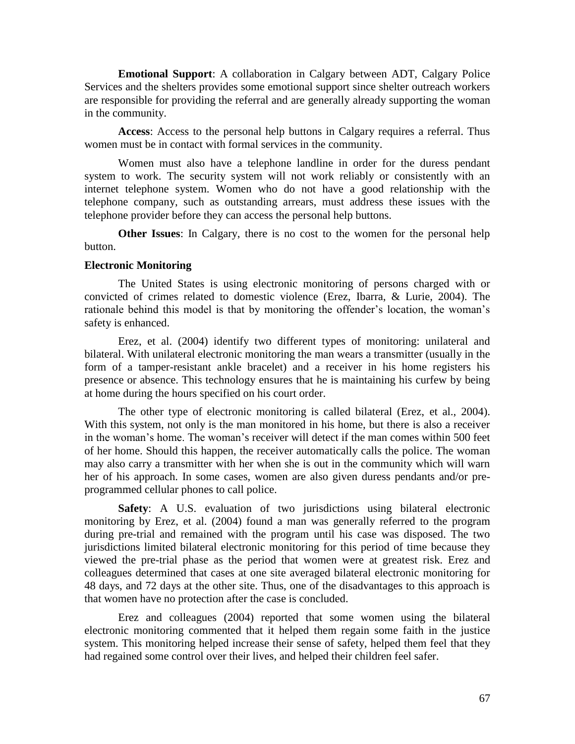**Emotional Support**: A collaboration in Calgary between ADT, Calgary Police Services and the shelters provides some emotional support since shelter outreach workers are responsible for providing the referral and are generally already supporting the woman in the community.

**Access**: Access to the personal help buttons in Calgary requires a referral. Thus women must be in contact with formal services in the community.

Women must also have a telephone landline in order for the duress pendant system to work. The security system will not work reliably or consistently with an internet telephone system. Women who do not have a good relationship with the telephone company, such as outstanding arrears, must address these issues with the telephone provider before they can access the personal help buttons.

**Other Issues**: In Calgary, there is no cost to the women for the personal help button.

### Electronic Monitoring

The United States is using electronic monitoring of persons charged with or convicted of crimes related to domestic violence (Erez, Ibarra, & Lurie, 2004). The rationale behind this model is that by monitoring the offender's location, the woman's safety is enhanced.

Erez, et al. (2004) identify two different types of monitoring: unilateral and bilateral. With unilateral electronic monitoring the man wears a transmitter (usually in the form of a tamper-resistant ankle bracelet) and a receiver in his home registers his presence or absence. This technology ensures that he is maintaining his curfew by being at home during the hours specified on his court order.

The other type of electronic monitoring is called bilateral (Erez, et al., 2004). With this system, not only is the man monitored in his home, but there is also a receiver in the woman's home. The woman's receiver will detect if the man comes within 500 feet of her home. Should this happen, the receiver automatically calls the police. The woman may also carry a transmitter with her when she is out in the community which will warn her of his approach. In some cases, women are also given duress pendants and/or pre-programmed cellular phones to call police.

**Safety**: A U.S. evaluation of two jurisdictions using bilateral electronic monitoring by Erez, et al. (2004) found a man was generally referred to the program during pre-trial and remained with the program until his case was disposed. The two jurisdictions limited bilateral electronic monitoring for this period of time because they viewed the pre-trial phase as the period that women were at greatest risk. Erez and colleagues determined that cases at one site averaged bilateral electronic monitoring for 48 days, and 72 days at the other site. Thus, one of the disadvantages to this approach is that women have no protection after the case is concluded.

Erez and colleagues (2004) reported that some women using the bilateral electronic monitoring commented that it helped them regain some faith in the justice system. This monitoring helped increase their sense of safety, helped them feel that they had regained some control over their lives, and helped their children feel safer.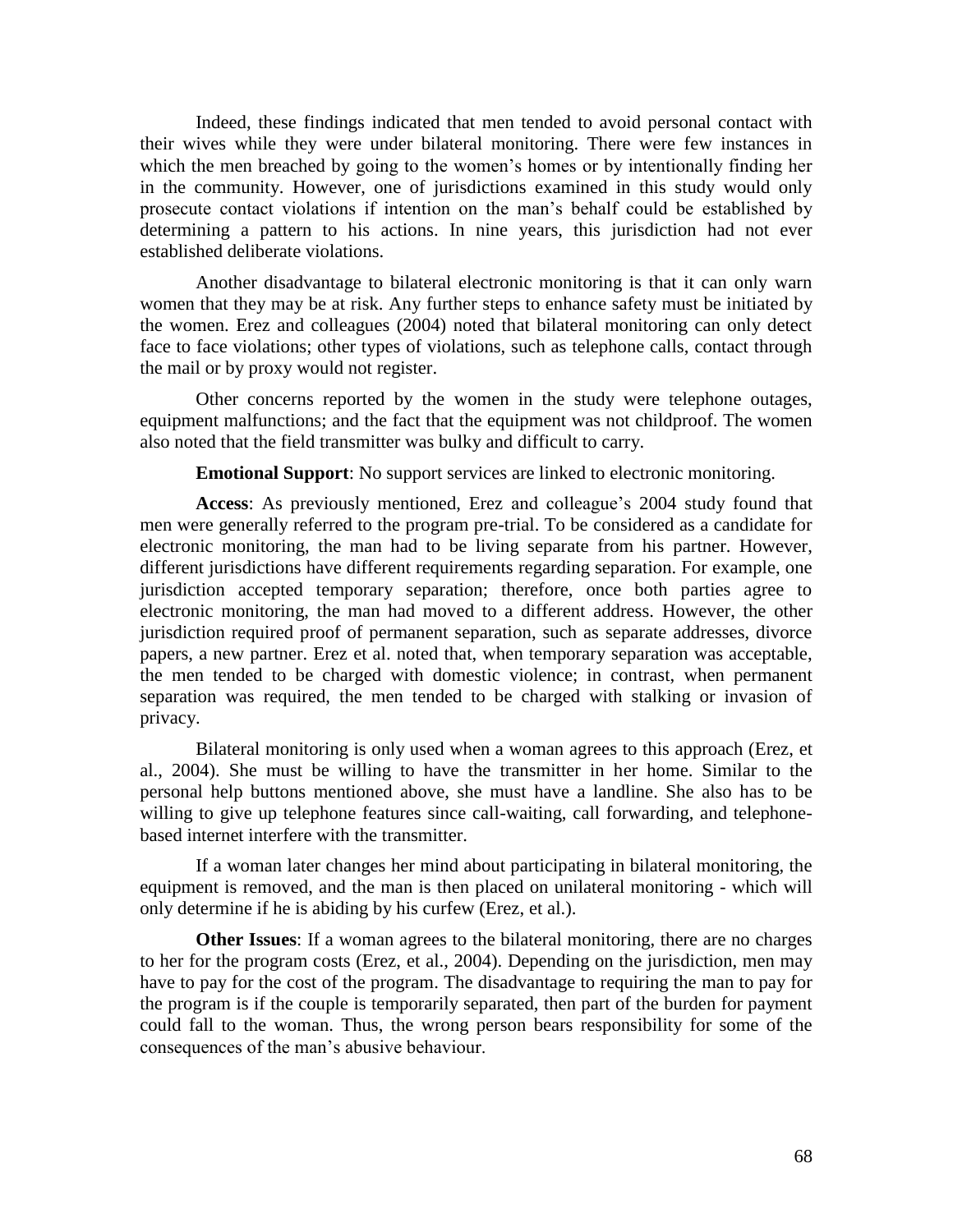Indeed, these findings indicated that men tended to avoid personal contact with their wives while they were under bilateral monitoring. There were few instances in which the men breached by going to the women's homes or by intentionally finding her in the community. However, one of jurisdictions examined in this study would only prosecute contact violations if intention on the man's behalf could be established by determining a pattern to his actions. In nine years, this jurisdiction had not ever established deliberate violations.

Another disadvantage to bilateral electronic monitoring is that it can only warn women that they may be at risk. Any further steps to enhance safety must be initiated by the women. Erez and colleagues (2004) noted that bilateral monitoring can only detect face to face violations; other types of violations, such as telephone calls, contact through the mail or by proxy would not register.

Other concerns reported by the women in the study were telephone outages, equipment malfunctions; and the fact that the equipment was not childproof. The women also noted that the field transmitter was bulky and difficult to carry.

**Emotional Support**: No support services are linked to electronic monitoring.

**Access**: As previously mentioned, Erez and colleague's 2004 study found that men were generally referred to the program pre-trial. To be considered as a candidate for electronic monitoring, the man had to be living separate from his partner. However, different jurisdictions have different requirements regarding separation. For example, one jurisdiction accepted temporary separation; therefore, once both parties agree to electronic monitoring, the man had moved to a different address. However, the other jurisdiction required proof of permanent separation, such as separate addresses, divorce papers, a new partner. Erez et al. noted that, when temporary separation was acceptable, the men tended to be charged with domestic violence; in contrast, when permanent separation was required, the men tended to be charged with stalking or invasion of privacy.

Bilateral monitoring is only used when a woman agrees to this approach (Erez, et al., 2004). She must be willing to have the transmitter in her home. Similar to the personal help buttons mentioned above, she must have a landline. She also has to be willing to give up telephone features since call-waiting, call forwarding, and telephone-based internet interfere with the transmitter.

If a woman later changes her mind about participating in bilateral monitoring, the equipment is removed, and the man is then placed on unilateral monitoring - which will only determine if he is abiding by his curfew (Erez, et al.).

**Other Issues**: If a woman agrees to the bilateral monitoring, there are no charges to her for the program costs (Erez, et al., 2004). Depending on the jurisdiction, men may have to pay for the cost of the program. The disadvantage to requiring the man to pay for the program is if the couple is temporarily separated, then part of the burden for payment could fall to the woman. Thus, the wrong person bears responsibility for some of the consequences of the man's abusive behaviour.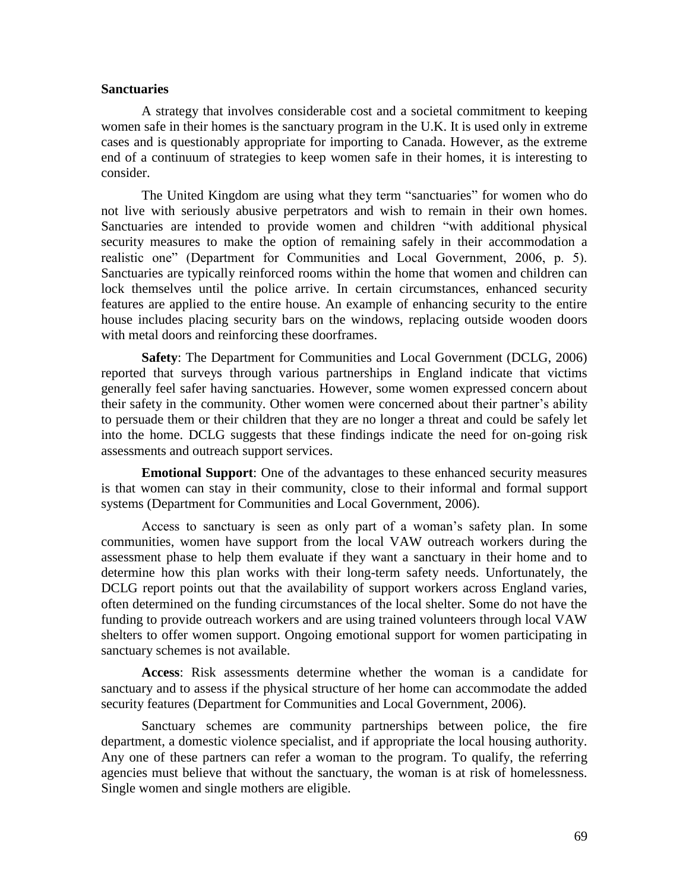### Sanctuaries

A strategy that involves considerable cost and a societal commitment to keeping women safe in their homes is the sanctuary program in the U.K. It is used only in extreme cases and is questionably appropriate for importing to Canada. However, as the extreme end of a continuum of strategies to keep women safe in their homes, it is interesting to consider.

The United Kingdom are using what they term "sanctuaries" for women who do not live with seriously abusive perpetrators and wish to remain in their own homes. Sanctuaries are intended to provide women and children "with additional physical security measures to make the option of remaining safely in their accommodation a realistic one" (Department for Communities and Local Government, 2006, p. 5). Sanctuaries are typically reinforced rooms within the home that women and children can lock themselves until the police arrive. In certain circumstances, enhanced security features are applied to the entire house. An example of enhancing security to the entire house includes placing security bars on the windows, replacing outside wooden doors with metal doors and reinforcing these doorframes.

**Safety**: The Department for Communities and Local Government (DCLG, 2006) reported that surveys through various partnerships in England indicate that victims generally feel safer having sanctuaries. However, some women expressed concern about their safety in the community. Other women were concerned about their partner's ability to persuade them or their children that they are no longer a threat and could be safely let into the home. DCLG suggests that these findings indicate the need for on-going risk assessments and outreach support services.

**Emotional Support**: One of the advantages to these enhanced security measures is that women can stay in their community, close to their informal and formal support systems (Department for Communities and Local Government, 2006).

Access to sanctuary is seen as only part of a woman's safety plan. In some communities, women have support from the local VAW outreach workers during the assessment phase to help them evaluate if they want a sanctuary in their home and to determine how this plan works with their long-term safety needs. Unfortunately, the DCLG report points out that the availability of support workers across England varies, often determined on the funding circumstances of the local shelter. Some do not have the funding to provide outreach workers and are using trained volunteers through local VAW shelters to offer women support. Ongoing emotional support for women participating in sanctuary schemes is not available.

**Access**: Risk assessments determine whether the woman is a candidate for sanctuary and to assess if the physical structure of her home can accommodate the added security features (Department for Communities and Local Government, 2006).

Sanctuary schemes are community partnerships between police, the fire department, a domestic violence specialist, and if appropriate the local housing authority. Any one of these partners can refer a woman to the program. To qualify, the referring agencies must believe that without the sanctuary, the woman is at risk of homelessness. Single women and single mothers are eligible.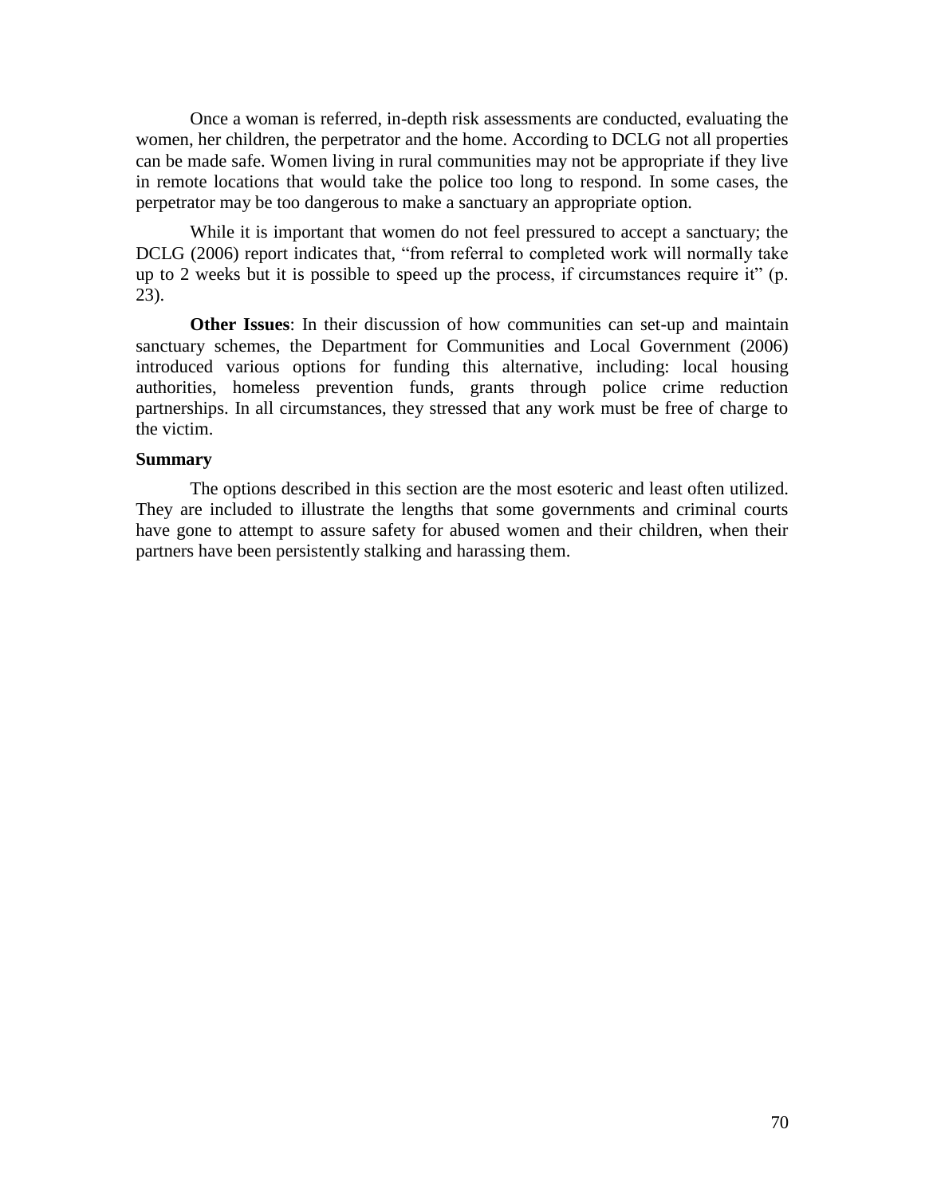Once a woman is referred, in-depth risk assessments are conducted, evaluating the women, her children, the perpetrator and the home. According to DCLG not all properties can be made safe. Women living in rural communities may not be appropriate if they live in remote locations that would take the police too long to respond. In some cases, the perpetrator may be too dangerous to make a sanctuary an appropriate option.

While it is important that women do not feel pressured to accept a sanctuary; the DCLG (2006) report indicates that, "from referral to completed work will normally take up to 2 weeks but it is possible to speed up the process, if circumstances require it" (p. 23).

**Other Issues**: In their discussion of how communities can set-up and maintain sanctuary schemes, the Department for Communities and Local Government (2006) introduced various options for funding this alternative, including: local housing authorities, homeless prevention funds, grants through police crime reduction partnerships. In all circumstances, they stressed that any work must be free of charge to the victim.

**Summary**

The options described in this section are the most esoteric and least often utilized. They are included to illustrate the lengths that some governments and criminal courts have gone to attempt to assure safety for abused women and their children, when their partners have been persistently stalking and harassing them.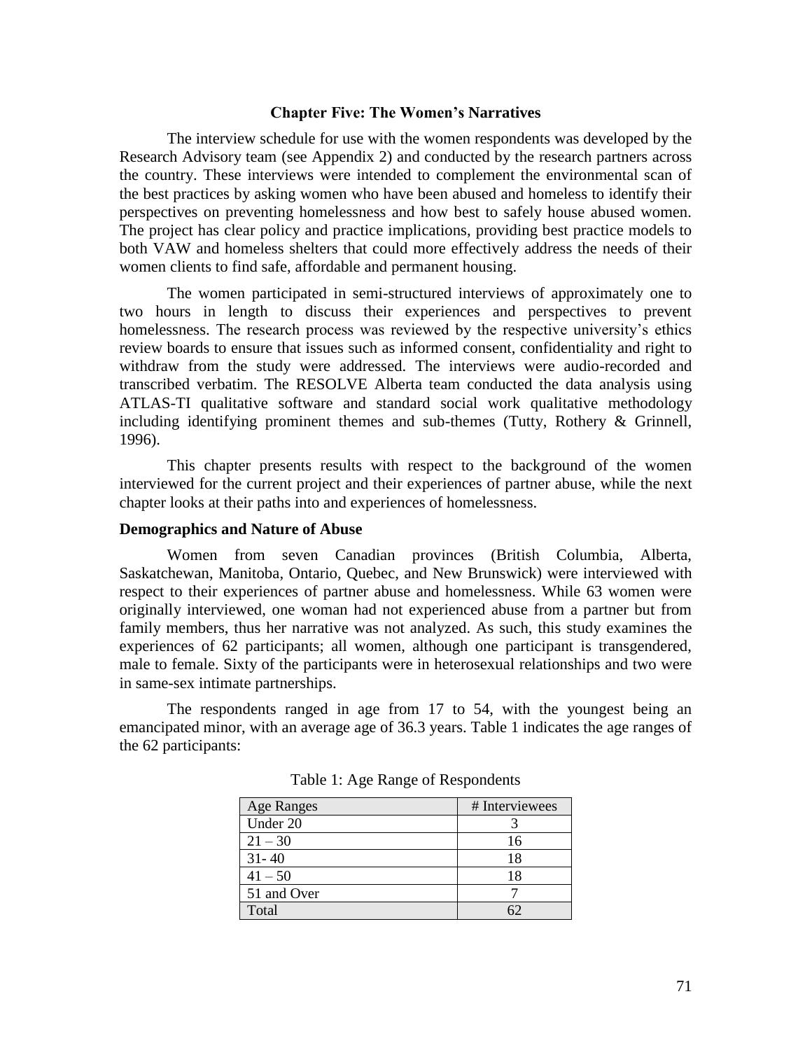## Chapter Five: The Women's Narratives

The interview schedule for use with the women respondents was developed by the Research Advisory team (see Appendix 2) and conducted by the research partners across the country. These interviews were intended to complement the environmental scan of the best practices by asking women who have been abused and homeless to identify their perspectives on preventing homelessness and how best to safely house abused women. The project has clear policy and practice implications, providing best practice models to both VAW and homeless shelters that could more effectively address the needs of their women clients to find safe, affordable and permanent housing.

The women participated in semi-structured interviews of approximately one to two hours in length to discuss their experiences and perspectives to prevent homelessness. The research process was reviewed by the respective university's ethics review boards to ensure that issues such as informed consent, confidentiality and right to withdraw from the study were addressed. The interviews were audio-recorded and transcribed verbatim. The RESOLVE Alberta team conducted the data analysis using ATLAS-TI qualitative software and standard social work qualitative methodology including identifying prominent themes and sub-themes (Tutty, Rothery & Grinnell, 1996).

This chapter presents results with respect to the background of the women interviewed for the current project and their experiences of partner abuse, while the next chapter looks at their paths into and experiences of homelessness.

### Demographics and Nature of Abuse

Women from seven Canadian provinces (British Columbia, Alberta, Saskatchewan, Manitoba, Ontario, Quebec, and New Brunswick) were interviewed with respect to their experiences of partner abuse and homelessness. While 63 women were originally interviewed, one woman had not experienced abuse from a partner but from family members, thus her narrative was not analyzed. As such, this study examines the experiences of 62 participants; all women, although one participant is transgendered, male to female. Sixty of the participants were in heterosexual relationships and two were in same-sex intimate partnerships.

The respondents ranged in age from 17 to 54, with the youngest being an emancipated minor, with an average age of 36.3 years. Table 1 indicates the age ranges of the 62 participants:

Table 1: Age Range of Respondents

| Age Ranges | # Interviewees |
|---|---|
| Under 20 | 3 |
| 21 – 30 | 16 |
| 31- 40 | 18 |
| 41 – 50 | 18 |
| 51 and Over | 7 |
| Total | 62 |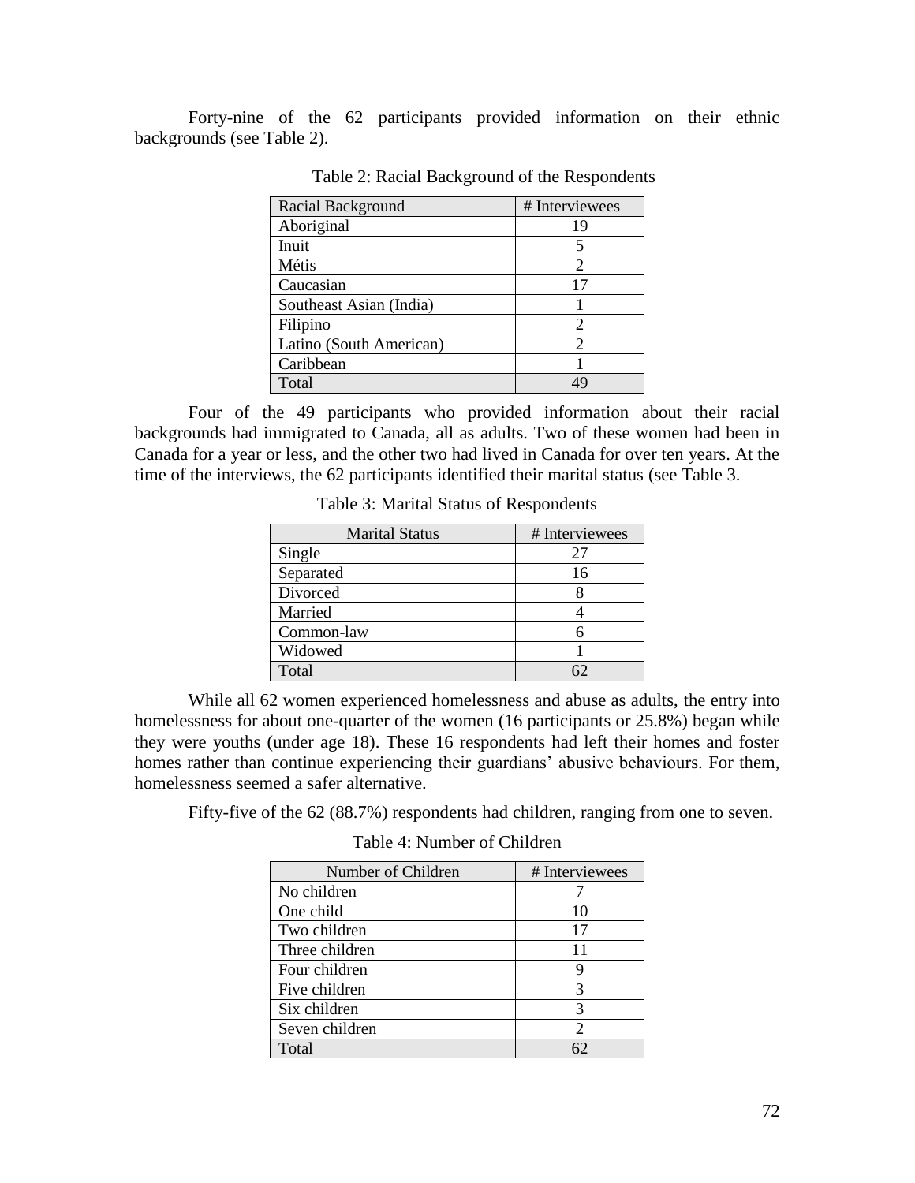Forty-nine of the 62 participants provided information on their ethnic backgrounds (see Table 2).

Table 2: Racial Background of the Respondents

| Racial Background | # Interviewees |
|---|---|
| Aboriginal | 19 |
| Inuit | 5 |
| Métis | 2 |
| Caucasian | 17 |
| Southeast Asian (India) | 1 |
| Filipino | 2 |
| Latino (South American) | 2 |
| Caribbean | 1 |
| Total | 49 |

Four of the 49 participants who provided information about their racial backgrounds had immigrated to Canada, all as adults. Two of these women had been in Canada for a year or less, and the other two had lived in Canada for over ten years. At the time of the interviews, the 62 participants identified their marital status (see Table 3.

Table 3: Marital Status of Respondents

| Marital Status | # Interviewees |
|---|---|
| Single | 27 |
| Separated | 16 |
| Divorced | 8 |
| Married | 4 |
| Common-law | 6 |
| Widowed | 1 |
| Total | 62 |

While all 62 women experienced homelessness and abuse as adults, the entry into homelessness for about one-quarter of the women (16 participants or 25.8%) began while they were youths (under age 18). These 16 respondents had left their homes and foster homes rather than continue experiencing their guardians' abusive behaviours. For them, homelessness seemed a safer alternative.

Fifty-five of the 62 (88.7%) respondents had children, ranging from one to seven.

Table 4: Number of Children

| Number of Children | # Interviewees |
|---|---|
| No children | 7 |
| One child | 10 |
| Two children | 17 |
| Three children | 11 |
| Four children | 9 |
| Five children | 3 |
| Six children | 3 |
| Seven children | 2 |
| Total | 62 |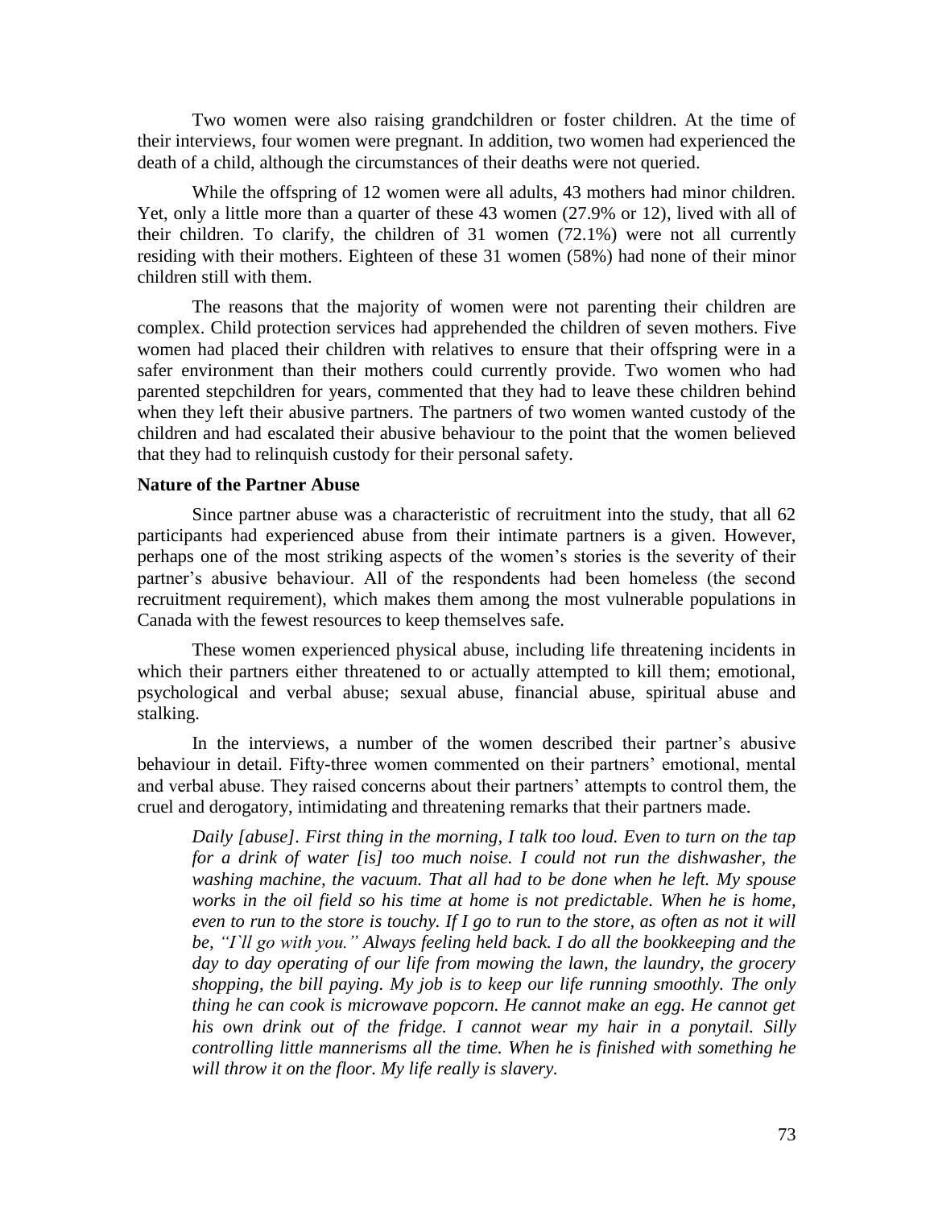Two women were also raising grandchildren or foster children. At the time of their interviews, four women were pregnant. In addition, two women had experienced the death of a child, although the circumstances of their deaths were not queried.

While the offspring of 12 women were all adults, 43 mothers had minor children. Yet, only a little more than a quarter of these 43 women (27.9% or 12), lived with all of their children. To clarify, the children of 31 women (72.1%) were not all currently residing with their mothers. Eighteen of these 31 women (58%) had none of their minor children still with them.

The reasons that the majority of women were not parenting their children are complex. Child protection services had apprehended the children of seven mothers. Five women had placed their children with relatives to ensure that their offspring were in a safer environment than their mothers could currently provide. Two women who had parented stepchildren for years, commented that they had to leave these children behind when they left their abusive partners. The partners of two women wanted custody of the children and had escalated their abusive behaviour to the point that the women believed that they had to relinquish custody for their personal safety.

**Nature of the Partner Abuse**

Since partner abuse was a characteristic of recruitment into the study, that all 62 participants had experienced abuse from their intimate partners is a given. However, perhaps one of the most striking aspects of the women's stories is the severity of their partner's abusive behaviour. All of the respondents had been homeless (the second recruitment requirement), which makes them among the most vulnerable populations in Canada with the fewest resources to keep themselves safe.

These women experienced physical abuse, including life threatening incidents in which their partners either threatened to or actually attempted to kill them; emotional, psychological and verbal abuse; sexual abuse, financial abuse, spiritual abuse and stalking.

In the interviews, a number of the women described their partner's abusive behaviour in detail. Fifty-three women commented on their partners' emotional, mental and verbal abuse. They raised concerns about their partners' attempts to control them, the cruel and derogatory, intimidating and threatening remarks that their partners made.

> *Daily [abuse]. First thing in the morning, I talk too loud. Even to turn on the tap for a drink of water [is] too much noise. I could not run the dishwasher, the washing machine, the vacuum. That all had to be done when he left. My spouse works in the oil field so his time at home is not predictable. When he is home, even to run to the store is touchy. If I go to run to the store, as often as not it will be, "I`ll go with you." Always feeling held back. I do all the bookkeeping and the day to day operating of our life from mowing the lawn, the laundry, the grocery shopping, the bill paying. My job is to keep our life running smoothly. The only thing he can cook is microwave popcorn. He cannot make an egg. He cannot get his own drink out of the fridge. I cannot wear my hair in a ponytail. Silly controlling little mannerisms all the time. When he is finished with something he will throw it on the floor. My life really is slavery.*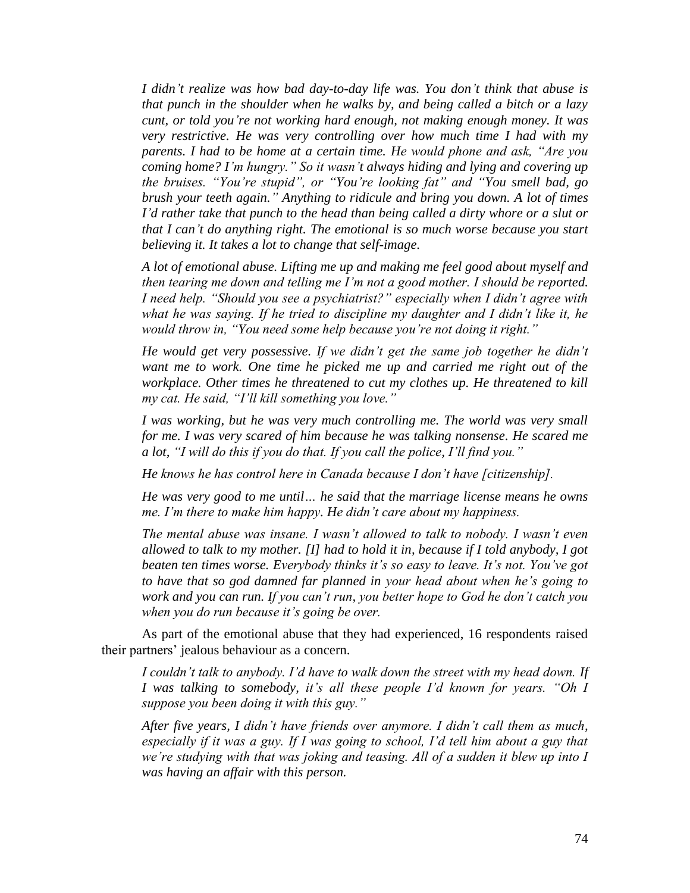*I didn't realize was how bad day-to-day life was. You don't think that abuse is that punch in the shoulder when he walks by, and being called a bitch or a lazy cunt, or told you're not working hard enough, not making enough money. It was very restrictive. He was very controlling over how much time I had with my parents. I had to be home at a certain time. He would phone and ask, "Are you coming home? I'm hungry." So it wasn't always hiding and lying and covering up the bruises. "You're stupid", or "You're looking fat" and "You smell bad, go brush your teeth again." Anything to ridicule and bring you down. A lot of times I'd rather take that punch to the head than being called a dirty whore or a slut or that I can't do anything right. The emotional is so much worse because you start believing it. It takes a lot to change that self-image.*

*A lot of emotional abuse. Lifting me up and making me feel good about myself and then tearing me down and telling me I'm not a good mother. I should be reported. I need help. "Should you see a psychiatrist?" especially when I didn't agree with what he was saying. If he tried to discipline my daughter and I didn't like it, he would throw in, "You need some help because you're not doing it right."*

*He would get very possessive. If we didn't get the same job together he didn't want me to work. One time he picked me up and carried me right out of the workplace. Other times he threatened to cut my clothes up. He threatened to kill my cat. He said, "I'll kill something you love."*

*I was working, but he was very much controlling me. The world was very small for me. I was very scared of him because he was talking nonsense. He scared me a lot, "I will do this if you do that. If you call the police, I'll find you."*

*He knows he has control here in Canada because I don't have [citizenship].*

*He was very good to me until… he said that the marriage license means he owns me. I'm there to make him happy. He didn't care about my happiness.*

*The mental abuse was insane. I wasn't allowed to talk to nobody. I wasn't even allowed to talk to my mother. [I] had to hold it in, because if I told anybody, I got beaten ten times worse. Everybody thinks it's so easy to leave. It's not. You've got to have that so god damned far planned in your head about when he's going to work and you can run. If you can't run, you better hope to God he don't catch you when you do run because it's going be over.*

As part of the emotional abuse that they had experienced, 16 respondents raised their partners' jealous behaviour as a concern.

*I couldn't talk to anybody. I'd have to walk down the street with my head down. If I was talking to somebody, it's all these people I'd known for years. "Oh I suppose you been doing it with this guy."*

*After five years, I didn't have friends over anymore. I didn't call them as much, especially if it was a guy. If I was going to school, I'd tell him about a guy that we're studying with that was joking and teasing. All of a sudden it blew up into I was having an affair with this person.*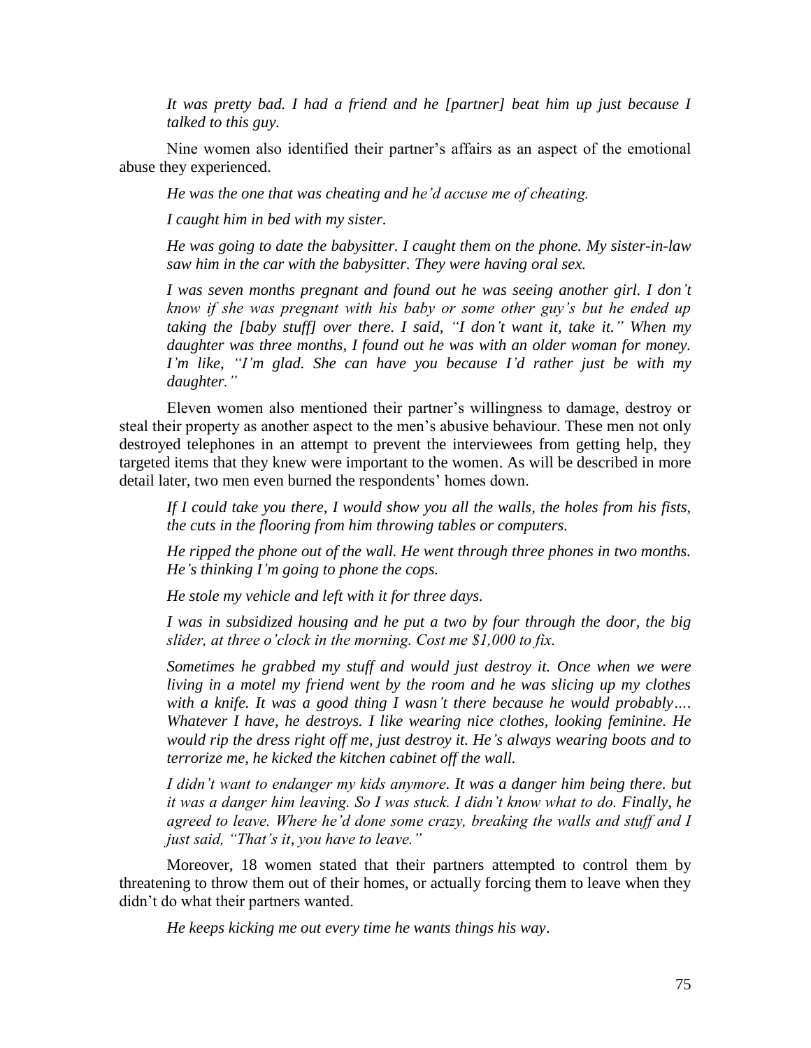*It was pretty bad. I had a friend and he [partner] beat him up just because I talked to this guy.*

Nine women also identified their partner's affairs as an aspect of the emotional abuse they experienced.

*He was the one that was cheating and he'd accuse me of cheating.*

*I caught him in bed with my sister.*

*He was going to date the babysitter. I caught them on the phone. My sister-in-law saw him in the car with the babysitter. They were having oral sex.*

*I was seven months pregnant and found out he was seeing another girl. I don't know if she was pregnant with his baby or some other guy's but he ended up taking the [baby stuff] over there. I said, "I don't want it, take it." When my daughter was three months, I found out he was with an older woman for money. I'm like, "I'm glad. She can have you because I'd rather just be with my daughter."*

Eleven women also mentioned their partner's willingness to damage, destroy or steal their property as another aspect to the men's abusive behaviour. These men not only destroyed telephones in an attempt to prevent the interviewees from getting help, they targeted items that they knew were important to the women. As will be described in more detail later, two men even burned the respondents' homes down.

*If I could take you there, I would show you all the walls, the holes from his fists, the cuts in the flooring from him throwing tables or computers.*

*He ripped the phone out of the wall. He went through three phones in two months. He's thinking I'm going to phone the cops.*

*He stole my vehicle and left with it for three days.*

*I was in subsidized housing and he put a two by four through the door, the big slider, at three o'clock in the morning. Cost me $1,000 to fix.*

*Sometimes he grabbed my stuff and would just destroy it. Once when we were living in a motel my friend went by the room and he was slicing up my clothes with a knife. It was a good thing I wasn't there because he would probably…. Whatever I have, he destroys. I like wearing nice clothes, looking feminine. He would rip the dress right off me, just destroy it. He's always wearing boots and to terrorize me, he kicked the kitchen cabinet off the wall.*

*I didn't want to endanger my kids anymore. It was a danger him being there. but it was a danger him leaving. So I was stuck. I didn't know what to do. Finally, he agreed to leave. Where he'd done some crazy, breaking the walls and stuff and I just said, "That's it, you have to leave."*

Moreover, 18 women stated that their partners attempted to control them by threatening to throw them out of their homes, or actually forcing them to leave when they didn't do what their partners wanted.

*He keeps kicking me out every time he wants things his way.*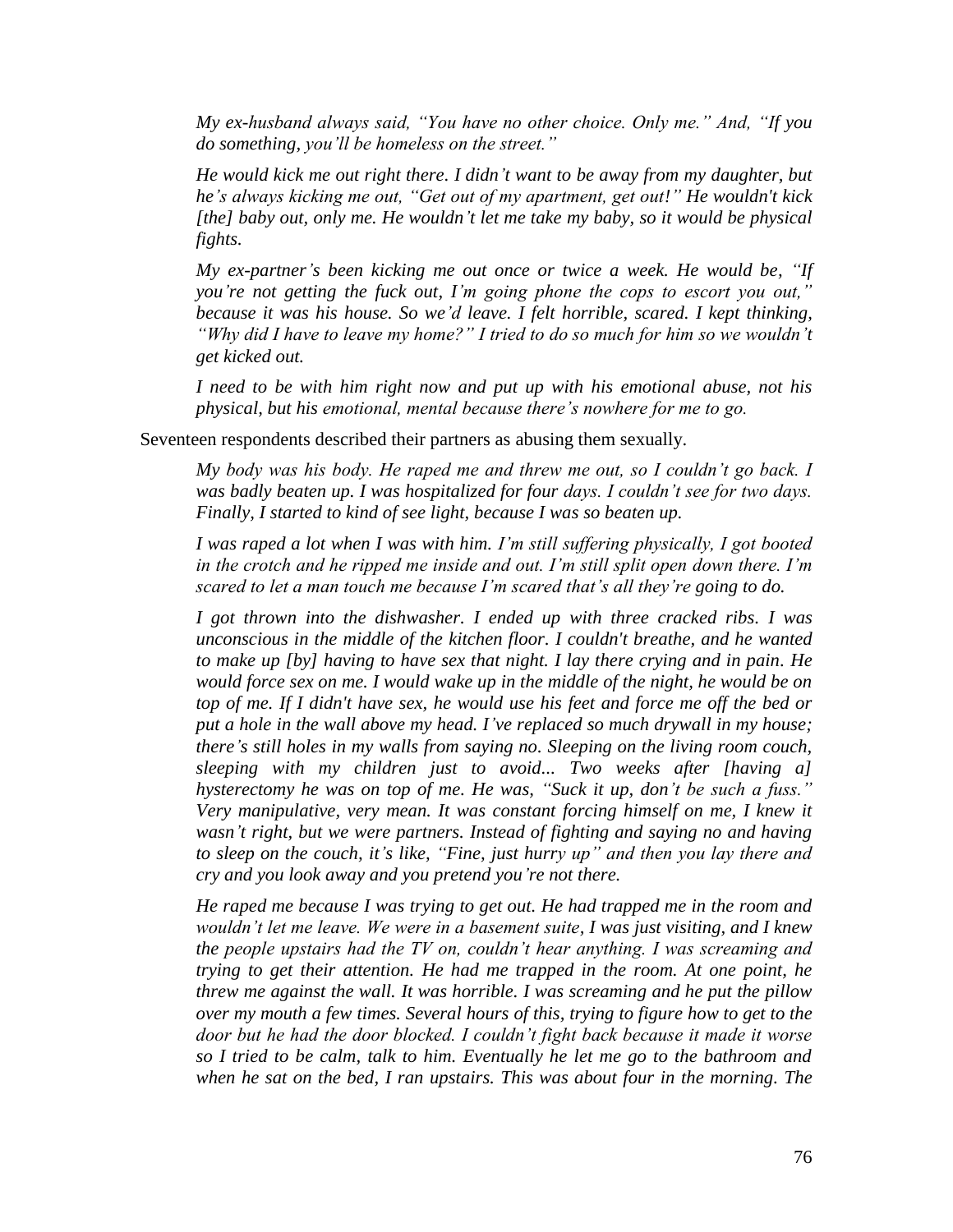*My ex-husband always said, "You have no other choice. Only me." And, "If you do something, you'll be homeless on the street."*

*He would kick me out right there. I didn't want to be away from my daughter, but he's always kicking me out, "Get out of my apartment, get out!" He wouldn't kick [the] baby out, only me. He wouldn't let me take my baby, so it would be physical fights.*

*My ex-partner's been kicking me out once or twice a week. He would be, "If you're not getting the fuck out, I'm going phone the cops to escort you out," because it was his house. So we'd leave. I felt horrible, scared. I kept thinking, "Why did I have to leave my home?" I tried to do so much for him so we wouldn't get kicked out.*

*I need to be with him right now and put up with his emotional abuse, not his physical, but his emotional, mental because there's nowhere for me to go.*

Seventeen respondents described their partners as abusing them sexually.

*My body was his body. He raped me and threw me out, so I couldn't go back. I was badly beaten up. I was hospitalized for four days. I couldn't see for two days. Finally, I started to kind of see light, because I was so beaten up.*

*I was raped a lot when I was with him. I'm still suffering physically, I got booted in the crotch and he ripped me inside and out. I'm still split open down there. I'm scared to let a man touch me because I'm scared that's all they're going to do.*

*I got thrown into the dishwasher. I ended up with three cracked ribs. I was unconscious in the middle of the kitchen floor. I couldn't breathe, and he wanted to make up [by] having to have sex that night. I lay there crying and in pain. He would force sex on me. I would wake up in the middle of the night, he would be on top of me. If I didn't have sex, he would use his feet and force me off the bed or put a hole in the wall above my head. I've replaced so much drywall in my house; there's still holes in my walls from saying no. Sleeping on the living room couch, sleeping with my children just to avoid... Two weeks after [having a] hysterectomy he was on top of me. He was, "Suck it up, don't be such a fuss." Very manipulative, very mean. It was constant forcing himself on me, I knew it wasn't right, but we were partners. Instead of fighting and saying no and having to sleep on the couch, it's like, "Fine, just hurry up" and then you lay there and cry and you look away and you pretend you're not there.*

*He raped me because I was trying to get out. He had trapped me in the room and wouldn't let me leave. We were in a basement suite, I was just visiting, and I knew the people upstairs had the TV on, couldn't hear anything. I was screaming and trying to get their attention. He had me trapped in the room. At one point, he threw me against the wall. It was horrible. I was screaming and he put the pillow over my mouth a few times. Several hours of this, trying to figure how to get to the door but he had the door blocked. I couldn't fight back because it made it worse so I tried to be calm, talk to him. Eventually he let me go to the bathroom and when he sat on the bed, I ran upstairs. This was about four in the morning. The*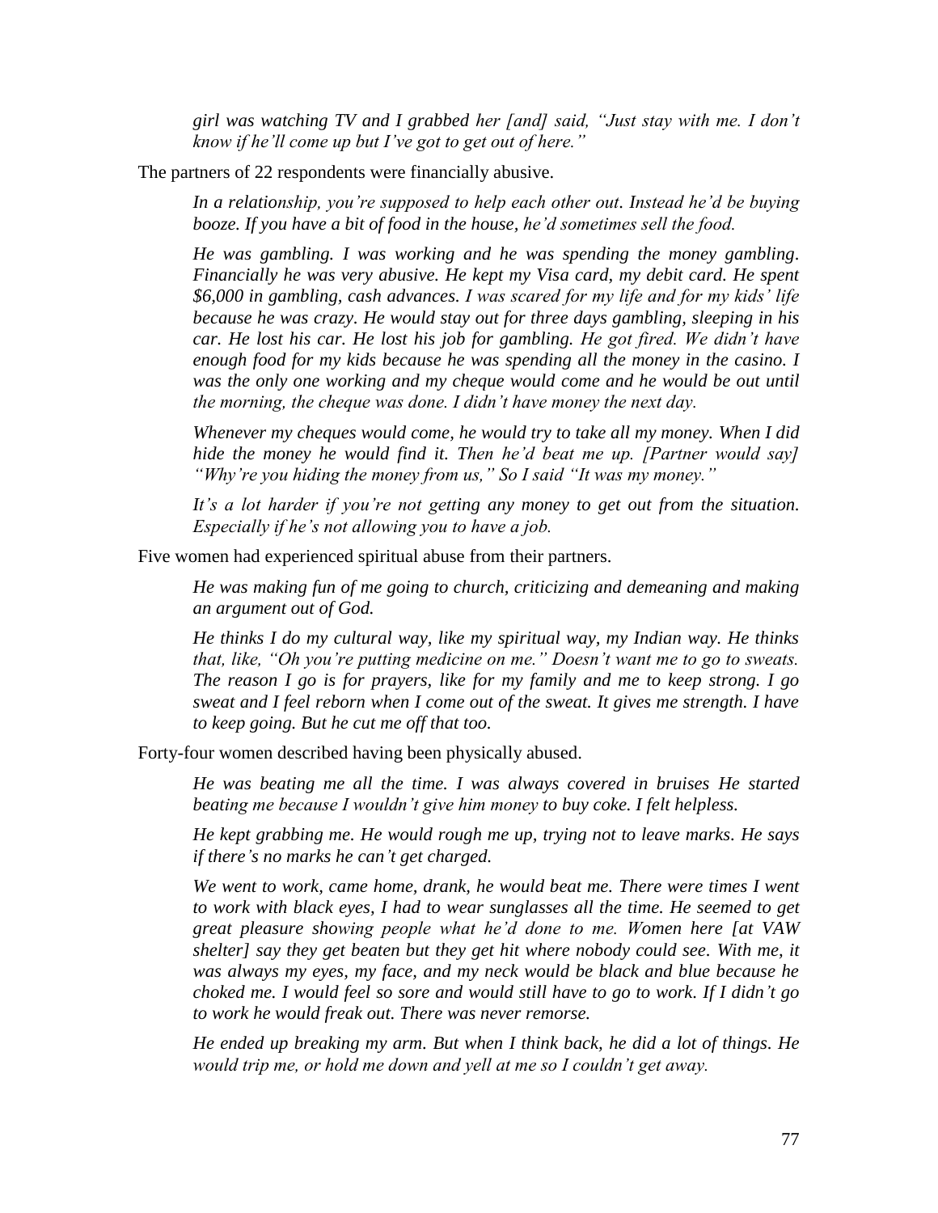*girl was watching TV and I grabbed her [and] said, "Just stay with me. I don't know if he'll come up but I've got to get out of here."*

The partners of 22 respondents were financially abusive.

> *In a relationship, you're supposed to help each other out. Instead he'd be buying booze. If you have a bit of food in the house, he'd sometimes sell the food.*
>
> *He was gambling. I was working and he was spending the money gambling. Financially he was very abusive. He kept my Visa card, my debit card. He spent $6,000 in gambling, cash advances. I was scared for my life and for my kids' life because he was crazy. He would stay out for three days gambling, sleeping in his car. He lost his car. He lost his job for gambling. He got fired. We didn't have enough food for my kids because he was spending all the money in the casino. I was the only one working and my cheque would come and he would be out until the morning, the cheque was done. I didn't have money the next day.*
>
> *Whenever my cheques would come, he would try to take all my money. When I did hide the money he would find it. Then he'd beat me up. [Partner would say] "Why're you hiding the money from us," So I said "It was my money."*
>
> *It's a lot harder if you're not getting any money to get out from the situation. Especially if he's not allowing you to have a job.*

Five women had experienced spiritual abuse from their partners.

> *He was making fun of me going to church, criticizing and demeaning and making an argument out of God.*
>
> *He thinks I do my cultural way, like my spiritual way, my Indian way. He thinks that, like, "Oh you're putting medicine on me." Doesn't want me to go to sweats. The reason I go is for prayers, like for my family and me to keep strong. I go sweat and I feel reborn when I come out of the sweat. It gives me strength. I have to keep going. But he cut me off that too.*

Forty-four women described having been physically abused.

> *He was beating me all the time. I was always covered in bruises He started beating me because I wouldn't give him money to buy coke. I felt helpless.*
>
> *He kept grabbing me. He would rough me up, trying not to leave marks. He says if there's no marks he can't get charged.*
>
> *We went to work, came home, drank, he would beat me. There were times I went to work with black eyes, I had to wear sunglasses all the time. He seemed to get great pleasure showing people what he'd done to me. Women here [at VAW shelter] say they get beaten but they get hit where nobody could see. With me, it was always my eyes, my face, and my neck would be black and blue because he choked me. I would feel so sore and would still have to go to work. If I didn't go to work he would freak out. There was never remorse.*
>
> *He ended up breaking my arm. But when I think back, he did a lot of things. He would trip me, or hold me down and yell at me so I couldn't get away.*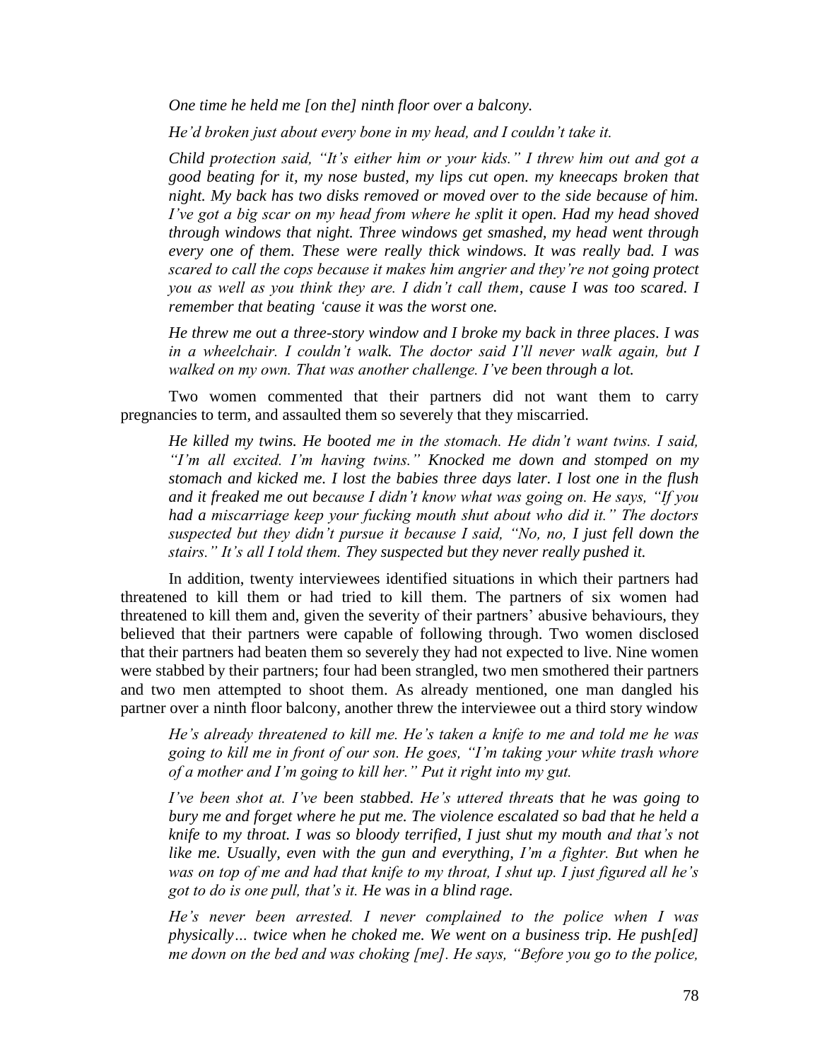*One time he held me [on the] ninth floor over a balcony.*

*He'd broken just about every bone in my head, and I couldn't take it.*

*Child protection said, "It's either him or your kids." I threw him out and got a good beating for it, my nose busted, my lips cut open. my kneecaps broken that night. My back has two disks removed or moved over to the side because of him. I've got a big scar on my head from where he split it open. Had my head shoved through windows that night. Three windows get smashed, my head went through every one of them. These were really thick windows. It was really bad. I was scared to call the cops because it makes him angrier and they're not going protect you as well as you think they are. I didn't call them, cause I was too scared. I remember that beating 'cause it was the worst one.*

*He threw me out a three-story window and I broke my back in three places. I was in a wheelchair. I couldn't walk. The doctor said I'll never walk again, but I walked on my own. That was another challenge. I've been through a lot.*

Two women commented that their partners did not want them to carry pregnancies to term, and assaulted them so severely that they miscarried.

*He killed my twins. He booted me in the stomach. He didn't want twins. I said, "I'm all excited. I'm having twins." Knocked me down and stomped on my stomach and kicked me. I lost the babies three days later. I lost one in the flush and it freaked me out because I didn't know what was going on. He says, "If you had a miscarriage keep your fucking mouth shut about who did it." The doctors suspected but they didn't pursue it because I said, "No, no, I just fell down the stairs." It's all I told them. They suspected but they never really pushed it.*

In addition, twenty interviewees identified situations in which their partners had threatened to kill them or had tried to kill them. The partners of six women had threatened to kill them and, given the severity of their partners' abusive behaviours, they believed that their partners were capable of following through. Two women disclosed that their partners had beaten them so severely they had not expected to live. Nine women were stabbed by their partners; four had been strangled, two men smothered their partners and two men attempted to shoot them. As already mentioned, one man dangled his partner over a ninth floor balcony, another threw the interviewee out a third story window

*He's already threatened to kill me. He's taken a knife to me and told me he was going to kill me in front of our son. He goes, "I'm taking your white trash whore of a mother and I'm going to kill her." Put it right into my gut.*

*I've been shot at. I've been stabbed. He's uttered threats that he was going to bury me and forget where he put me. The violence escalated so bad that he held a knife to my throat. I was so bloody terrified, I just shut my mouth and that's not like me. Usually, even with the gun and everything, I'm a fighter. But when he was on top of me and had that knife to my throat, I shut up. I just figured all he's got to do is one pull, that's it. He was in a blind rage.*

*He's never been arrested. I never complained to the police when I was physically… twice when he choked me. We went on a business trip. He push[ed] me down on the bed and was choking [me]. He says, "Before you go to the police,*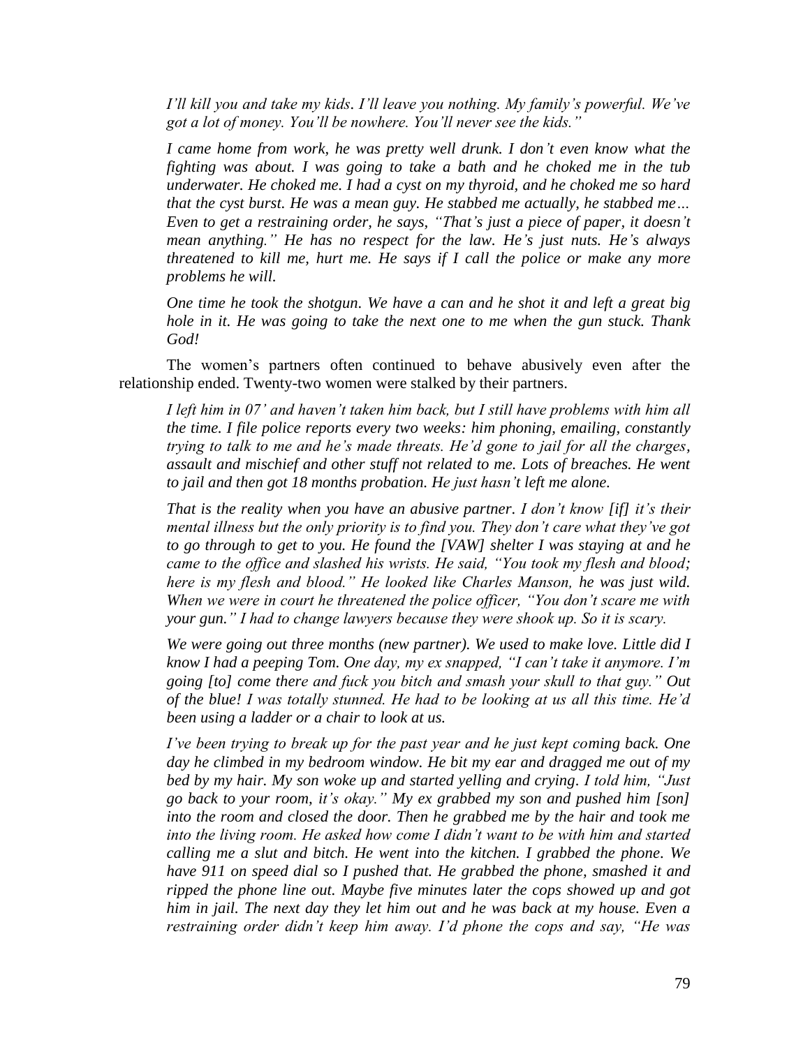*I'll kill you and take my kids. I'll leave you nothing. My family's powerful. We've got a lot of money. You'll be nowhere. You'll never see the kids."*

*I came home from work, he was pretty well drunk. I don't even know what the fighting was about. I was going to take a bath and he choked me in the tub underwater. He choked me. I had a cyst on my thyroid, and he choked me so hard that the cyst burst. He was a mean guy. He stabbed me actually, he stabbed me… Even to get a restraining order, he says, "That's just a piece of paper, it doesn't mean anything." He has no respect for the law. He's just nuts. He's always threatened to kill me, hurt me. He says if I call the police or make any more problems he will.*

*One time he took the shotgun. We have a can and he shot it and left a great big hole in it. He was going to take the next one to me when the gun stuck. Thank God!*

The women's partners often continued to behave abusively even after the relationship ended. Twenty-two women were stalked by their partners.

*I left him in 07' and haven't taken him back, but I still have problems with him all the time. I file police reports every two weeks: him phoning, emailing, constantly trying to talk to me and he's made threats. He'd gone to jail for all the charges, assault and mischief and other stuff not related to me. Lots of breaches. He went to jail and then got 18 months probation. He just hasn't left me alone.*

*That is the reality when you have an abusive partner. I don't know [if] it's their mental illness but the only priority is to find you. They don't care what they've got to go through to get to you. He found the [VAW] shelter I was staying at and he came to the office and slashed his wrists. He said, "You took my flesh and blood; here is my flesh and blood." He looked like Charles Manson, he was just wild. When we were in court he threatened the police officer, "You don't scare me with your gun." I had to change lawyers because they were shook up. So it is scary.*

*We were going out three months (new partner). We used to make love. Little did I know I had a peeping Tom. One day, my ex snapped, "I can't take it anymore. I'm going [to] come there and fuck you bitch and smash your skull to that guy." Out of the blue! I was totally stunned. He had to be looking at us all this time. He'd been using a ladder or a chair to look at us.*

*I've been trying to break up for the past year and he just kept coming back. One day he climbed in my bedroom window. He bit my ear and dragged me out of my bed by my hair. My son woke up and started yelling and crying. I told him, "Just go back to your room, it's okay." My ex grabbed my son and pushed him [son] into the room and closed the door. Then he grabbed me by the hair and took me into the living room. He asked how come I didn't want to be with him and started calling me a slut and bitch. He went into the kitchen. I grabbed the phone. We have 911 on speed dial so I pushed that. He grabbed the phone, smashed it and ripped the phone line out. Maybe five minutes later the cops showed up and got him in jail. The next day they let him out and he was back at my house. Even a restraining order didn't keep him away. I'd phone the cops and say, "He was*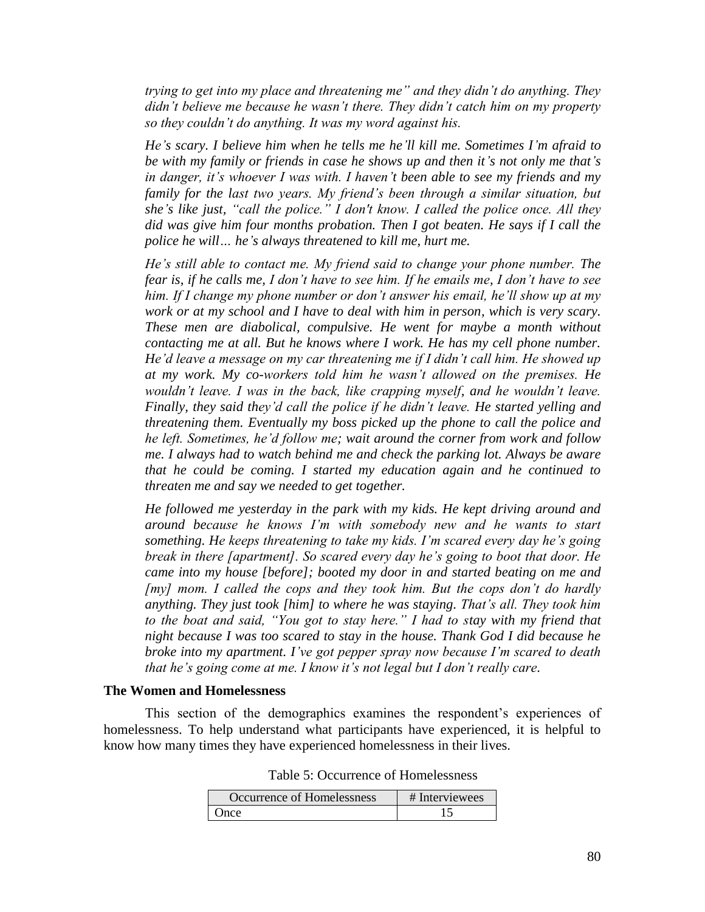*trying to get into my place and threatening me" and they didn't do anything. They didn't believe me because he wasn't there. They didn't catch him on my property so they couldn't do anything. It was my word against his.*

*He's scary. I believe him when he tells me he'll kill me. Sometimes I'm afraid to be with my family or friends in case he shows up and then it's not only me that's in danger, it's whoever I was with. I haven't been able to see my friends and my family for the last two years. My friend's been through a similar situation, but she's like just, "call the police." I don't know. I called the police once. All they did was give him four months probation. Then I got beaten. He says if I call the police he will… he's always threatened to kill me, hurt me.*

*He's still able to contact me. My friend said to change your phone number. The fear is, if he calls me, I don't have to see him. If he emails me, I don't have to see him. If I change my phone number or don't answer his email, he'll show up at my work or at my school and I have to deal with him in person, which is very scary. These men are diabolical, compulsive. He went for maybe a month without contacting me at all. But he knows where I work. He has my cell phone number. He'd leave a message on my car threatening me if I didn't call him. He showed up at my work. My co-workers told him he wasn't allowed on the premises. He wouldn't leave. I was in the back, like crapping myself, and he wouldn't leave. Finally, they said they'd call the police if he didn't leave. He started yelling and threatening them. Eventually my boss picked up the phone to call the police and he left. Sometimes, he'd follow me; wait around the corner from work and follow me. I always had to watch behind me and check the parking lot. Always be aware that he could be coming. I started my education again and he continued to threaten me and say we needed to get together.*

*He followed me yesterday in the park with my kids. He kept driving around and around because he knows I'm with somebody new and he wants to start something. He keeps threatening to take my kids. I'm scared every day he's going break in there [apartment]. So scared every day he's going to boot that door. He came into my house [before]; booted my door in and started beating on me and [my] mom. I called the cops and they took him. But the cops don't do hardly anything. They just took [him] to where he was staying. That's all. They took him to the boat and said, "You got to stay here." I had to stay with my friend that night because I was too scared to stay in the house. Thank God I did because he broke into my apartment. I've got pepper spray now because I'm scared to death that he's going come at me. I know it's not legal but I don't really care.*

### The Women and Homelessness

This section of the demographics examines the respondent's experiences of homelessness. To help understand what participants have experienced, it is helpful to know how many times they have experienced homelessness in their lives.

Table 5: Occurrence of Homelessness

| Occurrence of Homelessness | # Interviewees |
|---|---|
| Once | 15 |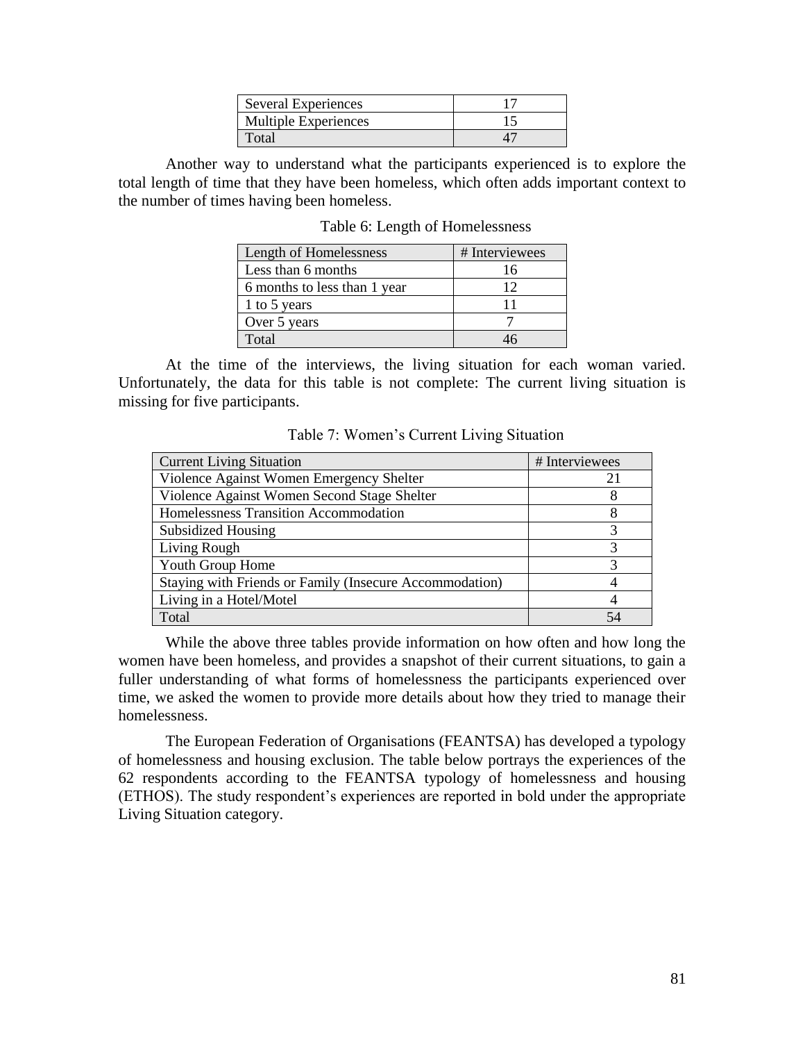| Several Experiences | 17 |
|---|---|
| Multiple Experiences | 15 |
| Total | 47 |

Another way to understand what the participants experienced is to explore the total length of time that they have been homeless, which often adds important context to the number of times having been homeless.

Table 6: Length of Homelessness

| Length of Homelessness | # Interviewees |
|---|---|
| Less than 6 months | 16 |
| 6 months to less than 1 year | 12 |
| 1 to 5 years | 11 |
| Over 5 years | 7 |
| Total | 46 |

At the time of the interviews, the living situation for each woman varied. Unfortunately, the data for this table is not complete: The current living situation is missing for five participants.

Table 7: Women's Current Living Situation

| Current Living Situation | # Interviewees |
|---|---|
| Violence Against Women Emergency Shelter | 21 |
| Violence Against Women Second Stage Shelter | 8 |
| Homelessness Transition Accommodation | 8 |
| Subsidized Housing | 3 |
| Living Rough | 3 |
| Youth Group Home | 3 |
| Staying with Friends or Family (Insecure Accommodation) | 4 |
| Living in a Hotel/Motel | 4 |
| Total | 54 |

While the above three tables provide information on how often and how long the women have been homeless, and provides a snapshot of their current situations, to gain a fuller understanding of what forms of homelessness the participants experienced over time, we asked the women to provide more details about how they tried to manage their homelessness.

The European Federation of Organisations (FEANTSA) has developed a typology of homelessness and housing exclusion. The table below portrays the experiences of the 62 respondents according to the FEANTSA typology of homelessness and housing (ETHOS). The study respondent's experiences are reported in bold under the appropriate Living Situation category.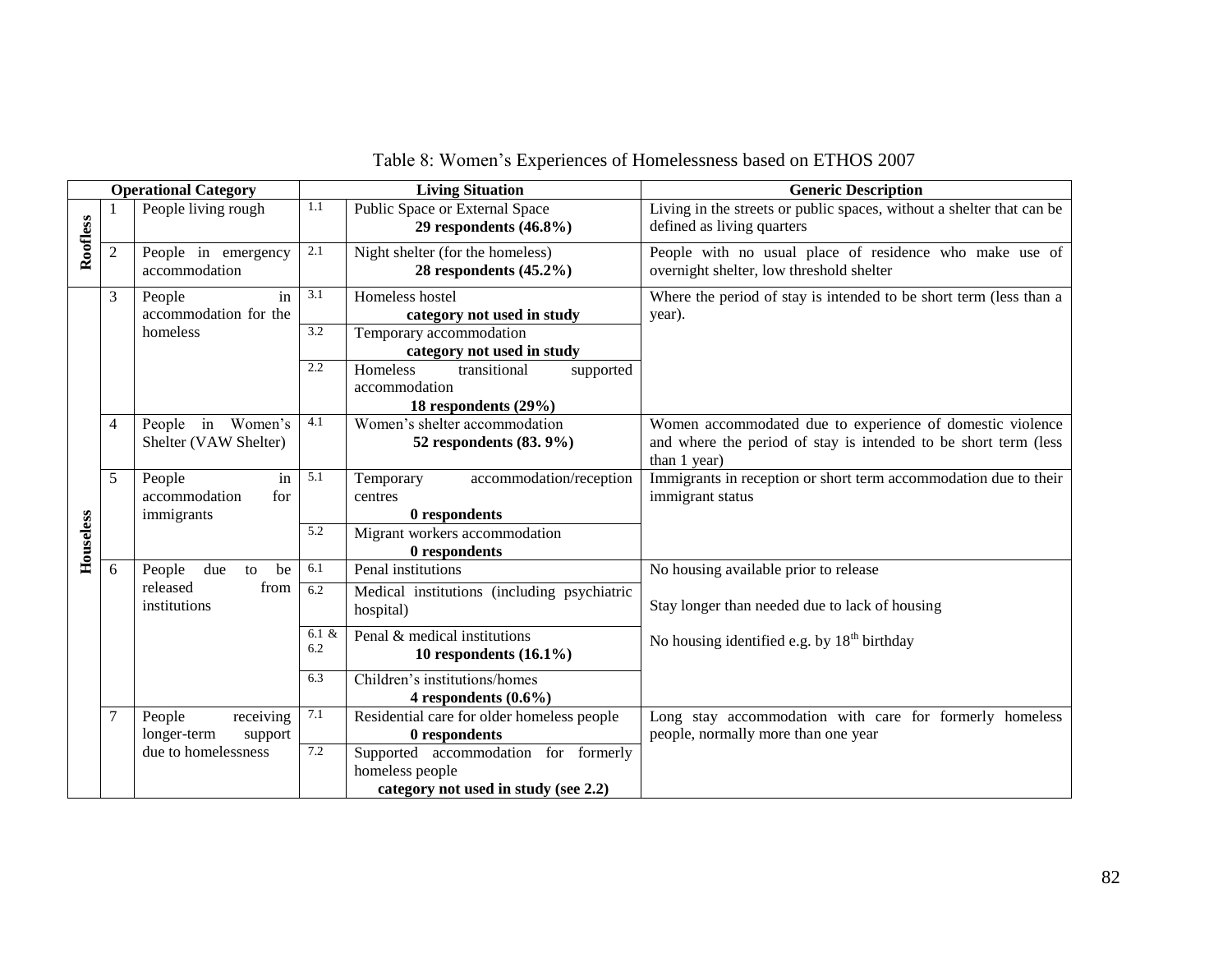Table 8: Women's Experiences of Homelessness based on ETHOS 2007

| Operational Category | | | Living Situation | | Generic Description |
|---|---|---|---|---|---|
| Roofless | 1 | People living rough | 1.1 | Public Space or External Space **29 respondents (46.8%)** | Living in the streets or public spaces, without a shelter that can be defined as living quarters |
| | 2 | People in emergency accommodation | 2.1 | Night shelter (for the homeless) **28 respondents (45.2%)** | People with no usual place of residence who make use of overnight shelter, low threshold shelter |
| Houseless | 3 | People in accommodation for the homeless | 3.1 | Homeless hostel **category not used in study** | Where the period of stay is intended to be short term (less than a year). |
| | | | 3.2 | Temporary accommodation **category not used in study** | |
| | | | 2.2 | Homeless transitional supported accommodation **18 respondents (29%)** | |
| | 4 | People in Women's Shelter (VAW Shelter) | 4.1 | Women's shelter accommodation **52 respondents (83. 9%)** | Women accommodated due to experience of domestic violence and where the period of stay is intended to be short term (less than 1 year) |
| | 5 | People in accommodation for immigrants | 5.1 | Temporary accommodation/reception centres **0 respondents** | Immigrants in reception or short term accommodation due to their immigrant status |
| | | | 5.2 | Migrant workers accommodation **0 respondents** | |
| | 6 | People due to be released from institutions | 6.1 | Penal institutions | No housing available prior to release |
| | | | 6.2 | Medical institutions (including psychiatric hospital) | Stay longer than needed due to lack of housing |
| | | | 6.1 & 6.2 | Penal & medical institutions **10 respondents (16.1%)** | No housing identified e.g. by 18th birthday |
| | | | 6.3 | Children's institutions/homes **4 respondents (0.6%)** | |
| | 7 | People receiving longer-term support due to homelessness | 7.1 | Residential care for older homeless people **0 respondents** | Long stay accommodation with care for formerly homeless people, normally more than one year |
| | | | 7.2 | Supported accommodation for formerly homeless people **category not used in study (see 2.2)** | |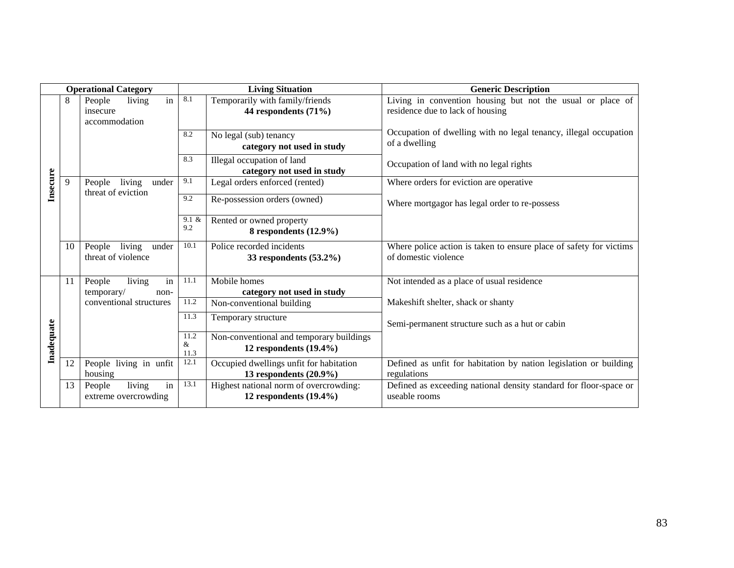| Operational Category | | | Living Situation | | Generic Description |
|---|---|---|---|---|---|
| Insecure | 8 | People living in insecure accommodation | 8.1 | Temporarily with family/friends **44 respondents (71%)** | Living in convention housing but not the usual or place of residence due to lack of housing |
| | | | 8.2 | No legal (sub) tenancy **category not used in study** | Occupation of dwelling with no legal tenancy, illegal occupation of a dwelling |
| | | | 8.3 | Illegal occupation of land **category not used in study** | Occupation of land with no legal rights |
| | 9 | People living under threat of eviction | 9.1 | Legal orders enforced (rented) | Where orders for eviction are operative |
| | | | 9.2 | Re-possession orders (owned) | Where mortgagor has legal order to re-possess |
| | | | 9.1 & 9.2 | Rented or owned property **8 respondents (12.9%)** | |
| | 10 | People living under threat of violence | 10.1 | Police recorded incidents **33 respondents (53.2%)** | Where police action is taken to ensure place of safety for victims of domestic violence |
| Inadequate | 11 | People living in temporary/ non-conventional structures | 11.1 | Mobile homes **category not used in study** | Not intended as a place of usual residence |
| | | | 11.2 | Non-conventional building | Makeshift shelter, shack or shanty |
| | | | 11.3 | Temporary structure | Semi-permanent structure such as a hut or cabin |
| | | | 11.2 & 11.3 | Non-conventional and temporary buildings **12 respondents (19.4%)** | |
| | 12 | People living in unfit housing | 12.1 | Occupied dwellings unfit for habitation **13 respondents (20.9%)** | Defined as unfit for habitation by nation legislation or building regulations |
| | 13 | People living in extreme overcrowding | 13.1 | Highest national norm of overcrowding: **12 respondents (19.4%)** | Defined as exceeding national density standard for floor-space or useable rooms |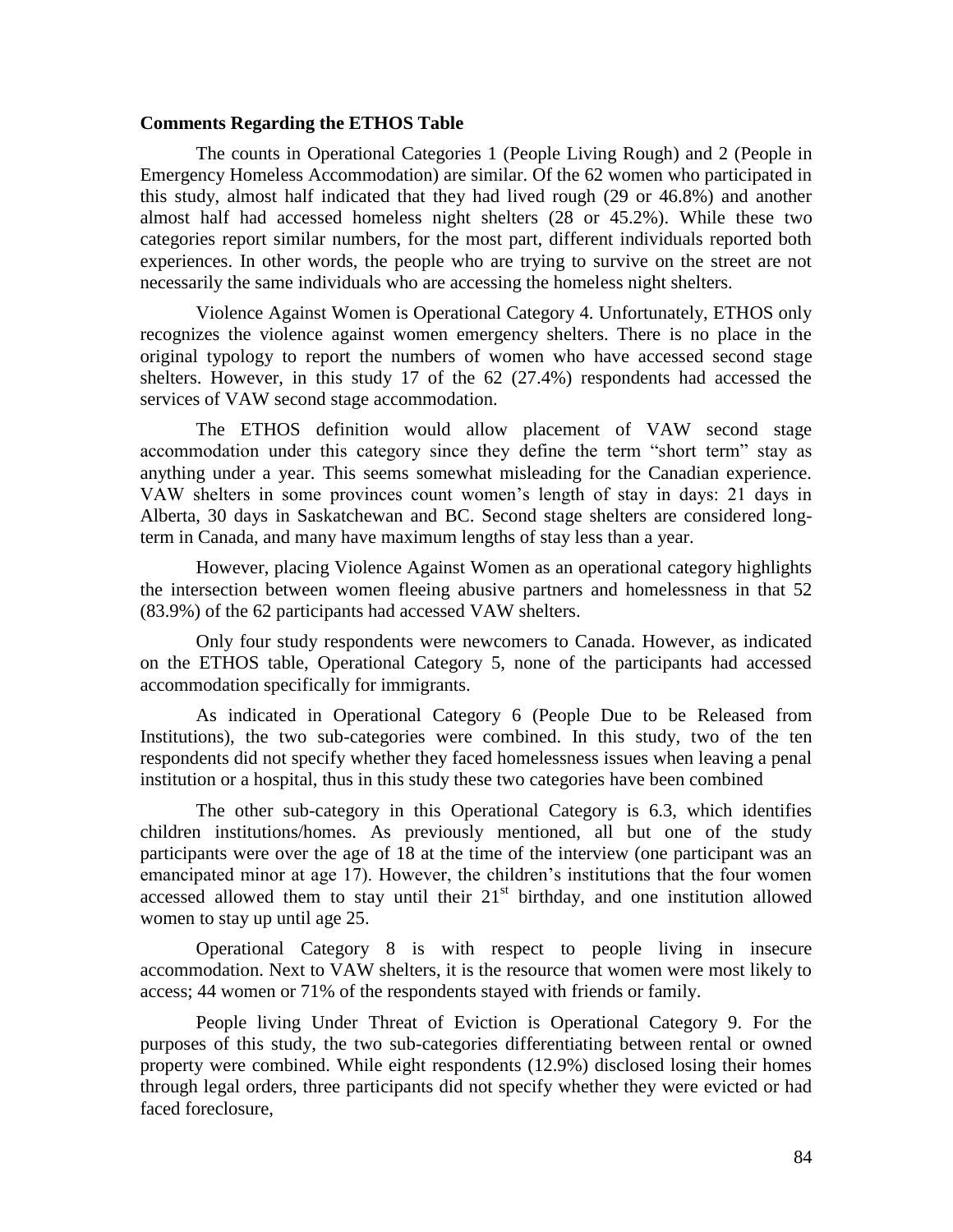**Comments Regarding the ETHOS Table**

The counts in Operational Categories 1 (People Living Rough) and 2 (People in Emergency Homeless Accommodation) are similar. Of the 62 women who participated in this study, almost half indicated that they had lived rough (29 or 46.8%) and another almost half had accessed homeless night shelters (28 or 45.2%). While these two categories report similar numbers, for the most part, different individuals reported both experiences. In other words, the people who are trying to survive on the street are not necessarily the same individuals who are accessing the homeless night shelters.

Violence Against Women is Operational Category 4. Unfortunately, ETHOS only recognizes the violence against women emergency shelters. There is no place in the original typology to report the numbers of women who have accessed second stage shelters. However, in this study 17 of the 62 (27.4%) respondents had accessed the services of VAW second stage accommodation.

The ETHOS definition would allow placement of VAW second stage accommodation under this category since they define the term "short term" stay as anything under a year. This seems somewhat misleading for the Canadian experience. VAW shelters in some provinces count women's length of stay in days: 21 days in Alberta, 30 days in Saskatchewan and BC. Second stage shelters are considered long-term in Canada, and many have maximum lengths of stay less than a year.

However, placing Violence Against Women as an operational category highlights the intersection between women fleeing abusive partners and homelessness in that 52 (83.9%) of the 62 participants had accessed VAW shelters.

Only four study respondents were newcomers to Canada. However, as indicated on the ETHOS table, Operational Category 5, none of the participants had accessed accommodation specifically for immigrants.

As indicated in Operational Category 6 (People Due to be Released from Institutions), the two sub-categories were combined. In this study, two of the ten respondents did not specify whether they faced homelessness issues when leaving a penal institution or a hospital, thus in this study these two categories have been combined

The other sub-category in this Operational Category is 6.3, which identifies children institutions/homes. As previously mentioned, all but one of the study participants were over the age of 18 at the time of the interview (one participant was an emancipated minor at age 17). However, the children's institutions that the four women accessed allowed them to stay until their 21st birthday, and one institution allowed women to stay up until age 25.

Operational Category 8 is with respect to people living in insecure accommodation. Next to VAW shelters, it is the resource that women were most likely to access; 44 women or 71% of the respondents stayed with friends or family.

People living Under Threat of Eviction is Operational Category 9. For the purposes of this study, the two sub-categories differentiating between rental or owned property were combined. While eight respondents (12.9%) disclosed losing their homes through legal orders, three participants did not specify whether they were evicted or had faced foreclosure,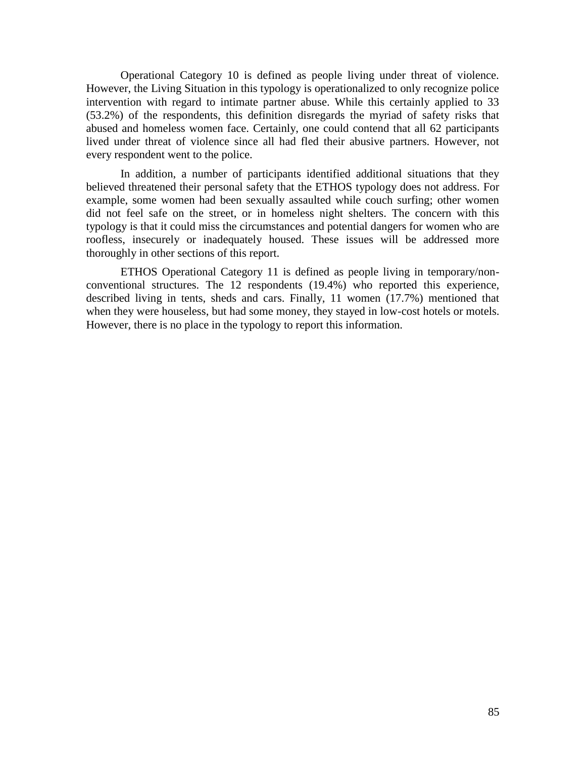Operational Category 10 is defined as people living under threat of violence. However, the Living Situation in this typology is operationalized to only recognize police intervention with regard to intimate partner abuse. While this certainly applied to 33 (53.2%) of the respondents, this definition disregards the myriad of safety risks that abused and homeless women face. Certainly, one could contend that all 62 participants lived under threat of violence since all had fled their abusive partners. However, not every respondent went to the police.

In addition, a number of participants identified additional situations that they believed threatened their personal safety that the ETHOS typology does not address. For example, some women had been sexually assaulted while couch surfing; other women did not feel safe on the street, or in homeless night shelters. The concern with this typology is that it could miss the circumstances and potential dangers for women who are roofless, insecurely or inadequately housed. These issues will be addressed more thoroughly in other sections of this report.

ETHOS Operational Category 11 is defined as people living in temporary/non-conventional structures. The 12 respondents (19.4%) who reported this experience, described living in tents, sheds and cars. Finally, 11 women (17.7%) mentioned that when they were houseless, but had some money, they stayed in low-cost hotels or motels. However, there is no place in the typology to report this information.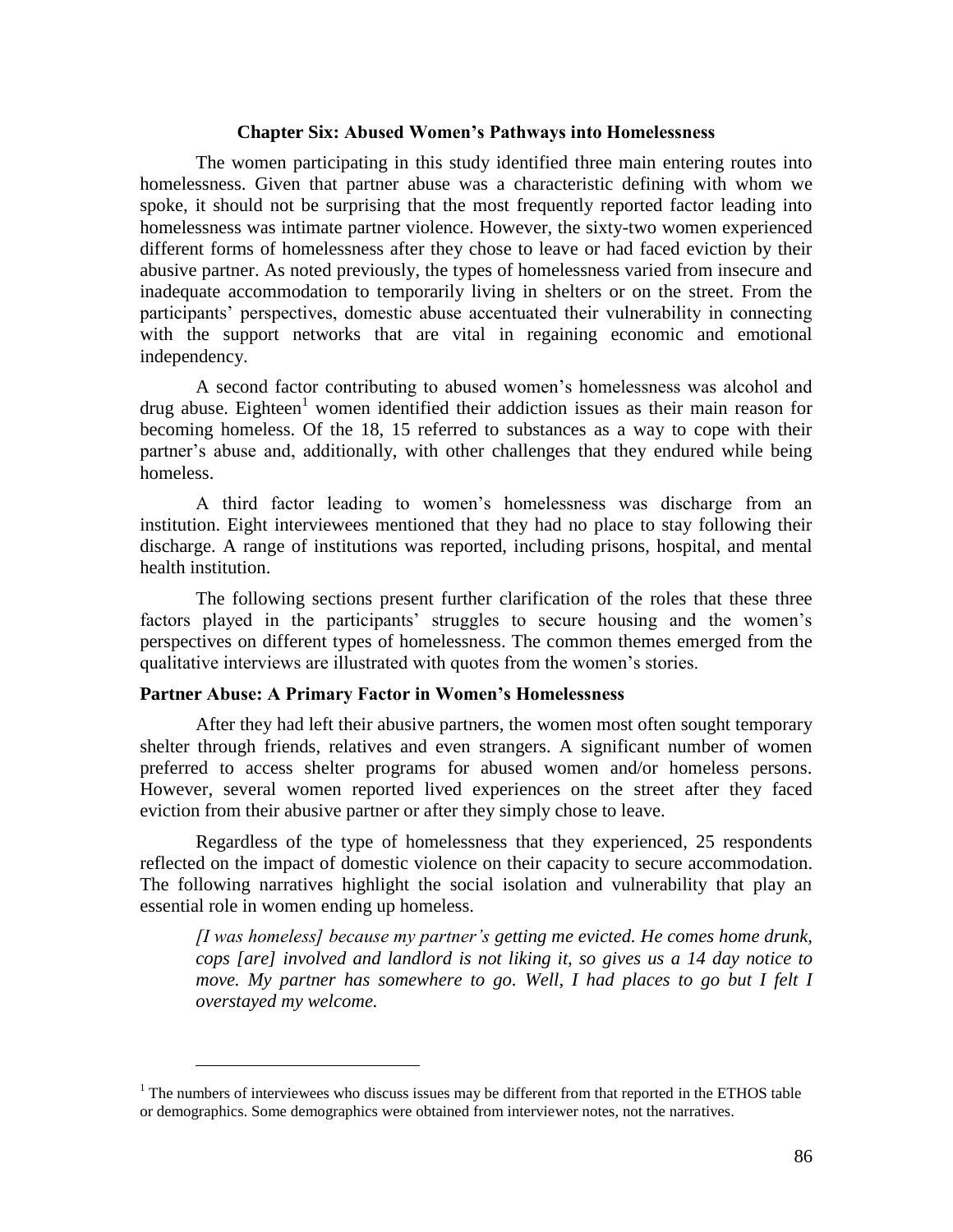## Chapter Six: Abused Women's Pathways into Homelessness

The women participating in this study identified three main entering routes into homelessness. Given that partner abuse was a characteristic defining with whom we spoke, it should not be surprising that the most frequently reported factor leading into homelessness was intimate partner violence. However, the sixty-two women experienced different forms of homelessness after they chose to leave or had faced eviction by their abusive partner. As noted previously, the types of homelessness varied from insecure and inadequate accommodation to temporarily living in shelters or on the street. From the participants' perspectives, domestic abuse accentuated their vulnerability in connecting with the support networks that are vital in regaining economic and emotional independency.

A second factor contributing to abused women's homelessness was alcohol and drug abuse. Eighteen[1] women identified their addiction issues as their main reason for becoming homeless. Of the 18, 15 referred to substances as a way to cope with their partner's abuse and, additionally, with other challenges that they endured while being homeless.

A third factor leading to women's homelessness was discharge from an institution. Eight interviewees mentioned that they had no place to stay following their discharge. A range of institutions was reported, including prisons, hospital, and mental health institution.

The following sections present further clarification of the roles that these three factors played in the participants' struggles to secure housing and the women's perspectives on different types of homelessness. The common themes emerged from the qualitative interviews are illustrated with quotes from the women's stories.

### Partner Abuse: A Primary Factor in Women's Homelessness

After they had left their abusive partners, the women most often sought temporary shelter through friends, relatives and even strangers. A significant number of women preferred to access shelter programs for abused women and/or homeless persons. However, several women reported lived experiences on the street after they faced eviction from their abusive partner or after they simply chose to leave.

Regardless of the type of homelessness that they experienced, 25 respondents reflected on the impact of domestic violence on their capacity to secure accommodation. The following narratives highlight the social isolation and vulnerability that play an essential role in women ending up homeless.

> *[I was homeless] because my partner's getting me evicted. He comes home drunk, cops [are] involved and landlord is not liking it, so gives us a 14 day notice to move. My partner has somewhere to go. Well, I had places to go but I felt I overstayed my welcome.*

---

[1] The numbers of interviewees who discuss issues may be different from that reported in the ETHOS table or demographics. Some demographics were obtained from interviewer notes, not the narratives.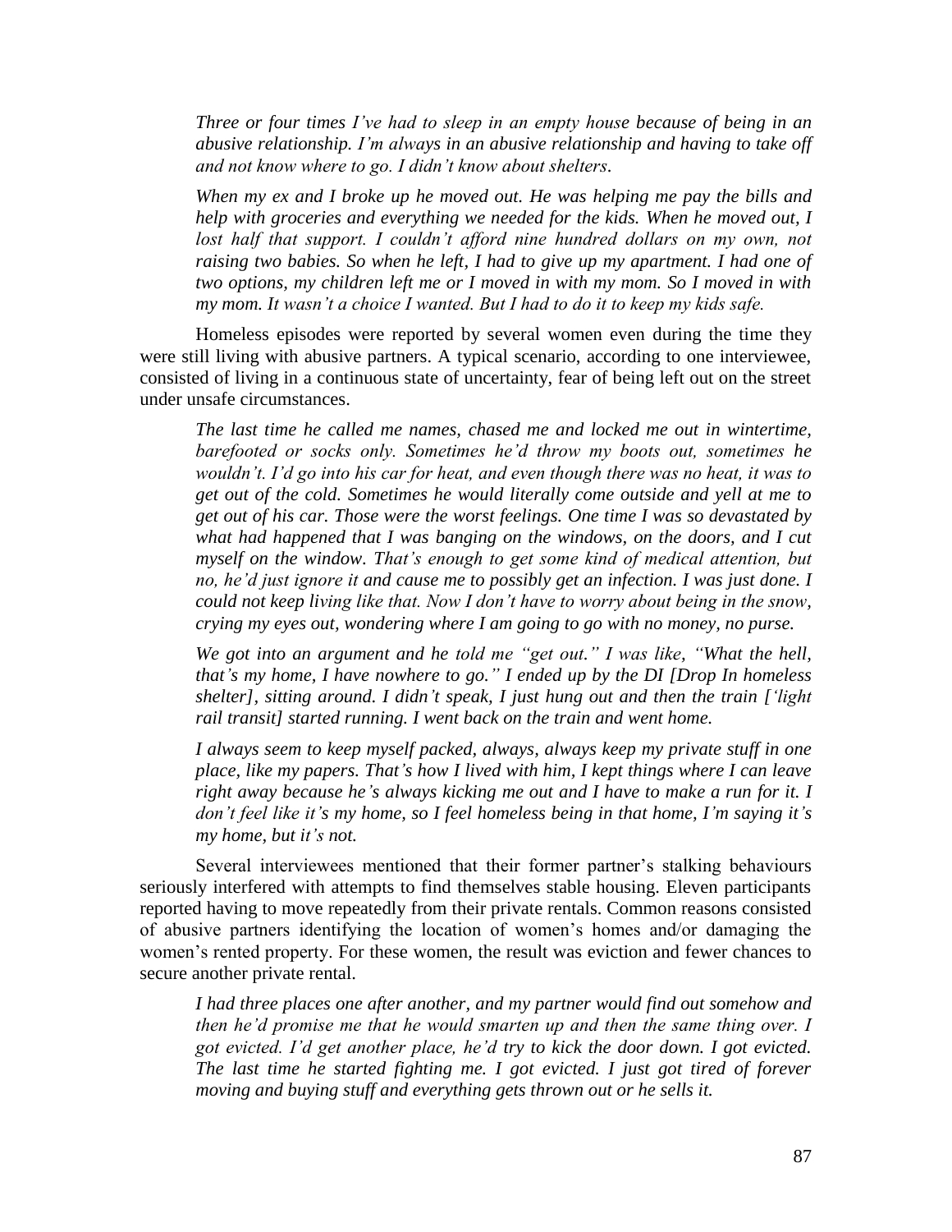*Three or four times I've had to sleep in an empty house because of being in an abusive relationship. I'm always in an abusive relationship and having to take off and not know where to go. I didn't know about shelters.*

*When my ex and I broke up he moved out. He was helping me pay the bills and help with groceries and everything we needed for the kids. When he moved out, I lost half that support. I couldn't afford nine hundred dollars on my own, not raising two babies. So when he left, I had to give up my apartment. I had one of two options, my children left me or I moved in with my mom. So I moved in with my mom. It wasn't a choice I wanted. But I had to do it to keep my kids safe.*

Homeless episodes were reported by several women even during the time they were still living with abusive partners. A typical scenario, according to one interviewee, consisted of living in a continuous state of uncertainty, fear of being left out on the street under unsafe circumstances.

*The last time he called me names, chased me and locked me out in wintertime, barefooted or socks only. Sometimes he'd throw my boots out, sometimes he wouldn't. I'd go into his car for heat, and even though there was no heat, it was to get out of the cold. Sometimes he would literally come outside and yell at me to get out of his car. Those were the worst feelings. One time I was so devastated by what had happened that I was banging on the windows, on the doors, and I cut myself on the window. That's enough to get some kind of medical attention, but no, he'd just ignore it and cause me to possibly get an infection. I was just done. I could not keep living like that. Now I don't have to worry about being in the snow, crying my eyes out, wondering where I am going to go with no money, no purse.*

*We got into an argument and he told me "get out." I was like, "What the hell, that's my home, I have nowhere to go." I ended up by the DI [Drop In homeless shelter], sitting around. I didn't speak, I just hung out and then the train ['light rail transit] started running. I went back on the train and went home.*

*I always seem to keep myself packed, always, always keep my private stuff in one place, like my papers. That's how I lived with him, I kept things where I can leave right away because he's always kicking me out and I have to make a run for it. I don't feel like it's my home, so I feel homeless being in that home, I'm saying it's my home, but it's not.*

Several interviewees mentioned that their former partner's stalking behaviours seriously interfered with attempts to find themselves stable housing. Eleven participants reported having to move repeatedly from their private rentals. Common reasons consisted of abusive partners identifying the location of women's homes and/or damaging the women's rented property. For these women, the result was eviction and fewer chances to secure another private rental.

*I had three places one after another, and my partner would find out somehow and then he'd promise me that he would smarten up and then the same thing over. I got evicted. I'd get another place, he'd try to kick the door down. I got evicted. The last time he started fighting me. I got evicted. I just got tired of forever moving and buying stuff and everything gets thrown out or he sells it.*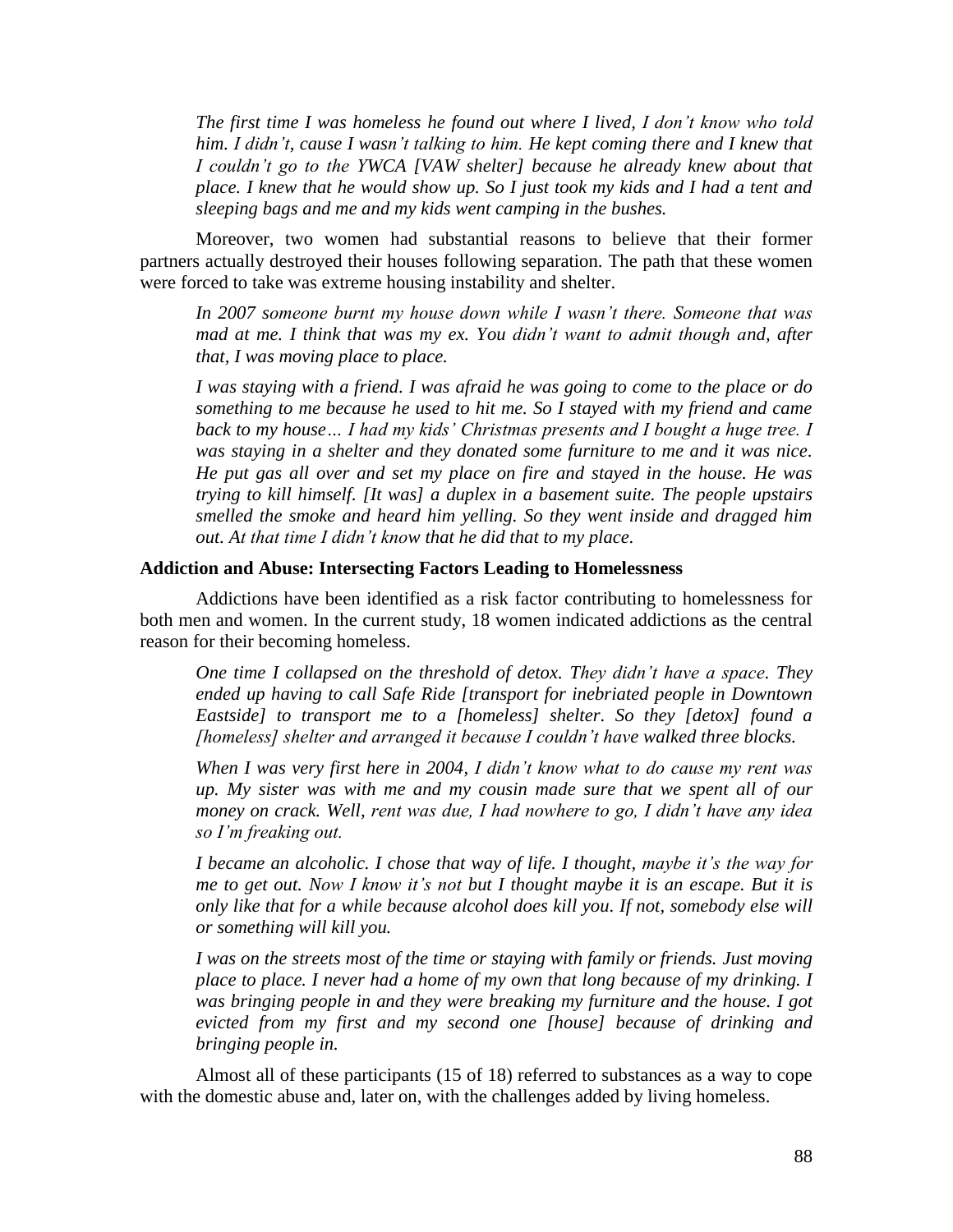*The first time I was homeless he found out where I lived, I don't know who told him. I didn't, cause I wasn't talking to him. He kept coming there and I knew that I couldn't go to the YWCA [VAW shelter] because he already knew about that place. I knew that he would show up. So I just took my kids and I had a tent and sleeping bags and me and my kids went camping in the bushes.*

Moreover, two women had substantial reasons to believe that their former partners actually destroyed their houses following separation. The path that these women were forced to take was extreme housing instability and shelter.

*In 2007 someone burnt my house down while I wasn't there. Someone that was mad at me. I think that was my ex. You didn't want to admit though and, after that, I was moving place to place.*

*I was staying with a friend. I was afraid he was going to come to the place or do something to me because he used to hit me. So I stayed with my friend and came back to my house… I had my kids' Christmas presents and I bought a huge tree. I was staying in a shelter and they donated some furniture to me and it was nice. He put gas all over and set my place on fire and stayed in the house. He was trying to kill himself. [It was] a duplex in a basement suite. The people upstairs smelled the smoke and heard him yelling. So they went inside and dragged him out. At that time I didn't know that he did that to my place.*

### Addiction and Abuse: Intersecting Factors Leading to Homelessness

Addictions have been identified as a risk factor contributing to homelessness for both men and women. In the current study, 18 women indicated addictions as the central reason for their becoming homeless.

*One time I collapsed on the threshold of detox. They didn't have a space. They ended up having to call Safe Ride [transport for inebriated people in Downtown Eastside] to transport me to a [homeless] shelter. So they [detox] found a [homeless] shelter and arranged it because I couldn't have walked three blocks.*

*When I was very first here in 2004, I didn't know what to do cause my rent was up. My sister was with me and my cousin made sure that we spent all of our money on crack. Well, rent was due, I had nowhere to go, I didn't have any idea so I'm freaking out.*

*I became an alcoholic. I chose that way of life. I thought, maybe it's the way for me to get out. Now I know it's not but I thought maybe it is an escape. But it is only like that for a while because alcohol does kill you. If not, somebody else will or something will kill you.*

*I was on the streets most of the time or staying with family or friends. Just moving place to place. I never had a home of my own that long because of my drinking. I was bringing people in and they were breaking my furniture and the house. I got evicted from my first and my second one [house] because of drinking and bringing people in.*

Almost all of these participants (15 of 18) referred to substances as a way to cope with the domestic abuse and, later on, with the challenges added by living homeless.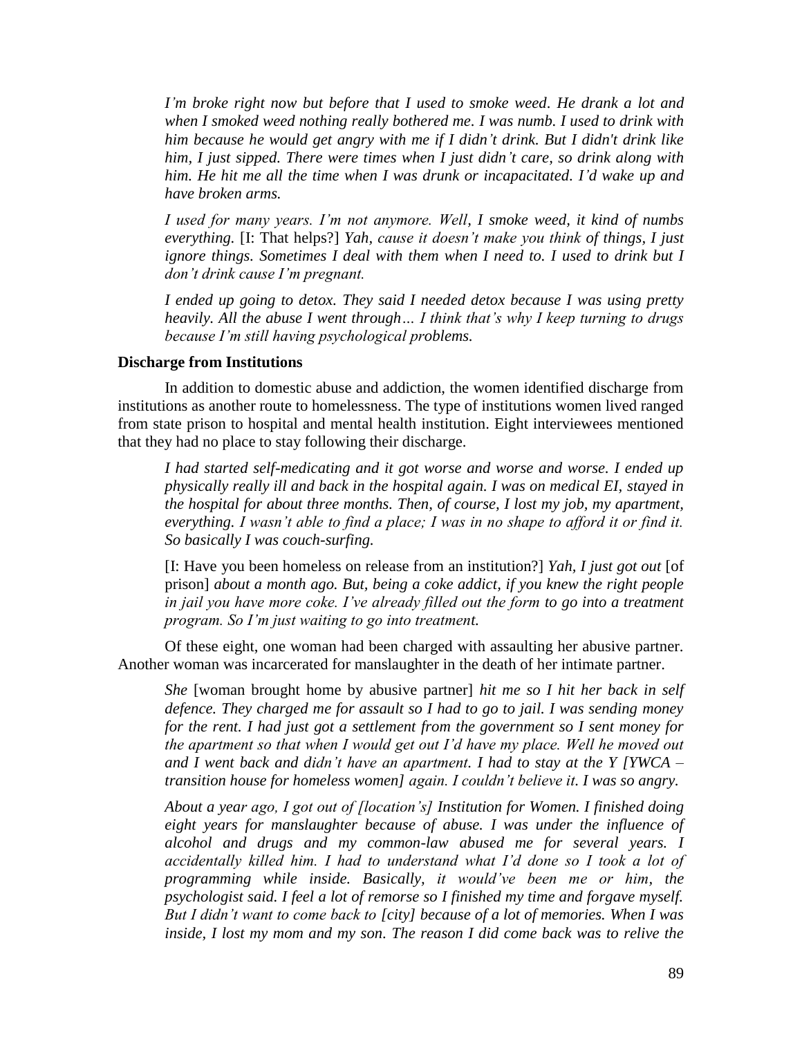*I'm broke right now but before that I used to smoke weed. He drank a lot and when I smoked weed nothing really bothered me. I was numb. I used to drink with him because he would get angry with me if I didn't drink. But I didn't drink like him, I just sipped. There were times when I just didn't care, so drink along with him. He hit me all the time when I was drunk or incapacitated. I'd wake up and have broken arms.*

*I used for many years. I'm not anymore. Well, I smoke weed, it kind of numbs everything.* [I: That helps?] *Yah, cause it doesn't make you think of things, I just ignore things. Sometimes I deal with them when I need to. I used to drink but I don't drink cause I'm pregnant.*

*I ended up going to detox. They said I needed detox because I was using pretty heavily. All the abuse I went through… I think that's why I keep turning to drugs because I'm still having psychological problems.*

**Discharge from Institutions**

In addition to domestic abuse and addiction, the women identified discharge from institutions as another route to homelessness. The type of institutions women lived ranged from state prison to hospital and mental health institution. Eight interviewees mentioned that they had no place to stay following their discharge.

*I had started self-medicating and it got worse and worse and worse. I ended up physically really ill and back in the hospital again. I was on medical EI, stayed in the hospital for about three months. Then, of course, I lost my job, my apartment, everything. I wasn't able to find a place; I was in no shape to afford it or find it. So basically I was couch-surfing.*

[I: Have you been homeless on release from an institution?] *Yah, I just got out* [of prison] *about a month ago. But, being a coke addict, if you knew the right people in jail you have more coke. I've already filled out the form to go into a treatment program. So I'm just waiting to go into treatment.*

Of these eight, one woman had been charged with assaulting her abusive partner. Another woman was incarcerated for manslaughter in the death of her intimate partner.

*She* [woman brought home by abusive partner] *hit me so I hit her back in self defence. They charged me for assault so I had to go to jail. I was sending money for the rent. I had just got a settlement from the government so I sent money for the apartment so that when I would get out I'd have my place. Well he moved out and I went back and didn't have an apartment. I had to stay at the Y [YWCA – transition house for homeless women] again. I couldn't believe it. I was so angry.*

*About a year ago, I got out of [location's] Institution for Women. I finished doing eight years for manslaughter because of abuse. I was under the influence of alcohol and drugs and my common-law abused me for several years. I accidentally killed him. I had to understand what I'd done so I took a lot of programming while inside. Basically, it would've been me or him, the psychologist said. I feel a lot of remorse so I finished my time and forgave myself. But I didn't want to come back to [city] because of a lot of memories. When I was inside, I lost my mom and my son. The reason I did come back was to relive the*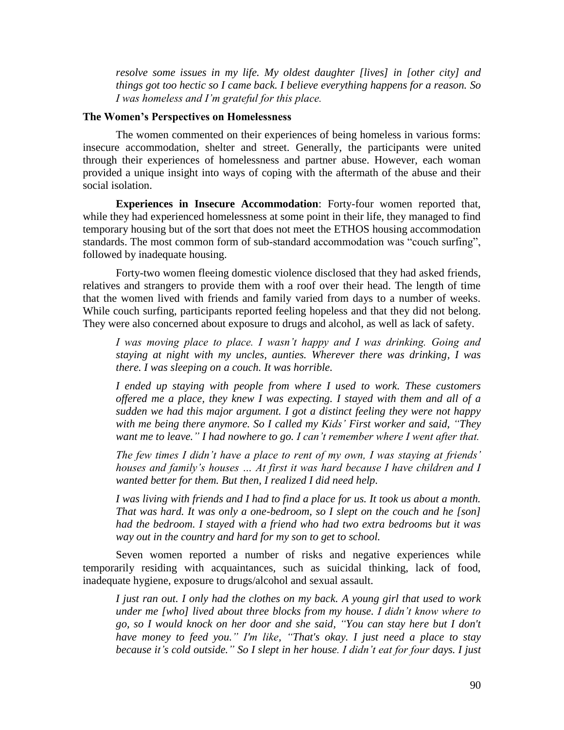*resolve some issues in my life. My oldest daughter [lives] in [other city] and things got too hectic so I came back. I believe everything happens for a reason. So I was homeless and I'm grateful for this place.*

**The Women's Perspectives on Homelessness**

The women commented on their experiences of being homeless in various forms: insecure accommodation, shelter and street. Generally, the participants were united through their experiences of homelessness and partner abuse. However, each woman provided a unique insight into ways of coping with the aftermath of the abuse and their social isolation.

**Experiences in Insecure Accommodation**: Forty-four women reported that, while they had experienced homelessness at some point in their life, they managed to find temporary housing but of the sort that does not meet the ETHOS housing accommodation standards. The most common form of sub-standard accommodation was "couch surfing", followed by inadequate housing.

Forty-two women fleeing domestic violence disclosed that they had asked friends, relatives and strangers to provide them with a roof over their head. The length of time that the women lived with friends and family varied from days to a number of weeks. While couch surfing, participants reported feeling hopeless and that they did not belong. They were also concerned about exposure to drugs and alcohol, as well as lack of safety.

*I was moving place to place. I wasn't happy and I was drinking. Going and staying at night with my uncles, aunties. Wherever there was drinking, I was there. I was sleeping on a couch. It was horrible.*

*I ended up staying with people from where I used to work. These customers offered me a place, they knew I was expecting. I stayed with them and all of a sudden we had this major argument. I got a distinct feeling they were not happy with me being there anymore. So I called my Kids' First worker and said, "They want me to leave." I had nowhere to go. I can't remember where I went after that.*

*The few times I didn't have a place to rent of my own, I was staying at friends' houses and family's houses … At first it was hard because I have children and I wanted better for them. But then, I realized I did need help.*

*I was living with friends and I had to find a place for us. It took us about a month. That was hard. It was only a one-bedroom, so I slept on the couch and he [son] had the bedroom. I stayed with a friend who had two extra bedrooms but it was way out in the country and hard for my son to get to school.*

Seven women reported a number of risks and negative experiences while temporarily residing with acquaintances, such as suicidal thinking, lack of food, inadequate hygiene, exposure to drugs/alcohol and sexual assault.

*I just ran out. I only had the clothes on my back. A young girl that used to work under me [who] lived about three blocks from my house. I didn't know where to go, so I would knock on her door and she said, "You can stay here but I don't have money to feed you." I'm like, "That's okay. I just need a place to stay because it's cold outside." So I slept in her house. I didn't eat for four days. I just*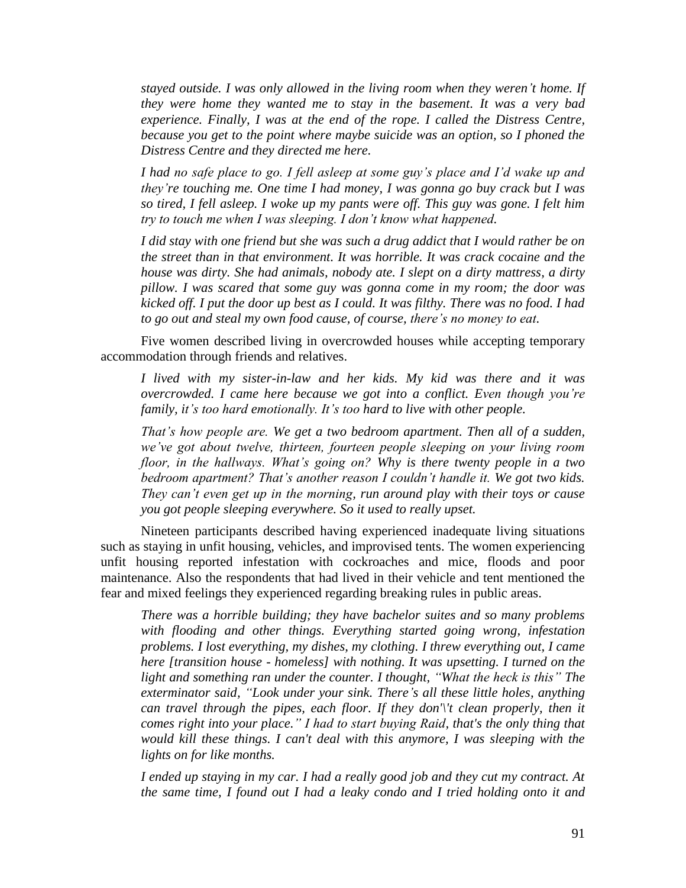*stayed outside. I was only allowed in the living room when they weren't home. If they were home they wanted me to stay in the basement. It was a very bad experience. Finally, I was at the end of the rope. I called the Distress Centre, because you get to the point where maybe suicide was an option, so I phoned the Distress Centre and they directed me here.*

> *I had no safe place to go. I fell asleep at some guy's place and I'd wake up and they're touching me. One time I had money, I was gonna go buy crack but I was so tired, I fell asleep. I woke up my pants were off. This guy was gone. I felt him try to touch me when I was sleeping. I don't know what happened.*

> *I did stay with one friend but she was such a drug addict that I would rather be on the street than in that environment. It was horrible. It was crack cocaine and the house was dirty. She had animals, nobody ate. I slept on a dirty mattress, a dirty pillow. I was scared that some guy was gonna come in my room; the door was kicked off. I put the door up best as I could. It was filthy. There was no food. I had to go out and steal my own food cause, of course, there's no money to eat.*

Five women described living in overcrowded houses while accepting temporary accommodation through friends and relatives.

> *I lived with my sister-in-law and her kids. My kid was there and it was overcrowded. I came here because we got into a conflict. Even though you're family, it's too hard emotionally. It's too hard to live with other people.*

> *That's how people are. We get a two bedroom apartment. Then all of a sudden, we've got about twelve, thirteen, fourteen people sleeping on your living room floor, in the hallways. What's going on? Why is there twenty people in a two bedroom apartment? That's another reason I couldn't handle it. We got two kids. They can't even get up in the morning, run around play with their toys or cause you got people sleeping everywhere. So it used to really upset.*

Nineteen participants described having experienced inadequate living situations such as staying in unfit housing, vehicles, and improvised tents. The women experiencing unfit housing reported infestation with cockroaches and mice, floods and poor maintenance. Also the respondents that had lived in their vehicle and tent mentioned the fear and mixed feelings they experienced regarding breaking rules in public areas.

> *There was a horrible building; they have bachelor suites and so many problems with flooding and other things. Everything started going wrong, infestation problems. I lost everything, my dishes, my clothing. I threw everything out, I came here [transition house - homeless] with nothing. It was upsetting. I turned on the light and something ran under the counter. I thought, "What the heck is this" The exterminator said, "Look under your sink. There's all these little holes, anything can travel through the pipes, each floor. If they don'\'t clean properly, then it comes right into your place." I had to start buying Raid, that's the only thing that would kill these things. I can't deal with this anymore, I was sleeping with the lights on for like months.*

> *I ended up staying in my car. I had a really good job and they cut my contract. At the same time, I found out I had a leaky condo and I tried holding onto it and*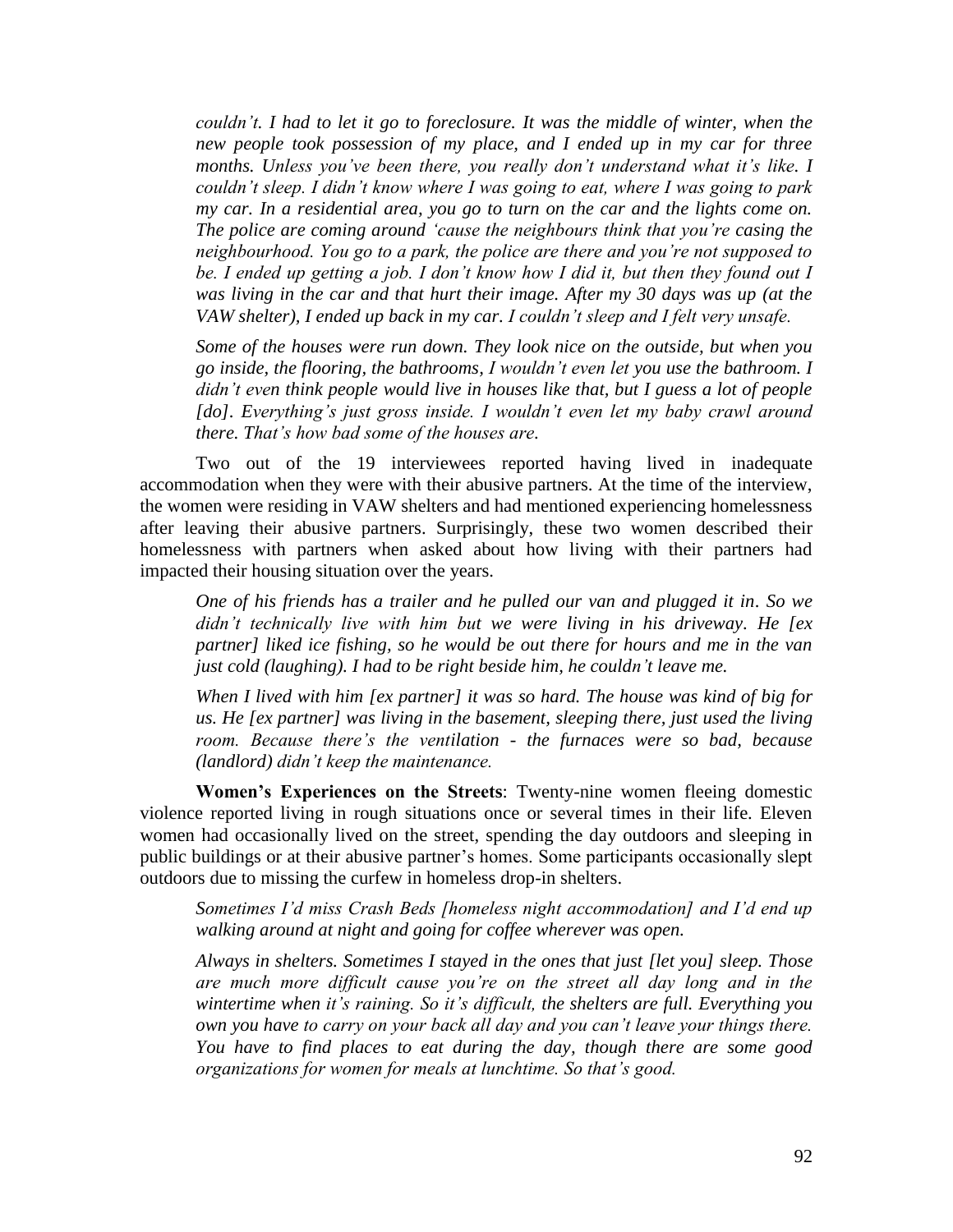*couldn't. I had to let it go to foreclosure. It was the middle of winter, when the new people took possession of my place, and I ended up in my car for three months. Unless you've been there, you really don't understand what it's like. I couldn't sleep. I didn't know where I was going to eat, where I was going to park my car. In a residential area, you go to turn on the car and the lights come on. The police are coming around 'cause the neighbours think that you're casing the neighbourhood. You go to a park, the police are there and you're not supposed to be. I ended up getting a job. I don't know how I did it, but then they found out I was living in the car and that hurt their image. After my 30 days was up (at the VAW shelter), I ended up back in my car. I couldn't sleep and I felt very unsafe.*

*Some of the houses were run down. They look nice on the outside, but when you go inside, the flooring, the bathrooms, I wouldn't even let you use the bathroom. I didn't even think people would live in houses like that, but I guess a lot of people [do]. Everything's just gross inside. I wouldn't even let my baby crawl around there. That's how bad some of the houses are.*

Two out of the 19 interviewees reported having lived in inadequate accommodation when they were with their abusive partners. At the time of the interview, the women were residing in VAW shelters and had mentioned experiencing homelessness after leaving their abusive partners. Surprisingly, these two women described their homelessness with partners when asked about how living with their partners had impacted their housing situation over the years.

*One of his friends has a trailer and he pulled our van and plugged it in. So we didn't technically live with him but we were living in his driveway. He [ex partner] liked ice fishing, so he would be out there for hours and me in the van just cold (laughing). I had to be right beside him, he couldn't leave me.*

*When I lived with him [ex partner] it was so hard. The house was kind of big for us. He [ex partner] was living in the basement, sleeping there, just used the living room. Because there's the ventilation - the furnaces were so bad, because (landlord) didn't keep the maintenance.*

**Women's Experiences on the Streets**: Twenty-nine women fleeing domestic violence reported living in rough situations once or several times in their life. Eleven women had occasionally lived on the street, spending the day outdoors and sleeping in public buildings or at their abusive partner's homes. Some participants occasionally slept outdoors due to missing the curfew in homeless drop-in shelters.

*Sometimes I'd miss Crash Beds [homeless night accommodation] and I'd end up walking around at night and going for coffee wherever was open.*

*Always in shelters. Sometimes I stayed in the ones that just [let you] sleep. Those are much more difficult cause you're on the street all day long and in the wintertime when it's raining. So it's difficult, the shelters are full. Everything you own you have to carry on your back all day and you can't leave your things there. You have to find places to eat during the day, though there are some good organizations for women for meals at lunchtime. So that's good.*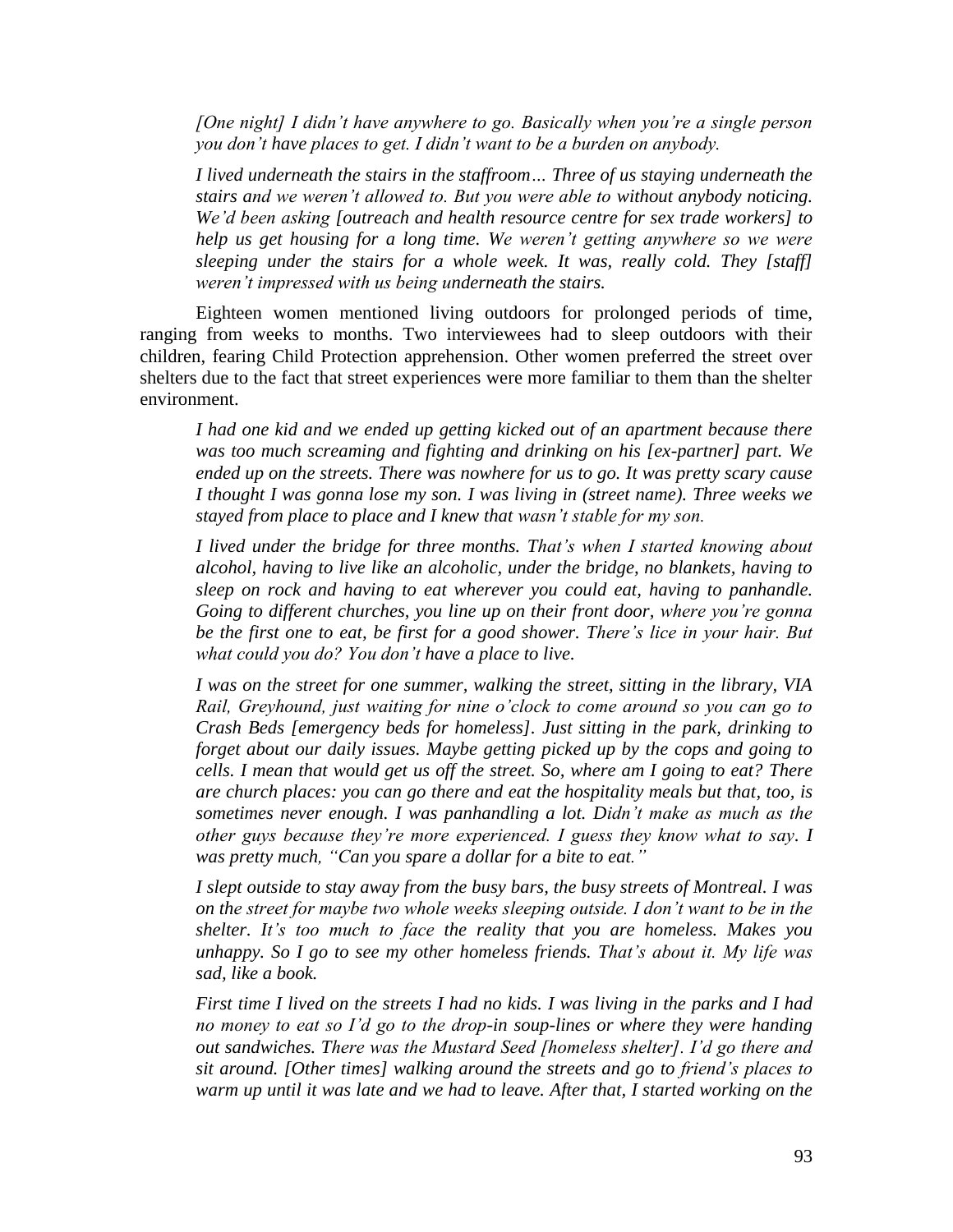*[One night] I didn't have anywhere to go. Basically when you're a single person you don't have places to get. I didn't want to be a burden on anybody.*

*I lived underneath the stairs in the staffroom… Three of us staying underneath the stairs and we weren't allowed to. But you were able to without anybody noticing. We'd been asking [outreach and health resource centre for sex trade workers] to help us get housing for a long time. We weren't getting anywhere so we were sleeping under the stairs for a whole week. It was, really cold. They [staff] weren't impressed with us being underneath the stairs.*

Eighteen women mentioned living outdoors for prolonged periods of time, ranging from weeks to months. Two interviewees had to sleep outdoors with their children, fearing Child Protection apprehension. Other women preferred the street over shelters due to the fact that street experiences were more familiar to them than the shelter environment.

*I had one kid and we ended up getting kicked out of an apartment because there was too much screaming and fighting and drinking on his [ex-partner] part. We ended up on the streets. There was nowhere for us to go. It was pretty scary cause I thought I was gonna lose my son. I was living in (street name). Three weeks we stayed from place to place and I knew that wasn't stable for my son.*

*I lived under the bridge for three months. That's when I started knowing about alcohol, having to live like an alcoholic, under the bridge, no blankets, having to sleep on rock and having to eat wherever you could eat, having to panhandle. Going to different churches, you line up on their front door, where you're gonna be the first one to eat, be first for a good shower. There's lice in your hair. But what could you do? You don't have a place to live.*

*I was on the street for one summer, walking the street, sitting in the library, VIA Rail, Greyhound, just waiting for nine o'clock to come around so you can go to Crash Beds [emergency beds for homeless]. Just sitting in the park, drinking to forget about our daily issues. Maybe getting picked up by the cops and going to cells. I mean that would get us off the street. So, where am I going to eat? There are church places: you can go there and eat the hospitality meals but that, too, is sometimes never enough. I was panhandling a lot. Didn't make as much as the other guys because they're more experienced. I guess they know what to say. I was pretty much, "Can you spare a dollar for a bite to eat."*

*I slept outside to stay away from the busy bars, the busy streets of Montreal. I was on the street for maybe two whole weeks sleeping outside. I don't want to be in the shelter. It's too much to face the reality that you are homeless. Makes you unhappy. So I go to see my other homeless friends. That's about it. My life was sad, like a book.*

*First time I lived on the streets I had no kids. I was living in the parks and I had no money to eat so I'd go to the drop-in soup-lines or where they were handing out sandwiches. There was the Mustard Seed [homeless shelter]. I'd go there and sit around. [Other times] walking around the streets and go to friend's places to warm up until it was late and we had to leave. After that, I started working on the*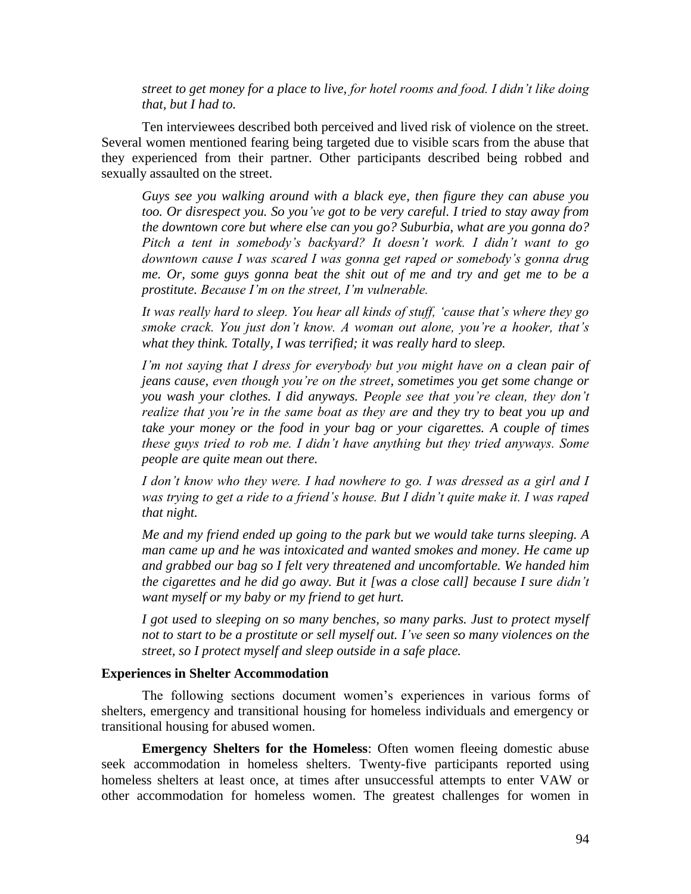*street to get money for a place to live, for hotel rooms and food. I didn't like doing that, but I had to.*

Ten interviewees described both perceived and lived risk of violence on the street. Several women mentioned fearing being targeted due to visible scars from the abuse that they experienced from their partner. Other participants described being robbed and sexually assaulted on the street.

> *Guys see you walking around with a black eye, then figure they can abuse you too. Or disrespect you. So you've got to be very careful. I tried to stay away from the downtown core but where else can you go? Suburbia, what are you gonna do? Pitch a tent in somebody's backyard? It doesn't work. I didn't want to go downtown cause I was scared I was gonna get raped or somebody's gonna drug me. Or, some guys gonna beat the shit out of me and try and get me to be a prostitute. Because I'm on the street, I'm vulnerable.*

> *It was really hard to sleep. You hear all kinds of stuff, 'cause that's where they go smoke crack. You just don't know. A woman out alone, you're a hooker, that's what they think. Totally, I was terrified; it was really hard to sleep.*

> *I'm not saying that I dress for everybody but you might have on a clean pair of jeans cause, even though you're on the street, sometimes you get some change or you wash your clothes. I did anyways. People see that you're clean, they don't realize that you're in the same boat as they are and they try to beat you up and take your money or the food in your bag or your cigarettes. A couple of times these guys tried to rob me. I didn't have anything but they tried anyways. Some people are quite mean out there.*

> *I don't know who they were. I had nowhere to go. I was dressed as a girl and I was trying to get a ride to a friend's house. But I didn't quite make it. I was raped that night.*

> *Me and my friend ended up going to the park but we would take turns sleeping. A man came up and he was intoxicated and wanted smokes and money. He came up and grabbed our bag so I felt very threatened and uncomfortable. We handed him the cigarettes and he did go away. But it [was a close call] because I sure didn't want myself or my baby or my friend to get hurt.*

> *I got used to sleeping on so many benches, so many parks. Just to protect myself not to start to be a prostitute or sell myself out. I've seen so many violences on the street, so I protect myself and sleep outside in a safe place.*

### Experiences in Shelter Accommodation

The following sections document women's experiences in various forms of shelters, emergency and transitional housing for homeless individuals and emergency or transitional housing for abused women.

**Emergency Shelters for the Homeless**: Often women fleeing domestic abuse seek accommodation in homeless shelters. Twenty-five participants reported using homeless shelters at least once, at times after unsuccessful attempts to enter VAW or other accommodation for homeless women. The greatest challenges for women in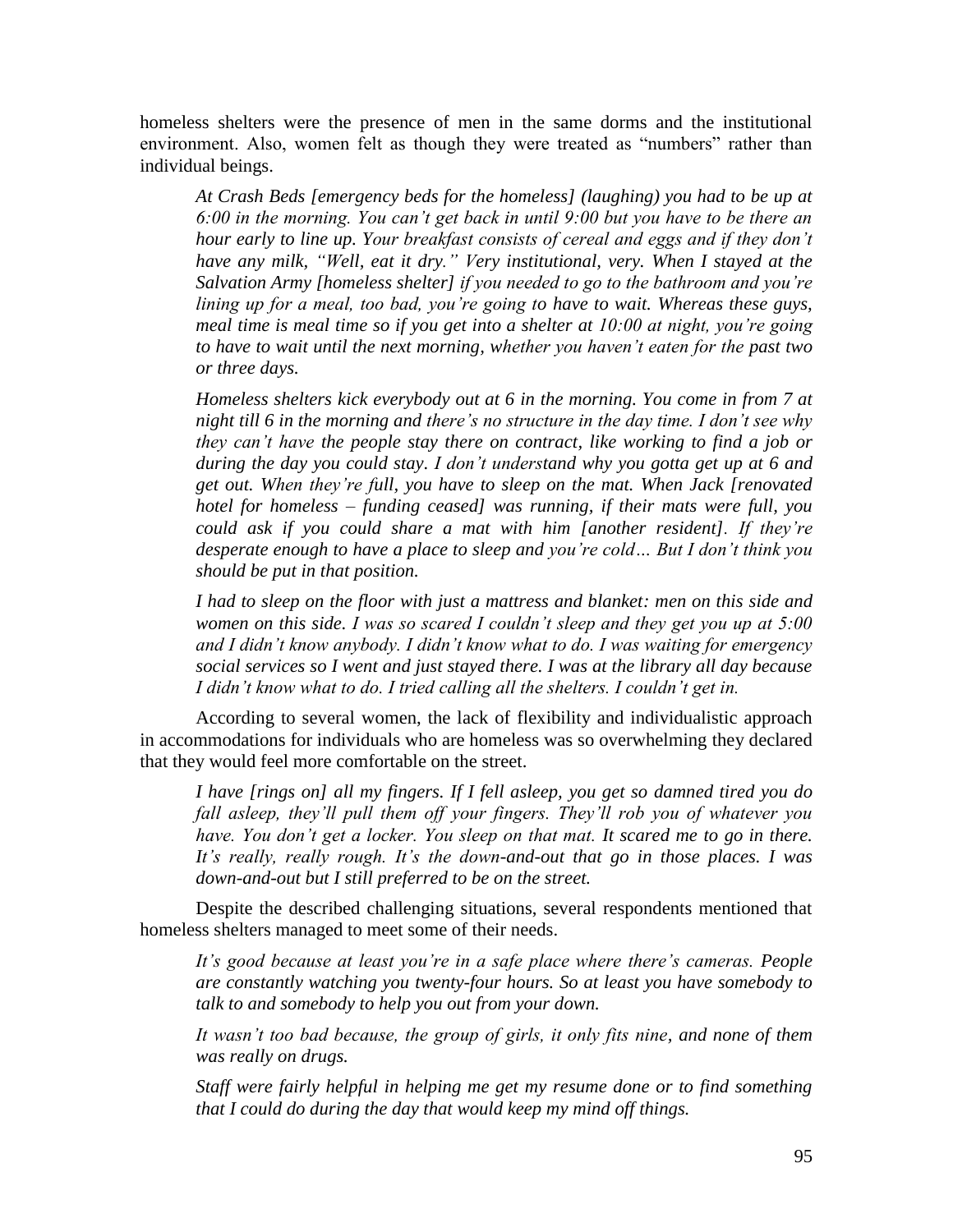homeless shelters were the presence of men in the same dorms and the institutional environment. Also, women felt as though they were treated as "numbers" rather than individual beings.

> *At Crash Beds [emergency beds for the homeless] (laughing) you had to be up at 6:00 in the morning. You can't get back in until 9:00 but you have to be there an hour early to line up. Your breakfast consists of cereal and eggs and if they don't have any milk, "Well, eat it dry." Very institutional, very. When I stayed at the Salvation Army [homeless shelter] if you needed to go to the bathroom and you're lining up for a meal, too bad, you're going to have to wait. Whereas these guys, meal time is meal time so if you get into a shelter at 10:00 at night, you're going to have to wait until the next morning, whether you haven't eaten for the past two or three days.*

> *Homeless shelters kick everybody out at 6 in the morning. You come in from 7 at night till 6 in the morning and there's no structure in the day time. I don't see why they can't have the people stay there on contract, like working to find a job or during the day you could stay. I don't understand why you gotta get up at 6 and get out. When they're full, you have to sleep on the mat. When Jack [renovated hotel for homeless – funding ceased] was running, if their mats were full, you could ask if you could share a mat with him [another resident]. If they're desperate enough to have a place to sleep and you're cold… But I don't think you should be put in that position.*

> *I had to sleep on the floor with just a mattress and blanket: men on this side and women on this side. I was so scared I couldn't sleep and they get you up at 5:00 and I didn't know anybody. I didn't know what to do. I was waiting for emergency social services so I went and just stayed there. I was at the library all day because I didn't know what to do. I tried calling all the shelters. I couldn't get in.*

According to several women, the lack of flexibility and individualistic approach in accommodations for individuals who are homeless was so overwhelming they declared that they would feel more comfortable on the street.

> *I have [rings on] all my fingers. If I fell asleep, you get so damned tired you do fall asleep, they'll pull them off your fingers. They'll rob you of whatever you have. You don't get a locker. You sleep on that mat. It scared me to go in there. It's really, really rough. It's the down-and-out that go in those places. I was down-and-out but I still preferred to be on the street.*

Despite the described challenging situations, several respondents mentioned that homeless shelters managed to meet some of their needs.

> *It's good because at least you're in a safe place where there's cameras. People are constantly watching you twenty-four hours. So at least you have somebody to talk to and somebody to help you out from your down.*

> *It wasn't too bad because, the group of girls, it only fits nine, and none of them was really on drugs.*

> *Staff were fairly helpful in helping me get my resume done or to find something that I could do during the day that would keep my mind off things.*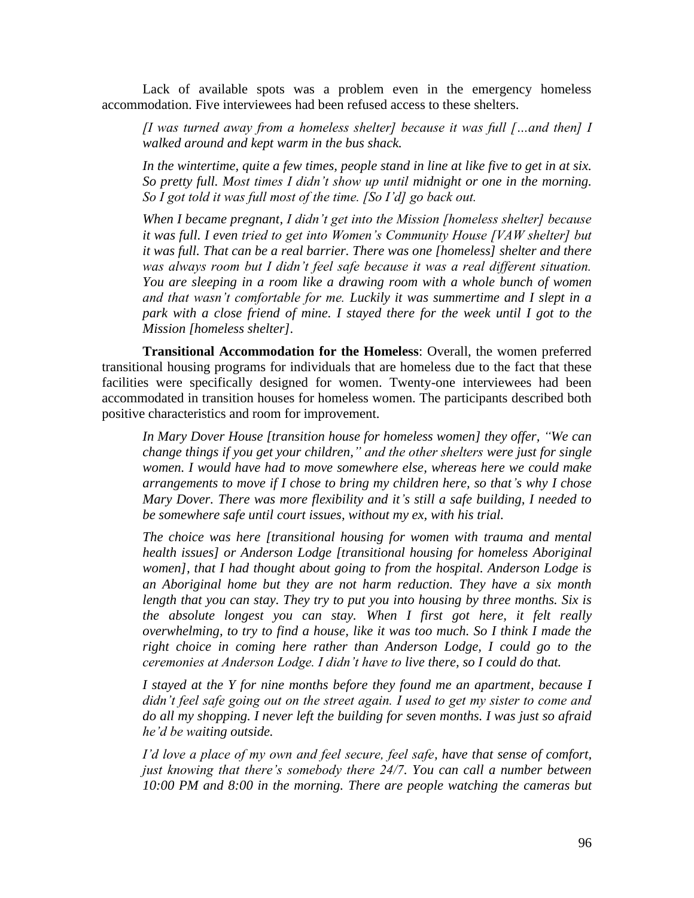Lack of available spots was a problem even in the emergency homeless accommodation. Five interviewees had been refused access to these shelters.

> *[I was turned away from a homeless shelter] because it was full […and then] I walked around and kept warm in the bus shack.*

> *In the wintertime, quite a few times, people stand in line at like five to get in at six. So pretty full. Most times I didn't show up until midnight or one in the morning. So I got told it was full most of the time. [So I'd] go back out.*

> *When I became pregnant, I didn't get into the Mission [homeless shelter] because it was full. I even tried to get into Women's Community House [VAW shelter] but it was full. That can be a real barrier. There was one [homeless] shelter and there was always room but I didn't feel safe because it was a real different situation. You are sleeping in a room like a drawing room with a whole bunch of women and that wasn't comfortable for me. Luckily it was summertime and I slept in a park with a close friend of mine. I stayed there for the week until I got to the Mission [homeless shelter].*

**Transitional Accommodation for the Homeless**: Overall, the women preferred transitional housing programs for individuals that are homeless due to the fact that these facilities were specifically designed for women. Twenty-one interviewees had been accommodated in transition houses for homeless women. The participants described both positive characteristics and room for improvement.

> *In Mary Dover House [transition house for homeless women] they offer, "We can change things if you get your children," and the other shelters were just for single women. I would have had to move somewhere else, whereas here we could make arrangements to move if I chose to bring my children here, so that's why I chose Mary Dover. There was more flexibility and it's still a safe building, I needed to be somewhere safe until court issues, without my ex, with his trial.*

> *The choice was here [transitional housing for women with trauma and mental health issues] or Anderson Lodge [transitional housing for homeless Aboriginal women], that I had thought about going to from the hospital. Anderson Lodge is an Aboriginal home but they are not harm reduction. They have a six month length that you can stay. They try to put you into housing by three months. Six is the absolute longest you can stay. When I first got here, it felt really overwhelming, to try to find a house, like it was too much. So I think I made the right choice in coming here rather than Anderson Lodge, I could go to the ceremonies at Anderson Lodge. I didn't have to live there, so I could do that.*

> *I stayed at the Y for nine months before they found me an apartment, because I didn't feel safe going out on the street again. I used to get my sister to come and do all my shopping. I never left the building for seven months. I was just so afraid he'd be waiting outside.*

> *I'd love a place of my own and feel secure, feel safe, have that sense of comfort, just knowing that there's somebody there 24/7. You can call a number between 10:00 PM and 8:00 in the morning. There are people watching the cameras but*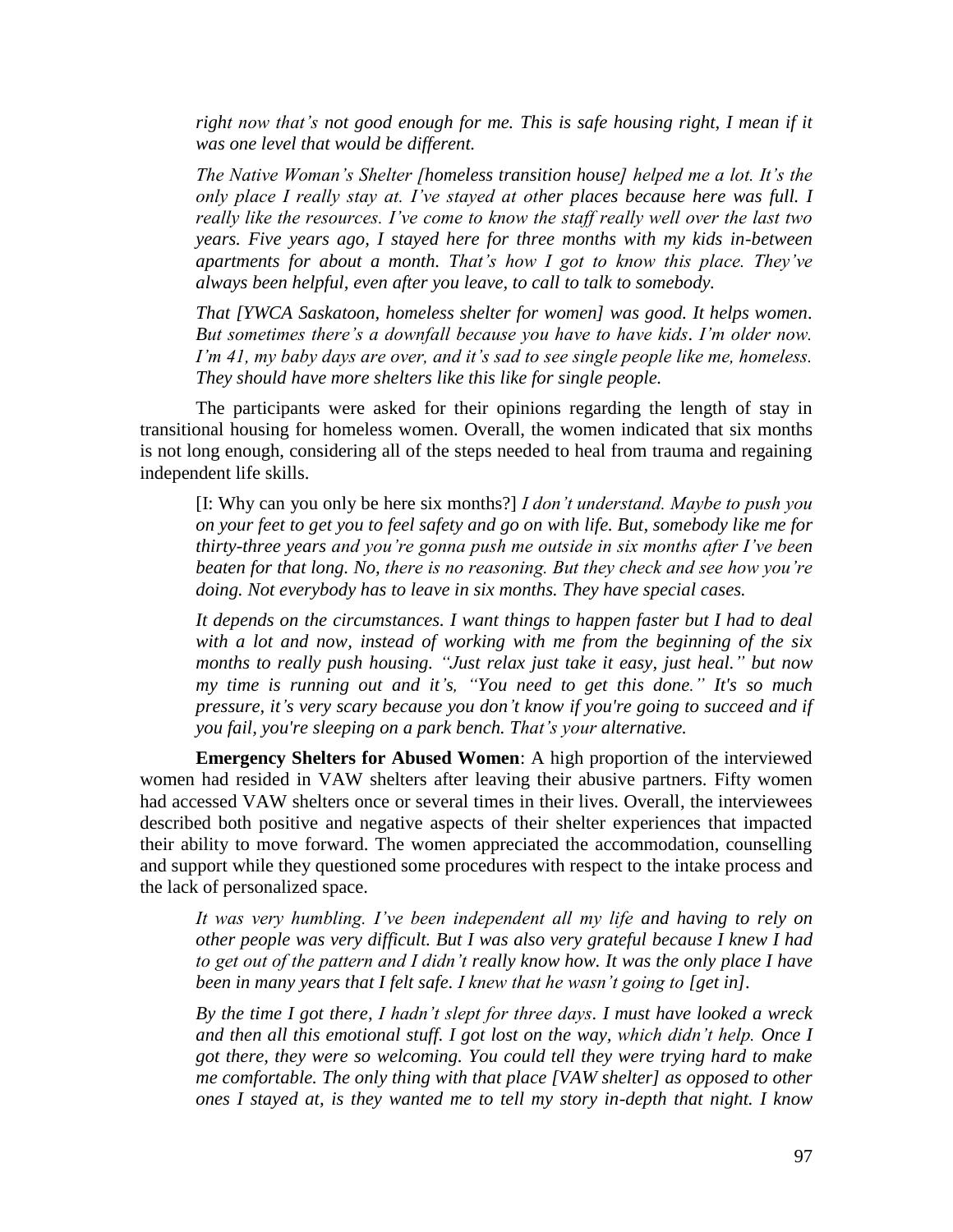*right now that's not good enough for me. This is safe housing right, I mean if it was one level that would be different.*

*The Native Woman's Shelter [homeless transition house] helped me a lot. It's the only place I really stay at. I've stayed at other places because here was full. I really like the resources. I've come to know the staff really well over the last two years. Five years ago, I stayed here for three months with my kids in-between apartments for about a month. That's how I got to know this place. They've always been helpful, even after you leave, to call to talk to somebody.*

*That [YWCA Saskatoon, homeless shelter for women] was good. It helps women. But sometimes there's a downfall because you have to have kids. I'm older now. I'm 41, my baby days are over, and it's sad to see single people like me, homeless. They should have more shelters like this like for single people.*

The participants were asked for their opinions regarding the length of stay in transitional housing for homeless women. Overall, the women indicated that six months is not long enough, considering all of the steps needed to heal from trauma and regaining independent life skills.

[I: Why can you only be here six months?] *I don't understand. Maybe to push you on your feet to get you to feel safety and go on with life. But, somebody like me for thirty-three years and you're gonna push me outside in six months after I've been beaten for that long. No, there is no reasoning. But they check and see how you're doing. Not everybody has to leave in six months. They have special cases.*

*It depends on the circumstances. I want things to happen faster but I had to deal with a lot and now, instead of working with me from the beginning of the six months to really push housing. "Just relax just take it easy, just heal." but now my time is running out and it's, "You need to get this done." It's so much pressure, it's very scary because you don't know if you're going to succeed and if you fail, you're sleeping on a park bench. That's your alternative.*

**Emergency Shelters for Abused Women**: A high proportion of the interviewed women had resided in VAW shelters after leaving their abusive partners. Fifty women had accessed VAW shelters once or several times in their lives. Overall, the interviewees described both positive and negative aspects of their shelter experiences that impacted their ability to move forward. The women appreciated the accommodation, counselling and support while they questioned some procedures with respect to the intake process and the lack of personalized space.

*It was very humbling. I've been independent all my life and having to rely on other people was very difficult. But I was also very grateful because I knew I had to get out of the pattern and I didn't really know how. It was the only place I have been in many years that I felt safe. I knew that he wasn't going to [get in].*

*By the time I got there, I hadn't slept for three days. I must have looked a wreck and then all this emotional stuff. I got lost on the way, which didn't help. Once I got there, they were so welcoming. You could tell they were trying hard to make me comfortable. The only thing with that place [VAW shelter] as opposed to other ones I stayed at, is they wanted me to tell my story in-depth that night. I know*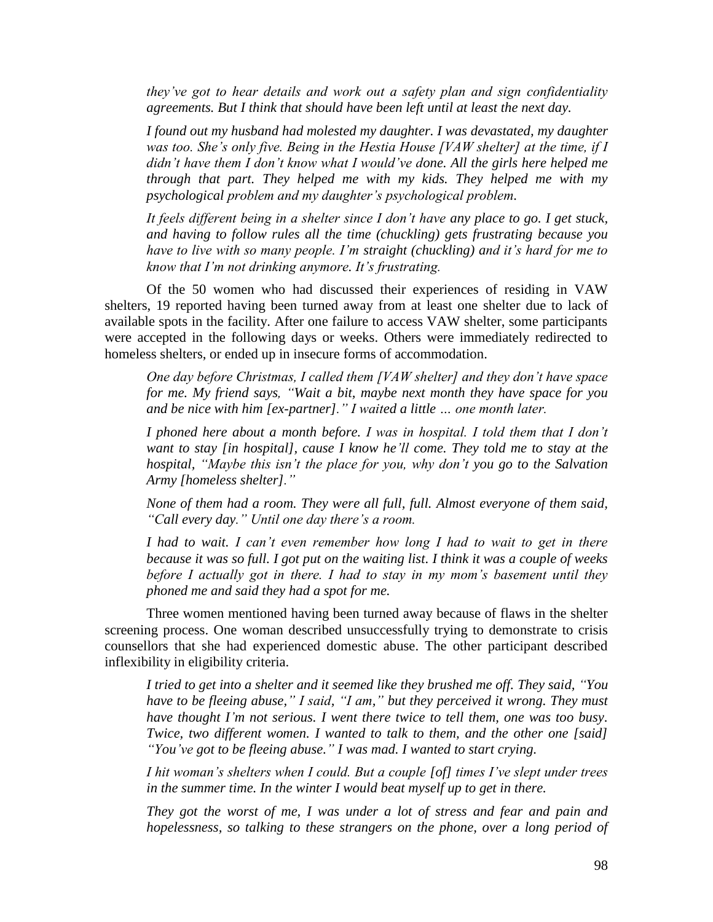*they've got to hear details and work out a safety plan and sign confidentiality agreements. But I think that should have been left until at least the next day.*

*I found out my husband had molested my daughter. I was devastated, my daughter was too. She's only five. Being in the Hestia House [VAW shelter] at the time, if I didn't have them I don't know what I would've done. All the girls here helped me through that part. They helped me with my kids. They helped me with my psychological problem and my daughter's psychological problem.*

*It feels different being in a shelter since I don't have any place to go. I get stuck, and having to follow rules all the time (chuckling) gets frustrating because you have to live with so many people. I'm straight (chuckling) and it's hard for me to know that I'm not drinking anymore. It's frustrating.*

Of the 50 women who had discussed their experiences of residing in VAW shelters, 19 reported having been turned away from at least one shelter due to lack of available spots in the facility. After one failure to access VAW shelter, some participants were accepted in the following days or weeks. Others were immediately redirected to homeless shelters, or ended up in insecure forms of accommodation.

*One day before Christmas, I called them [VAW shelter] and they don't have space for me. My friend says, "Wait a bit, maybe next month they have space for you and be nice with him [ex-partner]." I waited a little … one month later.*

*I phoned here about a month before. I was in hospital. I told them that I don't want to stay [in hospital], cause I know he'll come. They told me to stay at the hospital, "Maybe this isn't the place for you, why don't you go to the Salvation Army [homeless shelter]."*

*None of them had a room. They were all full, full. Almost everyone of them said, "Call every day." Until one day there's a room.*

*I had to wait. I can't even remember how long I had to wait to get in there because it was so full. I got put on the waiting list. I think it was a couple of weeks before I actually got in there. I had to stay in my mom's basement until they phoned me and said they had a spot for me.*

Three women mentioned having been turned away because of flaws in the shelter screening process. One woman described unsuccessfully trying to demonstrate to crisis counsellors that she had experienced domestic abuse. The other participant described inflexibility in eligibility criteria.

*I tried to get into a shelter and it seemed like they brushed me off. They said, "You have to be fleeing abuse," I said, "I am," but they perceived it wrong. They must have thought I'm not serious. I went there twice to tell them, one was too busy. Twice, two different women. I wanted to talk to them, and the other one [said] "You've got to be fleeing abuse." I was mad. I wanted to start crying.*

*I hit woman's shelters when I could. But a couple [of] times I've slept under trees in the summer time. In the winter I would beat myself up to get in there.*

*They got the worst of me, I was under a lot of stress and fear and pain and hopelessness, so talking to these strangers on the phone, over a long period of*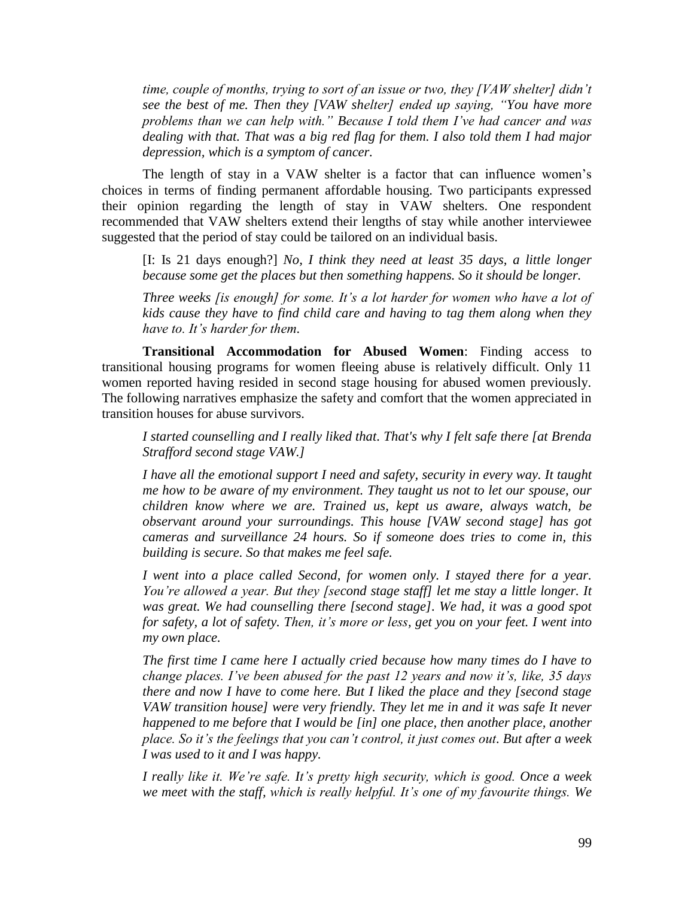*time, couple of months, trying to sort of an issue or two, they [VAW shelter] didn't see the best of me. Then they [VAW shelter] ended up saying, "You have more problems than we can help with." Because I told them I've had cancer and was dealing with that. That was a big red flag for them. I also told them I had major depression, which is a symptom of cancer.*

The length of stay in a VAW shelter is a factor that can influence women's choices in terms of finding permanent affordable housing. Two participants expressed their opinion regarding the length of stay in VAW shelters. One respondent recommended that VAW shelters extend their lengths of stay while another interviewee suggested that the period of stay could be tailored on an individual basis.

> [I: Is 21 days enough?] *No, I think they need at least 35 days, a little longer because some get the places but then something happens. So it should be longer.*
>
> *Three weeks [is enough] for some. It's a lot harder for women who have a lot of kids cause they have to find child care and having to tag them along when they have to. It's harder for them.*

**Transitional Accommodation for Abused Women**: Finding access to transitional housing programs for women fleeing abuse is relatively difficult. Only 11 women reported having resided in second stage housing for abused women previously. The following narratives emphasize the safety and comfort that the women appreciated in transition houses for abuse survivors.

> *I started counselling and I really liked that. That's why I felt safe there [at Brenda Strafford second stage VAW.]*
>
> *I have all the emotional support I need and safety, security in every way. It taught me how to be aware of my environment. They taught us not to let our spouse, our children know where we are. Trained us, kept us aware, always watch, be observant around your surroundings. This house [VAW second stage] has got cameras and surveillance 24 hours. So if someone does tries to come in, this building is secure. So that makes me feel safe.*
>
> *I went into a place called Second, for women only. I stayed there for a year. You're allowed a year. But they [second stage staff] let me stay a little longer. It was great. We had counselling there [second stage]. We had, it was a good spot for safety, a lot of safety. Then, it's more or less, get you on your feet. I went into my own place.*
>
> *The first time I came here I actually cried because how many times do I have to change places. I've been abused for the past 12 years and now it's, like, 35 days there and now I have to come here. But I liked the place and they [second stage VAW transition house] were very friendly. They let me in and it was safe It never happened to me before that I would be [in] one place, then another place, another place. So it's the feelings that you can't control, it just comes out. But after a week I was used to it and I was happy.*
>
> *I really like it. We're safe. It's pretty high security, which is good. Once a week we meet with the staff, which is really helpful. It's one of my favourite things. We*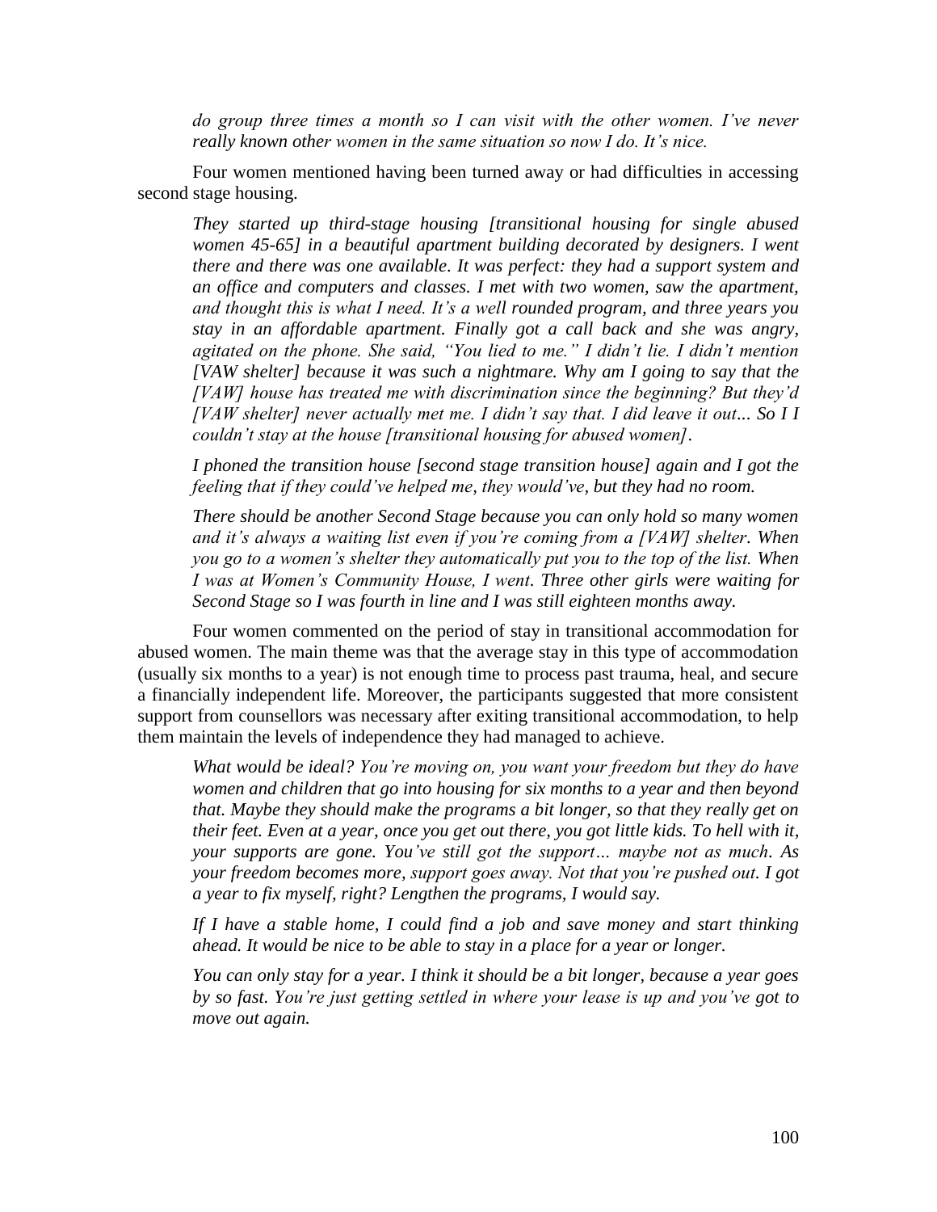*do group three times a month so I can visit with the other women. I've never really known other women in the same situation so now I do. It's nice.*

Four women mentioned having been turned away or had difficulties in accessing second stage housing.

> *They started up third-stage housing [transitional housing for single abused women 45-65] in a beautiful apartment building decorated by designers. I went there and there was one available. It was perfect: they had a support system and an office and computers and classes. I met with two women, saw the apartment, and thought this is what I need. It's a well rounded program, and three years you stay in an affordable apartment. Finally got a call back and she was angry, agitated on the phone. She said, "You lied to me." I didn't lie. I didn't mention [VAW shelter] because it was such a nightmare. Why am I going to say that the [VAW] house has treated me with discrimination since the beginning? But they'd [VAW shelter] never actually met me. I didn't say that. I did leave it out... So I I couldn't stay at the house [transitional housing for abused women].*

> *I phoned the transition house [second stage transition house] again and I got the feeling that if they could've helped me, they would've, but they had no room.*

> *There should be another Second Stage because you can only hold so many women and it's always a waiting list even if you're coming from a [VAW] shelter. When you go to a women's shelter they automatically put you to the top of the list. When I was at Women's Community House, I went. Three other girls were waiting for Second Stage so I was fourth in line and I was still eighteen months away.*

Four women commented on the period of stay in transitional accommodation for abused women. The main theme was that the average stay in this type of accommodation (usually six months to a year) is not enough time to process past trauma, heal, and secure a financially independent life. Moreover, the participants suggested that more consistent support from counsellors was necessary after exiting transitional accommodation, to help them maintain the levels of independence they had managed to achieve.

> *What would be ideal? You're moving on, you want your freedom but they do have women and children that go into housing for six months to a year and then beyond that. Maybe they should make the programs a bit longer, so that they really get on their feet. Even at a year, once you get out there, you got little kids. To hell with it, your supports are gone. You've still got the support… maybe not as much. As your freedom becomes more, support goes away. Not that you're pushed out. I got a year to fix myself, right? Lengthen the programs, I would say.*

> *If I have a stable home, I could find a job and save money and start thinking ahead. It would be nice to be able to stay in a place for a year or longer.*

> *You can only stay for a year. I think it should be a bit longer, because a year goes by so fast. You're just getting settled in where your lease is up and you've got to move out again.*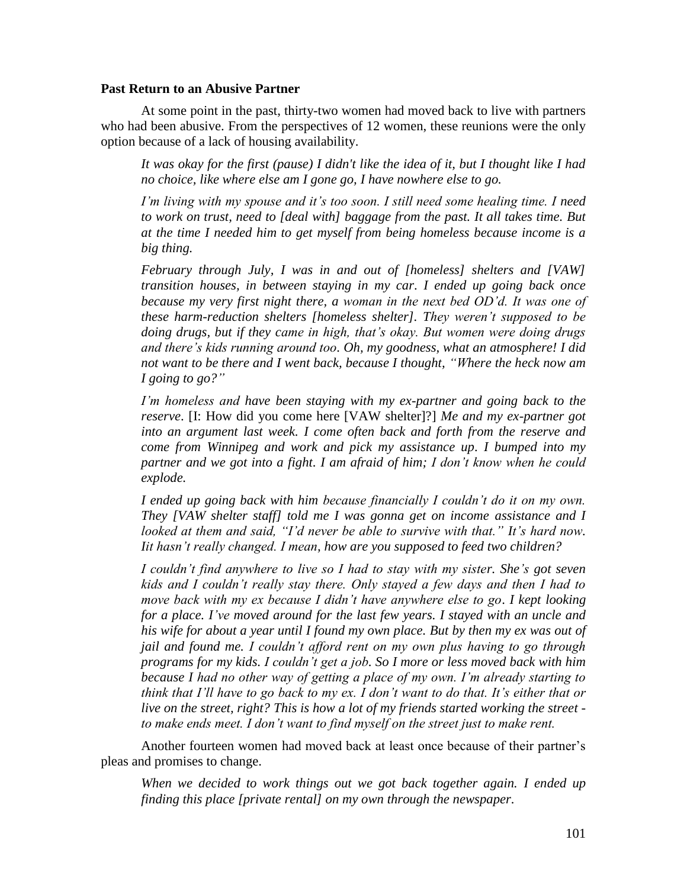**Past Return to an Abusive Partner**

At some point in the past, thirty-two women had moved back to live with partners who had been abusive. From the perspectives of 12 women, these reunions were the only option because of a lack of housing availability.

> *It was okay for the first (pause) I didn't like the idea of it, but I thought like I had no choice, like where else am I gone go, I have nowhere else to go.*

> *I'm living with my spouse and it's too soon. I still need some healing time. I need to work on trust, need to [deal with] baggage from the past. It all takes time. But at the time I needed him to get myself from being homeless because income is a big thing.*

> *February through July, I was in and out of [homeless] shelters and [VAW] transition houses, in between staying in my car. I ended up going back once because my very first night there, a woman in the next bed OD'd. It was one of these harm-reduction shelters [homeless shelter]. They weren't supposed to be doing drugs, but if they came in high, that's okay. But women were doing drugs and there's kids running around too. Oh, my goodness, what an atmosphere! I did not want to be there and I went back, because I thought, "Where the heck now am I going to go?"*

> *I'm homeless and have been staying with my ex-partner and going back to the reserve.* [I: How did you come here [VAW shelter]?] *Me and my ex-partner got into an argument last week. I come often back and forth from the reserve and come from Winnipeg and work and pick my assistance up. I bumped into my partner and we got into a fight. I am afraid of him; I don't know when he could explode.*

> *I ended up going back with him because financially I couldn't do it on my own. They [VAW shelter staff] told me I was gonna get on income assistance and I looked at them and said, "I'd never be able to survive with that." It's hard now. Iit hasn't really changed. I mean, how are you supposed to feed two children?*

> *I couldn't find anywhere to live so I had to stay with my sister. She's got seven kids and I couldn't really stay there. Only stayed a few days and then I had to move back with my ex because I didn't have anywhere else to go. I kept looking for a place. I've moved around for the last few years. I stayed with an uncle and his wife for about a year until I found my own place. But by then my ex was out of jail and found me. I couldn't afford rent on my own plus having to go through programs for my kids. I couldn't get a job. So I more or less moved back with him because I had no other way of getting a place of my own. I'm already starting to think that I'll have to go back to my ex. I don't want to do that. It's either that or live on the street, right? This is how a lot of my friends started working the street - to make ends meet. I don't want to find myself on the street just to make rent.*

Another fourteen women had moved back at least once because of their partner's pleas and promises to change.

> *When we decided to work things out we got back together again. I ended up finding this place [private rental] on my own through the newspaper.*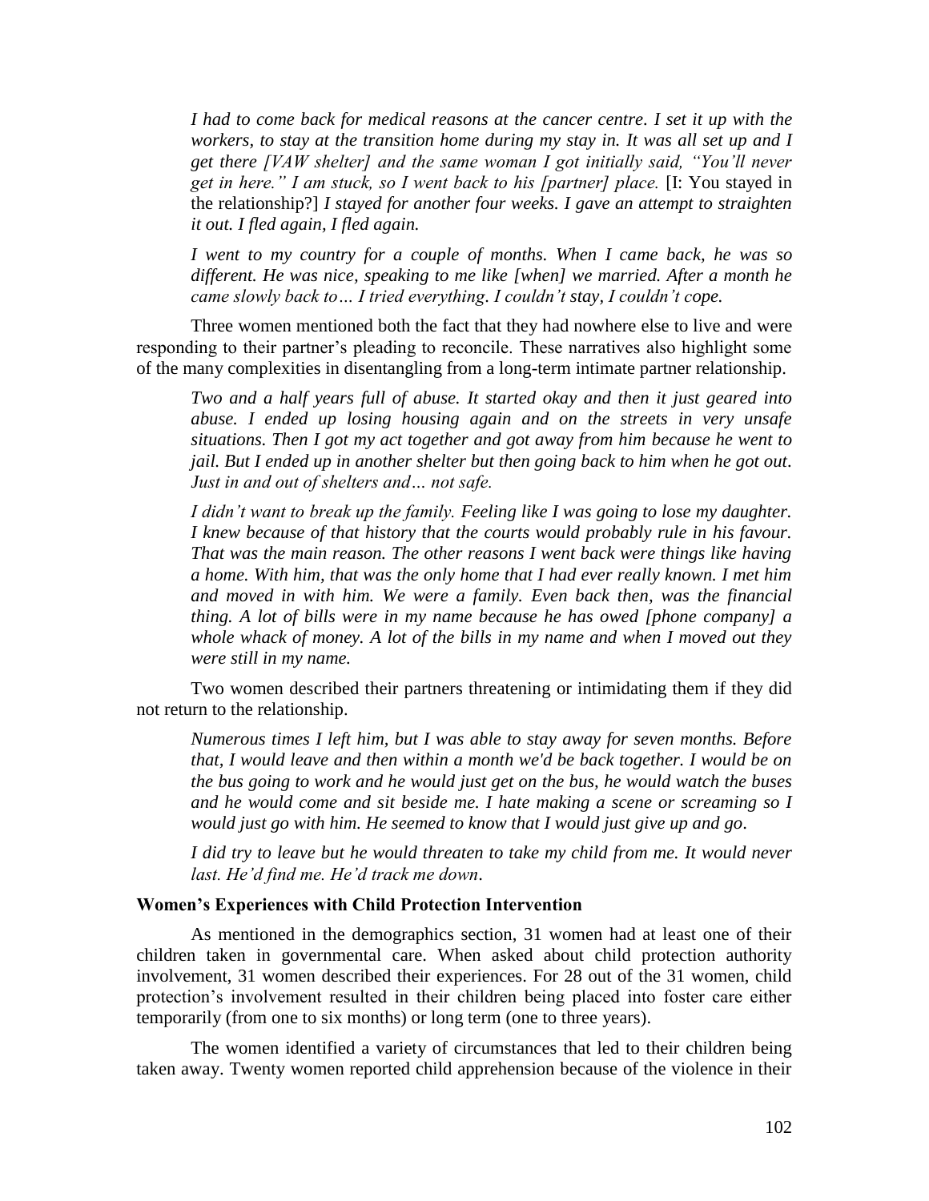*I had to come back for medical reasons at the cancer centre. I set it up with the workers, to stay at the transition home during my stay in. It was all set up and I get there [VAW shelter] and the same woman I got initially said, "You'll never get in here." I am stuck, so I went back to his [partner] place.* [I: You stayed in the relationship?] *I stayed for another four weeks. I gave an attempt to straighten it out. I fled again, I fled again.*

*I went to my country for a couple of months. When I came back, he was so different. He was nice, speaking to me like [when] we married. After a month he came slowly back to… I tried everything. I couldn't stay, I couldn't cope.*

Three women mentioned both the fact that they had nowhere else to live and were responding to their partner's pleading to reconcile. These narratives also highlight some of the many complexities in disentangling from a long-term intimate partner relationship.

*Two and a half years full of abuse. It started okay and then it just geared into abuse. I ended up losing housing again and on the streets in very unsafe situations. Then I got my act together and got away from him because he went to jail. But I ended up in another shelter but then going back to him when he got out. Just in and out of shelters and… not safe.*

*I didn't want to break up the family. Feeling like I was going to lose my daughter. I knew because of that history that the courts would probably rule in his favour. That was the main reason. The other reasons I went back were things like having a home. With him, that was the only home that I had ever really known. I met him and moved in with him. We were a family. Even back then, was the financial thing. A lot of bills were in my name because he has owed [phone company] a whole whack of money. A lot of the bills in my name and when I moved out they were still in my name.*

Two women described their partners threatening or intimidating them if they did not return to the relationship.

*Numerous times I left him, but I was able to stay away for seven months. Before that, I would leave and then within a month we'd be back together. I would be on the bus going to work and he would just get on the bus, he would watch the buses and he would come and sit beside me. I hate making a scene or screaming so I would just go with him. He seemed to know that I would just give up and go.*

*I did try to leave but he would threaten to take my child from me. It would never last. He'd find me. He'd track me down.*

**Women's Experiences with Child Protection Intervention**

As mentioned in the demographics section, 31 women had at least one of their children taken in governmental care. When asked about child protection authority involvement, 31 women described their experiences. For 28 out of the 31 women, child protection's involvement resulted in their children being placed into foster care either temporarily (from one to six months) or long term (one to three years).

The women identified a variety of circumstances that led to their children being taken away. Twenty women reported child apprehension because of the violence in their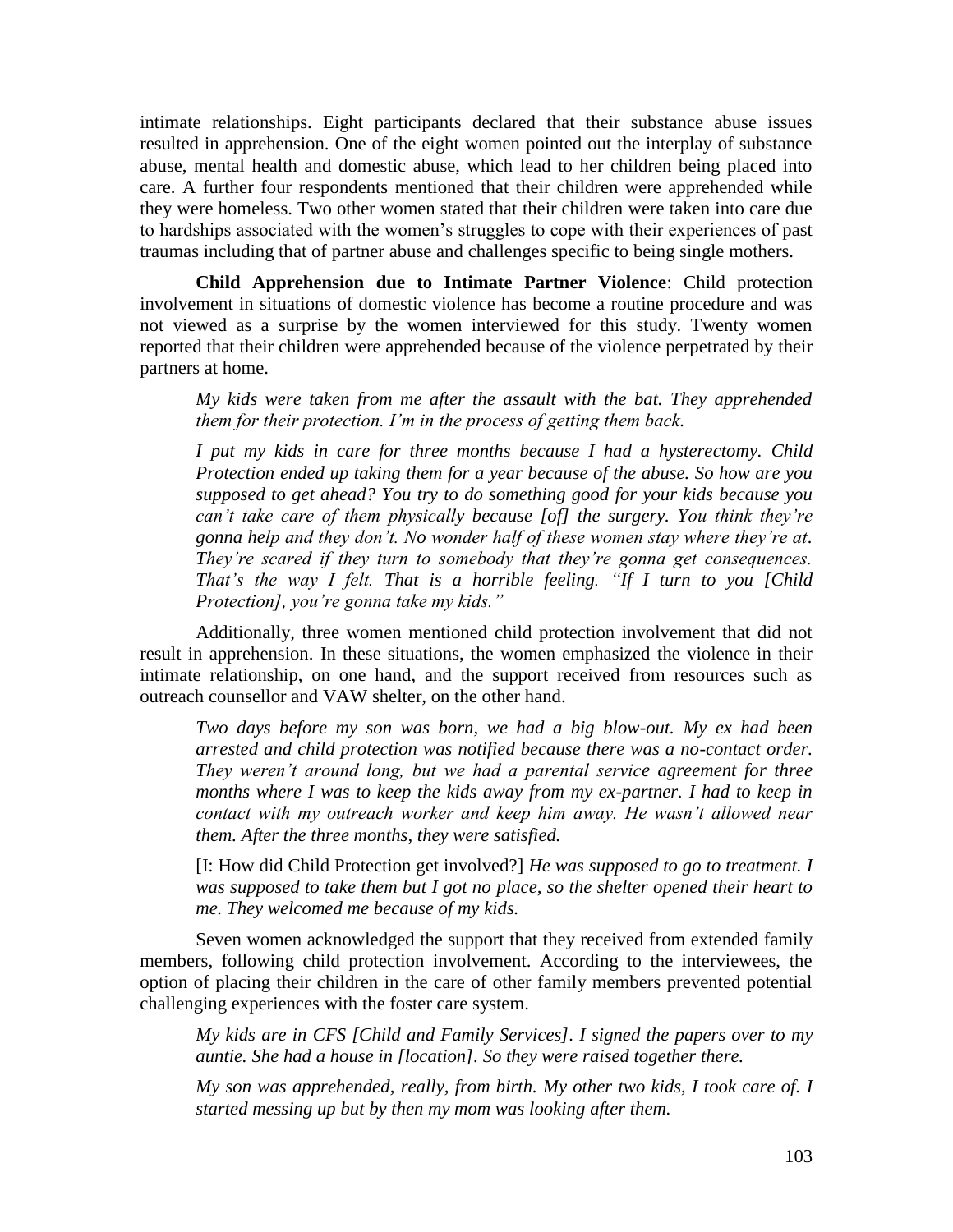intimate relationships. Eight participants declared that their substance abuse issues resulted in apprehension. One of the eight women pointed out the interplay of substance abuse, mental health and domestic abuse, which lead to her children being placed into care. A further four respondents mentioned that their children were apprehended while they were homeless. Two other women stated that their children were taken into care due to hardships associated with the women's struggles to cope with their experiences of past traumas including that of partner abuse and challenges specific to being single mothers.

**Child Apprehension due to Intimate Partner Violence**: Child protection involvement in situations of domestic violence has become a routine procedure and was not viewed as a surprise by the women interviewed for this study. Twenty women reported that their children were apprehended because of the violence perpetrated by their partners at home.

> *My kids were taken from me after the assault with the bat. They apprehended them for their protection. I'm in the process of getting them back.*
>
> *I put my kids in care for three months because I had a hysterectomy. Child Protection ended up taking them for a year because of the abuse. So how are you supposed to get ahead? You try to do something good for your kids because you can't take care of them physically because [of] the surgery. You think they're gonna help and they don't. No wonder half of these women stay where they're at. They're scared if they turn to somebody that they're gonna get consequences. That's the way I felt. That is a horrible feeling. "If I turn to you [Child Protection], you're gonna take my kids."*

Additionally, three women mentioned child protection involvement that did not result in apprehension. In these situations, the women emphasized the violence in their intimate relationship, on one hand, and the support received from resources such as outreach counsellor and VAW shelter, on the other hand.

> *Two days before my son was born, we had a big blow-out. My ex had been arrested and child protection was notified because there was a no-contact order. They weren't around long, but we had a parental service agreement for three months where I was to keep the kids away from my ex-partner. I had to keep in contact with my outreach worker and keep him away. He wasn't allowed near them. After the three months, they were satisfied.*
>
> [I: How did Child Protection get involved?] *He was supposed to go to treatment. I was supposed to take them but I got no place, so the shelter opened their heart to me. They welcomed me because of my kids.*

Seven women acknowledged the support that they received from extended family members, following child protection involvement. According to the interviewees, the option of placing their children in the care of other family members prevented potential challenging experiences with the foster care system.

> *My kids are in CFS [Child and Family Services]. I signed the papers over to my auntie. She had a house in [location]. So they were raised together there.*
>
> *My son was apprehended, really, from birth. My other two kids, I took care of. I started messing up but by then my mom was looking after them.*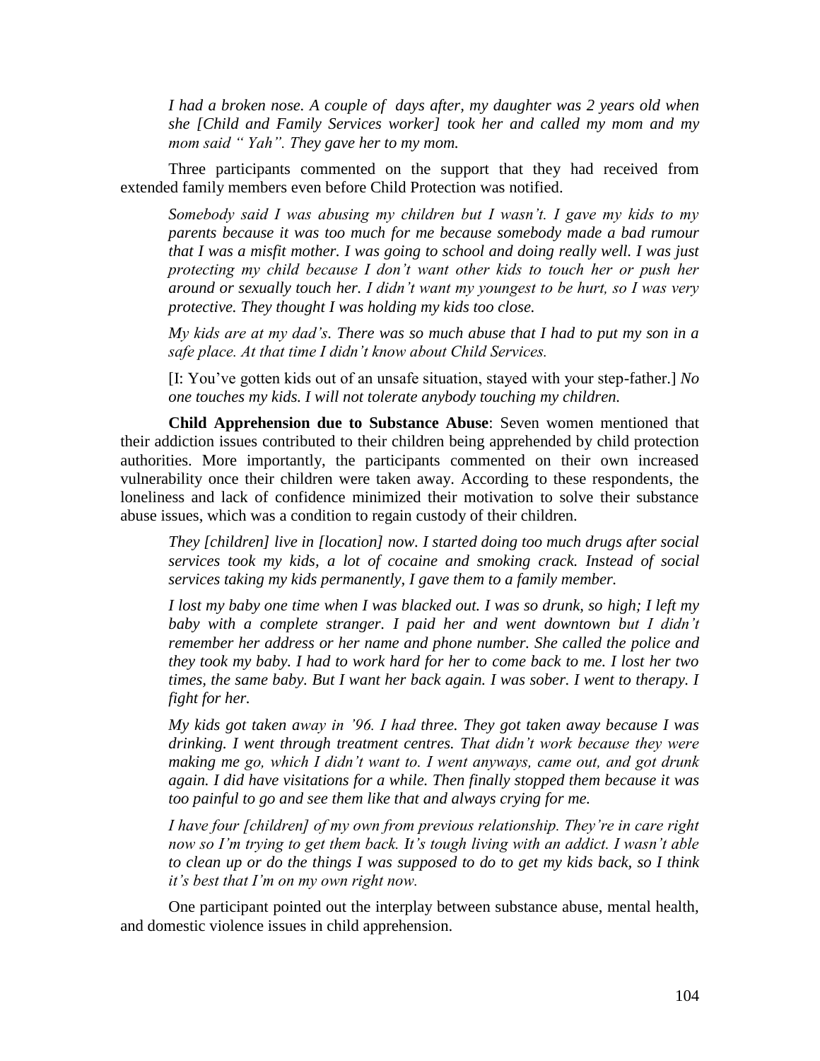> *I had a broken nose. A couple of days after, my daughter was 2 years old when she [Child and Family Services worker] took her and called my mom and my mom said " Yah". They gave her to my mom.*

Three participants commented on the support that they had received from extended family members even before Child Protection was notified.

> *Somebody said I was abusing my children but I wasn't. I gave my kids to my parents because it was too much for me because somebody made a bad rumour that I was a misfit mother. I was going to school and doing really well. I was just protecting my child because I don't want other kids to touch her or push her around or sexually touch her. I didn't want my youngest to be hurt, so I was very protective. They thought I was holding my kids too close.*

> *My kids are at my dad's. There was so much abuse that I had to put my son in a safe place. At that time I didn't know about Child Services.*

> [I: You've gotten kids out of an unsafe situation, stayed with your step-father.] *No one touches my kids. I will not tolerate anybody touching my children.*

**Child Apprehension due to Substance Abuse**: Seven women mentioned that their addiction issues contributed to their children being apprehended by child protection authorities. More importantly, the participants commented on their own increased vulnerability once their children were taken away. According to these respondents, the loneliness and lack of confidence minimized their motivation to solve their substance abuse issues, which was a condition to regain custody of their children.

> *They [children] live in [location] now. I started doing too much drugs after social services took my kids, a lot of cocaine and smoking crack. Instead of social services taking my kids permanently, I gave them to a family member.*

> *I lost my baby one time when I was blacked out. I was so drunk, so high; I left my baby with a complete stranger. I paid her and went downtown but I didn't remember her address or her name and phone number. She called the police and they took my baby. I had to work hard for her to come back to me. I lost her two times, the same baby. But I want her back again. I was sober. I went to therapy. I fight for her.*

> *My kids got taken away in '96. I had three. They got taken away because I was drinking. I went through treatment centres. That didn't work because they were making me go, which I didn't want to. I went anyways, came out, and got drunk again. I did have visitations for a while. Then finally stopped them because it was too painful to go and see them like that and always crying for me.*

> *I have four [children] of my own from previous relationship. They're in care right now so I'm trying to get them back. It's tough living with an addict. I wasn't able to clean up or do the things I was supposed to do to get my kids back, so I think it's best that I'm on my own right now.*

One participant pointed out the interplay between substance abuse, mental health, and domestic violence issues in child apprehension.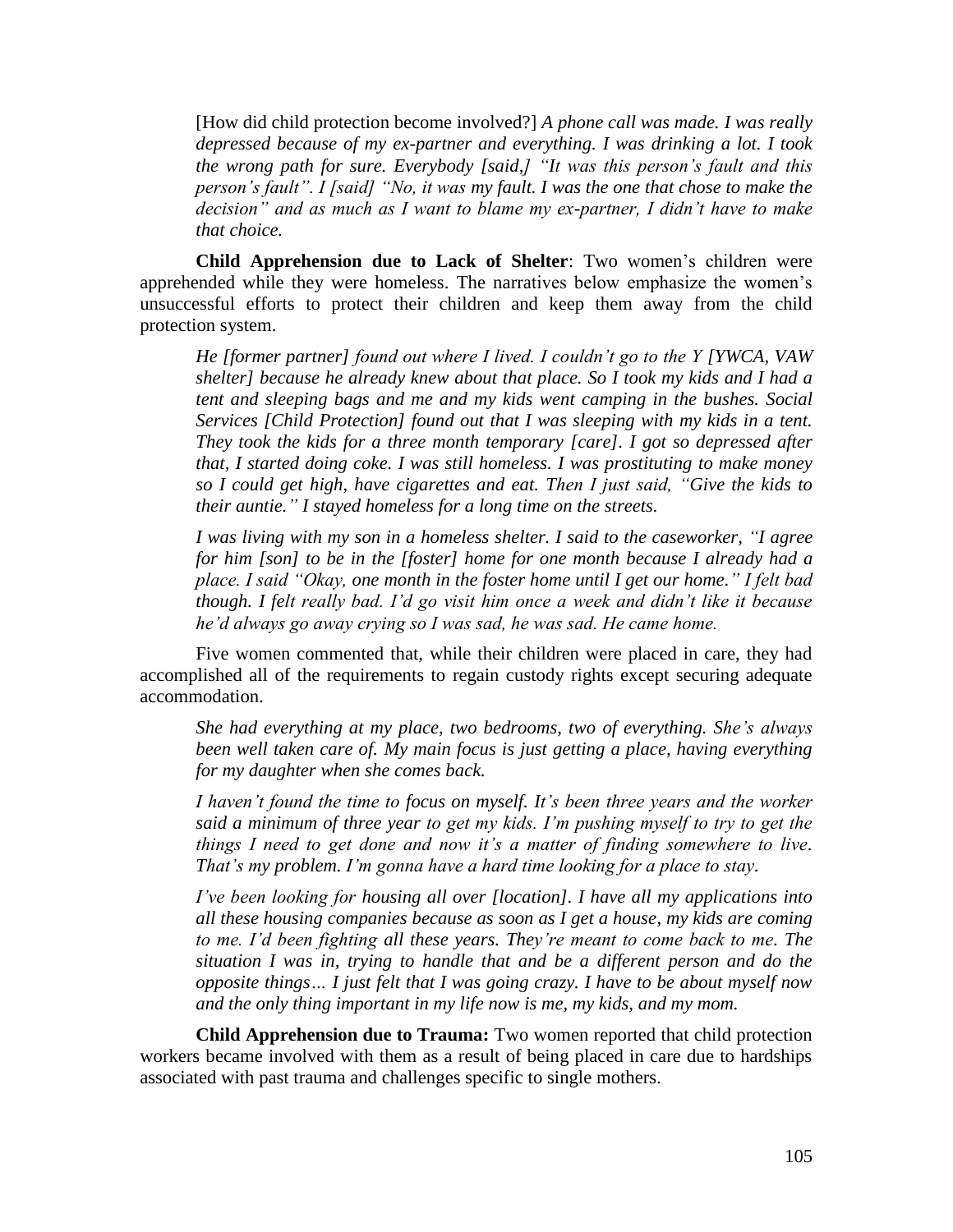> [How did child protection become involved?] *A phone call was made. I was really depressed because of my ex-partner and everything. I was drinking a lot. I took the wrong path for sure. Everybody [said,] "It was this person's fault and this person's fault". I [said] "No, it was my fault. I was the one that chose to make the decision" and as much as I want to blame my ex-partner, I didn't have to make that choice.*

**Child Apprehension due to Lack of Shelter**: Two women's children were apprehended while they were homeless. The narratives below emphasize the women's unsuccessful efforts to protect their children and keep them away from the child protection system.

> *He [former partner] found out where I lived. I couldn't go to the Y [YWCA, VAW shelter] because he already knew about that place. So I took my kids and I had a tent and sleeping bags and me and my kids went camping in the bushes. Social Services [Child Protection] found out that I was sleeping with my kids in a tent. They took the kids for a three month temporary [care]. I got so depressed after that, I started doing coke. I was still homeless. I was prostituting to make money so I could get high, have cigarettes and eat. Then I just said, "Give the kids to their auntie." I stayed homeless for a long time on the streets.*

> *I was living with my son in a homeless shelter. I said to the caseworker, "I agree for him [son] to be in the [foster] home for one month because I already had a place. I said "Okay, one month in the foster home until I get our home." I felt bad though. I felt really bad. I'd go visit him once a week and didn't like it because he'd always go away crying so I was sad, he was sad. He came home.*

Five women commented that, while their children were placed in care, they had accomplished all of the requirements to regain custody rights except securing adequate accommodation.

> *She had everything at my place, two bedrooms, two of everything. She's always been well taken care of. My main focus is just getting a place, having everything for my daughter when she comes back.*

> *I haven't found the time to focus on myself. It's been three years and the worker said a minimum of three year to get my kids. I'm pushing myself to try to get the things I need to get done and now it's a matter of finding somewhere to live. That's my problem. I'm gonna have a hard time looking for a place to stay.*

> *I've been looking for housing all over [location]. I have all my applications into all these housing companies because as soon as I get a house, my kids are coming to me. I'd been fighting all these years. They're meant to come back to me. The situation I was in, trying to handle that and be a different person and do the opposite things… I just felt that I was going crazy. I have to be about myself now and the only thing important in my life now is me, my kids, and my mom.*

**Child Apprehension due to Trauma:** Two women reported that child protection workers became involved with them as a result of being placed in care due to hardships associated with past trauma and challenges specific to single mothers.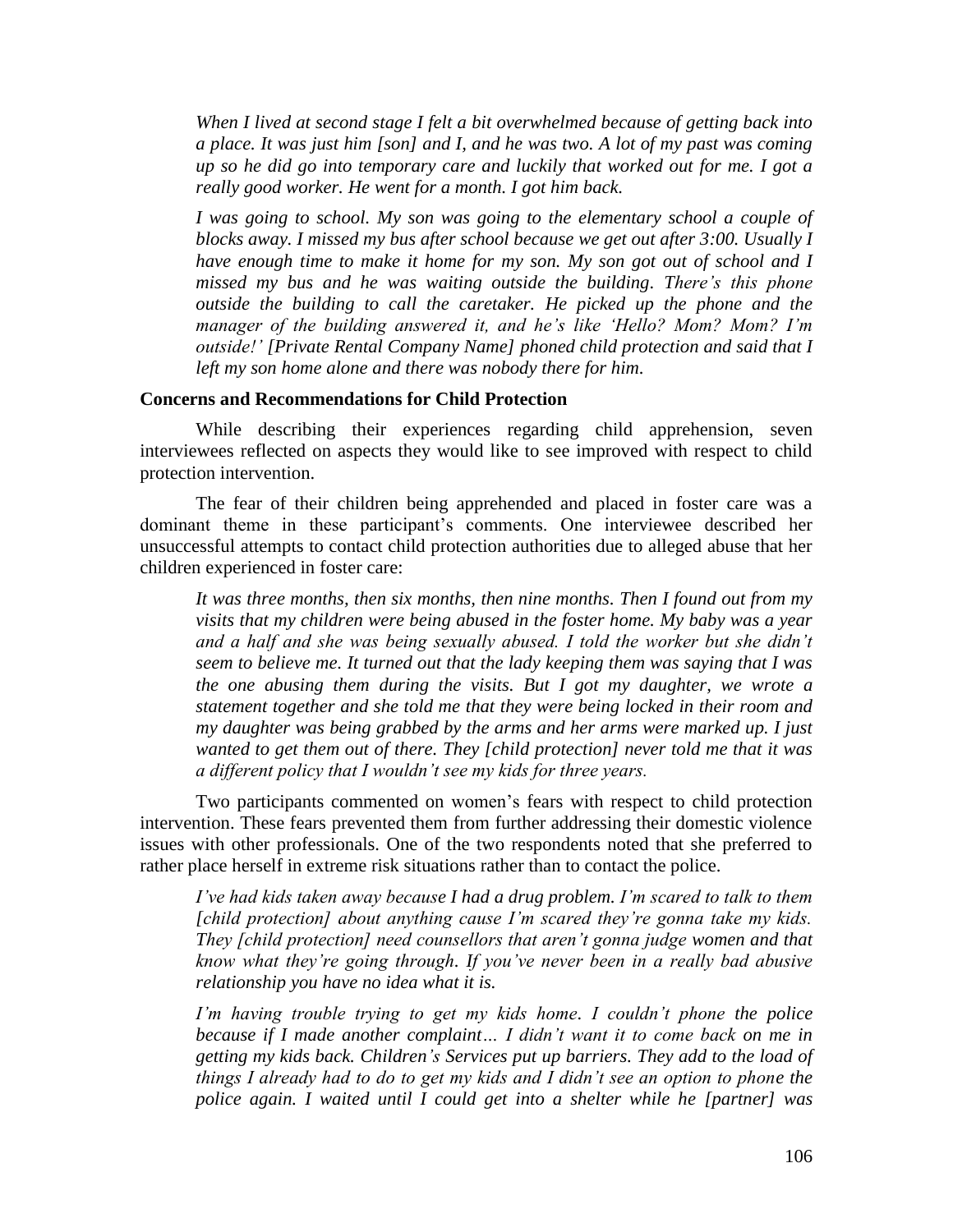*When I lived at second stage I felt a bit overwhelmed because of getting back into a place. It was just him [son] and I, and he was two. A lot of my past was coming up so he did go into temporary care and luckily that worked out for me. I got a really good worker. He went for a month. I got him back.*

*I was going to school. My son was going to the elementary school a couple of blocks away. I missed my bus after school because we get out after 3:00. Usually I have enough time to make it home for my son. My son got out of school and I missed my bus and he was waiting outside the building. There's this phone outside the building to call the caretaker. He picked up the phone and the manager of the building answered it, and he's like 'Hello? Mom? Mom? I'm outside!' [Private Rental Company Name] phoned child protection and said that I left my son home alone and there was nobody there for him.*

**Concerns and Recommendations for Child Protection**

While describing their experiences regarding child apprehension, seven interviewees reflected on aspects they would like to see improved with respect to child protection intervention.

The fear of their children being apprehended and placed in foster care was a dominant theme in these participant's comments. One interviewee described her unsuccessful attempts to contact child protection authorities due to alleged abuse that her children experienced in foster care:

*It was three months, then six months, then nine months. Then I found out from my visits that my children were being abused in the foster home. My baby was a year and a half and she was being sexually abused. I told the worker but she didn't seem to believe me. It turned out that the lady keeping them was saying that I was the one abusing them during the visits. But I got my daughter, we wrote a statement together and she told me that they were being locked in their room and my daughter was being grabbed by the arms and her arms were marked up. I just wanted to get them out of there. They [child protection] never told me that it was a different policy that I wouldn't see my kids for three years.*

Two participants commented on women's fears with respect to child protection intervention. These fears prevented them from further addressing their domestic violence issues with other professionals. One of the two respondents noted that she preferred to rather place herself in extreme risk situations rather than to contact the police.

*I've had kids taken away because I had a drug problem. I'm scared to talk to them [child protection] about anything cause I'm scared they're gonna take my kids. They [child protection] need counsellors that aren't gonna judge women and that know what they're going through. If you've never been in a really bad abusive relationship you have no idea what it is.*

*I'm having trouble trying to get my kids home. I couldn't phone the police because if I made another complaint… I didn't want it to come back on me in getting my kids back. Children's Services put up barriers. They add to the load of things I already had to do to get my kids and I didn't see an option to phone the police again. I waited until I could get into a shelter while he [partner] was*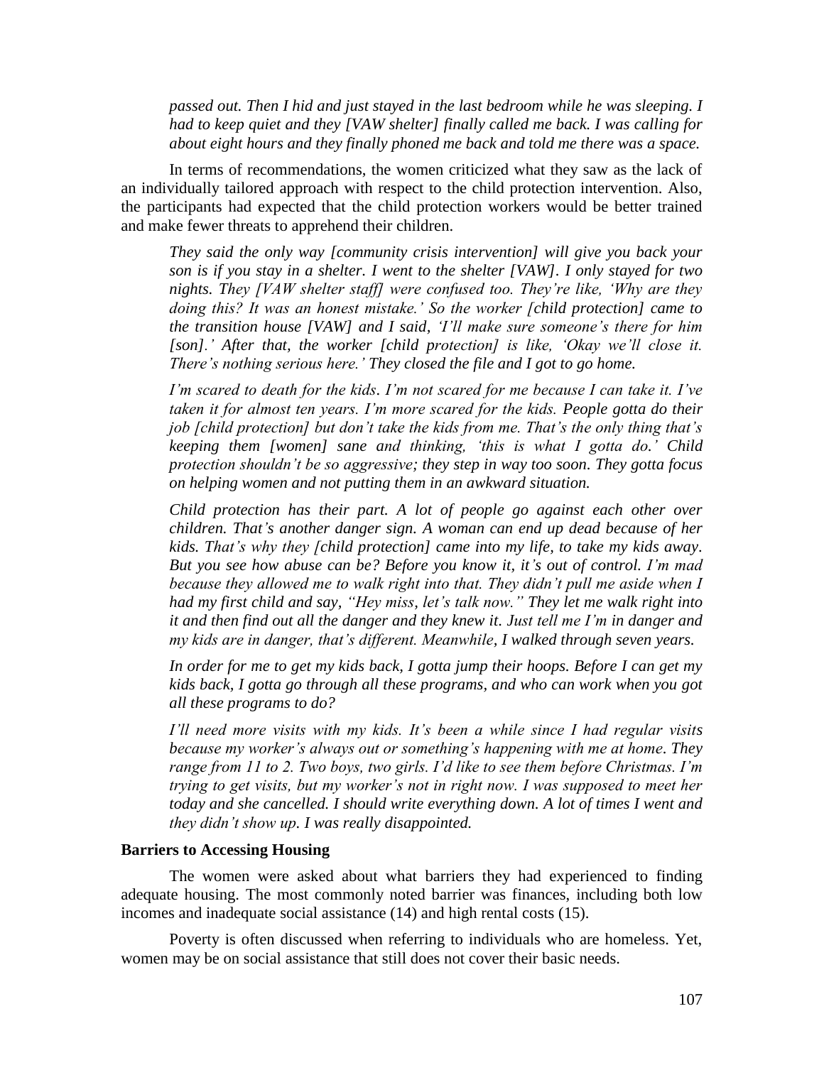*passed out. Then I hid and just stayed in the last bedroom while he was sleeping. I had to keep quiet and they [VAW shelter] finally called me back. I was calling for about eight hours and they finally phoned me back and told me there was a space.*

In terms of recommendations, the women criticized what they saw as the lack of an individually tailored approach with respect to the child protection intervention. Also, the participants had expected that the child protection workers would be better trained and make fewer threats to apprehend their children.

> *They said the only way [community crisis intervention] will give you back your son is if you stay in a shelter. I went to the shelter [VAW]. I only stayed for two nights. They [VAW shelter staff] were confused too. They're like, 'Why are they doing this? It was an honest mistake.' So the worker [child protection] came to the transition house [VAW] and I said, 'I'll make sure someone's there for him [son].' After that, the worker [child protection] is like, 'Okay we'll close it. There's nothing serious here.' They closed the file and I got to go home.*

> *I'm scared to death for the kids. I'm not scared for me because I can take it. I've taken it for almost ten years. I'm more scared for the kids. People gotta do their job [child protection] but don't take the kids from me. That's the only thing that's keeping them [women] sane and thinking, 'this is what I gotta do.' Child protection shouldn't be so aggressive; they step in way too soon. They gotta focus on helping women and not putting them in an awkward situation.*

> *Child protection has their part. A lot of people go against each other over children. That's another danger sign. A woman can end up dead because of her kids. That's why they [child protection] came into my life, to take my kids away. But you see how abuse can be? Before you know it, it's out of control. I'm mad because they allowed me to walk right into that. They didn't pull me aside when I had my first child and say, "Hey miss, let's talk now." They let me walk right into it and then find out all the danger and they knew it. Just tell me I'm in danger and my kids are in danger, that's different. Meanwhile, I walked through seven years.*

> *In order for me to get my kids back, I gotta jump their hoops. Before I can get my kids back, I gotta go through all these programs, and who can work when you got all these programs to do?*

> *I'll need more visits with my kids. It's been a while since I had regular visits because my worker's always out or something's happening with me at home. They range from 11 to 2. Two boys, two girls. I'd like to see them before Christmas. I'm trying to get visits, but my worker's not in right now. I was supposed to meet her today and she cancelled. I should write everything down. A lot of times I went and they didn't show up. I was really disappointed.*

### Barriers to Accessing Housing

The women were asked about what barriers they had experienced to finding adequate housing. The most commonly noted barrier was finances, including both low incomes and inadequate social assistance (14) and high rental costs (15).

Poverty is often discussed when referring to individuals who are homeless. Yet, women may be on social assistance that still does not cover their basic needs.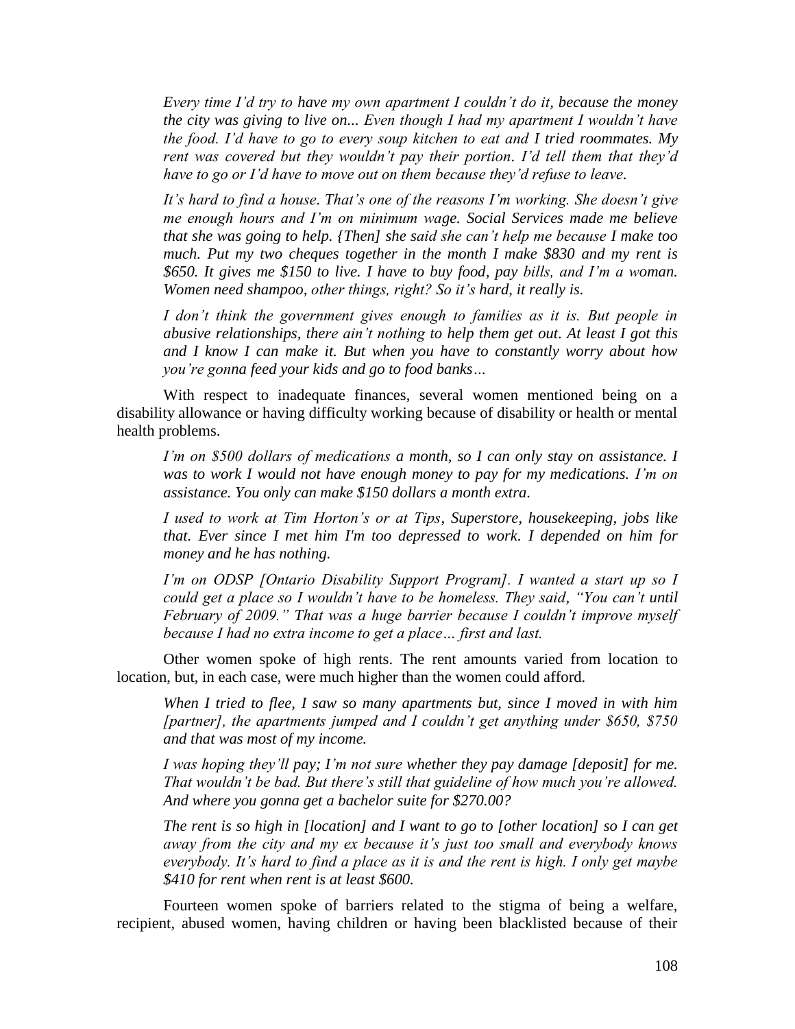*Every time I'd try to have my own apartment I couldn't do it, because the money the city was giving to live on... Even though I had my apartment I wouldn't have the food. I'd have to go to every soup kitchen to eat and I tried roommates. My rent was covered but they wouldn't pay their portion. I'd tell them that they'd have to go or I'd have to move out on them because they'd refuse to leave.*

*It's hard to find a house. That's one of the reasons I'm working. She doesn't give me enough hours and I'm on minimum wage. Social Services made me believe that she was going to help. {Then] she said she can't help me because I make too much. Put my two cheques together in the month I make $830 and my rent is $650. It gives me $150 to live. I have to buy food, pay bills, and I'm a woman. Women need shampoo, other things, right? So it's hard, it really is.*

*I don't think the government gives enough to families as it is. But people in abusive relationships, there ain't nothing to help them get out. At least I got this and I know I can make it. But when you have to constantly worry about how you're gonna feed your kids and go to food banks…*

With respect to inadequate finances, several women mentioned being on a disability allowance or having difficulty working because of disability or health or mental health problems.

*I'm on $500 dollars of medications a month, so I can only stay on assistance. I was to work I would not have enough money to pay for my medications. I'm on assistance. You only can make $150 dollars a month extra.*

*I used to work at Tim Horton's or at Tips, Superstore, housekeeping, jobs like that. Ever since I met him I'm too depressed to work. I depended on him for money and he has nothing.*

*I'm on ODSP [Ontario Disability Support Program]. I wanted a start up so I could get a place so I wouldn't have to be homeless. They said, "You can't until February of 2009." That was a huge barrier because I couldn't improve myself because I had no extra income to get a place… first and last.*

Other women spoke of high rents. The rent amounts varied from location to location, but, in each case, were much higher than the women could afford.

*When I tried to flee, I saw so many apartments but, since I moved in with him [partner], the apartments jumped and I couldn't get anything under $650, $750 and that was most of my income.*

*I was hoping they'll pay; I'm not sure whether they pay damage [deposit] for me. That wouldn't be bad. But there's still that guideline of how much you're allowed. And where you gonna get a bachelor suite for $270.00?*

*The rent is so high in [location] and I want to go to [other location] so I can get away from the city and my ex because it's just too small and everybody knows everybody. It's hard to find a place as it is and the rent is high. I only get maybe $410 for rent when rent is at least $600.*

Fourteen women spoke of barriers related to the stigma of being a welfare, recipient, abused women, having children or having been blacklisted because of their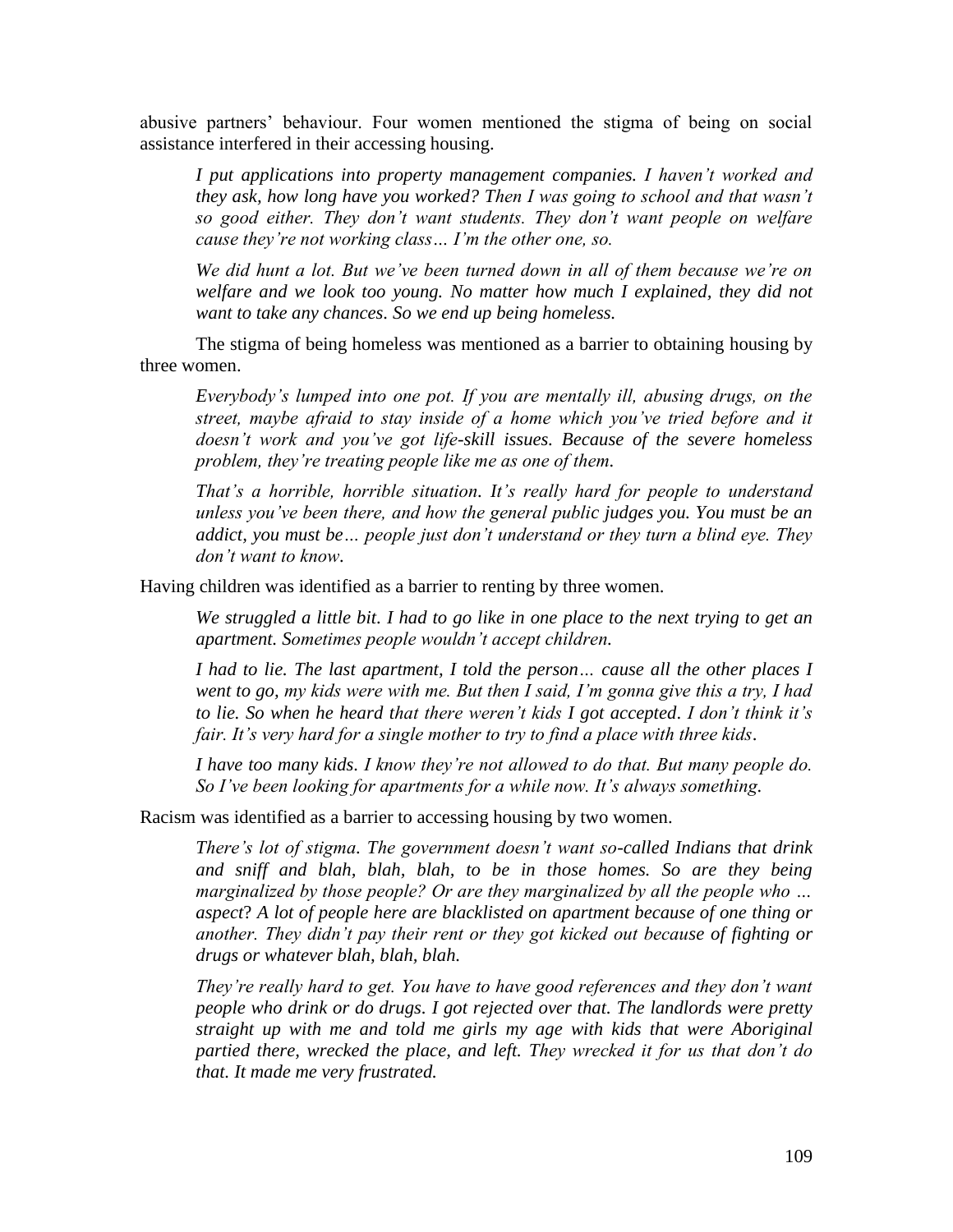abusive partners' behaviour. Four women mentioned the stigma of being on social assistance interfered in their accessing housing.

> *I put applications into property management companies. I haven't worked and they ask, how long have you worked? Then I was going to school and that wasn't so good either. They don't want students. They don't want people on welfare cause they're not working class… I'm the other one, so.*

> *We did hunt a lot. But we've been turned down in all of them because we're on welfare and we look too young. No matter how much I explained, they did not want to take any chances. So we end up being homeless.*

The stigma of being homeless was mentioned as a barrier to obtaining housing by three women.

> *Everybody's lumped into one pot. If you are mentally ill, abusing drugs, on the street, maybe afraid to stay inside of a home which you've tried before and it doesn't work and you've got life-skill issues. Because of the severe homeless problem, they're treating people like me as one of them.*

> *That's a horrible, horrible situation. It's really hard for people to understand unless you've been there, and how the general public judges you. You must be an addict, you must be… people just don't understand or they turn a blind eye. They don't want to know.*

Having children was identified as a barrier to renting by three women.

> *We struggled a little bit. I had to go like in one place to the next trying to get an apartment. Sometimes people wouldn't accept children.*

> *I had to lie. The last apartment, I told the person… cause all the other places I went to go, my kids were with me. But then I said, I'm gonna give this a try, I had to lie. So when he heard that there weren't kids I got accepted. I don't think it's fair. It's very hard for a single mother to try to find a place with three kids.*

> *I have too many kids. I know they're not allowed to do that. But many people do. So I've been looking for apartments for a while now. It's always something.*

Racism was identified as a barrier to accessing housing by two women.

> *There's lot of stigma. The government doesn't want so-called Indians that drink and sniff and blah, blah, blah, to be in those homes. So are they being marginalized by those people? Or are they marginalized by all the people who … aspect? A lot of people here are blacklisted on apartment because of one thing or another. They didn't pay their rent or they got kicked out because of fighting or drugs or whatever blah, blah, blah.*

> *They're really hard to get. You have to have good references and they don't want people who drink or do drugs. I got rejected over that. The landlords were pretty straight up with me and told me girls my age with kids that were Aboriginal partied there, wrecked the place, and left. They wrecked it for us that don't do that. It made me very frustrated.*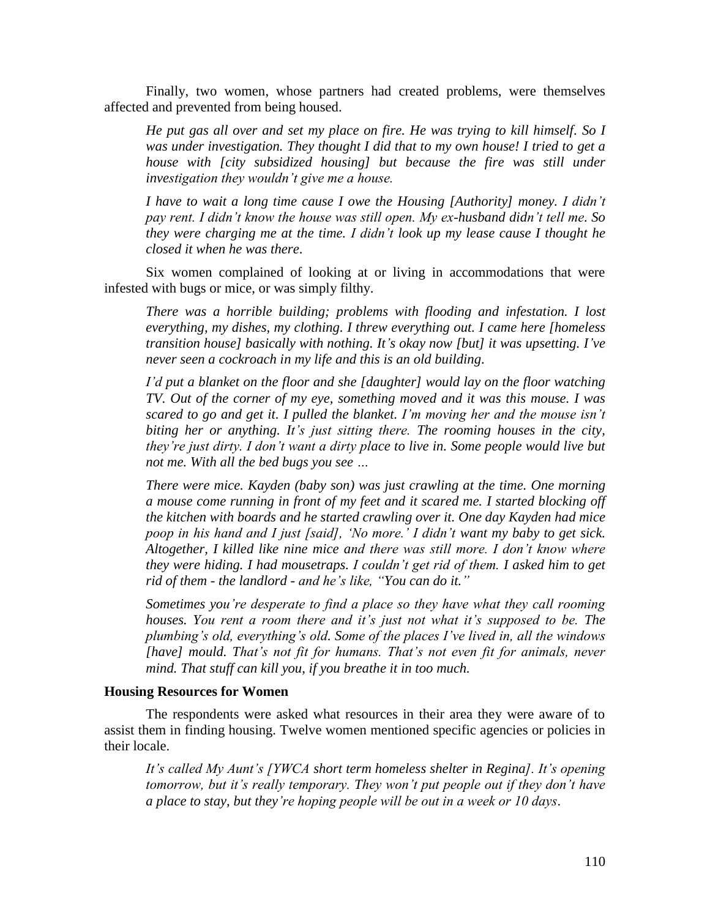Finally, two women, whose partners had created problems, were themselves affected and prevented from being housed.

> *He put gas all over and set my place on fire. He was trying to kill himself. So I was under investigation. They thought I did that to my own house! I tried to get a house with [city subsidized housing] but because the fire was still under investigation they wouldn't give me a house.*

> *I have to wait a long time cause I owe the Housing [Authority] money. I didn't pay rent. I didn't know the house was still open. My ex-husband didn't tell me. So they were charging me at the time. I didn't look up my lease cause I thought he closed it when he was there.*

Six women complained of looking at or living in accommodations that were infested with bugs or mice, or was simply filthy.

> *There was a horrible building; problems with flooding and infestation. I lost everything, my dishes, my clothing. I threw everything out. I came here [homeless transition house] basically with nothing. It's okay now [but] it was upsetting. I've never seen a cockroach in my life and this is an old building.*

> *I'd put a blanket on the floor and she [daughter] would lay on the floor watching TV. Out of the corner of my eye, something moved and it was this mouse. I was scared to go and get it. I pulled the blanket. I'm moving her and the mouse isn't biting her or anything. It's just sitting there. The rooming houses in the city, they're just dirty. I don't want a dirty place to live in. Some people would live but not me. With all the bed bugs you see …*

> *There were mice. Kayden (baby son) was just crawling at the time. One morning a mouse come running in front of my feet and it scared me. I started blocking off the kitchen with boards and he started crawling over it. One day Kayden had mice poop in his hand and I just [said], 'No more.' I didn't want my baby to get sick. Altogether, I killed like nine mice and there was still more. I don't know where they were hiding. I had mousetraps. I couldn't get rid of them. I asked him to get rid of them - the landlord - and he's like, "You can do it."*

> *Sometimes you're desperate to find a place so they have what they call rooming houses. You rent a room there and it's just not what it's supposed to be. The plumbing's old, everything's old. Some of the places I've lived in, all the windows [have] mould. That's not fit for humans. That's not even fit for animals, never mind. That stuff can kill you, if you breathe it in too much.*

### Housing Resources for Women

The respondents were asked what resources in their area they were aware of to assist them in finding housing. Twelve women mentioned specific agencies or policies in their locale.

> *It's called My Aunt's [YWCA short term homeless shelter in Regina]. It's opening tomorrow, but it's really temporary. They won't put people out if they don't have a place to stay, but they're hoping people will be out in a week or 10 days.*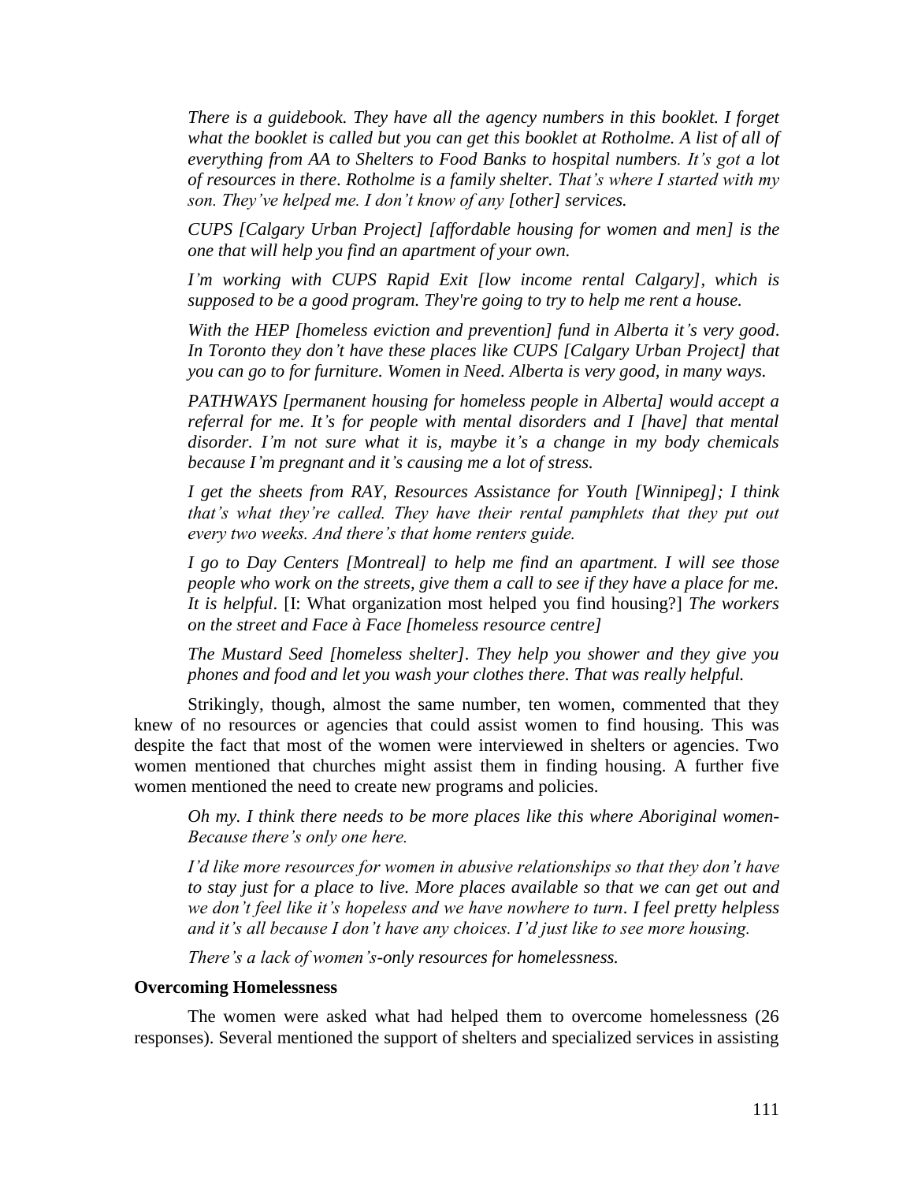*There is a guidebook. They have all the agency numbers in this booklet. I forget what the booklet is called but you can get this booklet at Rotholme. A list of all of everything from AA to Shelters to Food Banks to hospital numbers. It's got a lot of resources in there. Rotholme is a family shelter. That's where I started with my son. They've helped me. I don't know of any [other] services.*

*CUPS [Calgary Urban Project] [affordable housing for women and men] is the one that will help you find an apartment of your own.*

*I'm working with CUPS Rapid Exit [low income rental Calgary], which is supposed to be a good program. They're going to try to help me rent a house.*

*With the HEP [homeless eviction and prevention] fund in Alberta it's very good. In Toronto they don't have these places like CUPS [Calgary Urban Project] that you can go to for furniture. Women in Need. Alberta is very good, in many ways.*

*PATHWAYS [permanent housing for homeless people in Alberta] would accept a referral for me. It's for people with mental disorders and I [have] that mental disorder. I'm not sure what it is, maybe it's a change in my body chemicals because I'm pregnant and it's causing me a lot of stress.*

*I get the sheets from RAY, Resources Assistance for Youth [Winnipeg]; I think that's what they're called. They have their rental pamphlets that they put out every two weeks. And there's that home renters guide.*

*I go to Day Centers [Montreal] to help me find an apartment. I will see those people who work on the streets, give them a call to see if they have a place for me. It is helpful*. [I: What organization most helped you find housing?] *The workers on the street and Face à Face [homeless resource centre]*

*The Mustard Seed [homeless shelter]. They help you shower and they give you phones and food and let you wash your clothes there. That was really helpful.*

Strikingly, though, almost the same number, ten women, commented that they knew of no resources or agencies that could assist women to find housing. This was despite the fact that most of the women were interviewed in shelters or agencies. Two women mentioned that churches might assist them in finding housing. A further five women mentioned the need to create new programs and policies.

*Oh my. I think there needs to be more places like this where Aboriginal women- Because there's only one here.*

*I'd like more resources for women in abusive relationships so that they don't have to stay just for a place to live. More places available so that we can get out and we don't feel like it's hopeless and we have nowhere to turn. I feel pretty helpless and it's all because I don't have any choices. I'd just like to see more housing.*

*There's a lack of women's-only resources for homelessness.*

**Overcoming Homelessness**

The women were asked what had helped them to overcome homelessness (26 responses). Several mentioned the support of shelters and specialized services in assisting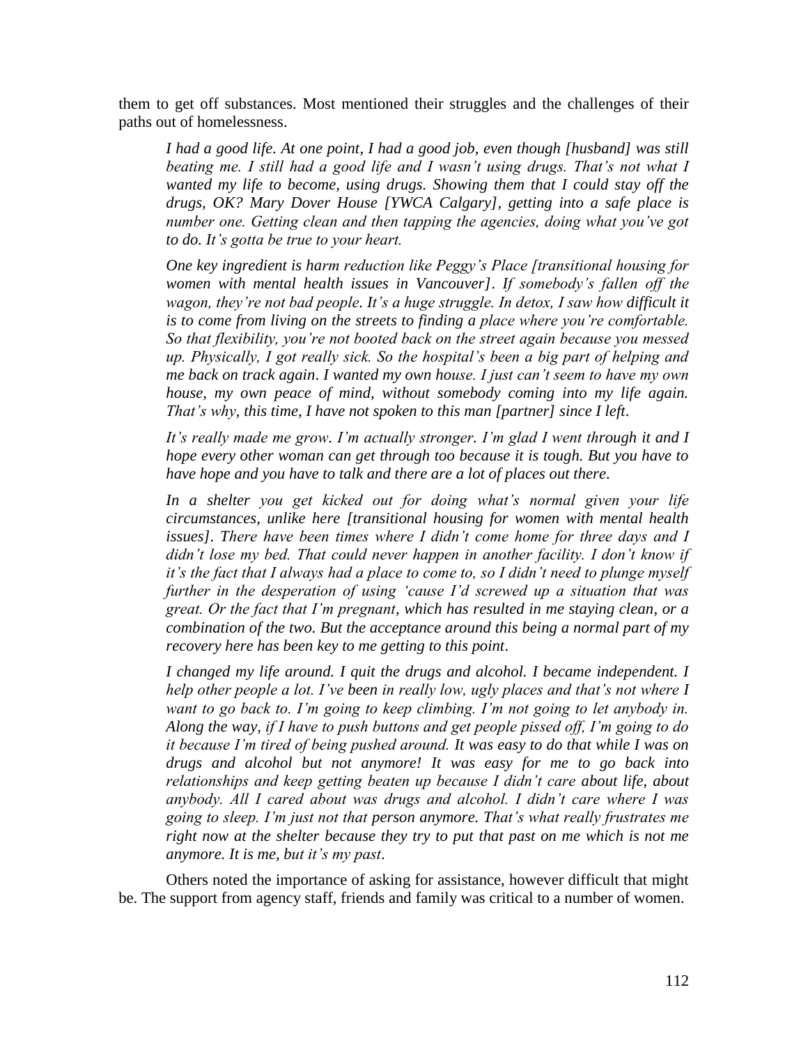them to get off substances. Most mentioned their struggles and the challenges of their paths out of homelessness.

> *I had a good life. At one point, I had a good job, even though [husband] was still beating me. I still had a good life and I wasn't using drugs. That's not what I wanted my life to become, using drugs. Showing them that I could stay off the drugs, OK? Mary Dover House [YWCA Calgary], getting into a safe place is number one. Getting clean and then tapping the agencies, doing what you've got to do. It's gotta be true to your heart.*

> *One key ingredient is harm reduction like Peggy's Place [transitional housing for women with mental health issues in Vancouver]. If somebody's fallen off the wagon, they're not bad people. It's a huge struggle. In detox, I saw how difficult it is to come from living on the streets to finding a place where you're comfortable. So that flexibility, you're not booted back on the street again because you messed up. Physically, I got really sick. So the hospital's been a big part of helping and me back on track again. I wanted my own house. I just can't seem to have my own house, my own peace of mind, without somebody coming into my life again. That's why, this time, I have not spoken to this man [partner] since I left.*

> *It's really made me grow. I'm actually stronger. I'm glad I went through it and I hope every other woman can get through too because it is tough. But you have to have hope and you have to talk and there are a lot of places out there.*

> *In a shelter you get kicked out for doing what's normal given your life circumstances, unlike here [transitional housing for women with mental health issues]. There have been times where I didn't come home for three days and I didn't lose my bed. That could never happen in another facility. I don't know if it's the fact that I always had a place to come to, so I didn't need to plunge myself further in the desperation of using 'cause I'd screwed up a situation that was great. Or the fact that I'm pregnant, which has resulted in me staying clean, or a combination of the two. But the acceptance around this being a normal part of my recovery here has been key to me getting to this point.*

> *I changed my life around. I quit the drugs and alcohol. I became independent. I help other people a lot. I've been in really low, ugly places and that's not where I want to go back to. I'm going to keep climbing. I'm not going to let anybody in. Along the way, if I have to push buttons and get people pissed off, I'm going to do it because I'm tired of being pushed around. It was easy to do that while I was on drugs and alcohol but not anymore! It was easy for me to go back into relationships and keep getting beaten up because I didn't care about life, about anybody. All I cared about was drugs and alcohol. I didn't care where I was going to sleep. I'm just not that person anymore. That's what really frustrates me right now at the shelter because they try to put that past on me which is not me anymore. It is me, but it's my past.*

Others noted the importance of asking for assistance, however difficult that might be. The support from agency staff, friends and family was critical to a number of women.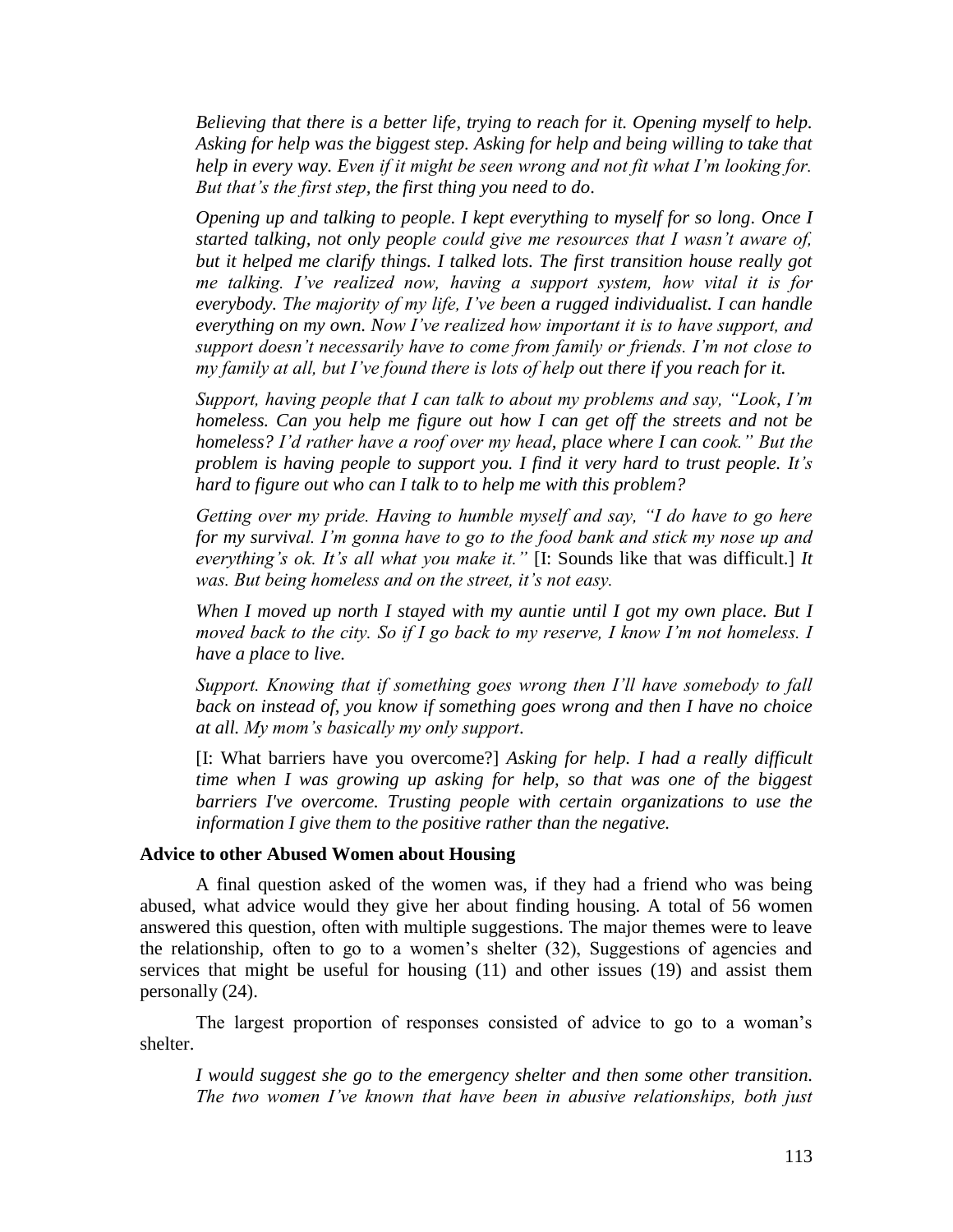*Believing that there is a better life, trying to reach for it. Opening myself to help. Asking for help was the biggest step. Asking for help and being willing to take that help in every way. Even if it might be seen wrong and not fit what I'm looking for. But that's the first step, the first thing you need to do.*

*Opening up and talking to people. I kept everything to myself for so long. Once I started talking, not only people could give me resources that I wasn't aware of, but it helped me clarify things. I talked lots. The first transition house really got me talking. I've realized now, having a support system, how vital it is for everybody. The majority of my life, I've been a rugged individualist. I can handle everything on my own. Now I've realized how important it is to have support, and support doesn't necessarily have to come from family or friends. I'm not close to my family at all, but I've found there is lots of help out there if you reach for it.*

*Support, having people that I can talk to about my problems and say, "Look, I'm homeless. Can you help me figure out how I can get off the streets and not be homeless? I'd rather have a roof over my head, place where I can cook." But the problem is having people to support you. I find it very hard to trust people. It's hard to figure out who can I talk to to help me with this problem?*

*Getting over my pride. Having to humble myself and say, "I do have to go here for my survival. I'm gonna have to go to the food bank and stick my nose up and everything's ok. It's all what you make it."* [I: Sounds like that was difficult.] *It was. But being homeless and on the street, it's not easy.*

*When I moved up north I stayed with my auntie until I got my own place. But I moved back to the city. So if I go back to my reserve, I know I'm not homeless. I have a place to live.*

*Support. Knowing that if something goes wrong then I'll have somebody to fall back on instead of, you know if something goes wrong and then I have no choice at all. My mom's basically my only support.*

[I: What barriers have you overcome?] *Asking for help. I had a really difficult time when I was growing up asking for help, so that was one of the biggest barriers I've overcome. Trusting people with certain organizations to use the information I give them to the positive rather than the negative.*

### Advice to other Abused Women about Housing

A final question asked of the women was, if they had a friend who was being abused, what advice would they give her about finding housing. A total of 56 women answered this question, often with multiple suggestions. The major themes were to leave the relationship, often to go to a women's shelter (32), Suggestions of agencies and services that might be useful for housing (11) and other issues (19) and assist them personally (24).

The largest proportion of responses consisted of advice to go to a woman's shelter.

*I would suggest she go to the emergency shelter and then some other transition. The two women I've known that have been in abusive relationships, both just*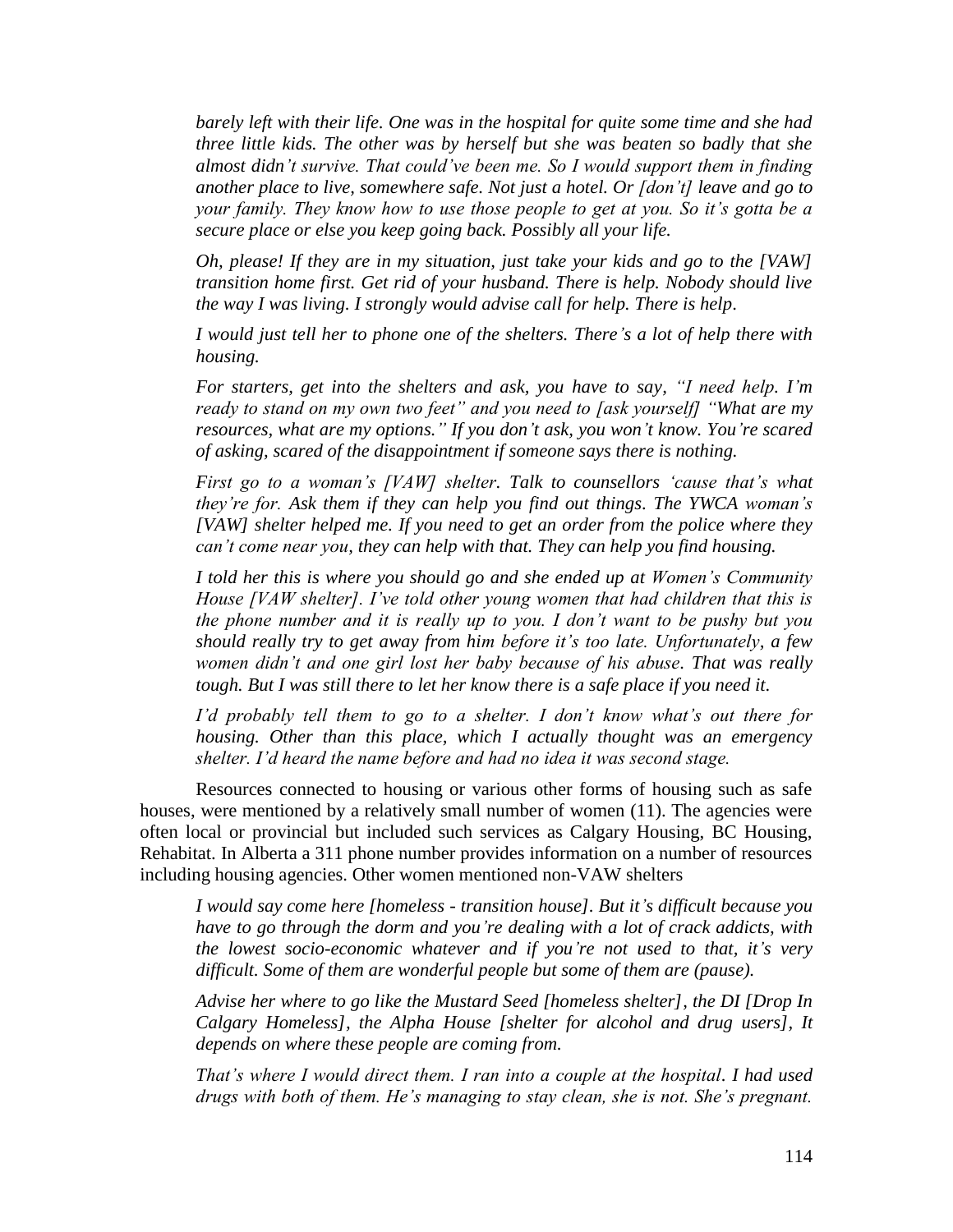*barely left with their life. One was in the hospital for quite some time and she had three little kids. The other was by herself but she was beaten so badly that she almost didn't survive. That could've been me. So I would support them in finding another place to live, somewhere safe. Not just a hotel. Or [don't] leave and go to your family. They know how to use those people to get at you. So it's gotta be a secure place or else you keep going back. Possibly all your life.*

*Oh, please! If they are in my situation, just take your kids and go to the [VAW] transition home first. Get rid of your husband. There is help. Nobody should live the way I was living. I strongly would advise call for help. There is help.*

*I would just tell her to phone one of the shelters. There's a lot of help there with housing.*

*For starters, get into the shelters and ask, you have to say, "I need help. I'm ready to stand on my own two feet" and you need to [ask yourself] "What are my resources, what are my options." If you don't ask, you won't know. You're scared of asking, scared of the disappointment if someone says there is nothing.*

*First go to a woman's [VAW] shelter. Talk to counsellors 'cause that's what they're for. Ask them if they can help you find out things. The YWCA woman's [VAW] shelter helped me. If you need to get an order from the police where they can't come near you, they can help with that. They can help you find housing.*

*I told her this is where you should go and she ended up at Women's Community House [VAW shelter]. I've told other young women that had children that this is the phone number and it is really up to you. I don't want to be pushy but you should really try to get away from him before it's too late. Unfortunately, a few women didn't and one girl lost her baby because of his abuse. That was really tough. But I was still there to let her know there is a safe place if you need it.*

*I'd probably tell them to go to a shelter. I don't know what's out there for housing. Other than this place, which I actually thought was an emergency shelter. I'd heard the name before and had no idea it was second stage.*

Resources connected to housing or various other forms of housing such as safe houses, were mentioned by a relatively small number of women (11). The agencies were often local or provincial but included such services as Calgary Housing, BC Housing, Rehabitat. In Alberta a 311 phone number provides information on a number of resources including housing agencies. Other women mentioned non-VAW shelters

*I would say come here [homeless - transition house]. But it's difficult because you have to go through the dorm and you're dealing with a lot of crack addicts, with the lowest socio-economic whatever and if you're not used to that, it's very difficult. Some of them are wonderful people but some of them are (pause).*

*Advise her where to go like the Mustard Seed [homeless shelter], the DI [Drop In Calgary Homeless], the Alpha House [shelter for alcohol and drug users], It depends on where these people are coming from.*

*That's where I would direct them. I ran into a couple at the hospital. I had used drugs with both of them. He's managing to stay clean, she is not. She's pregnant.*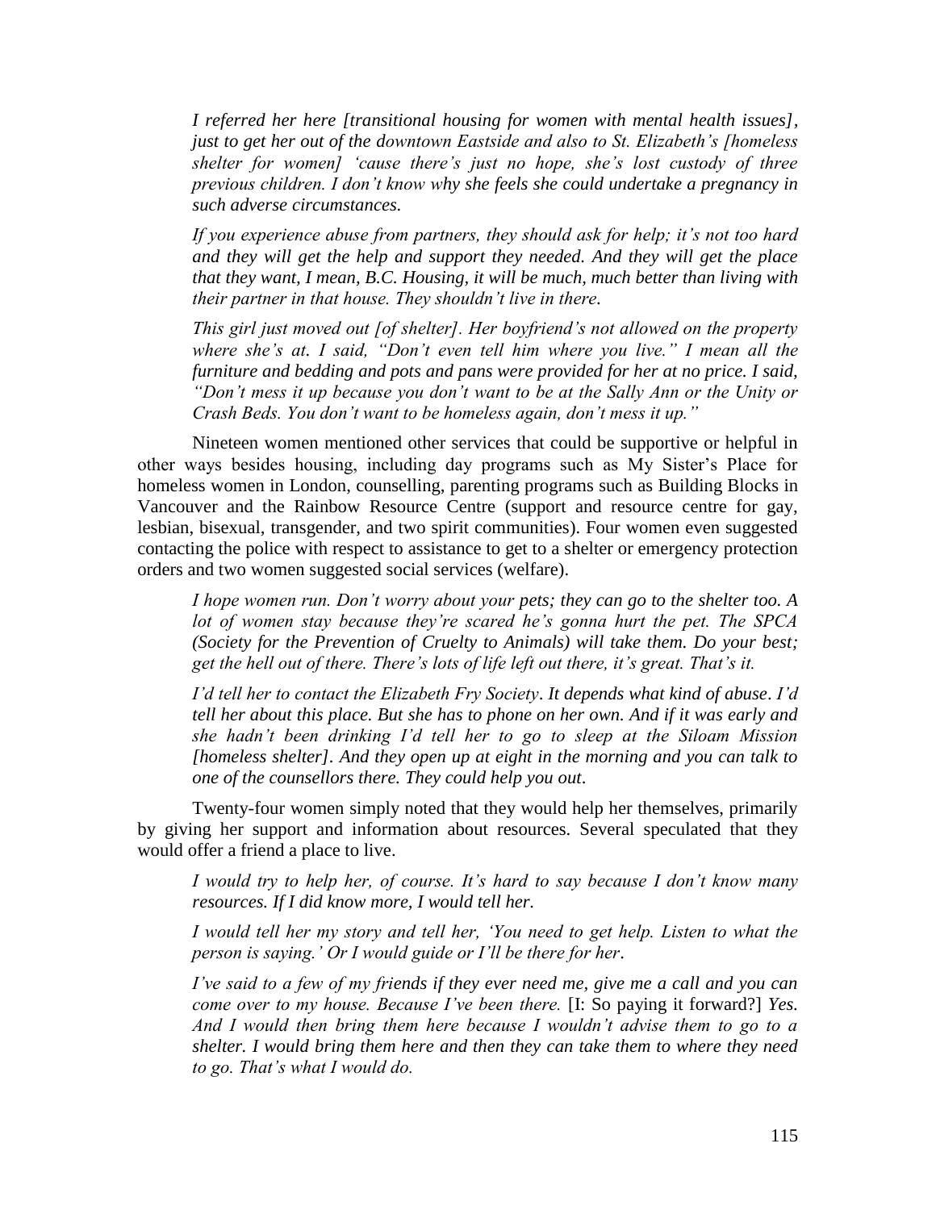*I referred her here [transitional housing for women with mental health issues], just to get her out of the downtown Eastside and also to St. Elizabeth's [homeless shelter for women] 'cause there's just no hope, she's lost custody of three previous children. I don't know why she feels she could undertake a pregnancy in such adverse circumstances.*

*If you experience abuse from partners, they should ask for help; it's not too hard and they will get the help and support they needed. And they will get the place that they want, I mean, B.C. Housing, it will be much, much better than living with their partner in that house. They shouldn't live in there.*

*This girl just moved out [of shelter]. Her boyfriend's not allowed on the property where she's at. I said, "Don't even tell him where you live." I mean all the furniture and bedding and pots and pans were provided for her at no price. I said, "Don't mess it up because you don't want to be at the Sally Ann or the Unity or Crash Beds. You don't want to be homeless again, don't mess it up."*

Nineteen women mentioned other services that could be supportive or helpful in other ways besides housing, including day programs such as My Sister's Place for homeless women in London, counselling, parenting programs such as Building Blocks in Vancouver and the Rainbow Resource Centre (support and resource centre for gay, lesbian, bisexual, transgender, and two spirit communities). Four women even suggested contacting the police with respect to assistance to get to a shelter or emergency protection orders and two women suggested social services (welfare).

*I hope women run. Don't worry about your pets; they can go to the shelter too. A lot of women stay because they're scared he's gonna hurt the pet. The SPCA (Society for the Prevention of Cruelty to Animals) will take them. Do your best; get the hell out of there. There's lots of life left out there, it's great. That's it.*

*I'd tell her to contact the Elizabeth Fry Society. It depends what kind of abuse. I'd tell her about this place. But she has to phone on her own. And if it was early and she hadn't been drinking I'd tell her to go to sleep at the Siloam Mission [homeless shelter]. And they open up at eight in the morning and you can talk to one of the counsellors there. They could help you out.*

Twenty-four women simply noted that they would help her themselves, primarily by giving her support and information about resources. Several speculated that they would offer a friend a place to live.

*I would try to help her, of course. It's hard to say because I don't know many resources. If I did know more, I would tell her.*

*I would tell her my story and tell her, 'You need to get help. Listen to what the person is saying.' Or I would guide or I'll be there for her.*

*I've said to a few of my friends if they ever need me, give me a call and you can come over to my house. Because I've been there.* [I: So paying it forward?] *Yes. And I would then bring them here because I wouldn't advise them to go to a shelter. I would bring them here and then they can take them to where they need to go. That's what I would do.*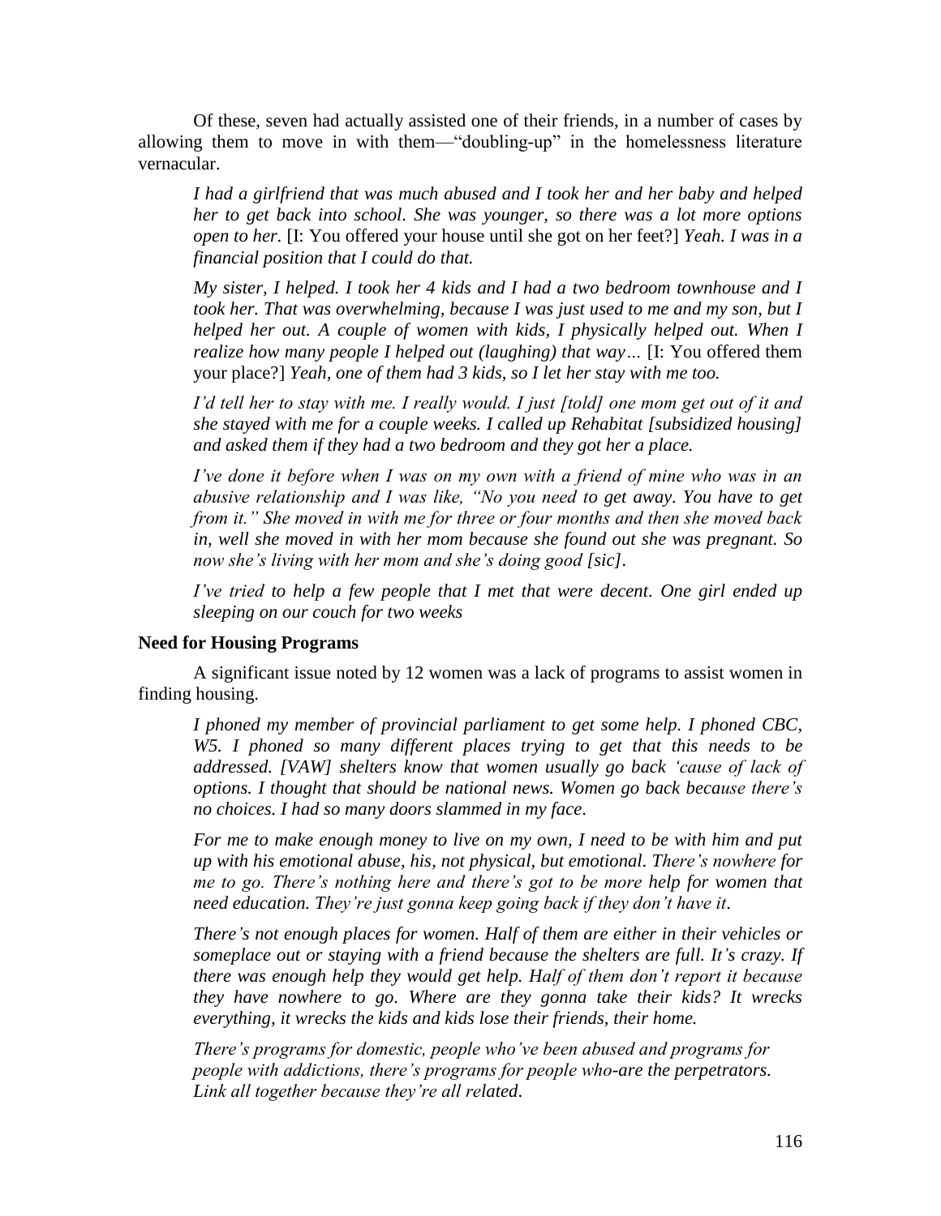Of these, seven had actually assisted one of their friends, in a number of cases by allowing them to move in with them—"doubling-up" in the homelessness literature vernacular.

> *I had a girlfriend that was much abused and I took her and her baby and helped her to get back into school. She was younger, so there was a lot more options open to her.* [I: You offered your house until she got on her feet?] *Yeah. I was in a financial position that I could do that.*

> *My sister, I helped. I took her 4 kids and I had a two bedroom townhouse and I took her. That was overwhelming, because I was just used to me and my son, but I helped her out. A couple of women with kids, I physically helped out. When I realize how many people I helped out (laughing) that way…* [I: You offered them your place?] *Yeah, one of them had 3 kids, so I let her stay with me too.*

> *I'd tell her to stay with me. I really would. I just [told] one mom get out of it and she stayed with me for a couple weeks. I called up Rehabitat [subsidized housing] and asked them if they had a two bedroom and they got her a place.*

> *I've done it before when I was on my own with a friend of mine who was in an abusive relationship and I was like, "No you need to get away. You have to get from it." She moved in with me for three or four months and then she moved back in, well she moved in with her mom because she found out she was pregnant. So now she's living with her mom and she's doing good [sic].*

> *I've tried to help a few people that I met that were decent. One girl ended up sleeping on our couch for two weeks*

**Need for Housing Programs**

A significant issue noted by 12 women was a lack of programs to assist women in finding housing.

> *I phoned my member of provincial parliament to get some help. I phoned CBC, W5. I phoned so many different places trying to get that this needs to be addressed. [VAW] shelters know that women usually go back 'cause of lack of options. I thought that should be national news. Women go back because there's no choices. I had so many doors slammed in my face.*

> *For me to make enough money to live on my own, I need to be with him and put up with his emotional abuse, his, not physical, but emotional. There's nowhere for me to go. There's nothing here and there's got to be more help for women that need education. They're just gonna keep going back if they don't have it.*

> *There's not enough places for women. Half of them are either in their vehicles or someplace out or staying with a friend because the shelters are full. It's crazy. If there was enough help they would get help. Half of them don't report it because they have nowhere to go. Where are they gonna take their kids? It wrecks everything, it wrecks the kids and kids lose their friends, their home.*

> *There's programs for domestic, people who've been abused and programs for people with addictions, there's programs for people who-are the perpetrators. Link all together because they're all related.*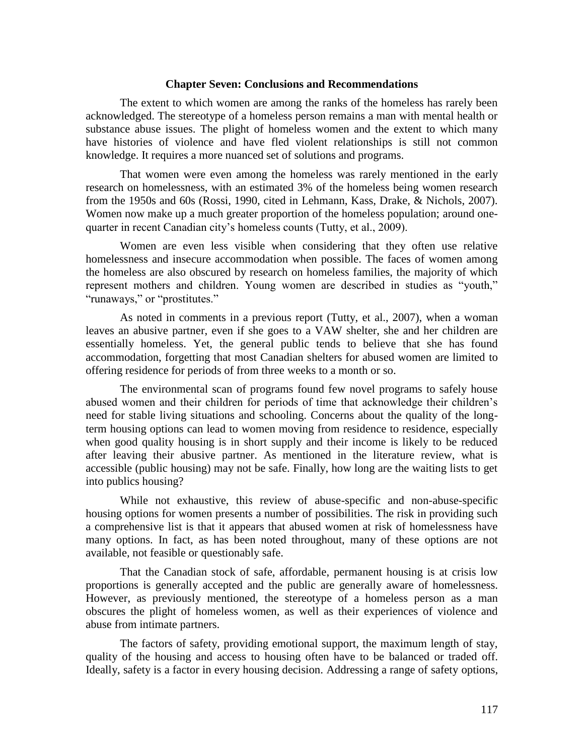## Chapter Seven: Conclusions and Recommendations

The extent to which women are among the ranks of the homeless has rarely been acknowledged. The stereotype of a homeless person remains a man with mental health or substance abuse issues. The plight of homeless women and the extent to which many have histories of violence and have fled violent relationships is still not common knowledge. It requires a more nuanced set of solutions and programs.

That women were even among the homeless was rarely mentioned in the early research on homelessness, with an estimated 3% of the homeless being women research from the 1950s and 60s (Rossi, 1990, cited in Lehmann, Kass, Drake, & Nichols, 2007). Women now make up a much greater proportion of the homeless population; around one-quarter in recent Canadian city's homeless counts (Tutty, et al., 2009).

Women are even less visible when considering that they often use relative homelessness and insecure accommodation when possible. The faces of women among the homeless are also obscured by research on homeless families, the majority of which represent mothers and children. Young women are described in studies as "youth," "runaways," or "prostitutes."

As noted in comments in a previous report (Tutty, et al., 2007), when a woman leaves an abusive partner, even if she goes to a VAW shelter, she and her children are essentially homeless. Yet, the general public tends to believe that she has found accommodation, forgetting that most Canadian shelters for abused women are limited to offering residence for periods of from three weeks to a month or so.

The environmental scan of programs found few novel programs to safely house abused women and their children for periods of time that acknowledge their children's need for stable living situations and schooling. Concerns about the quality of the long-term housing options can lead to women moving from residence to residence, especially when good quality housing is in short supply and their income is likely to be reduced after leaving their abusive partner. As mentioned in the literature review, what is accessible (public housing) may not be safe. Finally, how long are the waiting lists to get into publics housing?

While not exhaustive, this review of abuse-specific and non-abuse-specific housing options for women presents a number of possibilities. The risk in providing such a comprehensive list is that it appears that abused women at risk of homelessness have many options. In fact, as has been noted throughout, many of these options are not available, not feasible or questionably safe.

That the Canadian stock of safe, affordable, permanent housing is at crisis low proportions is generally accepted and the public are generally aware of homelessness. However, as previously mentioned, the stereotype of a homeless person as a man obscures the plight of homeless women, as well as their experiences of violence and abuse from intimate partners.

The factors of safety, providing emotional support, the maximum length of stay, quality of the housing and access to housing often have to be balanced or traded off. Ideally, safety is a factor in every housing decision. Addressing a range of safety options,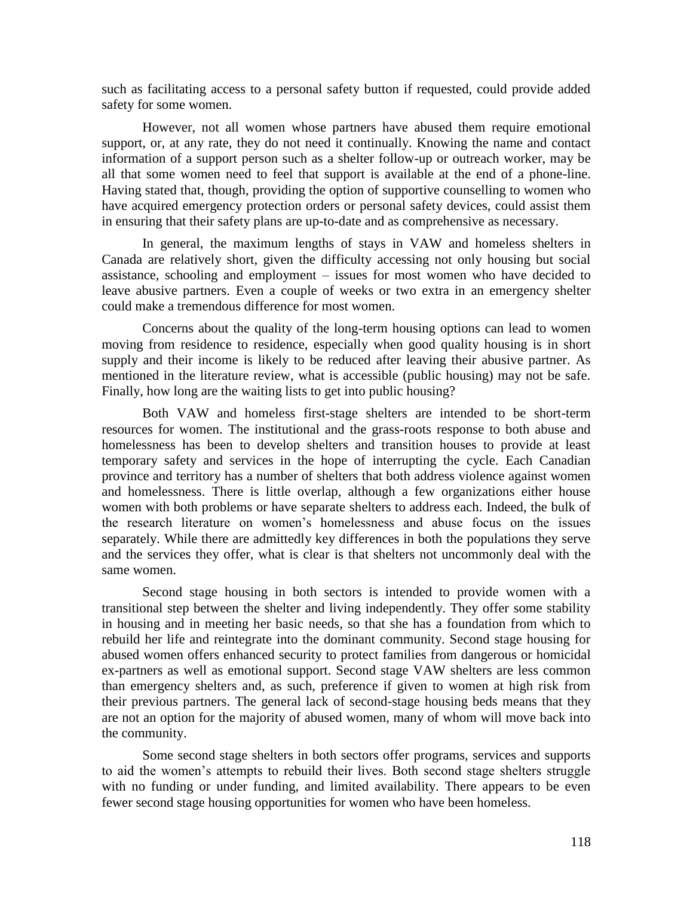such as facilitating access to a personal safety button if requested, could provide added safety for some women.

However, not all women whose partners have abused them require emotional support, or, at any rate, they do not need it continually. Knowing the name and contact information of a support person such as a shelter follow-up or outreach worker, may be all that some women need to feel that support is available at the end of a phone-line. Having stated that, though, providing the option of supportive counselling to women who have acquired emergency protection orders or personal safety devices, could assist them in ensuring that their safety plans are up-to-date and as comprehensive as necessary.

In general, the maximum lengths of stays in VAW and homeless shelters in Canada are relatively short, given the difficulty accessing not only housing but social assistance, schooling and employment – issues for most women who have decided to leave abusive partners. Even a couple of weeks or two extra in an emergency shelter could make a tremendous difference for most women.

Concerns about the quality of the long-term housing options can lead to women moving from residence to residence, especially when good quality housing is in short supply and their income is likely to be reduced after leaving their abusive partner. As mentioned in the literature review, what is accessible (public housing) may not be safe. Finally, how long are the waiting lists to get into public housing?

Both VAW and homeless first-stage shelters are intended to be short-term resources for women. The institutional and the grass-roots response to both abuse and homelessness has been to develop shelters and transition houses to provide at least temporary safety and services in the hope of interrupting the cycle. Each Canadian province and territory has a number of shelters that both address violence against women and homelessness. There is little overlap, although a few organizations either house women with both problems or have separate shelters to address each. Indeed, the bulk of the research literature on women's homelessness and abuse focus on the issues separately. While there are admittedly key differences in both the populations they serve and the services they offer, what is clear is that shelters not uncommonly deal with the same women.

Second stage housing in both sectors is intended to provide women with a transitional step between the shelter and living independently. They offer some stability in housing and in meeting her basic needs, so that she has a foundation from which to rebuild her life and reintegrate into the dominant community. Second stage housing for abused women offers enhanced security to protect families from dangerous or homicidal ex-partners as well as emotional support. Second stage VAW shelters are less common than emergency shelters and, as such, preference if given to women at high risk from their previous partners. The general lack of second-stage housing beds means that they are not an option for the majority of abused women, many of whom will move back into the community.

Some second stage shelters in both sectors offer programs, services and supports to aid the women's attempts to rebuild their lives. Both second stage shelters struggle with no funding or under funding, and limited availability. There appears to be even fewer second stage housing opportunities for women who have been homeless.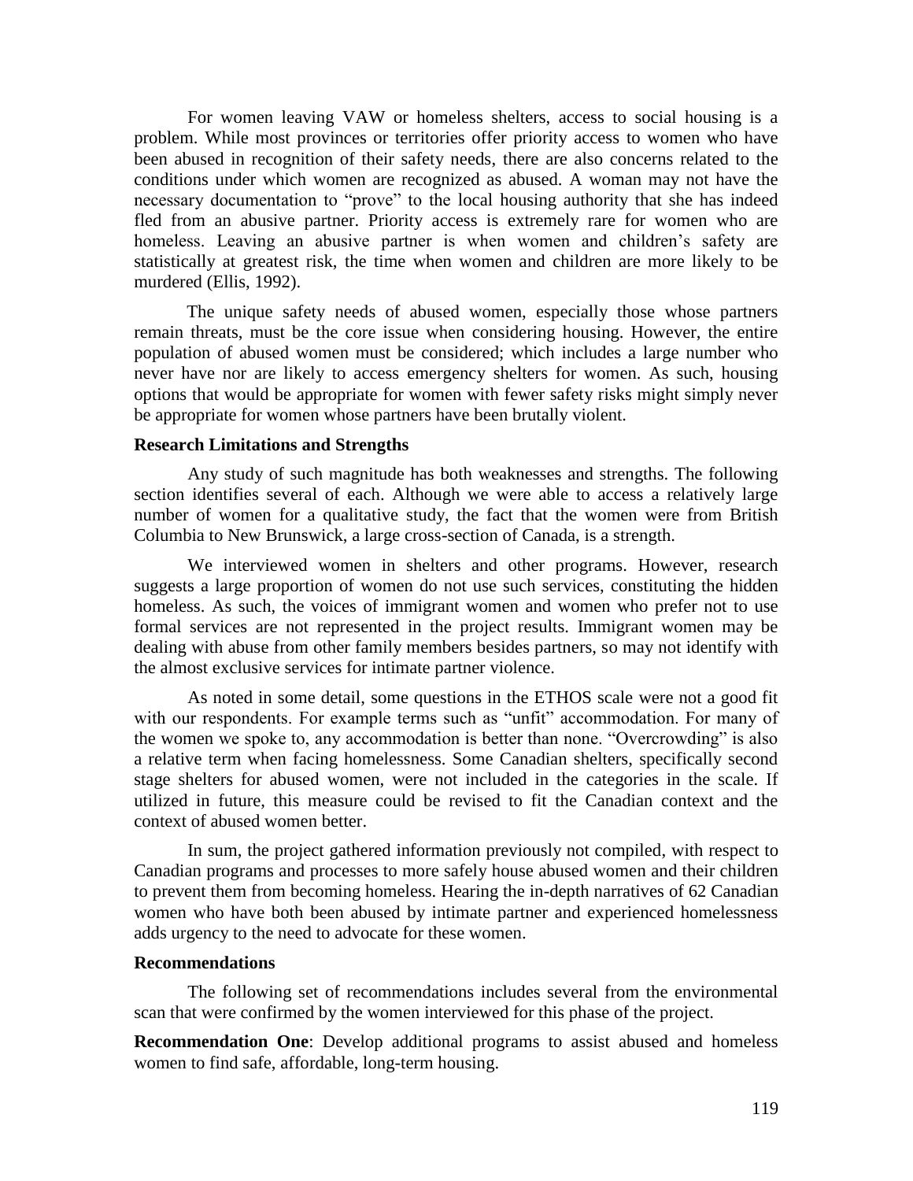For women leaving VAW or homeless shelters, access to social housing is a problem. While most provinces or territories offer priority access to women who have been abused in recognition of their safety needs, there are also concerns related to the conditions under which women are recognized as abused. A woman may not have the necessary documentation to "prove" to the local housing authority that she has indeed fled from an abusive partner. Priority access is extremely rare for women who are homeless. Leaving an abusive partner is when women and children's safety are statistically at greatest risk, the time when women and children are more likely to be murdered (Ellis, 1992).

The unique safety needs of abused women, especially those whose partners remain threats, must be the core issue when considering housing. However, the entire population of abused women must be considered; which includes a large number who never have nor are likely to access emergency shelters for women. As such, housing options that would be appropriate for women with fewer safety risks might simply never be appropriate for women whose partners have been brutally violent.

### Research Limitations and Strengths

Any study of such magnitude has both weaknesses and strengths. The following section identifies several of each. Although we were able to access a relatively large number of women for a qualitative study, the fact that the women were from British Columbia to New Brunswick, a large cross-section of Canada, is a strength.

We interviewed women in shelters and other programs. However, research suggests a large proportion of women do not use such services, constituting the hidden homeless. As such, the voices of immigrant women and women who prefer not to use formal services are not represented in the project results. Immigrant women may be dealing with abuse from other family members besides partners, so may not identify with the almost exclusive services for intimate partner violence.

As noted in some detail, some questions in the ETHOS scale were not a good fit with our respondents. For example terms such as "unfit" accommodation. For many of the women we spoke to, any accommodation is better than none. "Overcrowding" is also a relative term when facing homelessness. Some Canadian shelters, specifically second stage shelters for abused women, were not included in the categories in the scale. If utilized in future, this measure could be revised to fit the Canadian context and the context of abused women better.

In sum, the project gathered information previously not compiled, with respect to Canadian programs and processes to more safely house abused women and their children to prevent them from becoming homeless. Hearing the in-depth narratives of 62 Canadian women who have both been abused by intimate partner and experienced homelessness adds urgency to the need to advocate for these women.

### Recommendations

The following set of recommendations includes several from the environmental scan that were confirmed by the women interviewed for this phase of the project.

**Recommendation One**: Develop additional programs to assist abused and homeless women to find safe, affordable, long-term housing.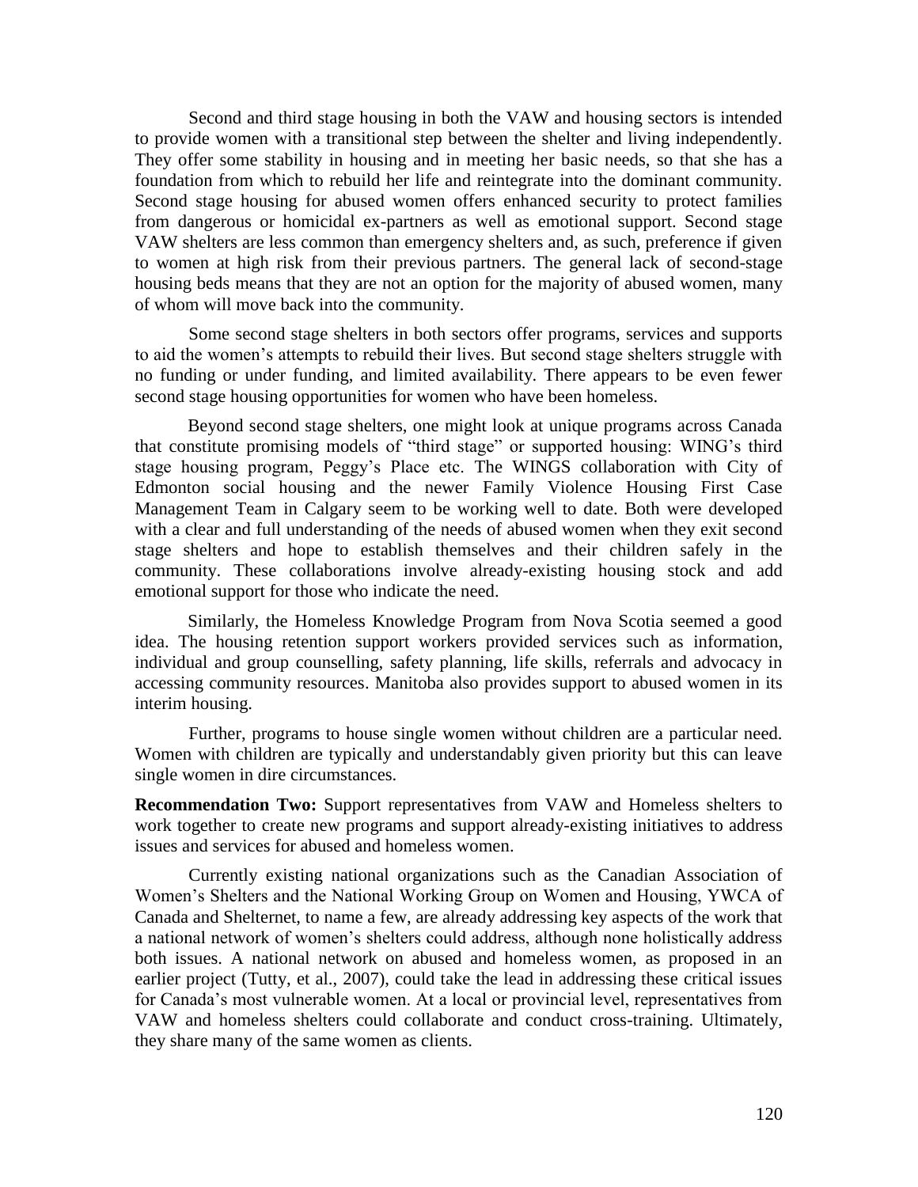Second and third stage housing in both the VAW and housing sectors is intended to provide women with a transitional step between the shelter and living independently. They offer some stability in housing and in meeting her basic needs, so that she has a foundation from which to rebuild her life and reintegrate into the dominant community. Second stage housing for abused women offers enhanced security to protect families from dangerous or homicidal ex-partners as well as emotional support. Second stage VAW shelters are less common than emergency shelters and, as such, preference if given to women at high risk from their previous partners. The general lack of second-stage housing beds means that they are not an option for the majority of abused women, many of whom will move back into the community.

Some second stage shelters in both sectors offer programs, services and supports to aid the women's attempts to rebuild their lives. But second stage shelters struggle with no funding or under funding, and limited availability. There appears to be even fewer second stage housing opportunities for women who have been homeless.

Beyond second stage shelters, one might look at unique programs across Canada that constitute promising models of "third stage" or supported housing: WING's third stage housing program, Peggy's Place etc. The WINGS collaboration with City of Edmonton social housing and the newer Family Violence Housing First Case Management Team in Calgary seem to be working well to date. Both were developed with a clear and full understanding of the needs of abused women when they exit second stage shelters and hope to establish themselves and their children safely in the community. These collaborations involve already-existing housing stock and add emotional support for those who indicate the need.

Similarly, the Homeless Knowledge Program from Nova Scotia seemed a good idea. The housing retention support workers provided services such as information, individual and group counselling, safety planning, life skills, referrals and advocacy in accessing community resources. Manitoba also provides support to abused women in its interim housing.

Further, programs to house single women without children are a particular need. Women with children are typically and understandably given priority but this can leave single women in dire circumstances.

**Recommendation Two:** Support representatives from VAW and Homeless shelters to work together to create new programs and support already-existing initiatives to address issues and services for abused and homeless women.

Currently existing national organizations such as the Canadian Association of Women's Shelters and the National Working Group on Women and Housing, YWCA of Canada and Shelternet, to name a few, are already addressing key aspects of the work that a national network of women's shelters could address, although none holistically address both issues. A national network on abused and homeless women, as proposed in an earlier project (Tutty, et al., 2007), could take the lead in addressing these critical issues for Canada's most vulnerable women. At a local or provincial level, representatives from VAW and homeless shelters could collaborate and conduct cross-training. Ultimately, they share many of the same women as clients.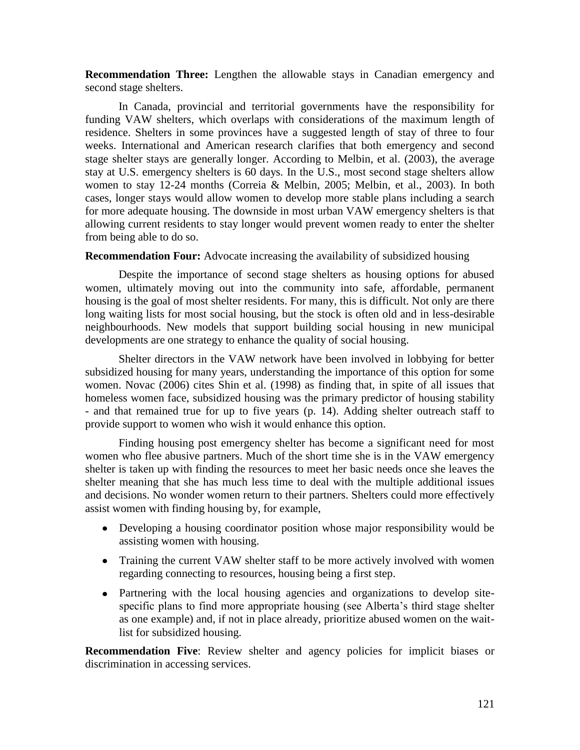**Recommendation Three:** Lengthen the allowable stays in Canadian emergency and second stage shelters.

In Canada, provincial and territorial governments have the responsibility for funding VAW shelters, which overlaps with considerations of the maximum length of residence. Shelters in some provinces have a suggested length of stay of three to four weeks. International and American research clarifies that both emergency and second stage shelter stays are generally longer. According to Melbin, et al. (2003), the average stay at U.S. emergency shelters is 60 days. In the U.S., most second stage shelters allow women to stay 12-24 months (Correia & Melbin, 2005; Melbin, et al., 2003). In both cases, longer stays would allow women to develop more stable plans including a search for more adequate housing. The downside in most urban VAW emergency shelters is that allowing current residents to stay longer would prevent women ready to enter the shelter from being able to do so.

**Recommendation Four:** Advocate increasing the availability of subsidized housing

Despite the importance of second stage shelters as housing options for abused women, ultimately moving out into the community into safe, affordable, permanent housing is the goal of most shelter residents. For many, this is difficult. Not only are there long waiting lists for most social housing, but the stock is often old and in less-desirable neighbourhoods. New models that support building social housing in new municipal developments are one strategy to enhance the quality of social housing.

Shelter directors in the VAW network have been involved in lobbying for better subsidized housing for many years, understanding the importance of this option for some women. Novac (2006) cites Shin et al. (1998) as finding that, in spite of all issues that homeless women face, subsidized housing was the primary predictor of housing stability - and that remained true for up to five years (p. 14). Adding shelter outreach staff to provide support to women who wish it would enhance this option.

Finding housing post emergency shelter has become a significant need for most women who flee abusive partners. Much of the short time she is in the VAW emergency shelter is taken up with finding the resources to meet her basic needs once she leaves the shelter meaning that she has much less time to deal with the multiple additional issues and decisions. No wonder women return to their partners. Shelters could more effectively assist women with finding housing by, for example,

- Developing a housing coordinator position whose major responsibility would be assisting women with housing.
- Training the current VAW shelter staff to be more actively involved with women regarding connecting to resources, housing being a first step.
- Partnering with the local housing agencies and organizations to develop site-specific plans to find more appropriate housing (see Alberta's third stage shelter as one example) and, if not in place already, prioritize abused women on the wait-list for subsidized housing.

**Recommendation Five**: Review shelter and agency policies for implicit biases or discrimination in accessing services.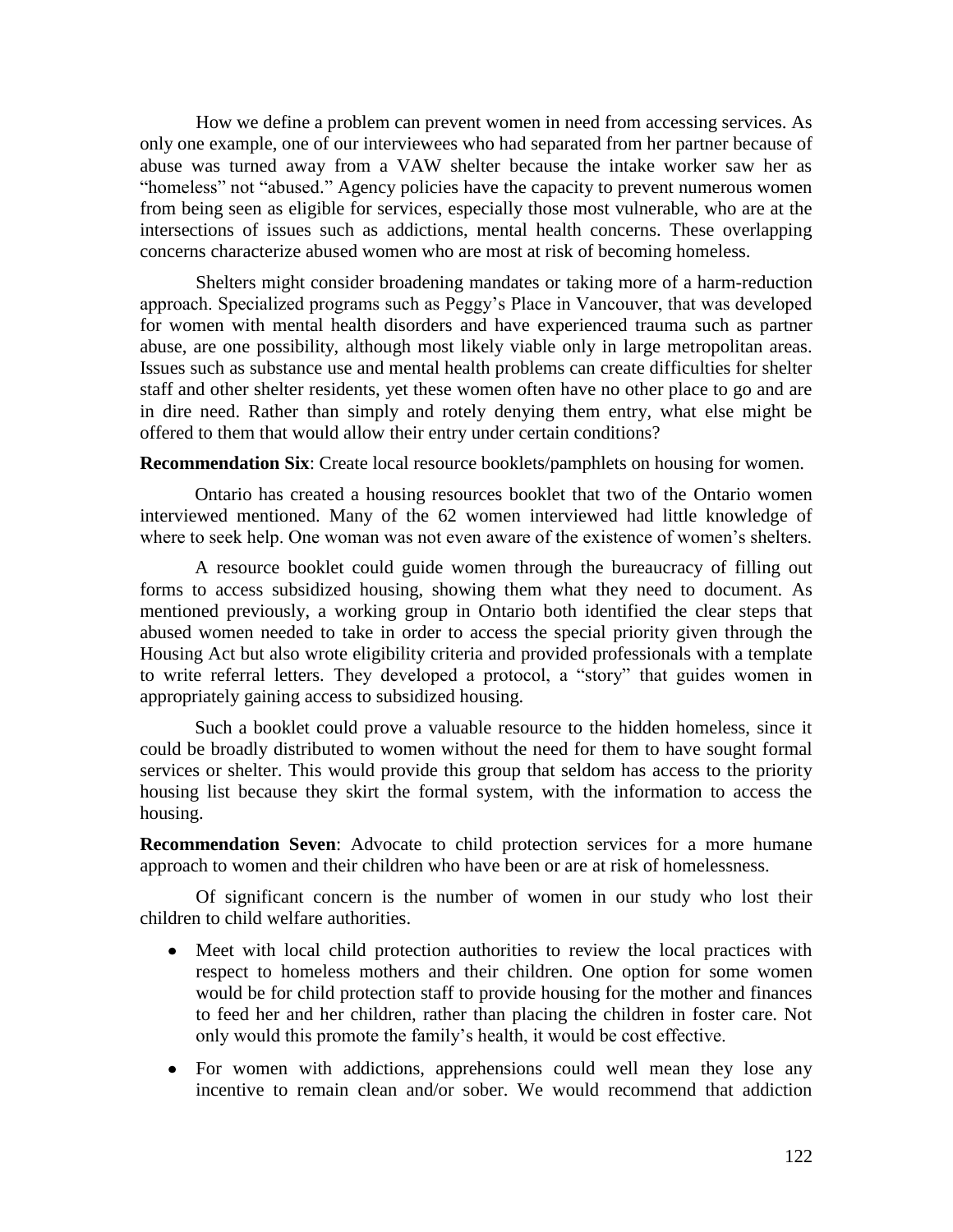How we define a problem can prevent women in need from accessing services. As only one example, one of our interviewees who had separated from her partner because of abuse was turned away from a VAW shelter because the intake worker saw her as "homeless" not "abused." Agency policies have the capacity to prevent numerous women from being seen as eligible for services, especially those most vulnerable, who are at the intersections of issues such as addictions, mental health concerns. These overlapping concerns characterize abused women who are most at risk of becoming homeless.

Shelters might consider broadening mandates or taking more of a harm-reduction approach. Specialized programs such as Peggy's Place in Vancouver, that was developed for women with mental health disorders and have experienced trauma such as partner abuse, are one possibility, although most likely viable only in large metropolitan areas. Issues such as substance use and mental health problems can create difficulties for shelter staff and other shelter residents, yet these women often have no other place to go and are in dire need. Rather than simply and rotely denying them entry, what else might be offered to them that would allow their entry under certain conditions?

**Recommendation Six**: Create local resource booklets/pamphlets on housing for women.

Ontario has created a housing resources booklet that two of the Ontario women interviewed mentioned. Many of the 62 women interviewed had little knowledge of where to seek help. One woman was not even aware of the existence of women's shelters.

A resource booklet could guide women through the bureaucracy of filling out forms to access subsidized housing, showing them what they need to document. As mentioned previously, a working group in Ontario both identified the clear steps that abused women needed to take in order to access the special priority given through the Housing Act but also wrote eligibility criteria and provided professionals with a template to write referral letters. They developed a protocol, a "story" that guides women in appropriately gaining access to subsidized housing.

Such a booklet could prove a valuable resource to the hidden homeless, since it could be broadly distributed to women without the need for them to have sought formal services or shelter. This would provide this group that seldom has access to the priority housing list because they skirt the formal system, with the information to access the housing.

**Recommendation Seven**: Advocate to child protection services for a more humane approach to women and their children who have been or are at risk of homelessness.

Of significant concern is the number of women in our study who lost their children to child welfare authorities.

- Meet with local child protection authorities to review the local practices with respect to homeless mothers and their children. One option for some women would be for child protection staff to provide housing for the mother and finances to feed her and her children, rather than placing the children in foster care. Not only would this promote the family's health, it would be cost effective.
- For women with addictions, apprehensions could well mean they lose any incentive to remain clean and/or sober. We would recommend that addiction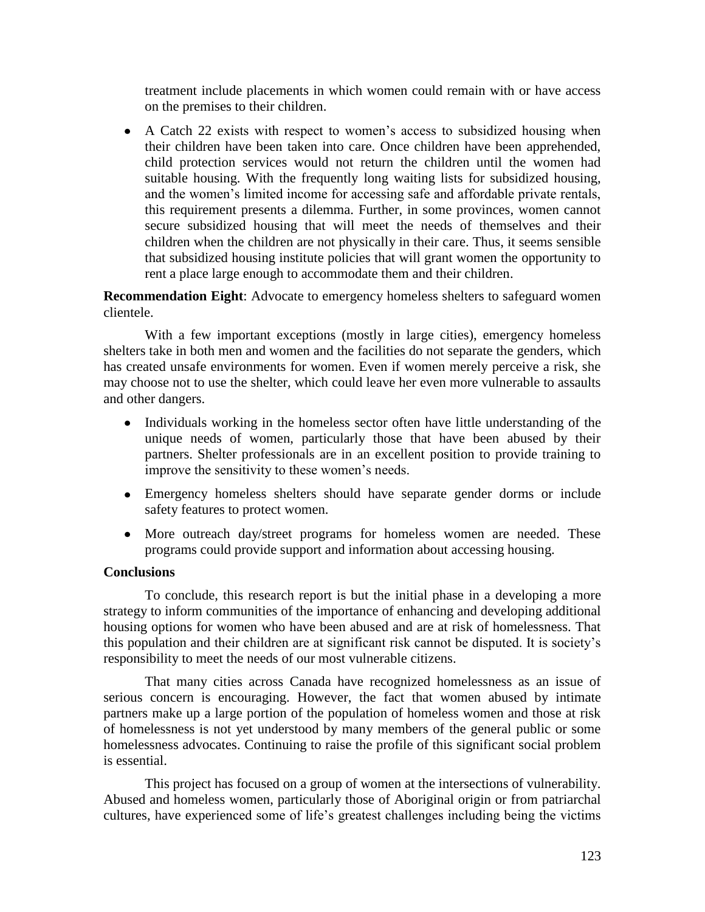treatment include placements in which women could remain with or have access on the premises to their children.

- A Catch 22 exists with respect to women's access to subsidized housing when their children have been taken into care. Once children have been apprehended, child protection services would not return the children until the women had suitable housing. With the frequently long waiting lists for subsidized housing, and the women's limited income for accessing safe and affordable private rentals, this requirement presents a dilemma. Further, in some provinces, women cannot secure subsidized housing that will meet the needs of themselves and their children when the children are not physically in their care. Thus, it seems sensible that subsidized housing institute policies that will grant women the opportunity to rent a place large enough to accommodate them and their children.

**Recommendation Eight**: Advocate to emergency homeless shelters to safeguard women clientele.

With a few important exceptions (mostly in large cities), emergency homeless shelters take in both men and women and the facilities do not separate the genders, which has created unsafe environments for women. Even if women merely perceive a risk, she may choose not to use the shelter, which could leave her even more vulnerable to assaults and other dangers.

- Individuals working in the homeless sector often have little understanding of the unique needs of women, particularly those that have been abused by their partners. Shelter professionals are in an excellent position to provide training to improve the sensitivity to these women's needs.
- Emergency homeless shelters should have separate gender dorms or include safety features to protect women.
- More outreach day/street programs for homeless women are needed. These programs could provide support and information about accessing housing.

**Conclusions**

To conclude, this research report is but the initial phase in a developing a more strategy to inform communities of the importance of enhancing and developing additional housing options for women who have been abused and are at risk of homelessness. That this population and their children are at significant risk cannot be disputed. It is society's responsibility to meet the needs of our most vulnerable citizens.

That many cities across Canada have recognized homelessness as an issue of serious concern is encouraging. However, the fact that women abused by intimate partners make up a large portion of the population of homeless women and those at risk of homelessness is not yet understood by many members of the general public or some homelessness advocates. Continuing to raise the profile of this significant social problem is essential.

This project has focused on a group of women at the intersections of vulnerability. Abused and homeless women, particularly those of Aboriginal origin or from patriarchal cultures, have experienced some of life's greatest challenges including being the victims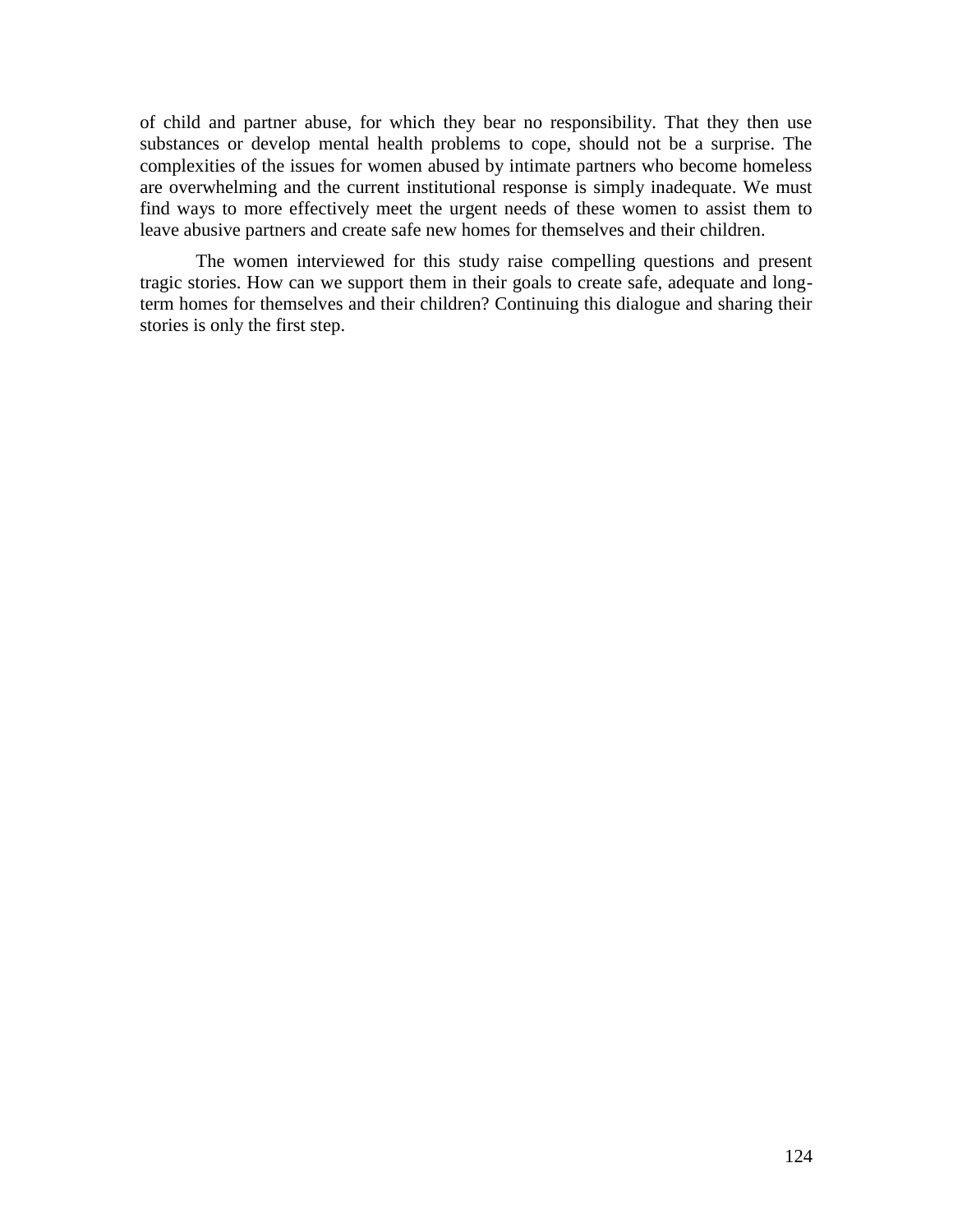of child and partner abuse, for which they bear no responsibility. That they then use substances or develop mental health problems to cope, should not be a surprise. The complexities of the issues for women abused by intimate partners who become homeless are overwhelming and the current institutional response is simply inadequate. We must find ways to more effectively meet the urgent needs of these women to assist them to leave abusive partners and create safe new homes for themselves and their children.

The women interviewed for this study raise compelling questions and present tragic stories. How can we support them in their goals to create safe, adequate and long-term homes for themselves and their children? Continuing this dialogue and sharing their stories is only the first step.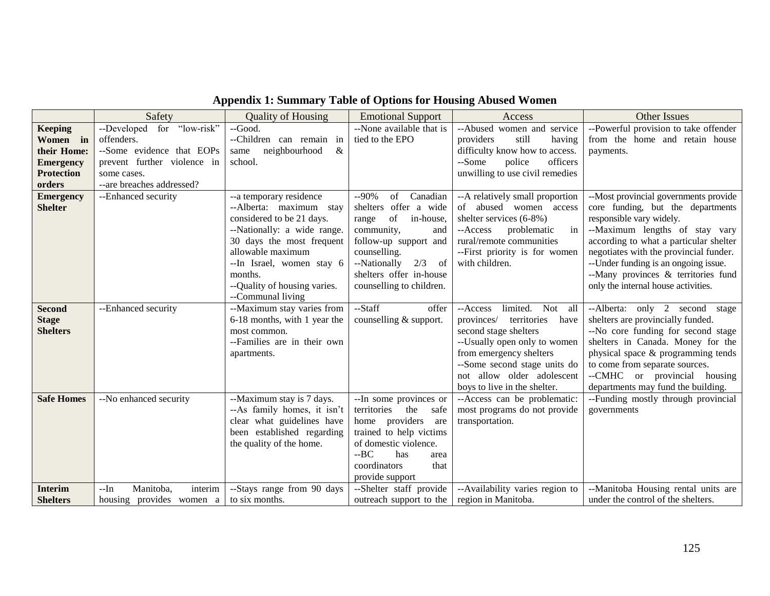**Appendix 1: Summary Table of Options for Housing Abused Women**

| | Safety | Quality of Housing | Emotional Support | Access | Other Issues |
|---|---|---|---|---|---|
| **Keeping Women in their Home: Emergency Protection orders** | --Developed for "low-risk" offenders.<br>--Some evidence that EOPs prevent further violence in some cases.<br>--are breaches addressed? | --Good.<br>--Children can remain in same neighbourhood & school. | --None available that is tied to the EPO | --Abused women and service providers still having difficulty know how to access.<br>--Some police officers unwilling to use civil remedies | --Powerful provision to take offender from the home and retain house payments. |
| **Emergency Shelter** | --Enhanced security | --a temporary residence<br>--Alberta: maximum stay considered to be 21 days.<br>--Nationally: a wide range. 30 days the most frequent allowable maximum<br>--In Israel, women stay 6 months.<br>--Quality of housing varies.<br>--Communal living | --90% of Canadian shelters offer a wide range of in-house, community, and follow-up support and counselling.<br>--Nationally 2/3 of shelters offer in-house counselling to children. | --A relatively small proportion of abused women access shelter services (6-8%)<br>--Access problematic in rural/remote communities<br>--First priority is for women with children. | --Most provincial governments provide core funding, but the departments responsible vary widely.<br>--Maximum lengths of stay vary according to what a particular shelter negotiates with the provincial funder.<br>--Under funding is an ongoing issue.<br>--Many provinces & territories fund only the internal house activities. |
| **Second Stage Shelters** | --Enhanced security | --Maximum stay varies from 6-18 months, with 1 year the most common.<br>--Families are in their own apartments. | --Staff offer counselling & support. | --Access limited. Not all provinces/ territories have second stage shelters<br>--Usually open only to women from emergency shelters<br>--Some second stage units do not allow older adolescent boys to live in the shelter. | --Alberta: only 2 second stage shelters are provincially funded.<br>--No core funding for second stage shelters in Canada. Money for the physical space & programming tends to come from separate sources.<br>--CMHC or provincial housing departments may fund the building. |
| **Safe Homes** | --No enhanced security | --Maximum stay is 7 days.<br>--As family homes, it isn't clear what guidelines have been established regarding the quality of the home. | --In some provinces or territories the safe home providers are trained to help victims of domestic violence.<br>--BC has area coordinators that provide support | --Access can be problematic: most programs do not provide transportation. | --Funding mostly through provincial governments |
| **Interim Shelters** | --In Manitoba, interim housing provides women a | --Stays range from 90 days to six months. | --Shelter staff provide outreach support to the | --Availability varies region to region in Manitoba. | --Manitoba Housing rental units are under the control of the shelters. |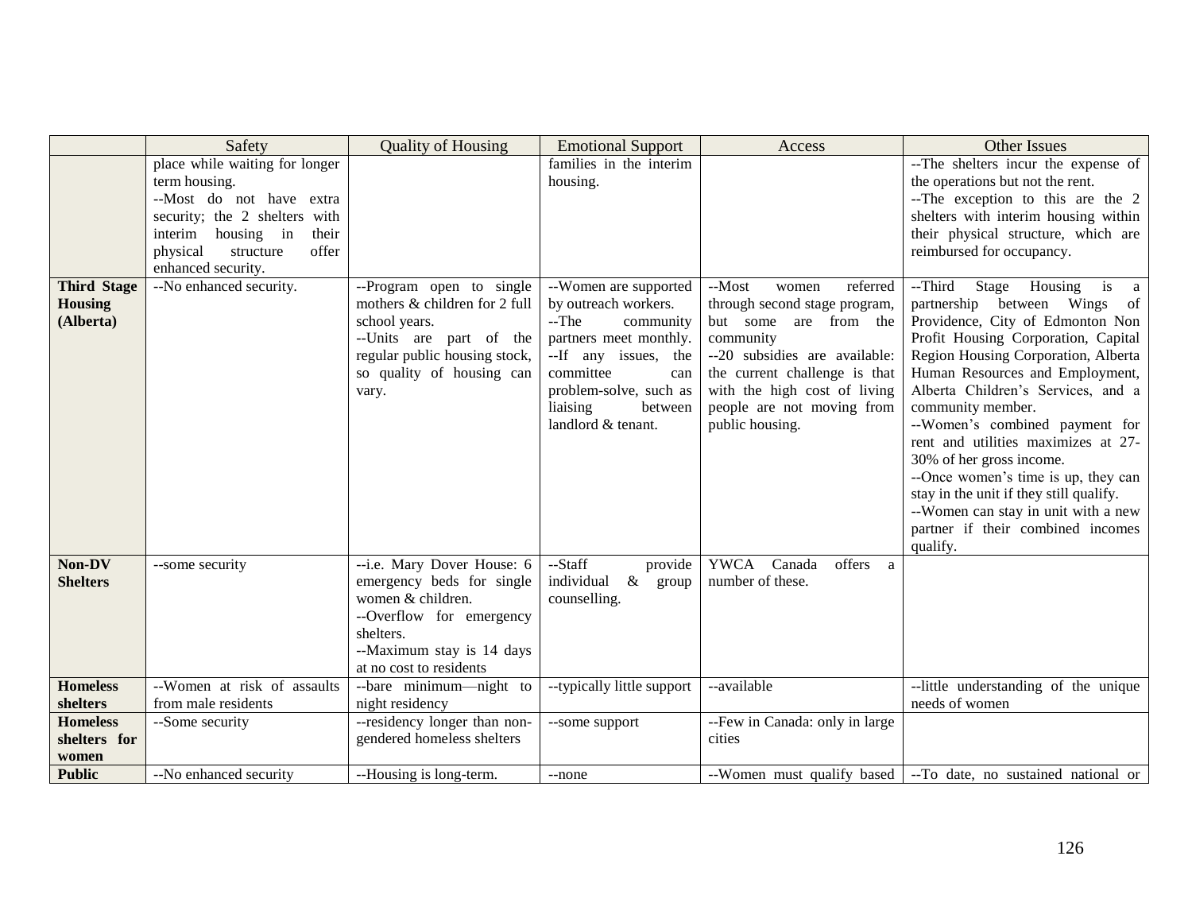| | Safety | Quality of Housing | Emotional Support | Access | Other Issues |
|---|---|---|---|---|---|
| | place while waiting for longer term housing.<br>--Most do not have extra security; the 2 shelters with interim housing in their physical structure offer enhanced security. | | families in the interim housing. | | --The shelters incur the expense of the operations but not the rent.<br>--The exception to this are the 2 shelters with interim housing within their physical structure, which are reimbursed for occupancy. |
| **Third Stage Housing (Alberta)** | --No enhanced security. | --Program open to single mothers & children for 2 full school years.<br>--Units are part of the regular public housing stock, so quality of housing can vary. | --Women are supported by outreach workers.<br>--The community partners meet monthly.<br>--If any issues, the committee can problem-solve, such as liaising between landlord & tenant. | --Most women referred through second stage program, but some are from the community<br>--20 subsidies are available: the current challenge is that with the high cost of living people are not moving from public housing. | --Third Stage Housing is a partnership between Wings of Providence, City of Edmonton Non Profit Housing Corporation, Capital Region Housing Corporation, Alberta Human Resources and Employment, Alberta Children's Services, and a community member.<br>--Women's combined payment for rent and utilities maximizes at 27-30% of her gross income.<br>--Once women's time is up, they can stay in the unit if they still qualify.<br>--Women can stay in unit with a new partner if their combined incomes qualify. |
| **Non-DV Shelters** | --some security | --i.e. Mary Dover House: 6 emergency beds for single women & children.<br>--Overflow for emergency shelters.<br>--Maximum stay is 14 days at no cost to residents | --Staff provide individual & group counselling. | YWCA Canada offers a number of these. | |
| **Homeless shelters** | --Women at risk of assaults from male residents | --bare minimum—night to night residency | --typically little support | --available | --little understanding of the unique needs of women |
| **Homeless shelters for women** | --Some security | --residency longer than non-gendered homeless shelters | --some support | --Few in Canada: only in large cities | |
| **Public** | --No enhanced security | --Housing is long-term. | --none | --Women must qualify based | --To date, no sustained national or |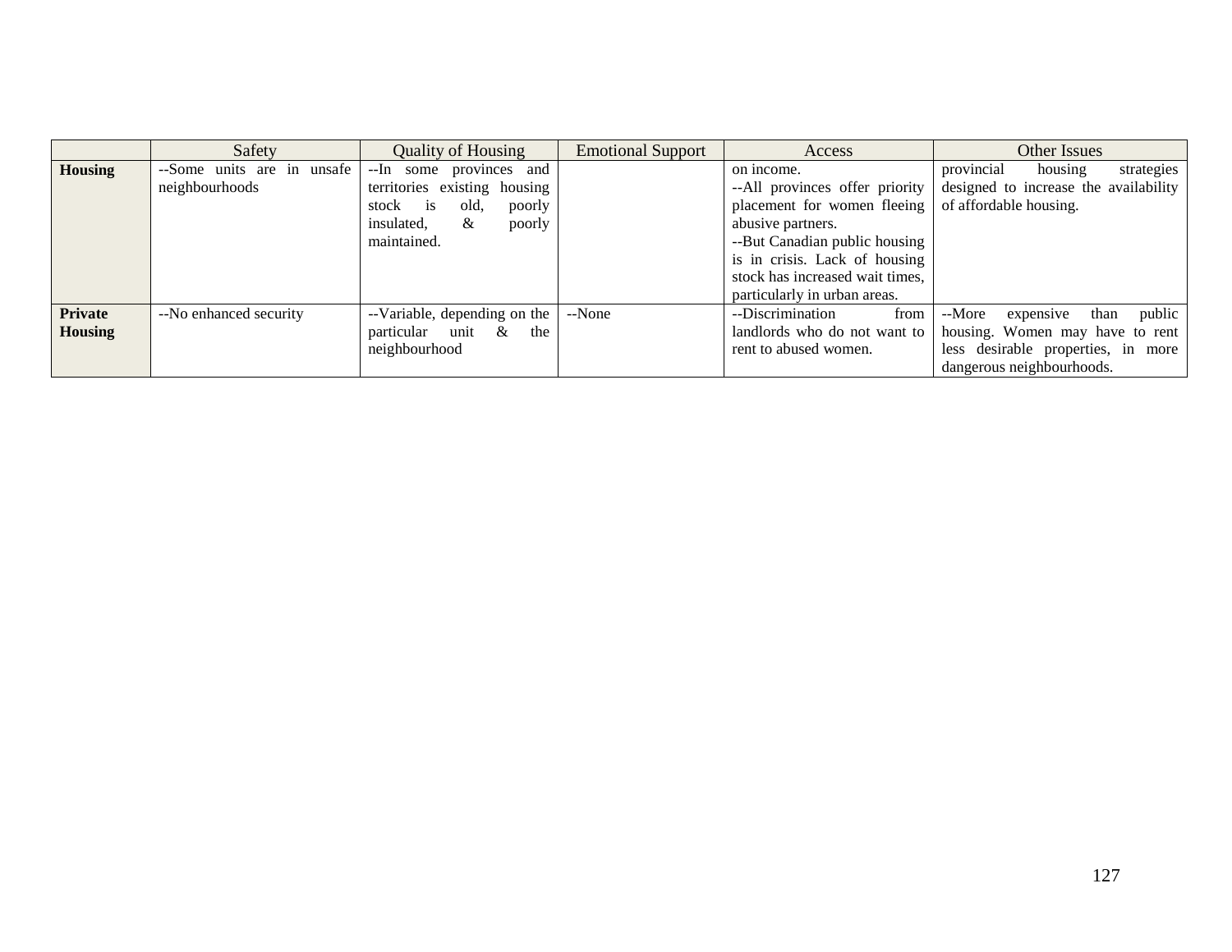| | Safety | Quality of Housing | Emotional Support | Access | Other Issues |
|---|---|---|---|---|---|
| **Housing** | --Some units are in unsafe neighbourhoods | --In some provinces and territories existing housing stock is old, poorly insulated, & poorly maintained. | | on income.<br>--All provinces offer priority placement for women fleeing abusive partners.<br>--But Canadian public housing is in crisis. Lack of housing stock has increased wait times, particularly in urban areas. | provincial housing strategies designed to increase the availability of affordable housing. |
| **Private Housing** | --No enhanced security | --Variable, depending on the particular unit & the neighbourhood | --None | --Discrimination from landlords who do not want to rent to abused women. | --More expensive than public housing. Women may have to rent less desirable properties, in more dangerous neighbourhoods. |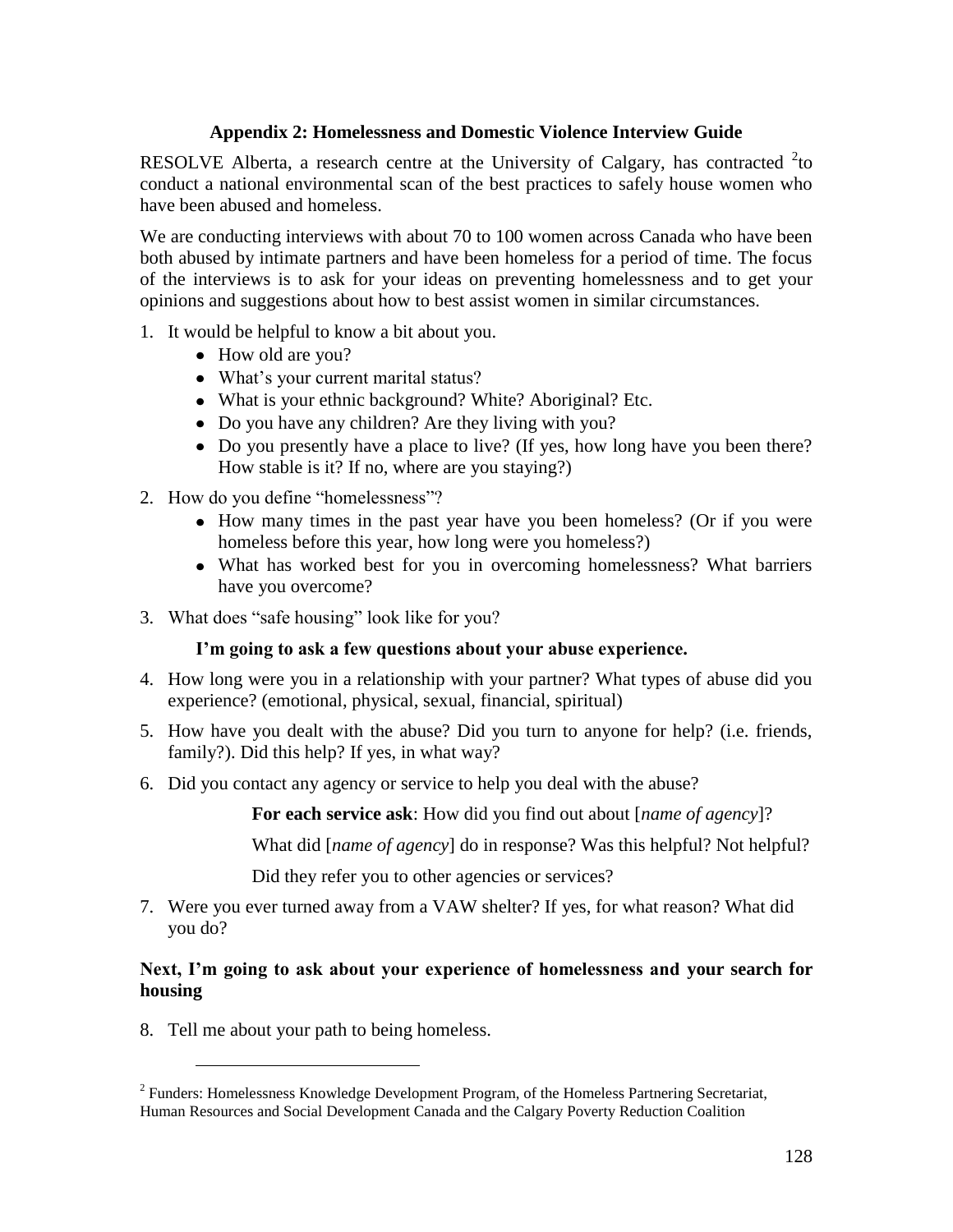## Appendix 2: Homelessness and Domestic Violence Interview Guide

RESOLVE Alberta, a research centre at the University of Calgary, has contracted [2]to conduct a national environmental scan of the best practices to safely house women who have been abused and homeless.

We are conducting interviews with about 70 to 100 women across Canada who have been both abused by intimate partners and have been homeless for a period of time. The focus of the interviews is to ask for your ideas on preventing homelessness and to get your opinions and suggestions about how to best assist women in similar circumstances.

1. It would be helpful to know a bit about you.
   - How old are you?
   - What's your current marital status?
   - What is your ethnic background? White? Aboriginal? Etc.
   - Do you have any children? Are they living with you?
   - Do you presently have a place to live? (If yes, how long have you been there? How stable is it? If no, where are you staying?)
2. How do you define "homelessness"?
   - How many times in the past year have you been homeless? (Or if you were homeless before this year, how long were you homeless?)
   - What has worked best for you in overcoming homelessness? What barriers have you overcome?
3. What does "safe housing" look like for you?

   **I'm going to ask a few questions about your abuse experience.**

4. How long were you in a relationship with your partner? What types of abuse did you experience? (emotional, physical, sexual, financial, spiritual)
5. How have you dealt with the abuse? Did you turn to anyone for help? (i.e. friends, family?). Did this help? If yes, in what way?
6. Did you contact any agency or service to help you deal with the abuse?

   **For each service ask**: How did you find out about [*name of agency*]?

   What did [*name of agency*] do in response? Was this helpful? Not helpful?

   Did they refer you to other agencies or services?

7. Were you ever turned away from a VAW shelter? If yes, for what reason? What did you do?

**Next, I'm going to ask about your experience of homelessness and your search for housing**

8. Tell me about your path to being homeless.

---

[2] Funders: Homelessness Knowledge Development Program, of the Homeless Partnering Secretariat, Human Resources and Social Development Canada and the Calgary Poverty Reduction Coalition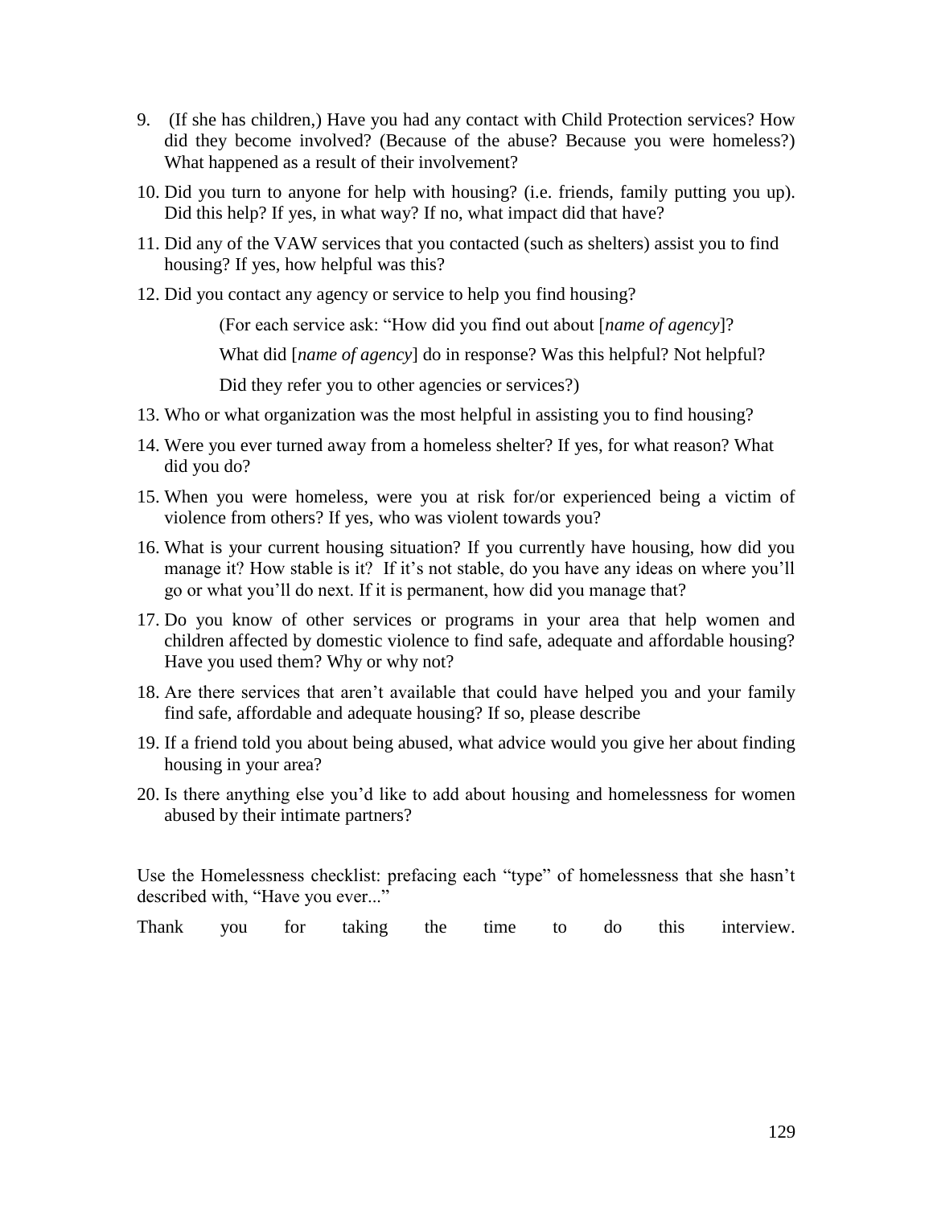9. (If she has children,) Have you had any contact with Child Protection services? How did they become involved? (Because of the abuse? Because you were homeless?) What happened as a result of their involvement?

10. Did you turn to anyone for help with housing? (i.e. friends, family putting you up). Did this help? If yes, in what way? If no, what impact did that have?

11. Did any of the VAW services that you contacted (such as shelters) assist you to find housing? If yes, how helpful was this?

12. Did you contact any agency or service to help you find housing?

    (For each service ask: "How did you find out about [*name of agency*]?

    What did [*name of agency*] do in response? Was this helpful? Not helpful?

    Did they refer you to other agencies or services?)

13. Who or what organization was the most helpful in assisting you to find housing?

14. Were you ever turned away from a homeless shelter? If yes, for what reason? What did you do?

15. When you were homeless, were you at risk for/or experienced being a victim of violence from others? If yes, who was violent towards you?

16. What is your current housing situation? If you currently have housing, how did you manage it? How stable is it? If it's not stable, do you have any ideas on where you'll go or what you'll do next. If it is permanent, how did you manage that?

17. Do you know of other services or programs in your area that help women and children affected by domestic violence to find safe, adequate and affordable housing? Have you used them? Why or why not?

18. Are there services that aren't available that could have helped you and your family find safe, affordable and adequate housing? If so, please describe

19. If a friend told you about being abused, what advice would you give her about finding housing in your area?

20. Is there anything else you'd like to add about housing and homelessness for women abused by their intimate partners?

Use the Homelessness checklist: prefacing each "type" of homelessness that she hasn't described with, "Have you ever..."

Thank you for taking the time to do this interview.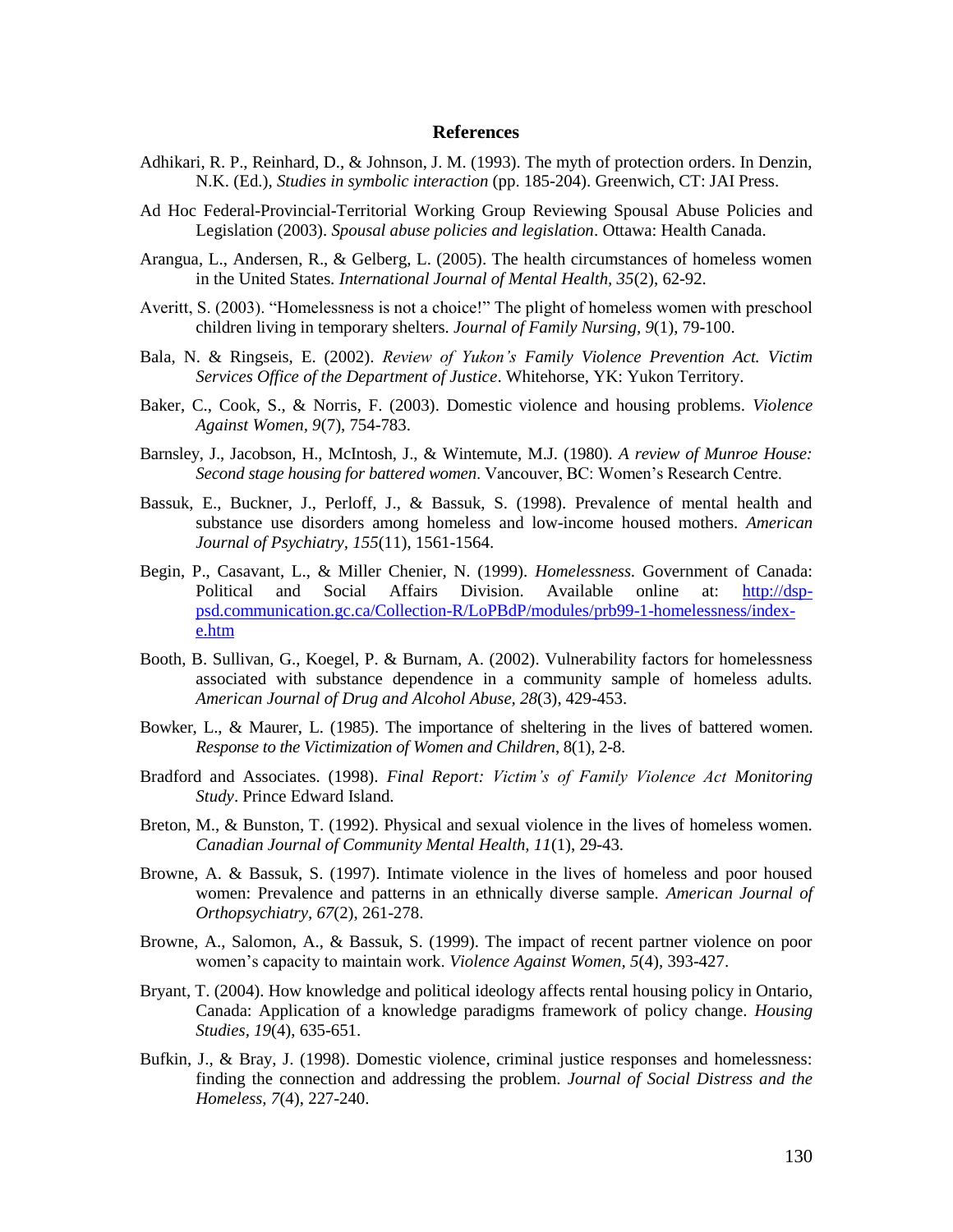## References

Adhikari, R. P., Reinhard, D., & Johnson, J. M. (1993). The myth of protection orders. In Denzin, N.K. (Ed.), *Studies in symbolic interaction* (pp. 185-204). Greenwich, CT: JAI Press.

Ad Hoc Federal-Provincial-Territorial Working Group Reviewing Spousal Abuse Policies and Legislation (2003). *Spousal abuse policies and legislation*. Ottawa: Health Canada.

Arangua, L., Andersen, R., & Gelberg, L. (2005). The health circumstances of homeless women in the United States. *International Journal of Mental Health*, *35*(2), 62-92.

Averitt, S. (2003). "Homelessness is not a choice!" The plight of homeless women with preschool children living in temporary shelters. *Journal of Family Nursing*, *9*(1), 79-100.

Bala, N. & Ringseis, E. (2002). *Review of Yukon's Family Violence Prevention Act. Victim Services Office of the Department of Justice*. Whitehorse, YK: Yukon Territory.

Baker, C., Cook, S., & Norris, F. (2003). Domestic violence and housing problems. *Violence Against Women*, *9*(7), 754-783.

Barnsley, J., Jacobson, H., McIntosh, J., & Wintemute, M.J. (1980). *A review of Munroe House: Second stage housing for battered women*. Vancouver, BC: Women's Research Centre.

Bassuk, E., Buckner, J., Perloff, J., & Bassuk, S. (1998). Prevalence of mental health and substance use disorders among homeless and low-income housed mothers. *American Journal of Psychiatry*, *155*(11), 1561-1564.

Begin, P., Casavant, L., & Miller Chenier, N. (1999). *Homelessness.* Government of Canada: Political and Social Affairs Division. Available online at: [http://dsp-psd.communication.gc.ca/Collection-R/LoPBdP/modules/prb99-1-homelessness/index-e.htm](http://dsp-psd.communication.gc.ca/Collection-R/LoPBdP/modules/prb99-1-homelessness/index-e.htm)

Booth, B. Sullivan, G., Koegel, P. & Burnam, A. (2002). Vulnerability factors for homelessness associated with substance dependence in a community sample of homeless adults. *American Journal of Drug and Alcohol Abuse, 28*(3), 429-453.

Bowker, L., & Maurer, L. (1985). The importance of sheltering in the lives of battered women. *Response to the Victimization of Women and Children*, 8(1), 2-8.

Bradford and Associates. (1998). *Final Report: Victim's of Family Violence Act Monitoring Study*. Prince Edward Island.

Breton, M., & Bunston, T. (1992). Physical and sexual violence in the lives of homeless women. *Canadian Journal of Community Mental Health*, *11*(1), 29-43.

Browne, A. & Bassuk, S. (1997). Intimate violence in the lives of homeless and poor housed women: Prevalence and patterns in an ethnically diverse sample. *American Journal of Orthopsychiatry, 67*(2), 261-278.

Browne, A., Salomon, A., & Bassuk, S. (1999). The impact of recent partner violence on poor women's capacity to maintain work. *Violence Against Women*, *5*(4), 393-427.

Bryant, T. (2004). How knowledge and political ideology affects rental housing policy in Ontario, Canada: Application of a knowledge paradigms framework of policy change. *Housing Studies*, *19*(4), 635-651.

Bufkin, J., & Bray, J. (1998). Domestic violence, criminal justice responses and homelessness: finding the connection and addressing the problem. *Journal of Social Distress and the Homeless*, *7*(4), 227-240.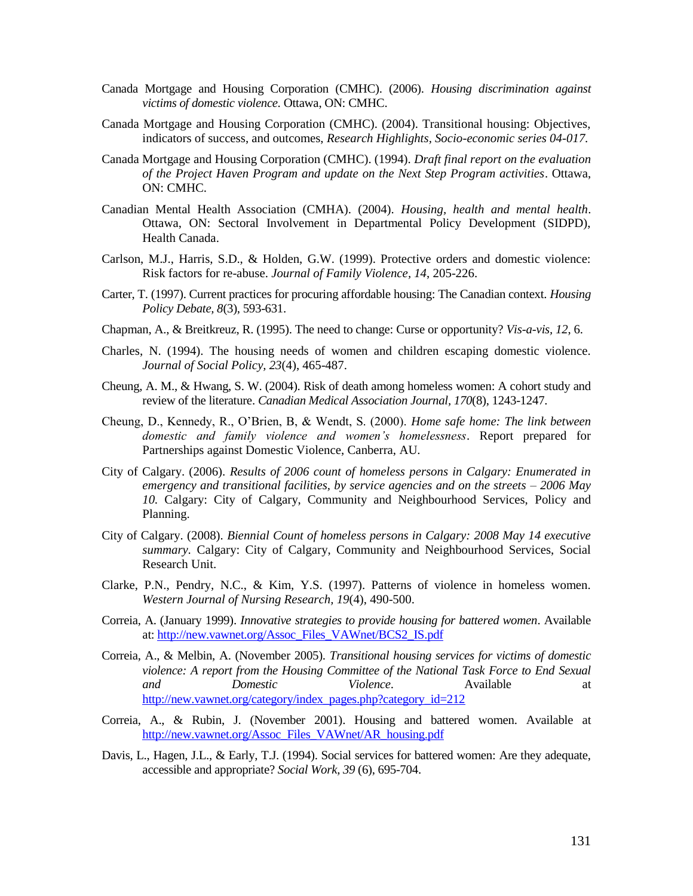Canada Mortgage and Housing Corporation (CMHC). (2006). *Housing discrimination against victims of domestic violence.* Ottawa, ON: CMHC.

Canada Mortgage and Housing Corporation (CMHC). (2004). Transitional housing: Objectives, indicators of success, and outcomes, *Research Highlights, Socio-economic series 04-017.*

Canada Mortgage and Housing Corporation (CMHC). (1994). *Draft final report on the evaluation of the Project Haven Program and update on the Next Step Program activities*. Ottawa, ON: CMHC.

Canadian Mental Health Association (CMHA). (2004). *Housing, health and mental health*. Ottawa, ON: Sectoral Involvement in Departmental Policy Development (SIDPD), Health Canada.

Carlson, M.J., Harris, S.D., & Holden, G.W. (1999). Protective orders and domestic violence: Risk factors for re-abuse. *Journal of Family Violence, 14*, 205-226.

Carter, T. (1997). Current practices for procuring affordable housing: The Canadian context. *Housing Policy Debate, 8*(3), 593-631.

Chapman, A., & Breitkreuz, R. (1995). The need to change: Curse or opportunity? *Vis-a-vis, 12*, 6.

Charles, N. (1994). The housing needs of women and children escaping domestic violence. *Journal of Social Policy, 23*(4), 465-487.

Cheung, A. M., & Hwang, S. W. (2004). Risk of death among homeless women: A cohort study and review of the literature. *Canadian Medical Association Journal, 170*(8), 1243-1247.

Cheung, D., Kennedy, R., O'Brien, B, & Wendt, S. (2000). *Home safe home: The link between domestic and family violence and women's homelessness*. Report prepared for Partnerships against Domestic Violence, Canberra, AU.

City of Calgary. (2006). *Results of 2006 count of homeless persons in Calgary: Enumerated in emergency and transitional facilities, by service agencies and on the streets – 2006 May 10.* Calgary: City of Calgary, Community and Neighbourhood Services, Policy and Planning.

City of Calgary. (2008). *Biennial Count of homeless persons in Calgary: 2008 May 14 executive summary.* Calgary: City of Calgary, Community and Neighbourhood Services, Social Research Unit.

Clarke, P.N., Pendry, N.C., & Kim, Y.S. (1997). Patterns of violence in homeless women. *Western Journal of Nursing Research, 19*(4), 490-500.

Correia, A. (January 1999). *Innovative strategies to provide housing for battered women*. Available at: http://new.vawnet.org/Assoc_Files_VAWnet/BCS2_IS.pdf

Correia, A., & Melbin, A. (November 2005). *Transitional housing services for victims of domestic violence: A report from the Housing Committee of the National Task Force to End Sexual and Domestic Violence*. Available at http://new.vawnet.org/category/index_pages.php?category_id=212

Correia, A., & Rubin, J. (November 2001). Housing and battered women. Available at http://new.vawnet.org/Assoc_Files_VAWnet/AR_housing.pdf

Davis, L., Hagen, J.L., & Early, T.J. (1994). Social services for battered women: Are they adequate, accessible and appropriate? *Social Work, 39* (6), 695-704.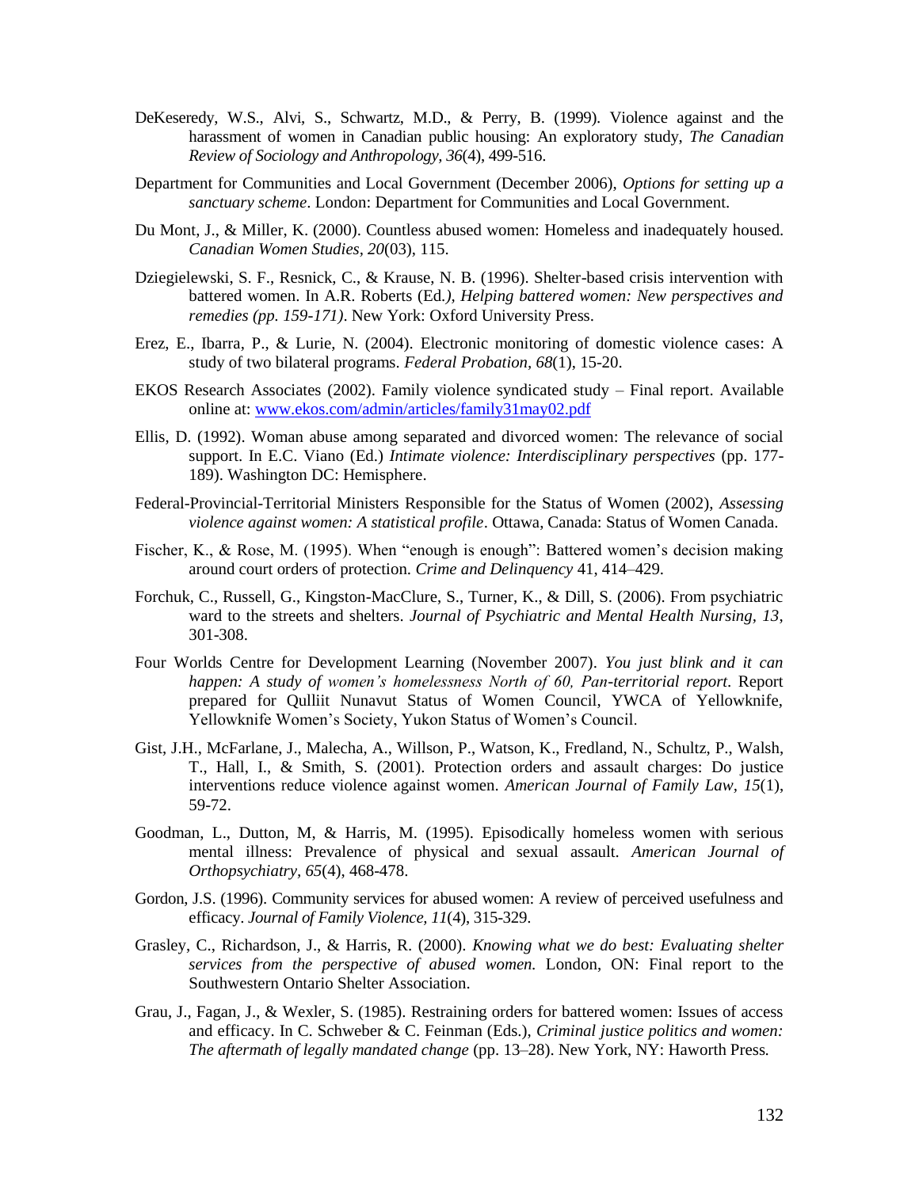DeKeseredy, W.S., Alvi, S., Schwartz, M.D., & Perry, B. (1999). Violence against and the harassment of women in Canadian public housing: An exploratory study, *The Canadian Review of Sociology and Anthropology, 36*(4), 499-516.

Department for Communities and Local Government (December 2006), *Options for setting up a sanctuary scheme*. London: Department for Communities and Local Government.

Du Mont, J., & Miller, K. (2000). Countless abused women: Homeless and inadequately housed. *Canadian Women Studies, 20*(03), 115.

Dziegielewski, S. F., Resnick, C., & Krause, N. B. (1996). Shelter-based crisis intervention with battered women. In A.R. Roberts (Ed.*), Helping battered women: New perspectives and remedies (pp. 159-171)*. New York: Oxford University Press.

Erez, E., Ibarra, P., & Lurie, N. (2004). Electronic monitoring of domestic violence cases: A study of two bilateral programs. *Federal Probation, 68*(1), 15-20.

EKOS Research Associates (2002). Family violence syndicated study – Final report. Available online at: www.ekos.com/admin/articles/family31may02.pdf

Ellis, D. (1992). Woman abuse among separated and divorced women: The relevance of social support. In E.C. Viano (Ed.) *Intimate violence: Interdisciplinary perspectives* (pp. 177-189). Washington DC: Hemisphere.

Federal-Provincial-Territorial Ministers Responsible for the Status of Women (2002), *Assessing violence against women: A statistical profile*. Ottawa, Canada: Status of Women Canada.

Fischer, K., & Rose, M. (1995). When "enough is enough": Battered women's decision making around court orders of protection. *Crime and Delinquency* 41, 414–429.

Forchuk, C., Russell, G., Kingston-MacClure, S., Turner, K., & Dill, S. (2006). From psychiatric ward to the streets and shelters. *Journal of Psychiatric and Mental Health Nursing, 13*, 301-308.

Four Worlds Centre for Development Learning (November 2007). *You just blink and it can happen: A study of women's homelessness North of 60, Pan-territorial report*. Report prepared for Qulliit Nunavut Status of Women Council, YWCA of Yellowknife, Yellowknife Women's Society, Yukon Status of Women's Council.

Gist, J.H., McFarlane, J., Malecha, A., Willson, P., Watson, K., Fredland, N., Schultz, P., Walsh, T., Hall, I., & Smith, S. (2001). Protection orders and assault charges: Do justice interventions reduce violence against women. *American Journal of Family Law, 15*(1), 59-72.

Goodman, L., Dutton, M, & Harris, M. (1995). Episodically homeless women with serious mental illness: Prevalence of physical and sexual assault. *American Journal of Orthopsychiatry, 65*(4), 468-478.

Gordon, J.S. (1996). Community services for abused women: A review of perceived usefulness and efficacy. *Journal of Family Violence, 11*(4), 315-329.

Grasley, C., Richardson, J., & Harris, R. (2000). *Knowing what we do best: Evaluating shelter services from the perspective of abused women.* London, ON: Final report to the Southwestern Ontario Shelter Association.

Grau, J., Fagan, J., & Wexler, S. (1985). Restraining orders for battered women: Issues of access and efficacy. In C. Schweber & C. Feinman (Eds.), *Criminal justice politics and women: The aftermath of legally mandated change* (pp. 13–28). New York, NY: Haworth Press.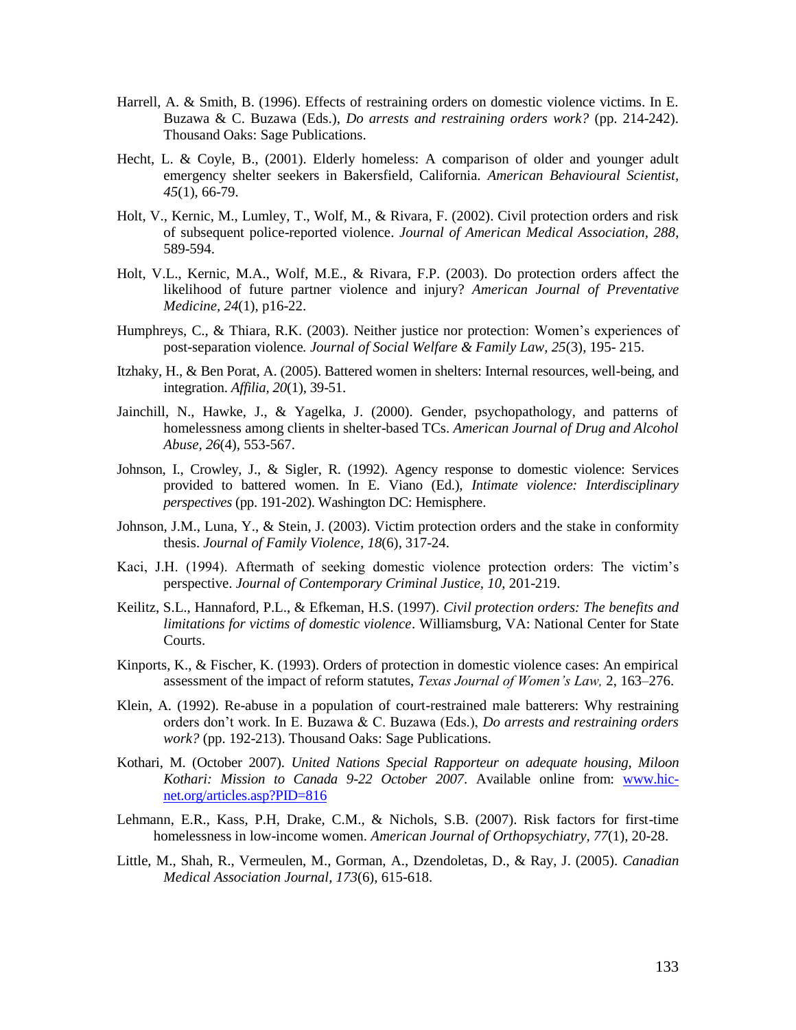Harrell, A. & Smith, B. (1996). Effects of restraining orders on domestic violence victims. In E. Buzawa & C. Buzawa (Eds.), *Do arrests and restraining orders work?* (pp. 214-242). Thousand Oaks: Sage Publications.

Hecht, L. & Coyle, B., (2001). Elderly homeless: A comparison of older and younger adult emergency shelter seekers in Bakersfield, California. *American Behavioural Scientist, 45*(1), 66-79.

Holt, V., Kernic, M., Lumley, T., Wolf, M., & Rivara, F. (2002). Civil protection orders and risk of subsequent police-reported violence. *Journal of American Medical Association, 288*, 589-594.

Holt, V.L., Kernic, M.A., Wolf, M.E., & Rivara, F.P. (2003). Do protection orders affect the likelihood of future partner violence and injury? *American Journal of Preventative Medicine, 24*(1), p16-22.

Humphreys, C., & Thiara, R.K. (2003). Neither justice nor protection: Women's experiences of post-separation violence*. Journal of Social Welfare & Family Law, 25*(3), 195- 215.

Itzhaky, H., & Ben Porat, A. (2005). Battered women in shelters: Internal resources, well-being, and integration. *Affilia, 20*(1), 39-51.

Jainchill, N., Hawke, J., & Yagelka, J. (2000). Gender, psychopathology, and patterns of homelessness among clients in shelter-based TCs. *American Journal of Drug and Alcohol Abuse, 26*(4), 553-567.

Johnson, I., Crowley, J., & Sigler, R. (1992). Agency response to domestic violence: Services provided to battered women. In E. Viano (Ed.), *Intimate violence: Interdisciplinary perspectives* (pp. 191-202). Washington DC: Hemisphere.

Johnson, J.M., Luna, Y., & Stein, J. (2003). Victim protection orders and the stake in conformity thesis. *Journal of Family Violence, 18*(6), 317-24.

Kaci, J.H. (1994). Aftermath of seeking domestic violence protection orders: The victim's perspective. *Journal of Contemporary Criminal Justice, 10*, 201-219.

Keilitz, S.L., Hannaford, P.L., & Efkeman, H.S. (1997). *Civil protection orders: The benefits and limitations for victims of domestic violence*. Williamsburg, VA: National Center for State Courts.

Kinports, K., & Fischer, K. (1993). Orders of protection in domestic violence cases: An empirical assessment of the impact of reform statutes, *Texas Journal of Women's Law,* 2, 163–276.

Klein, A. (1992). Re-abuse in a population of court-restrained male batterers: Why restraining orders don't work. In E. Buzawa & C. Buzawa (Eds.), *Do arrests and restraining orders work?* (pp. 192-213). Thousand Oaks: Sage Publications.

Kothari, M. (October 2007). *United Nations Special Rapporteur on adequate housing, Miloon Kothari: Mission to Canada 9-22 October 2007*. Available online from: www.hic-net.org/articles.asp?PID=816

Lehmann, E.R., Kass, P.H, Drake, C.M., & Nichols, S.B. (2007). Risk factors for first-time homelessness in low-income women. *American Journal of Orthopsychiatry, 77*(1), 20-28.

Little, M., Shah, R., Vermeulen, M., Gorman, A., Dzendoletas, D., & Ray, J. (2005). *Canadian Medical Association Journal, 173*(6), 615-618.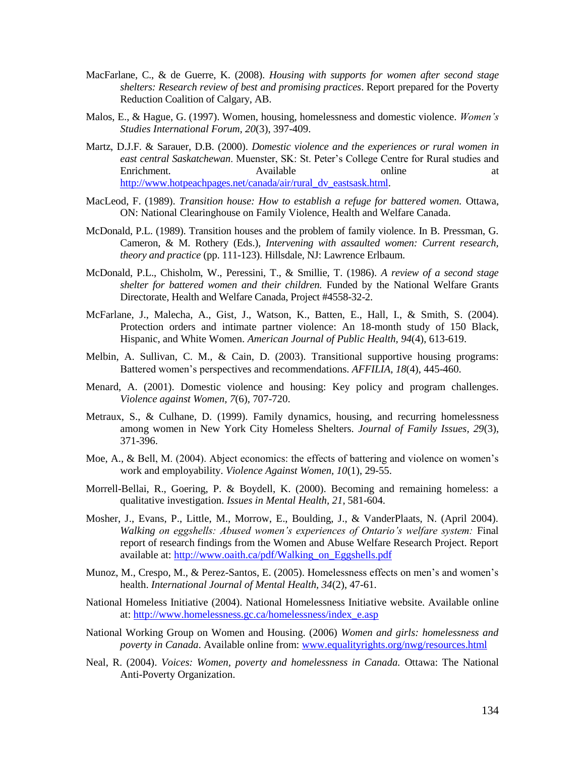MacFarlane, C., & de Guerre, K. (2008). *Housing with supports for women after second stage shelters: Research review of best and promising practices*. Report prepared for the Poverty Reduction Coalition of Calgary, AB.

Malos, E., & Hague, G. (1997). Women, housing, homelessness and domestic violence. *Women's Studies International Forum*, *20*(3), 397-409.

Martz, D.J.F. & Sarauer, D.B. (2000). *Domestic violence and the experiences or rural women in east central Saskatchewan*. Muenster, SK: St. Peter's College Centre for Rural studies and Enrichment. Available online at http://www.hotpeachpages.net/canada/air/rural_dv_eastsask.html.

MacLeod, F. (1989). *Transition house: How to establish a refuge for battered women.* Ottawa, ON: National Clearinghouse on Family Violence, Health and Welfare Canada.

McDonald, P.L. (1989). Transition houses and the problem of family violence. In B. Pressman, G. Cameron, & M. Rothery (Eds.), *Intervening with assaulted women: Current research, theory and practice* (pp. 111-123). Hillsdale, NJ: Lawrence Erlbaum.

McDonald, P.L., Chisholm, W., Peressini, T., & Smillie, T. (1986). *A review of a second stage shelter for battered women and their children.* Funded by the National Welfare Grants Directorate, Health and Welfare Canada, Project #4558-32-2.

McFarlane, J., Malecha, A., Gist, J., Watson, K., Batten, E., Hall, I., & Smith, S. (2004). Protection orders and intimate partner violence: An 18-month study of 150 Black, Hispanic, and White Women. *American Journal of Public Health, 94*(4), 613-619.

Melbin, A. Sullivan, C. M., & Cain, D. (2003). Transitional supportive housing programs: Battered women's perspectives and recommendations. *AFFILIA, 18*(4), 445-460.

Menard, A. (2001). Domestic violence and housing: Key policy and program challenges. *Violence against Women, 7*(6), 707-720.

Metraux, S., & Culhane, D. (1999). Family dynamics, housing, and recurring homelessness among women in New York City Homeless Shelters. *Journal of Family Issues, 29*(3), 371-396.

Moe, A., & Bell, M. (2004). Abject economics: the effects of battering and violence on women's work and employability. *Violence Against Women, 10*(1), 29-55.

Morrell-Bellai, R., Goering, P. & Boydell, K. (2000). Becoming and remaining homeless: a qualitative investigation. *Issues in Mental Health, 21*, 581-604.

Mosher, J., Evans, P., Little, M., Morrow, E., Boulding, J., & VanderPlaats, N. (April 2004). *Walking on eggshells: Abused women's experiences of Ontario's welfare system:* Final report of research findings from the Women and Abuse Welfare Research Project. Report available at: http://www.oaith.ca/pdf/Walking_on_Eggshells.pdf

Munoz, M., Crespo, M., & Perez-Santos, E. (2005). Homelessness effects on men's and women's health. *International Journal of Mental Health, 34*(2), 47-61.

National Homeless Initiative (2004). National Homelessness Initiative website. Available online at: http://www.homelessness.gc.ca/homelessness/index_e.asp

National Working Group on Women and Housing. (2006) *Women and girls: homelessness and poverty in Canada*. Available online from: www.equalityrights.org/nwg/resources.html

Neal, R. (2004). *Voices: Women, poverty and homelessness in Canada.* Ottawa: The National Anti-Poverty Organization.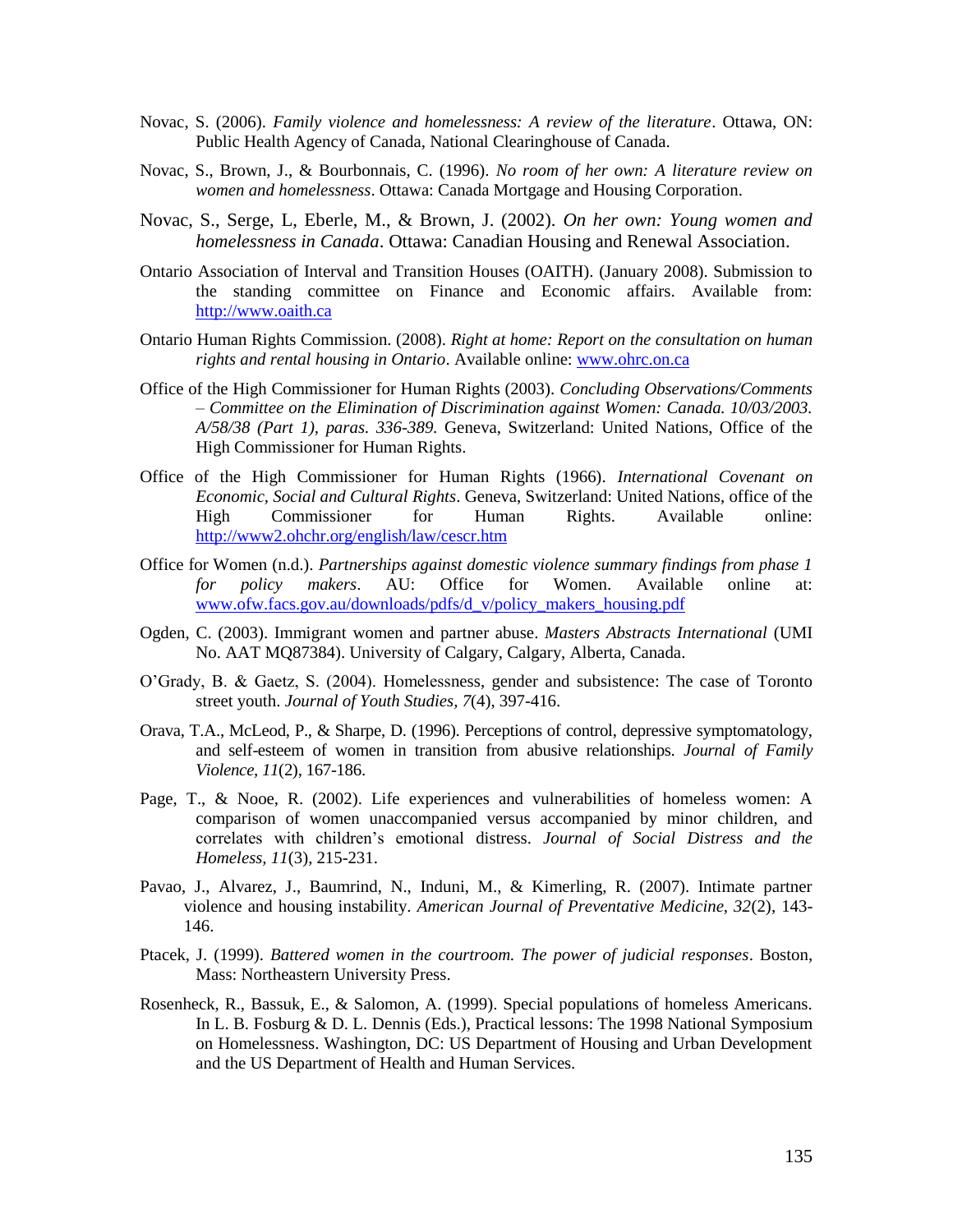Novac, S. (2006). *Family violence and homelessness: A review of the literature*. Ottawa, ON: Public Health Agency of Canada, National Clearinghouse of Canada.

Novac, S., Brown, J., & Bourbonnais, C. (1996). *No room of her own: A literature review on women and homelessness*. Ottawa: Canada Mortgage and Housing Corporation.

Novac, S., Serge, L, Eberle, M., & Brown, J. (2002). *On her own: Young women and homelessness in Canada*. Ottawa: Canadian Housing and Renewal Association.

Ontario Association of Interval and Transition Houses (OAITH). (January 2008). Submission to the standing committee on Finance and Economic affairs. Available from: http://www.oaith.ca

Ontario Human Rights Commission. (2008). *Right at home: Report on the consultation on human rights and rental housing in Ontario*. Available online: www.ohrc.on.ca

Office of the High Commissioner for Human Rights (2003). *Concluding Observations/Comments – Committee on the Elimination of Discrimination against Women: Canada. 10/03/2003. A/58/38 (Part 1), paras. 336-389.* Geneva, Switzerland: United Nations, Office of the High Commissioner for Human Rights.

Office of the High Commissioner for Human Rights (1966). *International Covenant on Economic, Social and Cultural Rights*. Geneva, Switzerland: United Nations, office of the High Commissioner for Human Rights. Available online: http://www2.ohchr.org/english/law/cescr.htm

Office for Women (n.d.). *Partnerships against domestic violence summary findings from phase 1 for policy makers*. AU: Office for Women. Available online at: www.ofw.facs.gov.au/downloads/pdfs/d_v/policy_makers_housing.pdf

Ogden, C. (2003). Immigrant women and partner abuse. *Masters Abstracts International* (UMI No. AAT MQ87384). University of Calgary, Calgary, Alberta, Canada.

O'Grady, B. & Gaetz, S. (2004). Homelessness, gender and subsistence: The case of Toronto street youth. *Journal of Youth Studies, 7*(4), 397-416.

Orava, T.A., McLeod, P., & Sharpe, D. (1996). Perceptions of control, depressive symptomatology, and self-esteem of women in transition from abusive relationships. *Journal of Family Violence, 11*(2), 167-186.

Page, T., & Nooe, R. (2002). Life experiences and vulnerabilities of homeless women: A comparison of women unaccompanied versus accompanied by minor children, and correlates with children's emotional distress. *Journal of Social Distress and the Homeless, 11*(3), 215-231.

Pavao, J., Alvarez, J., Baumrind, N., Induni, M., & Kimerling, R. (2007). Intimate partner violence and housing instability. *American Journal of Preventative Medicine, 32*(2), 143-146.

Ptacek, J. (1999). *Battered women in the courtroom. The power of judicial responses*. Boston, Mass: Northeastern University Press.

Rosenheck, R., Bassuk, E., & Salomon, A. (1999). Special populations of homeless Americans. In L. B. Fosburg & D. L. Dennis (Eds.), Practical lessons: The 1998 National Symposium on Homelessness. Washington, DC: US Department of Housing and Urban Development and the US Department of Health and Human Services.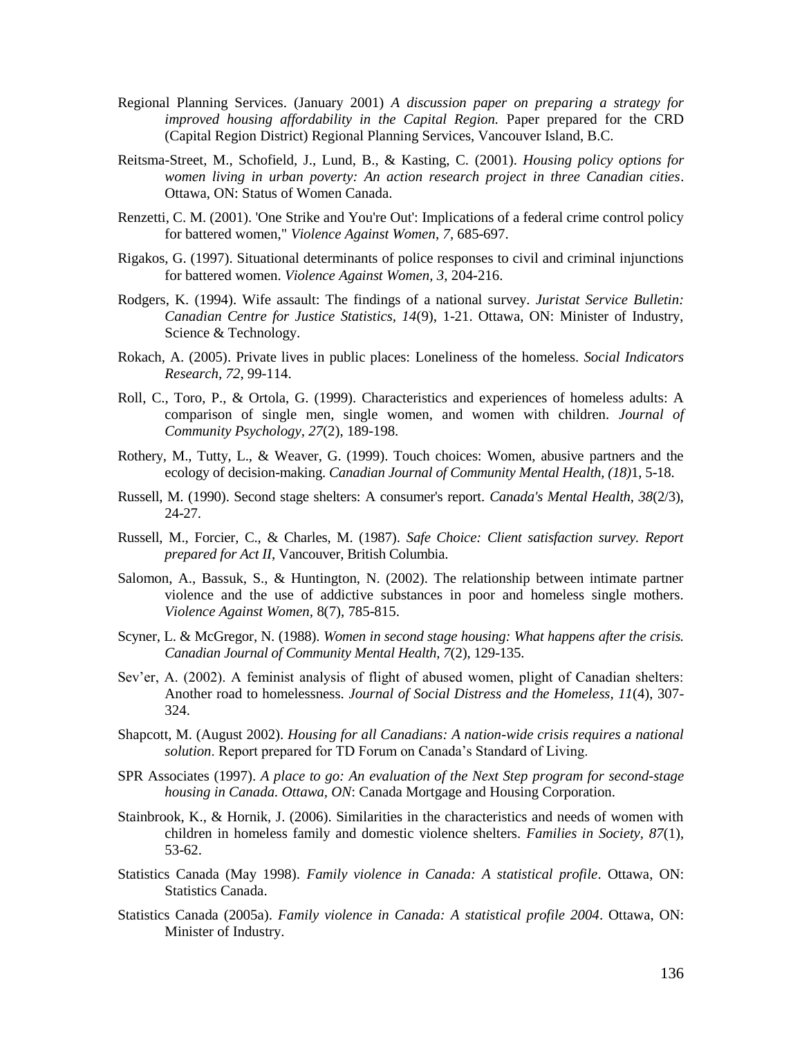Regional Planning Services. (January 2001) *A discussion paper on preparing a strategy for improved housing affordability in the Capital Region.* Paper prepared for the CRD (Capital Region District) Regional Planning Services, Vancouver Island, B.C.

Reitsma-Street, M., Schofield, J., Lund, B., & Kasting, C. (2001). *Housing policy options for women living in urban poverty: An action research project in three Canadian cities*. Ottawa, ON: Status of Women Canada.

Renzetti, C. M. (2001). 'One Strike and You're Out': Implications of a federal crime control policy for battered women," *Violence Against Women*, *7*, 685-697.

Rigakos, G. (1997). Situational determinants of police responses to civil and criminal injunctions for battered women. *Violence Against Women, 3,* 204-216.

Rodgers, K. (1994). Wife assault: The findings of a national survey. *Juristat Service Bulletin: Canadian Centre for Justice Statistics, 14*(9), 1-21. Ottawa, ON: Minister of Industry, Science & Technology.

Rokach, A. (2005). Private lives in public places: Loneliness of the homeless. *Social Indicators Research, 72,* 99-114.

Roll, C., Toro, P., & Ortola, G. (1999). Characteristics and experiences of homeless adults: A comparison of single men, single women, and women with children. *Journal of Community Psychology, 27*(2), 189-198.

Rothery, M., Tutty, L., & Weaver, G. (1999). Touch choices: Women, abusive partners and the ecology of decision-making. *Canadian Journal of Community Mental Health, (18)*1, 5-18.

Russell, M. (1990). Second stage shelters: A consumer's report. *Canada's Mental Health*, *38*(2/3), 24-27.

Russell, M., Forcier, C., & Charles, M. (1987). *Safe Choice: Client satisfaction survey. Report prepared for Act II*, Vancouver, British Columbia.

Salomon, A., Bassuk, S., & Huntington, N. (2002). The relationship between intimate partner violence and the use of addictive substances in poor and homeless single mothers. *Violence Against Women,* 8(7), 785-815.

Scyner, L. & McGregor, N. (1988). *Women in second stage housing: What happens after the crisis. Canadian Journal of Community Mental Health*, *7*(2), 129-135.

Sev'er, A. (2002). A feminist analysis of flight of abused women, plight of Canadian shelters: Another road to homelessness. *Journal of Social Distress and the Homeless, 11*(4), 307-324.

Shapcott, M. (August 2002). *Housing for all Canadians: A nation-wide crisis requires a national solution*. Report prepared for TD Forum on Canada's Standard of Living.

SPR Associates (1997). *A place to go: An evaluation of the Next Step program for second-stage housing in Canada. Ottawa, ON*: Canada Mortgage and Housing Corporation.

Stainbrook, K., & Hornik, J. (2006). Similarities in the characteristics and needs of women with children in homeless family and domestic violence shelters. *Families in Society, 87*(1), 53-62.

Statistics Canada (May 1998). *Family violence in Canada: A statistical profile*. Ottawa, ON: Statistics Canada.

Statistics Canada (2005a). *Family violence in Canada: A statistical profile 2004*. Ottawa, ON: Minister of Industry.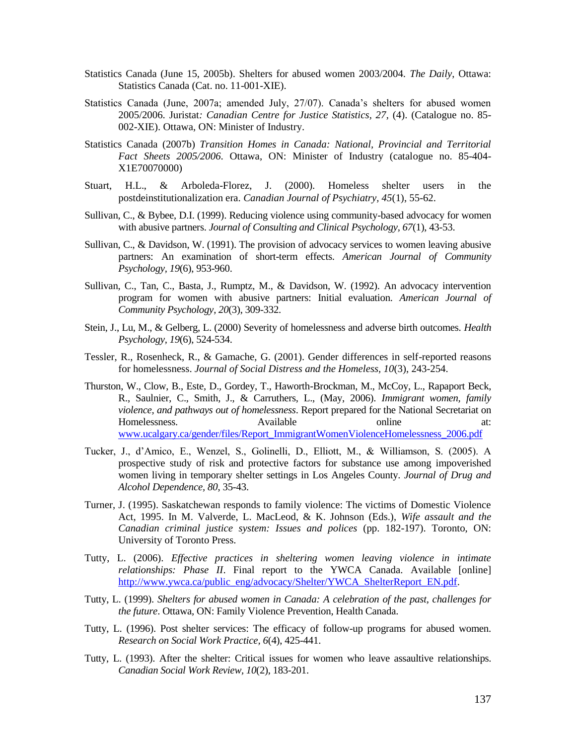Statistics Canada (June 15, 2005b). Shelters for abused women 2003/2004. *The Daily*, Ottawa: Statistics Canada (Cat. no. 11-001-XIE).

Statistics Canada (June, 2007a; amended July, 27/07). Canada's shelters for abused women 2005/2006. Juristat*: Canadian Centre for Justice Statistics*, *27*, (4). (Catalogue no. 85-002-XIE). Ottawa, ON: Minister of Industry.

Statistics Canada (2007b) *Transition Homes in Canada: National, Provincial and Territorial Fact Sheets 2005/2006*. Ottawa, ON: Minister of Industry (catalogue no. 85-404-X1E70070000)

Stuart, H.L., & Arboleda-Florez, J. (2000). Homeless shelter users in the postdeinstitutionalization era. *Canadian Journal of Psychiatry, 45*(1), 55-62.

Sullivan, C., & Bybee, D.I. (1999). Reducing violence using community-based advocacy for women with abusive partners. *Journal of Consulting and Clinical Psychology, 67*(1), 43-53.

Sullivan, C., & Davidson, W. (1991). The provision of advocacy services to women leaving abusive partners: An examination of short-term effects. *American Journal of Community Psychology, 19*(6), 953-960.

Sullivan, C., Tan, C., Basta, J., Rumptz, M., & Davidson, W. (1992). An advocacy intervention program for women with abusive partners: Initial evaluation. *American Journal of Community Psychology, 20*(3), 309-332.

Stein, J., Lu, M., & Gelberg, L. (2000) Severity of homelessness and adverse birth outcomes. *Health Psychology, 19*(6), 524-534.

Tessler, R., Rosenheck, R., & Gamache, G. (2001). Gender differences in self-reported reasons for homelessness. *Journal of Social Distress and the Homeless, 10*(3), 243-254.

Thurston, W., Clow, B., Este, D., Gordey, T., Haworth-Brockman, M., McCoy, L., Rapaport Beck, R., Saulnier, C., Smith, J., & Carruthers, L., (May, 2006). *Immigrant women, family violence, and pathways out of homelessness*. Report prepared for the National Secretariat on Homelessness. Available online at: www.ucalgary.ca/gender/files/Report_ImmigrantWomenViolenceHomelessness_2006.pdf

Tucker, J., d'Amico, E., Wenzel, S., Golinelli, D., Elliott, M., & Williamson, S. (2005). A prospective study of risk and protective factors for substance use among impoverished women living in temporary shelter settings in Los Angeles County. *Journal of Drug and Alcohol Dependence, 80*, 35-43.

Turner, J. (1995). Saskatchewan responds to family violence: The victims of Domestic Violence Act, 1995. In M. Valverde, L. MacLeod, & K. Johnson (Eds.), *Wife assault and the Canadian criminal justice system: Issues and polices* (pp. 182-197). Toronto, ON: University of Toronto Press.

Tutty, L. (2006). *Effective practices in sheltering women leaving violence in intimate relationships: Phase II*. Final report to the YWCA Canada. Available [online] http://www.ywca.ca/public_eng/advocacy/Shelter/YWCA_ShelterReport_EN.pdf.

Tutty, L. (1999). *Shelters for abused women in Canada: A celebration of the past, challenges for the future*. Ottawa, ON: Family Violence Prevention, Health Canada.

Tutty, L. (1996). Post shelter services: The efficacy of follow-up programs for abused women. *Research on Social Work Practice, 6*(4), 425-441.

Tutty, L. (1993). After the shelter: Critical issues for women who leave assaultive relationships. *Canadian Social Work Review, 10*(2), 183-201.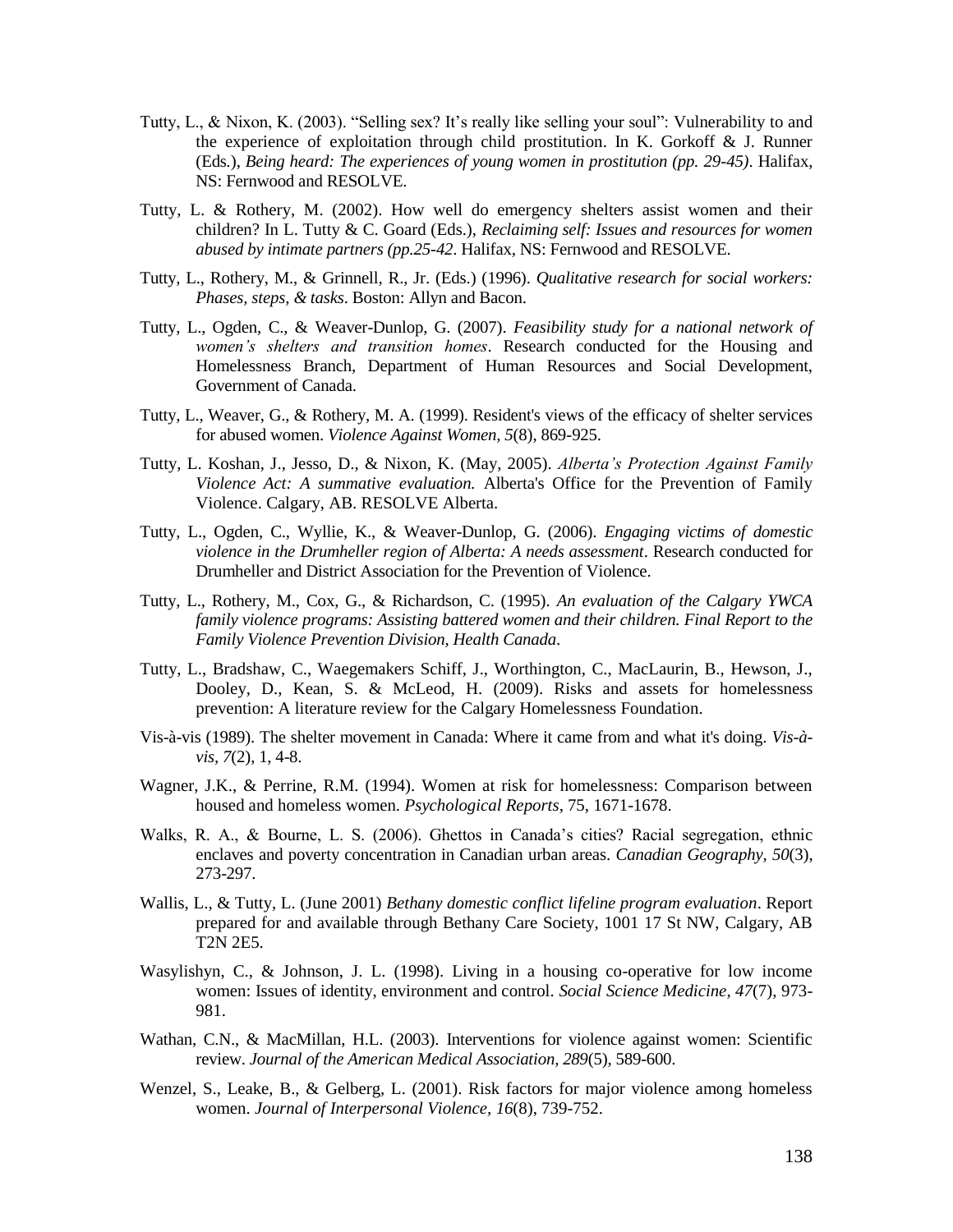Tutty, L., & Nixon, K. (2003). “Selling sex? It’s really like selling your soul”: Vulnerability to and the experience of exploitation through child prostitution. In K. Gorkoff & J. Runner (Eds.), *Being heard: The experiences of young women in prostitution (pp. 29-45)*. Halifax, NS: Fernwood and RESOLVE.

Tutty, L. & Rothery, M. (2002). How well do emergency shelters assist women and their children? In L. Tutty & C. Goard (Eds.), *Reclaiming self: Issues and resources for women abused by intimate partners (pp.25-42*. Halifax, NS: Fernwood and RESOLVE.

Tutty, L., Rothery, M., & Grinnell, R., Jr. (Eds.) (1996). *Qualitative research for social workers: Phases, steps, & tasks*. Boston: Allyn and Bacon.

Tutty, L., Ogden, C., & Weaver-Dunlop, G. (2007). *Feasibility study for a national network of women’s shelters and transition homes*. Research conducted for the Housing and Homelessness Branch, Department of Human Resources and Social Development, Government of Canada.

Tutty, L., Weaver, G., & Rothery, M. A. (1999). Resident's views of the efficacy of shelter services for abused women. *Violence Against Women, 5*(8), 869-925.

Tutty, L. Koshan, J., Jesso, D., & Nixon, K. (May, 2005). *Alberta’s Protection Against Family Violence Act: A summative evaluation.* Alberta's Office for the Prevention of Family Violence. Calgary, AB. RESOLVE Alberta.

Tutty, L., Ogden, C., Wyllie, K., & Weaver-Dunlop, G. (2006). *Engaging victims of domestic violence in the Drumheller region of Alberta: A needs assessment*. Research conducted for Drumheller and District Association for the Prevention of Violence.

Tutty, L., Rothery, M., Cox, G., & Richardson, C. (1995). *An evaluation of the Calgary YWCA family violence programs: Assisting battered women and their children. Final Report to the Family Violence Prevention Division, Health Canada*.

Tutty, L., Bradshaw, C., Waegemakers Schiff, J., Worthington, C., MacLaurin, B., Hewson, J., Dooley, D., Kean, S. & McLeod, H. (2009). Risks and assets for homelessness prevention: A literature review for the Calgary Homelessness Foundation.

Vis-à-vis (1989). The shelter movement in Canada: Where it came from and what it's doing. *Vis-à-vis, 7*(2), 1, 4-8.

Wagner, J.K., & Perrine, R.M. (1994). Women at risk for homelessness: Comparison between housed and homeless women. *Psychological Reports*, 75, 1671-1678.

Walks, R. A., & Bourne, L. S. (2006). Ghettos in Canada’s cities? Racial segregation, ethnic enclaves and poverty concentration in Canadian urban areas. *Canadian Geography, 50*(3), 273-297.

Wallis, L., & Tutty, L. (June 2001) *Bethany domestic conflict lifeline program evaluation*. Report prepared for and available through Bethany Care Society, 1001 17 St NW, Calgary, AB T2N 2E5.

Wasylishyn, C., & Johnson, J. L. (1998). Living in a housing co-operative for low income women: Issues of identity, environment and control. *Social Science Medicine, 47*(7), 973-981.

Wathan, C.N., & MacMillan, H.L. (2003). Interventions for violence against women: Scientific review. *Journal of the American Medical Association, 289*(5), 589-600.

Wenzel, S., Leake, B., & Gelberg, L. (2001). Risk factors for major violence among homeless women. *Journal of Interpersonal Violence, 16*(8), 739-752.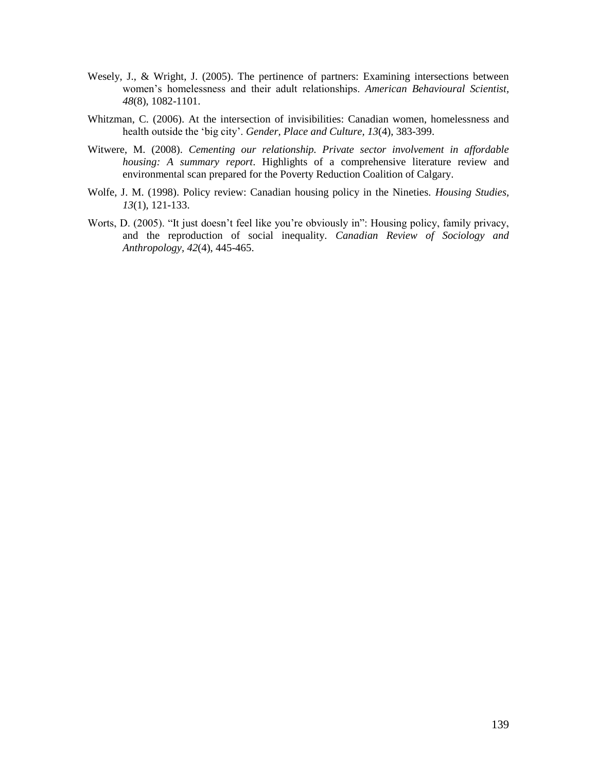Wesely, J., & Wright, J. (2005). The pertinence of partners: Examining intersections between women's homelessness and their adult relationships. *American Behavioural Scientist, 48*(8), 1082-1101.

Whitzman, C. (2006). At the intersection of invisibilities: Canadian women, homelessness and health outside the 'big city'. *Gender, Place and Culture, 13*(4), 383-399.

Witwere, M. (2008). *Cementing our relationship. Private sector involvement in affordable housing: A summary report*. Highlights of a comprehensive literature review and environmental scan prepared for the Poverty Reduction Coalition of Calgary.

Wolfe, J. M. (1998). Policy review: Canadian housing policy in the Nineties. *Housing Studies, 13*(1), 121-133.

Worts, D. (2005). "It just doesn't feel like you're obviously in": Housing policy, family privacy, and the reproduction of social inequality. *Canadian Review of Sociology and Anthropology, 42*(4), 445-465.